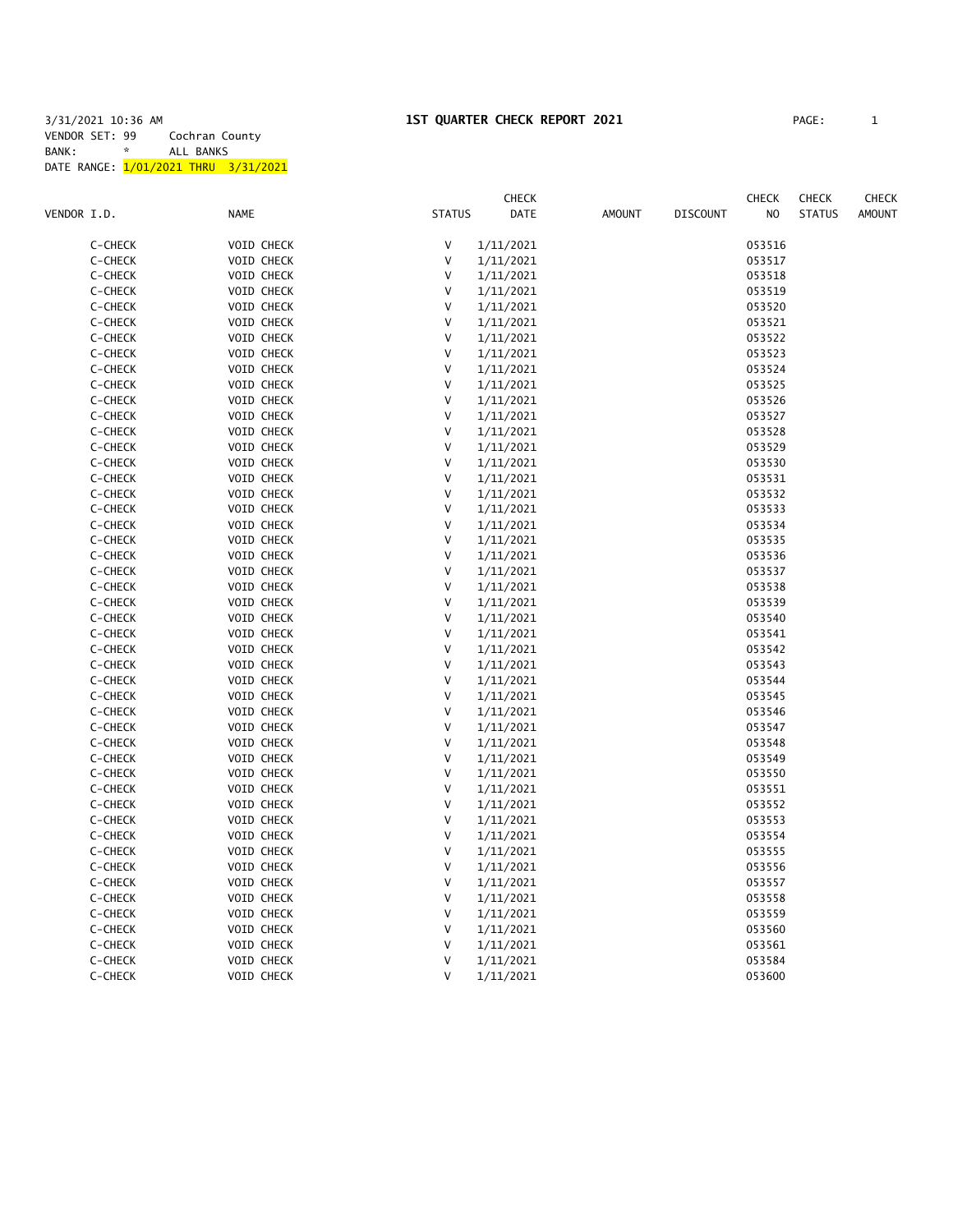3/31/2021 10:36 AM

# 1ST QUARTER CHECK REPORT 2021

VENDOR SET: 99 Cochran County
BANK: * ALL BANKS
DATE RANGE: 1/01/2021 THRU 3/31/2021

| VENDOR I.D. | NAME | STATUS | CHECK DATE | AMOUNT | DISCOUNT | CHECK NO | CHECK STATUS | CHECK AMOUNT |
|---|---|---|---|---|---|---|---|---|
| C-CHECK | VOID CHECK | V | 1/11/2021 | | | 053516 | | |
| C-CHECK | VOID CHECK | V | 1/11/2021 | | | 053517 | | |
| C-CHECK | VOID CHECK | V | 1/11/2021 | | | 053518 | | |
| C-CHECK | VOID CHECK | V | 1/11/2021 | | | 053519 | | |
| C-CHECK | VOID CHECK | V | 1/11/2021 | | | 053520 | | |
| C-CHECK | VOID CHECK | V | 1/11/2021 | | | 053521 | | |
| C-CHECK | VOID CHECK | V | 1/11/2021 | | | 053522 | | |
| C-CHECK | VOID CHECK | V | 1/11/2021 | | | 053523 | | |
| C-CHECK | VOID CHECK | V | 1/11/2021 | | | 053524 | | |
| C-CHECK | VOID CHECK | V | 1/11/2021 | | | 053525 | | |
| C-CHECK | VOID CHECK | V | 1/11/2021 | | | 053526 | | |
| C-CHECK | VOID CHECK | V | 1/11/2021 | | | 053527 | | |
| C-CHECK | VOID CHECK | V | 1/11/2021 | | | 053528 | | |
| C-CHECK | VOID CHECK | V | 1/11/2021 | | | 053529 | | |
| C-CHECK | VOID CHECK | V | 1/11/2021 | | | 053530 | | |
| C-CHECK | VOID CHECK | V | 1/11/2021 | | | 053531 | | |
| C-CHECK | VOID CHECK | V | 1/11/2021 | | | 053532 | | |
| C-CHECK | VOID CHECK | V | 1/11/2021 | | | 053533 | | |
| C-CHECK | VOID CHECK | V | 1/11/2021 | | | 053534 | | |
| C-CHECK | VOID CHECK | V | 1/11/2021 | | | 053535 | | |
| C-CHECK | VOID CHECK | V | 1/11/2021 | | | 053536 | | |
| C-CHECK | VOID CHECK | V | 1/11/2021 | | | 053537 | | |
| C-CHECK | VOID CHECK | V | 1/11/2021 | | | 053538 | | |
| C-CHECK | VOID CHECK | V | 1/11/2021 | | | 053539 | | |
| C-CHECK | VOID CHECK | V | 1/11/2021 | | | 053540 | | |
| C-CHECK | VOID CHECK | V | 1/11/2021 | | | 053541 | | |
| C-CHECK | VOID CHECK | V | 1/11/2021 | | | 053542 | | |
| C-CHECK | VOID CHECK | V | 1/11/2021 | | | 053543 | | |
| C-CHECK | VOID CHECK | V | 1/11/2021 | | | 053544 | | |
| C-CHECK | VOID CHECK | V | 1/11/2021 | | | 053545 | | |
| C-CHECK | VOID CHECK | V | 1/11/2021 | | | 053546 | | |
| C-CHECK | VOID CHECK | V | 1/11/2021 | | | 053547 | | |
| C-CHECK | VOID CHECK | V | 1/11/2021 | | | 053548 | | |
| C-CHECK | VOID CHECK | V | 1/11/2021 | | | 053549 | | |
| C-CHECK | VOID CHECK | V | 1/11/2021 | | | 053550 | | |
| C-CHECK | VOID CHECK | V | 1/11/2021 | | | 053551 | | |
| C-CHECK | VOID CHECK | V | 1/11/2021 | | | 053552 | | |
| C-CHECK | VOID CHECK | V | 1/11/2021 | | | 053553 | | |
| C-CHECK | VOID CHECK | V | 1/11/2021 | | | 053554 | | |
| C-CHECK | VOID CHECK | V | 1/11/2021 | | | 053555 | | |
| C-CHECK | VOID CHECK | V | 1/11/2021 | | | 053556 | | |
| C-CHECK | VOID CHECK | V | 1/11/2021 | | | 053557 | | |
| C-CHECK | VOID CHECK | V | 1/11/2021 | | | 053558 | | |
| C-CHECK | VOID CHECK | V | 1/11/2021 | | | 053559 | | |
| C-CHECK | VOID CHECK | V | 1/11/2021 | | | 053560 | | |
| C-CHECK | VOID CHECK | V | 1/11/2021 | | | 053561 | | |
| C-CHECK | VOID CHECK | V | 1/11/2021 | | | 053584 | | |
| C-CHECK | VOID CHECK | V | 1/11/2021 | | | 053600 | | |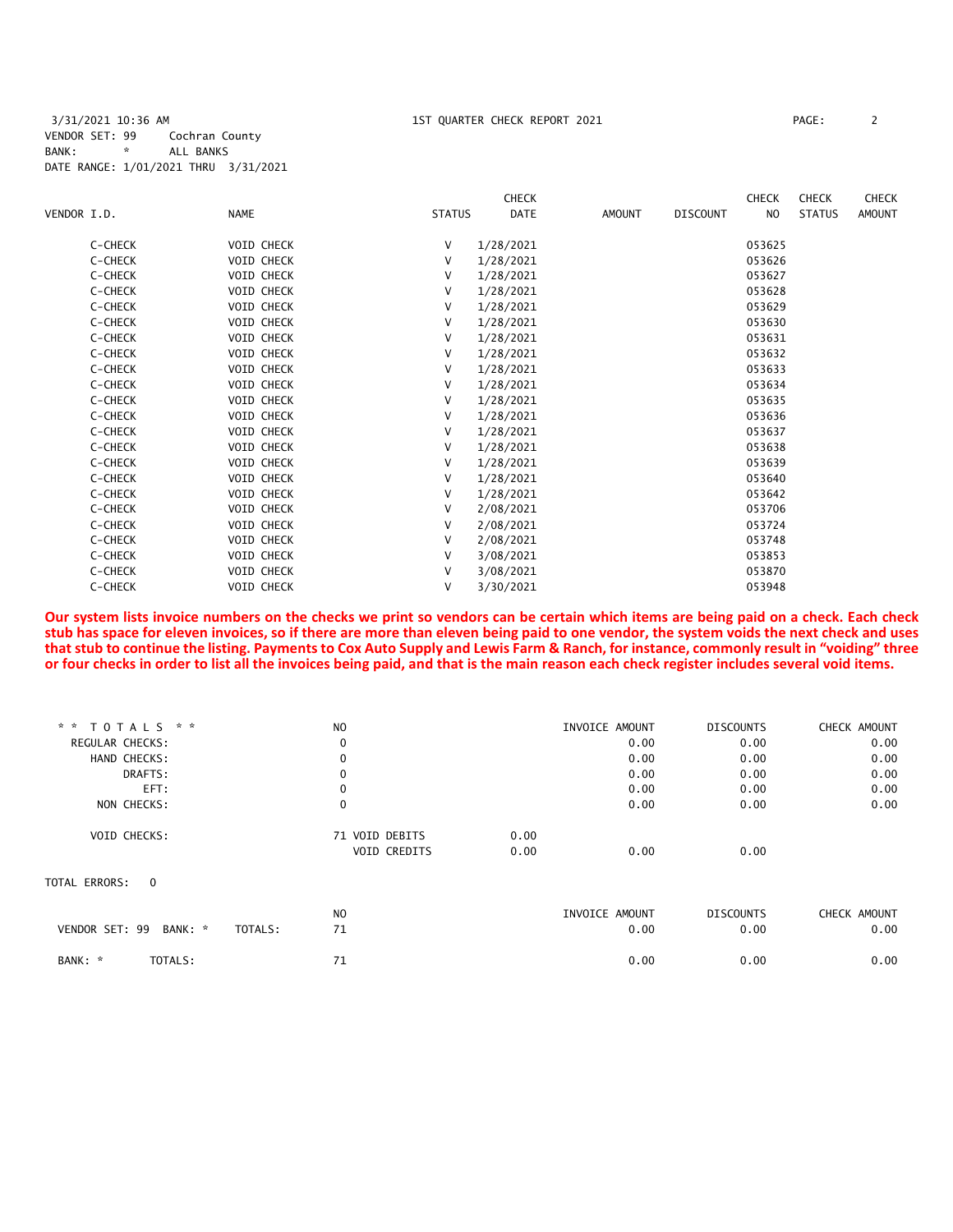3/31/2021 10:36 AM — 1ST QUARTER CHECK REPORT 2021

VENDOR SET: 99 Cochran County
BANK: * ALL BANKS
DATE RANGE: 1/01/2021 THRU 3/31/2021

| VENDOR I.D. | NAME | STATUS | CHECK DATE | AMOUNT | DISCOUNT | CHECK NO | CHECK STATUS | CHECK AMOUNT |
|---|---|---|---|---|---|---|---|---|
| C-CHECK | VOID CHECK | V | 1/28/2021 | | | 053625 | | |
| C-CHECK | VOID CHECK | V | 1/28/2021 | | | 053626 | | |
| C-CHECK | VOID CHECK | V | 1/28/2021 | | | 053627 | | |
| C-CHECK | VOID CHECK | V | 1/28/2021 | | | 053628 | | |
| C-CHECK | VOID CHECK | V | 1/28/2021 | | | 053629 | | |
| C-CHECK | VOID CHECK | V | 1/28/2021 | | | 053630 | | |
| C-CHECK | VOID CHECK | V | 1/28/2021 | | | 053631 | | |
| C-CHECK | VOID CHECK | V | 1/28/2021 | | | 053632 | | |
| C-CHECK | VOID CHECK | V | 1/28/2021 | | | 053633 | | |
| C-CHECK | VOID CHECK | V | 1/28/2021 | | | 053634 | | |
| C-CHECK | VOID CHECK | V | 1/28/2021 | | | 053635 | | |
| C-CHECK | VOID CHECK | V | 1/28/2021 | | | 053636 | | |
| C-CHECK | VOID CHECK | V | 1/28/2021 | | | 053637 | | |
| C-CHECK | VOID CHECK | V | 1/28/2021 | | | 053638 | | |
| C-CHECK | VOID CHECK | V | 1/28/2021 | | | 053639 | | |
| C-CHECK | VOID CHECK | V | 1/28/2021 | | | 053640 | | |
| C-CHECK | VOID CHECK | V | 1/28/2021 | | | 053642 | | |
| C-CHECK | VOID CHECK | V | 2/08/2021 | | | 053706 | | |
| C-CHECK | VOID CHECK | V | 2/08/2021 | | | 053724 | | |
| C-CHECK | VOID CHECK | V | 2/08/2021 | | | 053748 | | |
| C-CHECK | VOID CHECK | V | 3/08/2021 | | | 053853 | | |
| C-CHECK | VOID CHECK | V | 3/08/2021 | | | 053870 | | |
| C-CHECK | VOID CHECK | V | 3/30/2021 | | | 053948 | | |

**Our system lists invoice numbers on the checks we print so vendors can be certain which items are being paid on a check. Each check stub has space for eleven invoices, so if there are more than eleven being paid to one vendor, the system voids the next check and uses that stub to continue the listing. Payments to Cox Auto Supply and Lewis Farm & Ranch, for instance, commonly result in "voiding" three or four checks in order to list all the invoices being paid, and that is the main reason each check register includes several void items.**

| * * TOTALS * * | NO | | | INVOICE AMOUNT | DISCOUNTS | CHECK AMOUNT |
|---|---|---|---|---|---|---|
| REGULAR CHECKS: | 0 | | | 0.00 | 0.00 | 0.00 |
| HAND CHECKS: | 0 | | | 0.00 | 0.00 | 0.00 |
| DRAFTS: | 0 | | | 0.00 | 0.00 | 0.00 |
| EFT: | 0 | | | 0.00 | 0.00 | 0.00 |
| NON CHECKS: | 0 | | | 0.00 | 0.00 | 0.00 |
| VOID CHECKS: | 71 | VOID DEBITS | 0.00 | | | |
| | | VOID CREDITS | 0.00 | 0.00 | 0.00 | |

TOTAL ERRORS: 0

| | NO | INVOICE AMOUNT | DISCOUNTS | CHECK AMOUNT |
|---|---|---|---|---|
| VENDOR SET: 99 BANK: * TOTALS: | 71 | 0.00 | 0.00 | 0.00 |
| BANK: * TOTALS: | 71 | 0.00 | 0.00 | 0.00 |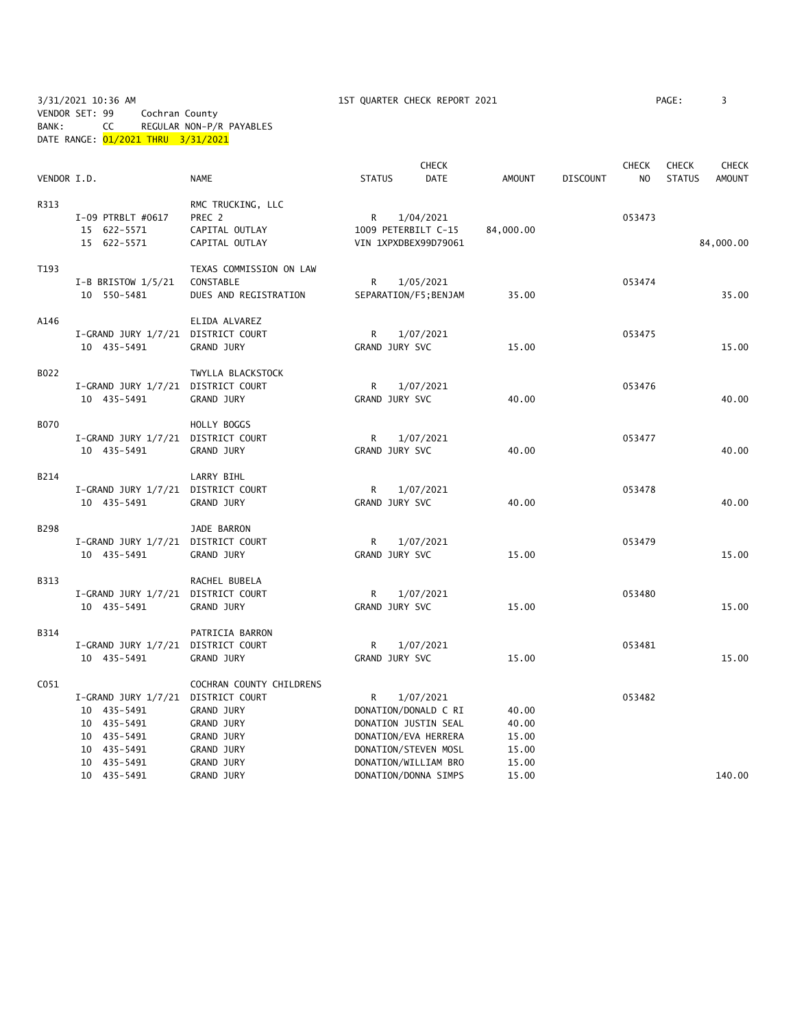3/31/2021 10:36 AM 1ST QUARTER CHECK REPORT 2021

VENDOR SET: 99 Cochran County
BANK: CC REGULAR NON-P/R PAYABLES
DATE RANGE: 01/2021 THRU 3/31/2021

| VENDOR I.D. | NAME | STATUS | CHECK DATE | AMOUNT | DISCOUNT | CHECK NO | CHECK STATUS | CHECK AMOUNT |
|---|---|---|---|---|---|---|---|---|
| R313 | RMC TRUCKING, LLC | | | | | | | |
| I-09 PTRBLT #0617 | PREC 2 | R | 1/04/2021 | | | 053473 | | |
| 15 622-5571 | CAPITAL OUTLAY | 1009 PETERBILT C-15 | | 84,000.00 | | | | |
| 15 622-5571 | CAPITAL OUTLAY | VIN 1XPXDBEX99D79061 | | | | | | 84,000.00 |
| T193 | TEXAS COMMISSION ON LAW | | | | | | | |
| I-B BRISTOW 1/5/21 | CONSTABLE | R | 1/05/2021 | | | 053474 | | |
| 10 550-5481 | DUES AND REGISTRATION | SEPARATION/F5;BENJAM | | 35.00 | | | | 35.00 |
| A146 | ELIDA ALVAREZ | | | | | | | |
| I-GRAND JURY 1/7/21 | DISTRICT COURT | R | 1/07/2021 | | | 053475 | | |
| 10 435-5491 | GRAND JURY | GRAND JURY SVC | | 15.00 | | | | 15.00 |
| B022 | TWYLLA BLACKSTOCK | | | | | | | |
| I-GRAND JURY 1/7/21 | DISTRICT COURT | R | 1/07/2021 | | | 053476 | | |
| 10 435-5491 | GRAND JURY | GRAND JURY SVC | | 40.00 | | | | 40.00 |
| B070 | HOLLY BOGGS | | | | | | | |
| I-GRAND JURY 1/7/21 | DISTRICT COURT | R | 1/07/2021 | | | 053477 | | |
| 10 435-5491 | GRAND JURY | GRAND JURY SVC | | 40.00 | | | | 40.00 |
| B214 | LARRY BIHL | | | | | | | |
| I-GRAND JURY 1/7/21 | DISTRICT COURT | R | 1/07/2021 | | | 053478 | | |
| 10 435-5491 | GRAND JURY | GRAND JURY SVC | | 40.00 | | | | 40.00 |
| B298 | JADE BARRON | | | | | | | |
| I-GRAND JURY 1/7/21 | DISTRICT COURT | R | 1/07/2021 | | | 053479 | | |
| 10 435-5491 | GRAND JURY | GRAND JURY SVC | | 15.00 | | | | 15.00 |
| B313 | RACHEL BUBELA | | | | | | | |
| I-GRAND JURY 1/7/21 | DISTRICT COURT | R | 1/07/2021 | | | 053480 | | |
| 10 435-5491 | GRAND JURY | GRAND JURY SVC | | 15.00 | | | | 15.00 |
| B314 | PATRICIA BARRON | | | | | | | |
| I-GRAND JURY 1/7/21 | DISTRICT COURT | R | 1/07/2021 | | | 053481 | | |
| 10 435-5491 | GRAND JURY | GRAND JURY SVC | | 15.00 | | | | 15.00 |
| C051 | COCHRAN COUNTY CHILDRENS | | | | | | | |
| I-GRAND JURY 1/7/21 | DISTRICT COURT | R | 1/07/2021 | | | 053482 | | |
| 10 435-5491 | GRAND JURY | DONATION/DONALD C RI | | 40.00 | | | | |
| 10 435-5491 | GRAND JURY | DONATION JUSTIN SEAL | | 40.00 | | | | |
| 10 435-5491 | GRAND JURY | DONATION/EVA HERRERA | | 15.00 | | | | |
| 10 435-5491 | GRAND JURY | DONATION/STEVEN MOSL | | 15.00 | | | | |
| 10 435-5491 | GRAND JURY | DONATION/WILLIAM BRO | | 15.00 | | | | |
| 10 435-5491 | GRAND JURY | DONATION/DONNA SIMPS | | 15.00 | | | | 140.00 |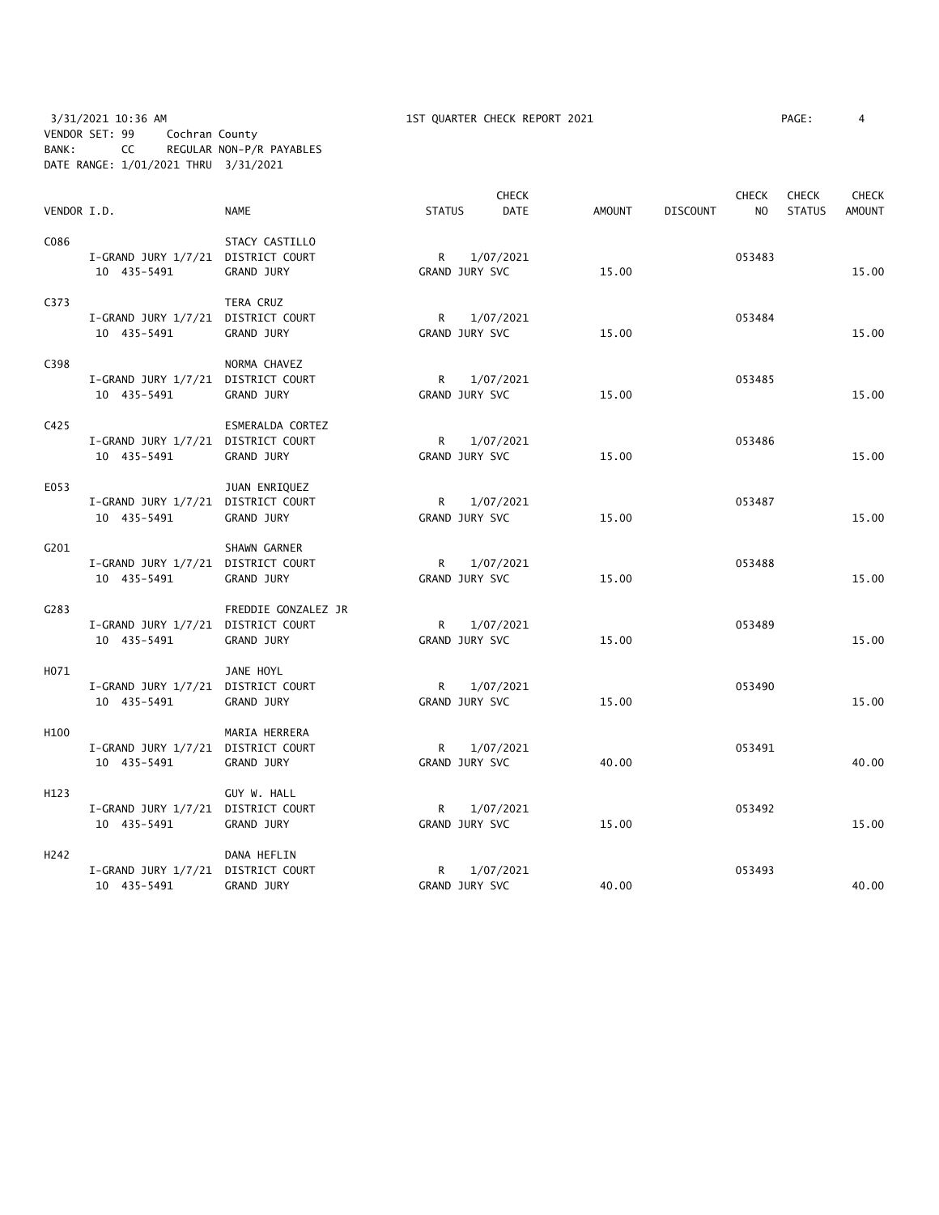3/31/2021 10:36 AM 1ST QUARTER CHECK REPORT 2021

VENDOR SET: 99 Cochran County
BANK: CC REGULAR NON-P/R PAYABLES
DATE RANGE: 1/01/2021 THRU 3/31/2021

| VENDOR I.D. | NAME | STATUS | CHECK DATE | AMOUNT | DISCOUNT | CHECK NO | CHECK STATUS | CHECK AMOUNT |
|---|---|---|---|---|---|---|---|---|
| C086 | STACY CASTILLO | | | | | | | |
| I-GRAND JURY 1/7/21 | DISTRICT COURT | R | 1/07/2021 | | | 053483 | | |
| 10 435-5491 | GRAND JURY | GRAND JURY SVC | | 15.00 | | | | 15.00 |
| C373 | TERA CRUZ | | | | | | | |
| I-GRAND JURY 1/7/21 | DISTRICT COURT | R | 1/07/2021 | | | 053484 | | |
| 10 435-5491 | GRAND JURY | GRAND JURY SVC | | 15.00 | | | | 15.00 |
| C398 | NORMA CHAVEZ | | | | | | | |
| I-GRAND JURY 1/7/21 | DISTRICT COURT | R | 1/07/2021 | | | 053485 | | |
| 10 435-5491 | GRAND JURY | GRAND JURY SVC | | 15.00 | | | | 15.00 |
| C425 | ESMERALDA CORTEZ | | | | | | | |
| I-GRAND JURY 1/7/21 | DISTRICT COURT | R | 1/07/2021 | | | 053486 | | |
| 10 435-5491 | GRAND JURY | GRAND JURY SVC | | 15.00 | | | | 15.00 |
| E053 | JUAN ENRIQUEZ | | | | | | | |
| I-GRAND JURY 1/7/21 | DISTRICT COURT | R | 1/07/2021 | | | 053487 | | |
| 10 435-5491 | GRAND JURY | GRAND JURY SVC | | 15.00 | | | | 15.00 |
| G201 | SHAWN GARNER | | | | | | | |
| I-GRAND JURY 1/7/21 | DISTRICT COURT | R | 1/07/2021 | | | 053488 | | |
| 10 435-5491 | GRAND JURY | GRAND JURY SVC | | 15.00 | | | | 15.00 |
| G283 | FREDDIE GONZALEZ JR | | | | | | | |
| I-GRAND JURY 1/7/21 | DISTRICT COURT | R | 1/07/2021 | | | 053489 | | |
| 10 435-5491 | GRAND JURY | GRAND JURY SVC | | 15.00 | | | | 15.00 |
| H071 | JANE HOYL | | | | | | | |
| I-GRAND JURY 1/7/21 | DISTRICT COURT | R | 1/07/2021 | | | 053490 | | |
| 10 435-5491 | GRAND JURY | GRAND JURY SVC | | 15.00 | | | | 15.00 |
| H100 | MARIA HERRERA | | | | | | | |
| I-GRAND JURY 1/7/21 | DISTRICT COURT | R | 1/07/2021 | | | 053491 | | |
| 10 435-5491 | GRAND JURY | GRAND JURY SVC | | 40.00 | | | | 40.00 |
| H123 | GUY W. HALL | | | | | | | |
| I-GRAND JURY 1/7/21 | DISTRICT COURT | R | 1/07/2021 | | | 053492 | | |
| 10 435-5491 | GRAND JURY | GRAND JURY SVC | | 15.00 | | | | 15.00 |
| H242 | DANA HEFLIN | | | | | | | |
| I-GRAND JURY 1/7/21 | DISTRICT COURT | R | 1/07/2021 | | | 053493 | | |
| 10 435-5491 | GRAND JURY | GRAND JURY SVC | | 40.00 | | | | 40.00 |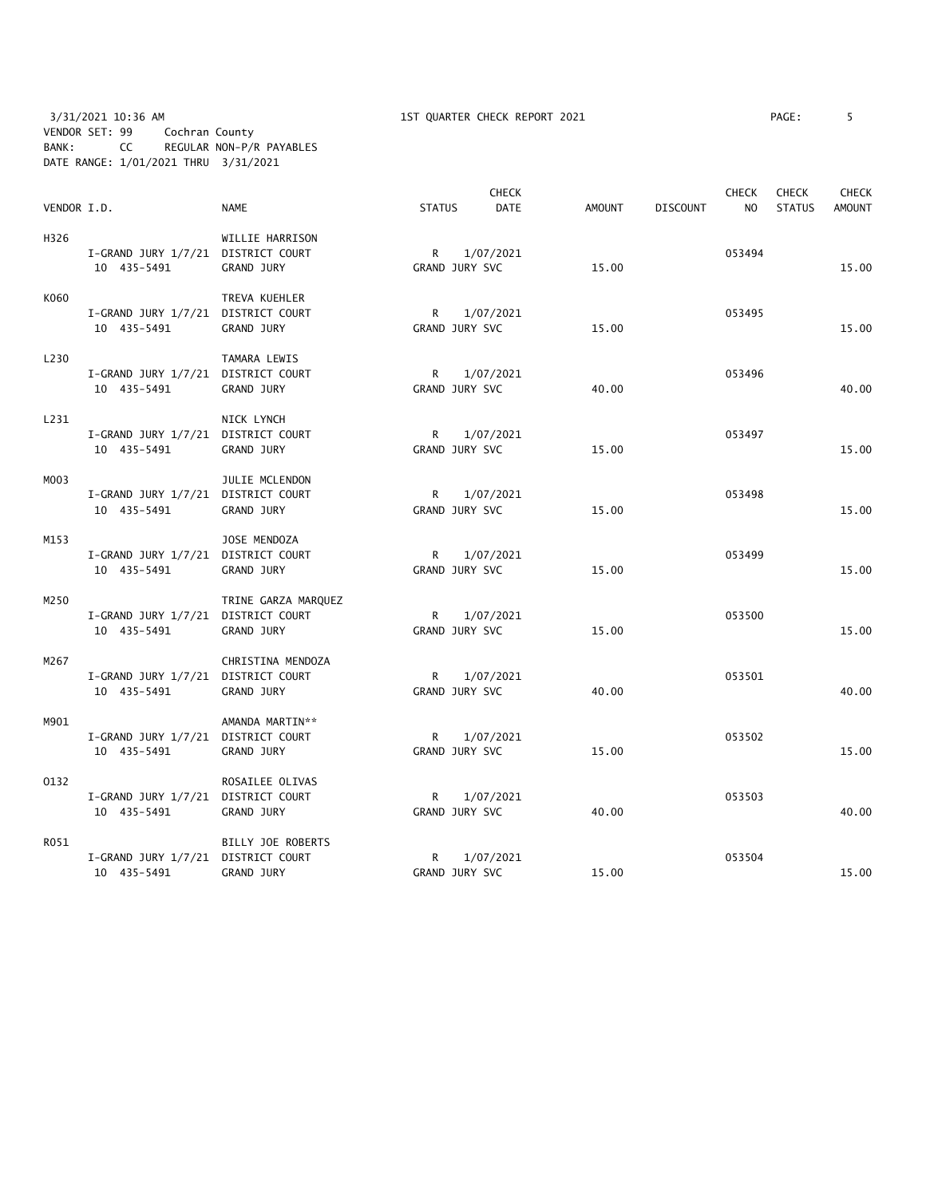3/31/2021 10:36 AM 1ST QUARTER CHECK REPORT 2021

VENDOR SET: 99 Cochran County
BANK: CC REGULAR NON-P/R PAYABLES
DATE RANGE: 1/01/2021 THRU 3/31/2021

| VENDOR I.D. | NAME | STATUS | CHECK DATE | AMOUNT | DISCOUNT | CHECK NO | CHECK STATUS | CHECK AMOUNT |
|---|---|---|---|---|---|---|---|---|
| H326 | WILLIE HARRISON | | | | | | | |
| I-GRAND JURY 1/7/21 | DISTRICT COURT | R | 1/07/2021 | | | 053494 | | |
| 10 435-5491 | GRAND JURY | GRAND JURY SVC | | 15.00 | | | | 15.00 |
| K060 | TREVA KUEHLER | | | | | | | |
| I-GRAND JURY 1/7/21 | DISTRICT COURT | R | 1/07/2021 | | | 053495 | | |
| 10 435-5491 | GRAND JURY | GRAND JURY SVC | | 15.00 | | | | 15.00 |
| L230 | TAMARA LEWIS | | | | | | | |
| I-GRAND JURY 1/7/21 | DISTRICT COURT | R | 1/07/2021 | | | 053496 | | |
| 10 435-5491 | GRAND JURY | GRAND JURY SVC | | 40.00 | | | | 40.00 |
| L231 | NICK LYNCH | | | | | | | |
| I-GRAND JURY 1/7/21 | DISTRICT COURT | R | 1/07/2021 | | | 053497 | | |
| 10 435-5491 | GRAND JURY | GRAND JURY SVC | | 15.00 | | | | 15.00 |
| M003 | JULIE MCLENDON | | | | | | | |
| I-GRAND JURY 1/7/21 | DISTRICT COURT | R | 1/07/2021 | | | 053498 | | |
| 10 435-5491 | GRAND JURY | GRAND JURY SVC | | 15.00 | | | | 15.00 |
| M153 | JOSE MENDOZA | | | | | | | |
| I-GRAND JURY 1/7/21 | DISTRICT COURT | R | 1/07/2021 | | | 053499 | | |
| 10 435-5491 | GRAND JURY | GRAND JURY SVC | | 15.00 | | | | 15.00 |
| M250 | TRINE GARZA MARQUEZ | | | | | | | |
| I-GRAND JURY 1/7/21 | DISTRICT COURT | R | 1/07/2021 | | | 053500 | | |
| 10 435-5491 | GRAND JURY | GRAND JURY SVC | | 15.00 | | | | 15.00 |
| M267 | CHRISTINA MENDOZA | | | | | | | |
| I-GRAND JURY 1/7/21 | DISTRICT COURT | R | 1/07/2021 | | | 053501 | | |
| 10 435-5491 | GRAND JURY | GRAND JURY SVC | | 40.00 | | | | 40.00 |
| M901 | AMANDA MARTIN** | | | | | | | |
| I-GRAND JURY 1/7/21 | DISTRICT COURT | R | 1/07/2021 | | | 053502 | | |
| 10 435-5491 | GRAND JURY | GRAND JURY SVC | | 15.00 | | | | 15.00 |
| O132 | ROSAILEE OLIVAS | | | | | | | |
| I-GRAND JURY 1/7/21 | DISTRICT COURT | R | 1/07/2021 | | | 053503 | | |
| 10 435-5491 | GRAND JURY | GRAND JURY SVC | | 40.00 | | | | 40.00 |
| R051 | BILLY JOE ROBERTS | | | | | | | |
| I-GRAND JURY 1/7/21 | DISTRICT COURT | R | 1/07/2021 | | | 053504 | | |
| 10 435-5491 | GRAND JURY | GRAND JURY SVC | | 15.00 | | | | 15.00 |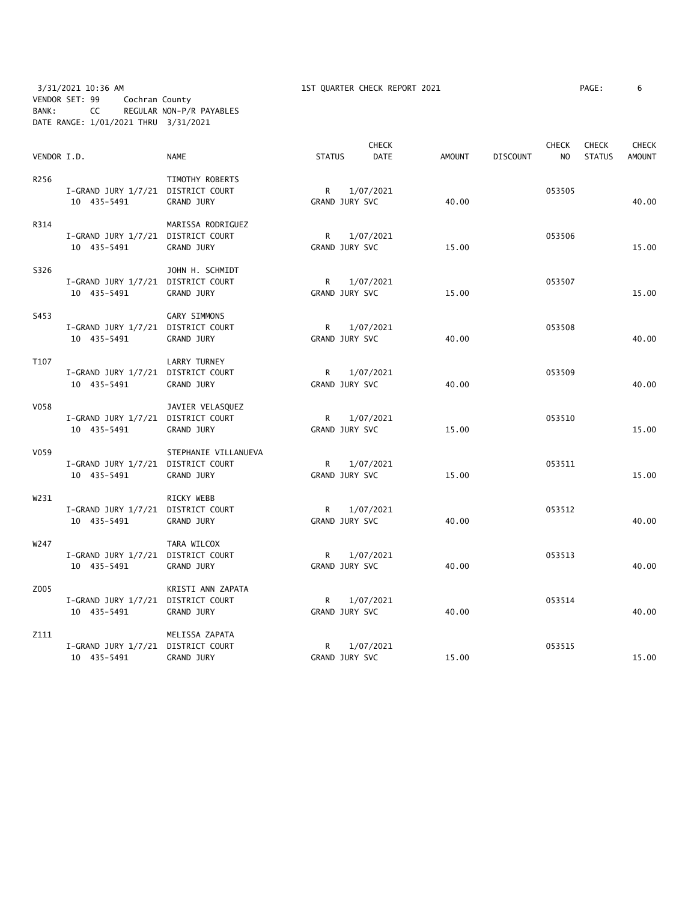3/31/2021 10:36 AM 1ST QUARTER CHECK REPORT 2021
VENDOR SET: 99 Cochran County
BANK: CC REGULAR NON-P/R PAYABLES
DATE RANGE: 1/01/2021 THRU 3/31/2021

| VENDOR I.D. | NAME | STATUS | CHECK DATE | AMOUNT | DISCOUNT | CHECK NO | CHECK STATUS | CHECK AMOUNT |
|---|---|---|---|---|---|---|---|---|
| R256 | TIMOTHY ROBERTS | | | | | | | |
| I-GRAND JURY 1/7/21 | DISTRICT COURT | R | 1/07/2021 | | | 053505 | | |
| 10 435-5491 | GRAND JURY | GRAND JURY SVC | | 40.00 | | | | 40.00 |
| R314 | MARISSA RODRIGUEZ | | | | | | | |
| I-GRAND JURY 1/7/21 | DISTRICT COURT | R | 1/07/2021 | | | 053506 | | |
| 10 435-5491 | GRAND JURY | GRAND JURY SVC | | 15.00 | | | | 15.00 |
| S326 | JOHN H. SCHMIDT | | | | | | | |
| I-GRAND JURY 1/7/21 | DISTRICT COURT | R | 1/07/2021 | | | 053507 | | |
| 10 435-5491 | GRAND JURY | GRAND JURY SVC | | 15.00 | | | | 15.00 |
| S453 | GARY SIMMONS | | | | | | | |
| I-GRAND JURY 1/7/21 | DISTRICT COURT | R | 1/07/2021 | | | 053508 | | |
| 10 435-5491 | GRAND JURY | GRAND JURY SVC | | 40.00 | | | | 40.00 |
| T107 | LARRY TURNEY | | | | | | | |
| I-GRAND JURY 1/7/21 | DISTRICT COURT | R | 1/07/2021 | | | 053509 | | |
| 10 435-5491 | GRAND JURY | GRAND JURY SVC | | 40.00 | | | | 40.00 |
| V058 | JAVIER VELASQUEZ | | | | | | | |
| I-GRAND JURY 1/7/21 | DISTRICT COURT | R | 1/07/2021 | | | 053510 | | |
| 10 435-5491 | GRAND JURY | GRAND JURY SVC | | 15.00 | | | | 15.00 |
| V059 | STEPHANIE VILLANUEVA | | | | | | | |
| I-GRAND JURY 1/7/21 | DISTRICT COURT | R | 1/07/2021 | | | 053511 | | |
| 10 435-5491 | GRAND JURY | GRAND JURY SVC | | 15.00 | | | | 15.00 |
| W231 | RICKY WEBB | | | | | | | |
| I-GRAND JURY 1/7/21 | DISTRICT COURT | R | 1/07/2021 | | | 053512 | | |
| 10 435-5491 | GRAND JURY | GRAND JURY SVC | | 40.00 | | | | 40.00 |
| W247 | TARA WILCOX | | | | | | | |
| I-GRAND JURY 1/7/21 | DISTRICT COURT | R | 1/07/2021 | | | 053513 | | |
| 10 435-5491 | GRAND JURY | GRAND JURY SVC | | 40.00 | | | | 40.00 |
| Z005 | KRISTI ANN ZAPATA | | | | | | | |
| I-GRAND JURY 1/7/21 | DISTRICT COURT | R | 1/07/2021 | | | 053514 | | |
| 10 435-5491 | GRAND JURY | GRAND JURY SVC | | 40.00 | | | | 40.00 |
| Z111 | MELISSA ZAPATA | | | | | | | |
| I-GRAND JURY 1/7/21 | DISTRICT COURT | R | 1/07/2021 | | | 053515 | | |
| 10 435-5491 | GRAND JURY | GRAND JURY SVC | | 15.00 | | | | 15.00 |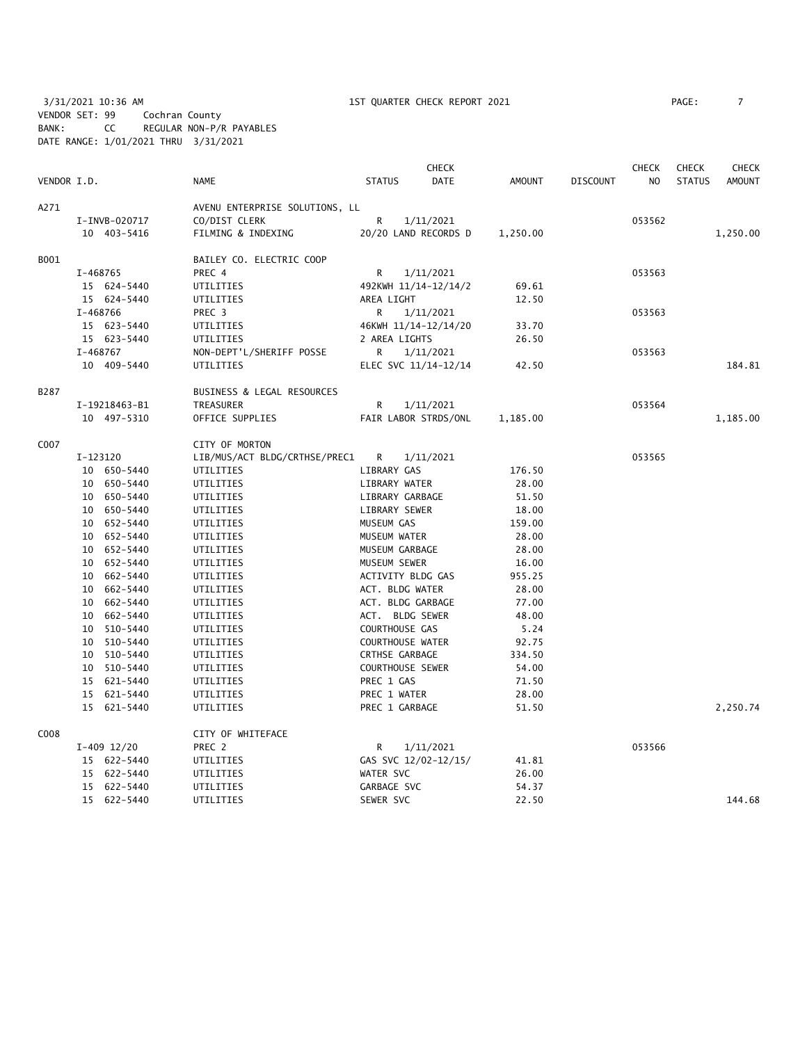3/31/2021 10:36 AM 1ST QUARTER CHECK REPORT 2021

VENDOR SET: 99 Cochran County
BANK: CC REGULAR NON-P/R PAYABLES
DATE RANGE: 1/01/2021 THRU 3/31/2021

| VENDOR I.D. | NAME | STATUS | CHECK DATE | AMOUNT | DISCOUNT | CHECK NO | CHECK STATUS | CHECK AMOUNT |
|---|---|---|---|---|---|---|---|---|
| A271 | AVENU ENTERPRISE SOLUTIONS, LL | | | | | | | |
| I-INVB-020717 | CO/DIST CLERK | R | 1/11/2021 | | | 053562 | | |
| 10 403-5416 | FILMING & INDEXING | 20/20 LAND RECORDS D | | 1,250.00 | | | | 1,250.00 |
| B001 | BAILEY CO. ELECTRIC COOP | | | | | | | |
| I-468765 | PREC 4 | R | 1/11/2021 | | | 053563 | | |
| 15 624-5440 | UTILITIES | 492KWH 11/14-12/14/2 | | 69.61 | | | | |
| 15 624-5440 | UTILITIES | AREA LIGHT | | 12.50 | | | | |
| I-468766 | PREC 3 | R | 1/11/2021 | | | 053563 | | |
| 15 623-5440 | UTILITIES | 46KWH 11/14-12/14/20 | | 33.70 | | | | |
| 15 623-5440 | UTILITIES | 2 AREA LIGHTS | | 26.50 | | | | |
| I-468767 | NON-DEPT'L/SHERIFF POSSE | R | 1/11/2021 | | | 053563 | | |
| 10 409-5440 | UTILITIES | ELEC SVC 11/14-12/14 | | 42.50 | | | | 184.81 |
| B287 | BUSINESS & LEGAL RESOURCES | | | | | | | |
| I-19218463-B1 | TREASURER | R | 1/11/2021 | | | 053564 | | |
| 10 497-5310 | OFFICE SUPPLIES | FAIR LABOR STRDS/ONL | | 1,185.00 | | | | 1,185.00 |
| C007 | CITY OF MORTON | | | | | | | |
| I-123120 | LIB/MUS/ACT BLDG/CRTHSE/PREC1 | R | 1/11/2021 | | | 053565 | | |
| 10 650-5440 | UTILITIES | LIBRARY GAS | | 176.50 | | | | |
| 10 650-5440 | UTILITIES | LIBRARY WATER | | 28.00 | | | | |
| 10 650-5440 | UTILITIES | LIBRARY GARBAGE | | 51.50 | | | | |
| 10 650-5440 | UTILITIES | LIBRARY SEWER | | 18.00 | | | | |
| 10 652-5440 | UTILITIES | MUSEUM GAS | | 159.00 | | | | |
| 10 652-5440 | UTILITIES | MUSEUM WATER | | 28.00 | | | | |
| 10 652-5440 | UTILITIES | MUSEUM GARBAGE | | 28.00 | | | | |
| 10 652-5440 | UTILITIES | MUSEUM SEWER | | 16.00 | | | | |
| 10 662-5440 | UTILITIES | ACTIVITY BLDG GAS | | 955.25 | | | | |
| 10 662-5440 | UTILITIES | ACT. BLDG WATER | | 28.00 | | | | |
| 10 662-5440 | UTILITIES | ACT. BLDG GARBAGE | | 77.00 | | | | |
| 10 662-5440 | UTILITIES | ACT. BLDG SEWER | | 48.00 | | | | |
| 10 510-5440 | UTILITIES | COURTHOUSE GAS | | 5.24 | | | | |
| 10 510-5440 | UTILITIES | COURTHOUSE WATER | | 92.75 | | | | |
| 10 510-5440 | UTILITIES | CRTHSE GARBAGE | | 334.50 | | | | |
| 10 510-5440 | UTILITIES | COURTHOUSE SEWER | | 54.00 | | | | |
| 15 621-5440 | UTILITIES | PREC 1 GAS | | 71.50 | | | | |
| 15 621-5440 | UTILITIES | PREC 1 WATER | | 28.00 | | | | |
| 15 621-5440 | UTILITIES | PREC 1 GARBAGE | | 51.50 | | | | 2,250.74 |
| C008 | CITY OF WHITEFACE | | | | | | | |
| I-409 12/20 | PREC 2 | R | 1/11/2021 | | | 053566 | | |
| 15 622-5440 | UTILITIES | GAS SVC 12/02-12/15/ | | 41.81 | | | | |
| 15 622-5440 | UTILITIES | WATER SVC | | 26.00 | | | | |
| 15 622-5440 | UTILITIES | GARBAGE SVC | | 54.37 | | | | |
| 15 622-5440 | UTILITIES | SEWER SVC | | 22.50 | | | | 144.68 |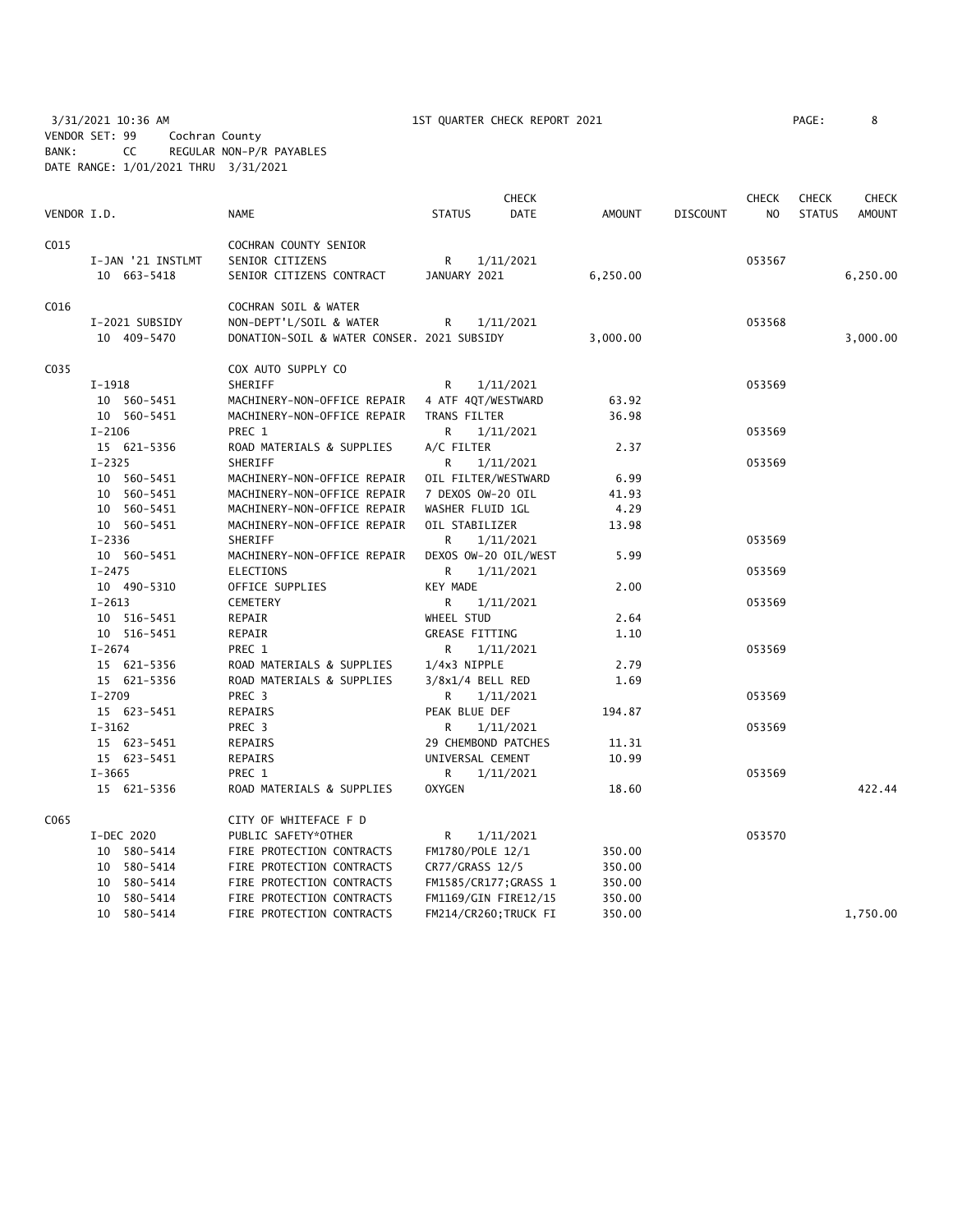3/31/2021 10:36 AM 1ST QUARTER CHECK REPORT 2021
VENDOR SET: 99 Cochran County
BANK: CC REGULAR NON-P/R PAYABLES
DATE RANGE: 1/01/2021 THRU 3/31/2021

| VENDOR I.D. | NAME | STATUS | CHECK DATE | AMOUNT | DISCOUNT | CHECK NO | CHECK STATUS | CHECK AMOUNT |
|---|---|---|---|---|---|---|---|---|
| C015 | COCHRAN COUNTY SENIOR | | | | | | | |
| I-JAN '21 INSTLMT | SENIOR CITIZENS | R | 1/11/2021 | | | 053567 | | |
| 10 663-5418 | SENIOR CITIZENS CONTRACT | JANUARY 2021 | | 6,250.00 | | | | 6,250.00 |
| C016 | COCHRAN SOIL & WATER | | | | | | | |
| I-2021 SUBSIDY | NON-DEPT'L/SOIL & WATER | R | 1/11/2021 | | | 053568 | | |
| 10 409-5470 | DONATION-SOIL & WATER CONSER. 2021 SUBSIDY | | | 3,000.00 | | | | 3,000.00 |
| C035 | COX AUTO SUPPLY CO | | | | | | | |
| I-1918 | SHERIFF | R | 1/11/2021 | | | 053569 | | |
| 10 560-5451 | MACHINERY-NON-OFFICE REPAIR | 4 ATF 4QT/WESTWARD | | 63.92 | | | | |
| 10 560-5451 | MACHINERY-NON-OFFICE REPAIR | TRANS FILTER | | 36.98 | | | | |
| I-2106 | PREC 1 | R | 1/11/2021 | | | 053569 | | |
| 15 621-5356 | ROAD MATERIALS & SUPPLIES | A/C FILTER | | 2.37 | | | | |
| I-2325 | SHERIFF | R | 1/11/2021 | | | 053569 | | |
| 10 560-5451 | MACHINERY-NON-OFFICE REPAIR | OIL FILTER/WESTWARD | | 6.99 | | | | |
| 10 560-5451 | MACHINERY-NON-OFFICE REPAIR | 7 DEXOS OW-20 OIL | | 41.93 | | | | |
| 10 560-5451 | MACHINERY-NON-OFFICE REPAIR | WASHER FLUID 1GL | | 4.29 | | | | |
| 10 560-5451 | MACHINERY-NON-OFFICE REPAIR | OIL STABILIZER | | 13.98 | | | | |
| I-2336 | SHERIFF | R | 1/11/2021 | | | 053569 | | |
| 10 560-5451 | MACHINERY-NON-OFFICE REPAIR | DEXOS OW-20 OIL/WEST | | 5.99 | | | | |
| I-2475 | ELECTIONS | R | 1/11/2021 | | | 053569 | | |
| 10 490-5310 | OFFICE SUPPLIES | KEY MADE | | 2.00 | | | | |
| I-2613 | CEMETERY | R | 1/11/2021 | | | 053569 | | |
| 10 516-5451 | REPAIR | WHEEL STUD | | 2.64 | | | | |
| 10 516-5451 | REPAIR | GREASE FITTING | | 1.10 | | | | |
| I-2674 | PREC 1 | R | 1/11/2021 | | | 053569 | | |
| 15 621-5356 | ROAD MATERIALS & SUPPLIES | 1/4x3 NIPPLE | | 2.79 | | | | |
| 15 621-5356 | ROAD MATERIALS & SUPPLIES | 3/8x1/4 BELL RED | | 1.69 | | | | |
| I-2709 | PREC 3 | R | 1/11/2021 | | | 053569 | | |
| 15 623-5451 | REPAIRS | PEAK BLUE DEF | | 194.87 | | | | |
| I-3162 | PREC 3 | R | 1/11/2021 | | | 053569 | | |
| 15 623-5451 | REPAIRS | 29 CHEMBOND PATCHES | | 11.31 | | | | |
| 15 623-5451 | REPAIRS | UNIVERSAL CEMENT | | 10.99 | | | | |
| I-3665 | PREC 1 | R | 1/11/2021 | | | 053569 | | |
| 15 621-5356 | ROAD MATERIALS & SUPPLIES | OXYGEN | | 18.60 | | | | 422.44 |
| C065 | CITY OF WHITEFACE F D | | | | | | | |
| I-DEC 2020 | PUBLIC SAFETY*OTHER | R | 1/11/2021 | | | 053570 | | |
| 10 580-5414 | FIRE PROTECTION CONTRACTS | FM1780/POLE 12/1 | | 350.00 | | | | |
| 10 580-5414 | FIRE PROTECTION CONTRACTS | CR77/GRASS 12/5 | | 350.00 | | | | |
| 10 580-5414 | FIRE PROTECTION CONTRACTS | FM1585/CR177;GRASS 1 | | 350.00 | | | | |
| 10 580-5414 | FIRE PROTECTION CONTRACTS | FM1169/GIN FIRE12/15 | | 350.00 | | | | |
| 10 580-5414 | FIRE PROTECTION CONTRACTS | FM214/CR260;TRUCK FI | | 350.00 | | | | 1,750.00 |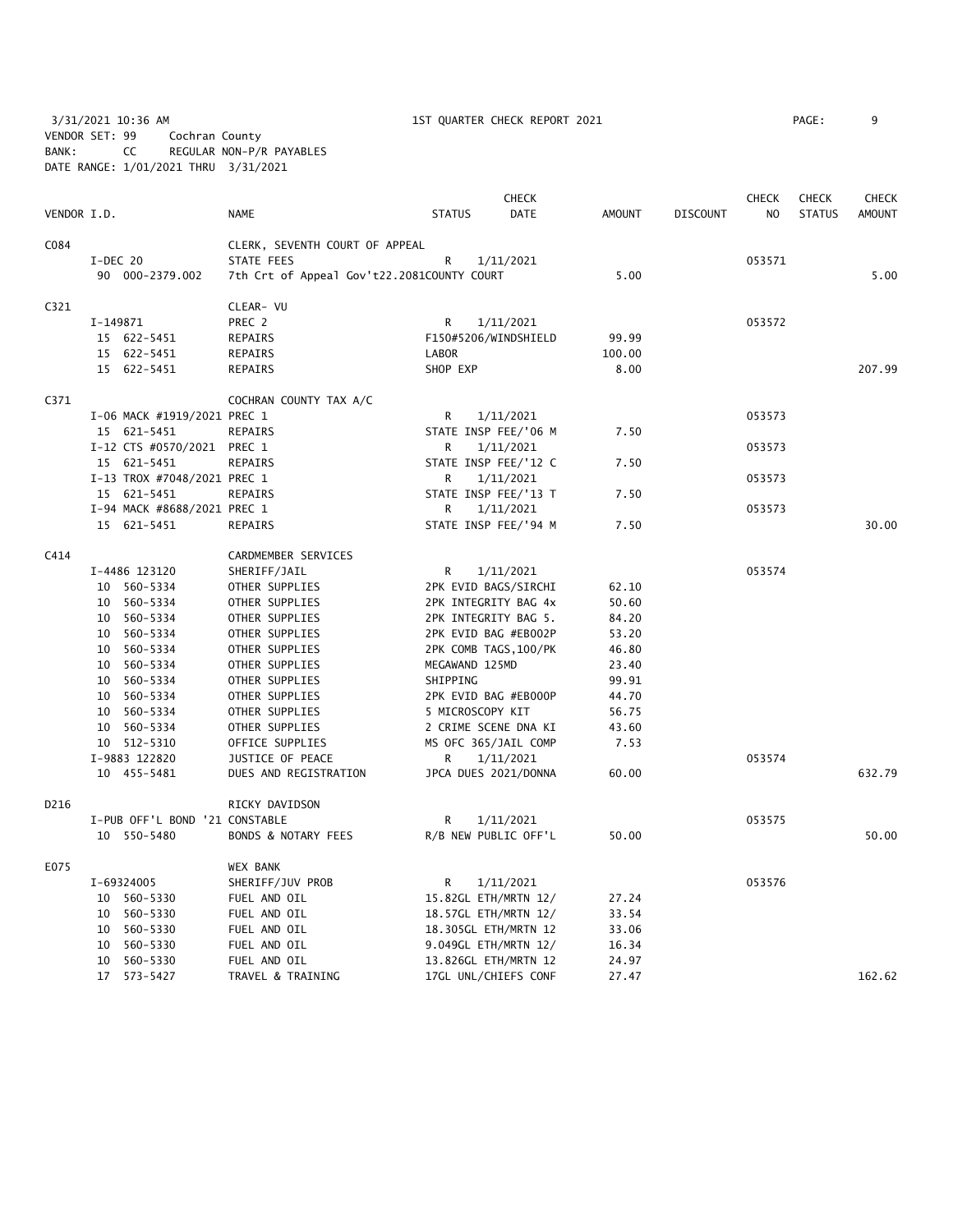3/31/2021 10:36 AM 1ST QUARTER CHECK REPORT 2021

VENDOR SET: 99 Cochran County
BANK: CC REGULAR NON-P/R PAYABLES
DATE RANGE: 1/01/2021 THRU 3/31/2021

| VENDOR I.D. | NAME | STATUS | CHECK DATE | AMOUNT | DISCOUNT | CHECK NO | CHECK STATUS | CHECK AMOUNT |
|---|---|---|---|---|---|---|---|---|
| C084 | CLERK, SEVENTH COURT OF APPEAL | | | | | | | |
| I-DEC 20 | STATE FEES | R | 1/11/2021 | | | 053571 | | |
| 90 000-2379.002 | 7th Crt of Appeal Gov't22.2081 | COUNTY COURT | | 5.00 | | | | 5.00 |
| C321 | CLEAR- VU | | | | | | | |
| I-149871 | PREC 2 | R | 1/11/2021 | | | 053572 | | |
| 15 622-5451 | REPAIRS | F150#5206/WINDSHIELD | | 99.99 | | | | |
| 15 622-5451 | REPAIRS | LABOR | | 100.00 | | | | |
| 15 622-5451 | REPAIRS | SHOP EXP | | 8.00 | | | | 207.99 |
| C371 | COCHRAN COUNTY TAX A/C | | | | | | | |
| I-06 MACK #1919/2021 PREC 1 | | R | 1/11/2021 | | | 053573 | | |
| 15 621-5451 | REPAIRS | STATE INSP FEE/'06 M | | 7.50 | | | | |
| I-12 CTS #0570/2021 PREC 1 | | R | 1/11/2021 | | | 053573 | | |
| 15 621-5451 | REPAIRS | STATE INSP FEE/'12 C | | 7.50 | | | | |
| I-13 TROX #7048/2021 PREC 1 | | R | 1/11/2021 | | | 053573 | | |
| 15 621-5451 | REPAIRS | STATE INSP FEE/'13 T | | 7.50 | | | | |
| I-94 MACK #8688/2021 PREC 1 | | R | 1/11/2021 | | | 053573 | | |
| 15 621-5451 | REPAIRS | STATE INSP FEE/'94 M | | 7.50 | | | | 30.00 |
| C414 | CARDMEMBER SERVICES | | | | | | | |
| I-4486 123120 | SHERIFF/JAIL | R | 1/11/2021 | | | 053574 | | |
| 10 560-5334 | OTHER SUPPLIES | 2PK EVID BAGS/SIRCHI | | 62.10 | | | | |
| 10 560-5334 | OTHER SUPPLIES | 2PK INTEGRITY BAG 4x | | 50.60 | | | | |
| 10 560-5334 | OTHER SUPPLIES | 2PK INTEGRITY BAG 5. | | 84.20 | | | | |
| 10 560-5334 | OTHER SUPPLIES | 2PK EVID BAG #EB002P | | 53.20 | | | | |
| 10 560-5334 | OTHER SUPPLIES | 2PK COMB TAGS,100/PK | | 46.80 | | | | |
| 10 560-5334 | OTHER SUPPLIES | MEGAWAND 125MD | | 23.40 | | | | |
| 10 560-5334 | OTHER SUPPLIES | SHIPPING | | 99.91 | | | | |
| 10 560-5334 | OTHER SUPPLIES | 2PK EVID BAG #EB000P | | 44.70 | | | | |
| 10 560-5334 | OTHER SUPPLIES | 5 MICROSCOPY KIT | | 56.75 | | | | |
| 10 560-5334 | OTHER SUPPLIES | 2 CRIME SCENE DNA KI | | 43.60 | | | | |
| 10 512-5310 | OFFICE SUPPLIES | MS OFC 365/JAIL COMP | | 7.53 | | | | |
| I-9883 122820 | JUSTICE OF PEACE | R | 1/11/2021 | | | 053574 | | |
| 10 455-5481 | DUES AND REGISTRATION | JPCA DUES 2021/DONNA | | 60.00 | | | | 632.79 |
| D216 | RICKY DAVIDSON | | | | | | | |
| I-PUB OFF'L BOND '21 CONSTABLE | | R | 1/11/2021 | | | 053575 | | |
| 10 550-5480 | BONDS & NOTARY FEES | R/B NEW PUBLIC OFF'L | | 50.00 | | | | 50.00 |
| E075 | WEX BANK | | | | | | | |
| I-69324005 | SHERIFF/JUV PROB | R | 1/11/2021 | | | 053576 | | |
| 10 560-5330 | FUEL AND OIL | 15.82GL ETH/MRTN 12/ | | 27.24 | | | | |
| 10 560-5330 | FUEL AND OIL | 18.57GL ETH/MRTN 12/ | | 33.54 | | | | |
| 10 560-5330 | FUEL AND OIL | 18.305GL ETH/MRTN 12 | | 33.06 | | | | |
| 10 560-5330 | FUEL AND OIL | 9.049GL ETH/MRTN 12/ | | 16.34 | | | | |
| 10 560-5330 | FUEL AND OIL | 13.826GL ETH/MRTN 12 | | 24.97 | | | | |
| 17 573-5427 | TRAVEL & TRAINING | 17GL UNL/CHIEFS CONF | | 27.47 | | | | 162.62 |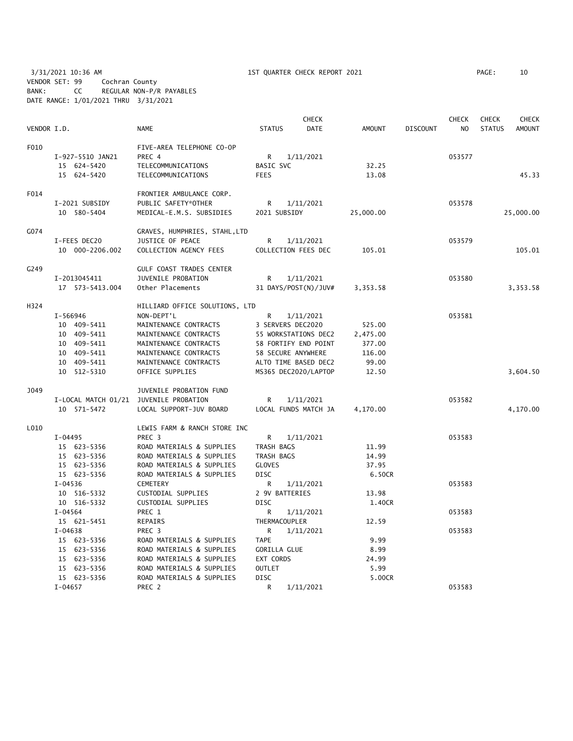3/31/2021 10:36 AM — 1ST QUARTER CHECK REPORT 2021

VENDOR SET: 99 Cochran County
BANK: CC REGULAR NON-P/R PAYABLES
DATE RANGE: 1/01/2021 THRU 3/31/2021

| VENDOR I.D. | NAME | STATUS | CHECK DATE | AMOUNT | DISCOUNT | CHECK NO | CHECK STATUS | CHECK AMOUNT |
|---|---|---|---|---|---|---|---|---|
| F010 | FIVE-AREA TELEPHONE CO-OP | | | | | | | |
| I-927-5510 JAN21 | PREC 4 | R | 1/11/2021 | | | 053577 | | |
| 15 624-5420 | TELECOMMUNICATIONS | BASIC SVC | | 32.25 | | | | |
| 15 624-5420 | TELECOMMUNICATIONS | FEES | | 13.08 | | | | 45.33 |
| F014 | FRONTIER AMBULANCE CORP. | | | | | | | |
| I-2021 SUBSIDY | PUBLIC SAFETY*OTHER | R | 1/11/2021 | | | 053578 | | |
| 10 580-5404 | MEDICAL-E.M.S. SUBSIDIES | 2021 SUBSIDY | | 25,000.00 | | | | 25,000.00 |
| G074 | GRAVES, HUMPHRIES, STAHL,LTD | | | | | | | |
| I-FEES DEC20 | JUSTICE OF PEACE | R | 1/11/2021 | | | 053579 | | |
| 10 000-2206.002 | COLLECTION AGENCY FEES | COLLECTION FEES DEC | | 105.01 | | | | 105.01 |
| G249 | GULF COAST TRADES CENTER | | | | | | | |
| I-2013045411 | JUVENILE PROBATION | R | 1/11/2021 | | | 053580 | | |
| 17 573-5413.004 | Other Placements | 31 DAYS/POST(N)/JUV# | | 3,353.58 | | | | 3,353.58 |
| H324 | HILLIARD OFFICE SOLUTIONS, LTD | | | | | | | |
| I-566946 | NON-DEPT'L | R | 1/11/2021 | | | 053581 | | |
| 10 409-5411 | MAINTENANCE CONTRACTS | 3 SERVERS DEC2020 | | 525.00 | | | | |
| 10 409-5411 | MAINTENANCE CONTRACTS | 55 WORKSTATIONS DEC2 | | 2,475.00 | | | | |
| 10 409-5411 | MAINTENANCE CONTRACTS | 58 FORTIFY END POINT | | 377.00 | | | | |
| 10 409-5411 | MAINTENANCE CONTRACTS | 58 SECURE ANYWHERE | | 116.00 | | | | |
| 10 409-5411 | MAINTENANCE CONTRACTS | ALTO TIME BASED DEC2 | | 99.00 | | | | |
| 10 512-5310 | OFFICE SUPPLIES | MS365 DEC2020/LAPTOP | | 12.50 | | | | 3,604.50 |
| J049 | JUVENILE PROBATION FUND | | | | | | | |
| I-LOCAL MATCH 01/21 | JUVENILE PROBATION | R | 1/11/2021 | | | 053582 | | |
| 10 571-5472 | LOCAL SUPPORT-JUV BOARD | LOCAL FUNDS MATCH JA | | 4,170.00 | | | | 4,170.00 |
| L010 | LEWIS FARM & RANCH STORE INC | | | | | | | |
| I-04495 | PREC 3 | R | 1/11/2021 | | | 053583 | | |
| 15 623-5356 | ROAD MATERIALS & SUPPLIES | TRASH BAGS | | 11.99 | | | | |
| 15 623-5356 | ROAD MATERIALS & SUPPLIES | TRASH BAGS | | 14.99 | | | | |
| 15 623-5356 | ROAD MATERIALS & SUPPLIES | GLOVES | | 37.95 | | | | |
| 15 623-5356 | ROAD MATERIALS & SUPPLIES | DISC | | 6.50CR | | | | |
| I-04536 | CEMETERY | R | 1/11/2021 | | | 053583 | | |
| 10 516-5332 | CUSTODIAL SUPPLIES | 2 9V BATTERIES | | 13.98 | | | | |
| 10 516-5332 | CUSTODIAL SUPPLIES | DISC | | 1.40CR | | | | |
| I-04564 | PREC 1 | R | 1/11/2021 | | | 053583 | | |
| 15 621-5451 | REPAIRS | THERMACOUPLER | | 12.59 | | | | |
| I-04638 | PREC 3 | R | 1/11/2021 | | | 053583 | | |
| 15 623-5356 | ROAD MATERIALS & SUPPLIES | TAPE | | 9.99 | | | | |
| 15 623-5356 | ROAD MATERIALS & SUPPLIES | GORILLA GLUE | | 8.99 | | | | |
| 15 623-5356 | ROAD MATERIALS & SUPPLIES | EXT CORDS | | 24.99 | | | | |
| 15 623-5356 | ROAD MATERIALS & SUPPLIES | OUTLET | | 5.99 | | | | |
| 15 623-5356 | ROAD MATERIALS & SUPPLIES | DISC | | 5.00CR | | | | |
| I-04657 | PREC 2 | R | 1/11/2021 | | | 053583 | | |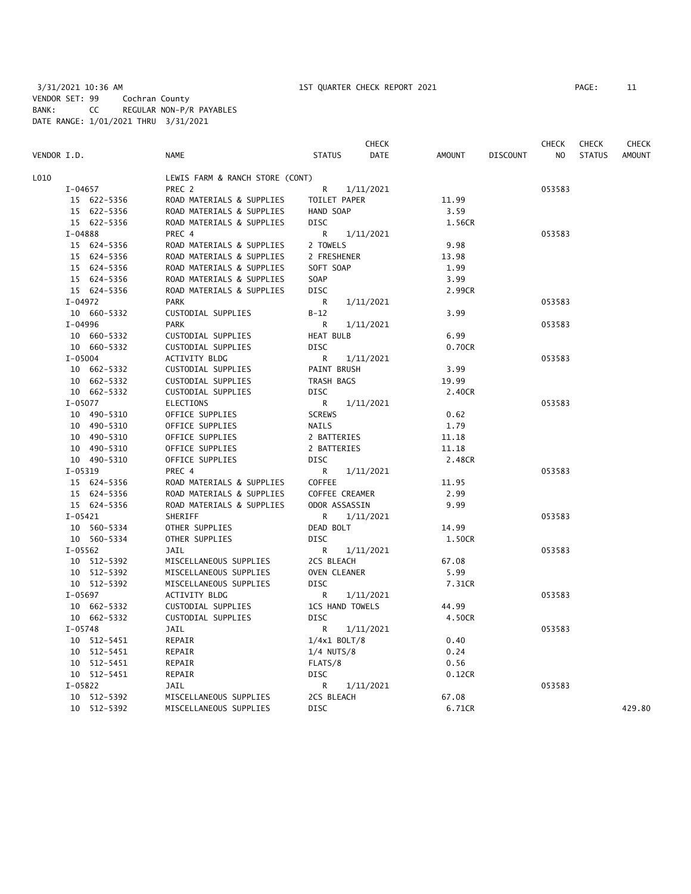3/31/2021 10:36 AM 1ST QUARTER CHECK REPORT 2021

VENDOR SET: 99 Cochran County
BANK: CC REGULAR NON-P/R PAYABLES
DATE RANGE: 1/01/2021 THRU 3/31/2021

| VENDOR I.D. | NAME | STATUS | CHECK DATE | AMOUNT | DISCOUNT | CHECK NO | CHECK STATUS | CHECK AMOUNT |
|---|---|---|---|---|---|---|---|---|
| L010 | LEWIS FARM & RANCH STORE (CONT) | | | | | | | |
| I-04657 | PREC 2 | R | 1/11/2021 | | | 053583 | | |
| 15 622-5356 | ROAD MATERIALS & SUPPLIES | TOILET PAPER | | 11.99 | | | | |
| 15 622-5356 | ROAD MATERIALS & SUPPLIES | HAND SOAP | | 3.59 | | | | |
| 15 622-5356 | ROAD MATERIALS & SUPPLIES | DISC | | 1.56CR | | | | |
| I-04888 | PREC 4 | R | 1/11/2021 | | | 053583 | | |
| 15 624-5356 | ROAD MATERIALS & SUPPLIES | 2 TOWELS | | 9.98 | | | | |
| 15 624-5356 | ROAD MATERIALS & SUPPLIES | 2 FRESHENER | | 13.98 | | | | |
| 15 624-5356 | ROAD MATERIALS & SUPPLIES | SOFT SOAP | | 1.99 | | | | |
| 15 624-5356 | ROAD MATERIALS & SUPPLIES | SOAP | | 3.99 | | | | |
| 15 624-5356 | ROAD MATERIALS & SUPPLIES | DISC | | 2.99CR | | | | |
| I-04972 | PARK | R | 1/11/2021 | | | 053583 | | |
| 10 660-5332 | CUSTODIAL SUPPLIES | B-12 | | 3.99 | | | | |
| I-04996 | PARK | R | 1/11/2021 | | | 053583 | | |
| 10 660-5332 | CUSTODIAL SUPPLIES | HEAT BULB | | 6.99 | | | | |
| 10 660-5332 | CUSTODIAL SUPPLIES | DISC | | 0.70CR | | | | |
| I-05004 | ACTIVITY BLDG | R | 1/11/2021 | | | 053583 | | |
| 10 662-5332 | CUSTODIAL SUPPLIES | PAINT BRUSH | | 3.99 | | | | |
| 10 662-5332 | CUSTODIAL SUPPLIES | TRASH BAGS | | 19.99 | | | | |
| 10 662-5332 | CUSTODIAL SUPPLIES | DISC | | 2.40CR | | | | |
| I-05077 | ELECTIONS | R | 1/11/2021 | | | 053583 | | |
| 10 490-5310 | OFFICE SUPPLIES | SCREWS | | 0.62 | | | | |
| 10 490-5310 | OFFICE SUPPLIES | NAILS | | 1.79 | | | | |
| 10 490-5310 | OFFICE SUPPLIES | 2 BATTERIES | | 11.18 | | | | |
| 10 490-5310 | OFFICE SUPPLIES | 2 BATTERIES | | 11.18 | | | | |
| 10 490-5310 | OFFICE SUPPLIES | DISC | | 2.48CR | | | | |
| I-05319 | PREC 4 | R | 1/11/2021 | | | 053583 | | |
| 15 624-5356 | ROAD MATERIALS & SUPPLIES | COFFEE | | 11.95 | | | | |
| 15 624-5356 | ROAD MATERIALS & SUPPLIES | COFFEE CREAMER | | 2.99 | | | | |
| 15 624-5356 | ROAD MATERIALS & SUPPLIES | ODOR ASSASSIN | | 9.99 | | | | |
| I-05421 | SHERIFF | R | 1/11/2021 | | | 053583 | | |
| 10 560-5334 | OTHER SUPPLIES | DEAD BOLT | | 14.99 | | | | |
| 10 560-5334 | OTHER SUPPLIES | DISC | | 1.50CR | | | | |
| I-05562 | JAIL | R | 1/11/2021 | | | 053583 | | |
| 10 512-5392 | MISCELLANEOUS SUPPLIES | 2CS BLEACH | | 67.08 | | | | |
| 10 512-5392 | MISCELLANEOUS SUPPLIES | OVEN CLEANER | | 5.99 | | | | |
| 10 512-5392 | MISCELLANEOUS SUPPLIES | DISC | | 7.31CR | | | | |
| I-05697 | ACTIVITY BLDG | R | 1/11/2021 | | | 053583 | | |
| 10 662-5332 | CUSTODIAL SUPPLIES | 1CS HAND TOWELS | | 44.99 | | | | |
| 10 662-5332 | CUSTODIAL SUPPLIES | DISC | | 4.50CR | | | | |
| I-05748 | JAIL | R | 1/11/2021 | | | 053583 | | |
| 10 512-5451 | REPAIR | 1/4x1 BOLT/8 | | 0.40 | | | | |
| 10 512-5451 | REPAIR | 1/4 NUTS/8 | | 0.24 | | | | |
| 10 512-5451 | REPAIR | FLATS/8 | | 0.56 | | | | |
| 10 512-5451 | REPAIR | DISC | | 0.12CR | | | | |
| I-05822 | JAIL | R | 1/11/2021 | | | 053583 | | |
| 10 512-5392 | MISCELLANEOUS SUPPLIES | 2CS BLEACH | | 67.08 | | | | |
| 10 512-5392 | MISCELLANEOUS SUPPLIES | DISC | | 6.71CR | | | | 429.80 |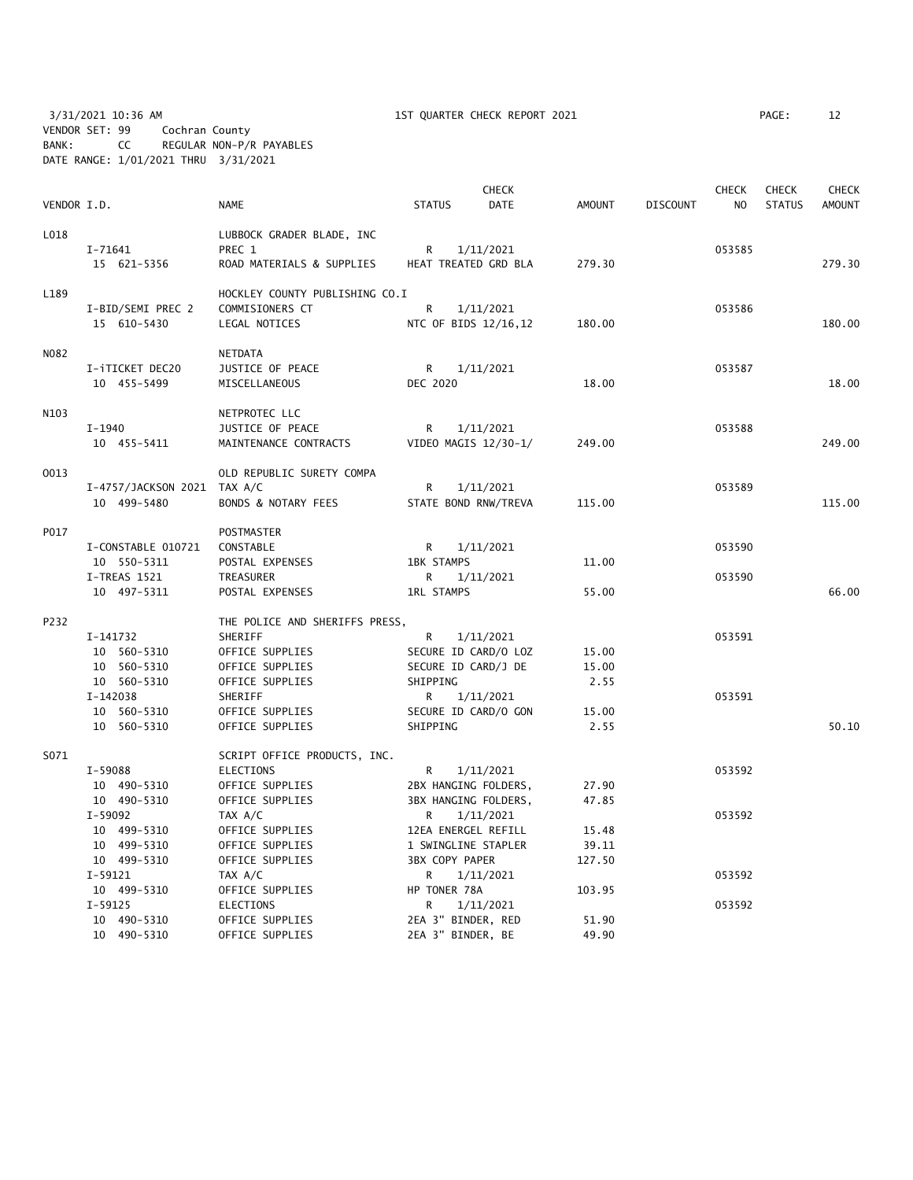3/31/2021 10:36 AM 1ST QUARTER CHECK REPORT 2021 PAGE: 12
VENDOR SET: 99 Cochran County
BANK: CC REGULAR NON-P/R PAYABLES
DATE RANGE: 1/01/2021 THRU 3/31/2021

| VENDOR I.D. | NAME | STATUS | CHECK DATE | AMOUNT | DISCOUNT | CHECK NO | CHECK STATUS | CHECK AMOUNT |
|---|---|---|---|---|---|---|---|---|
| L018 | LUBBOCK GRADER BLADE, INC | | | | | | | |
| I-71641 | PREC 1 | R | 1/11/2021 | | | 053585 | | |
| 15 621-5356 | ROAD MATERIALS & SUPPLIES | HEAT TREATED GRD BLA | | 279.30 | | | | 279.30 |
| L189 | HOCKLEY COUNTY PUBLISHING CO.I | | | | | | | |
| I-BID/SEMI PREC 2 | COMMISIONERS CT | R | 1/11/2021 | | | 053586 | | |
| 15 610-5430 | LEGAL NOTICES | NTC OF BIDS 12/16,12 | | 180.00 | | | | 180.00 |
| N082 | NETDATA | | | | | | | |
| I-iTICKET DEC20 | JUSTICE OF PEACE | R | 1/11/2021 | | | 053587 | | |
| 10 455-5499 | MISCELLANEOUS | DEC 2020 | | 18.00 | | | | 18.00 |
| N103 | NETPROTEC LLC | | | | | | | |
| I-1940 | JUSTICE OF PEACE | R | 1/11/2021 | | | 053588 | | |
| 10 455-5411 | MAINTENANCE CONTRACTS | VIDEO MAGIS 12/30-1/ | | 249.00 | | | | 249.00 |
| O013 | OLD REPUBLIC SURETY COMPA | | | | | | | |
| I-4757/JACKSON 2021 | TAX A/C | R | 1/11/2021 | | | 053589 | | |
| 10 499-5480 | BONDS & NOTARY FEES | STATE BOND RNW/TREVA | | 115.00 | | | | 115.00 |
| P017 | POSTMASTER | | | | | | | |
| I-CONSTABLE 010721 | CONSTABLE | R | 1/11/2021 | | | 053590 | | |
| 10 550-5311 | POSTAL EXPENSES | 1BK STAMPS | | 11.00 | | | | |
| I-TREAS 1521 | TREASURER | R | 1/11/2021 | | | 053590 | | |
| 10 497-5311 | POSTAL EXPENSES | 1RL STAMPS | | 55.00 | | | | 66.00 |
| P232 | THE POLICE AND SHERIFFS PRESS, | | | | | | | |
| I-141732 | SHERIFF | R | 1/11/2021 | | | 053591 | | |
| 10 560-5310 | OFFICE SUPPLIES | SECURE ID CARD/O LOZ | | 15.00 | | | | |
| 10 560-5310 | OFFICE SUPPLIES | SECURE ID CARD/J DE | | 15.00 | | | | |
| 10 560-5310 | OFFICE SUPPLIES | SHIPPING | | 2.55 | | | | |
| I-142038 | SHERIFF | R | 1/11/2021 | | | 053591 | | |
| 10 560-5310 | OFFICE SUPPLIES | SECURE ID CARD/O GON | | 15.00 | | | | |
| 10 560-5310 | OFFICE SUPPLIES | SHIPPING | | 2.55 | | | | 50.10 |
| S071 | SCRIPT OFFICE PRODUCTS, INC. | | | | | | | |
| I-59088 | ELECTIONS | R | 1/11/2021 | | | 053592 | | |
| 10 490-5310 | OFFICE SUPPLIES | 2BX HANGING FOLDERS, | | 27.90 | | | | |
| 10 490-5310 | OFFICE SUPPLIES | 3BX HANGING FOLDERS, | | 47.85 | | | | |
| I-59092 | TAX A/C | R | 1/11/2021 | | | 053592 | | |
| 10 499-5310 | OFFICE SUPPLIES | 12EA ENERGEL REFILL | | 15.48 | | | | |
| 10 499-5310 | OFFICE SUPPLIES | 1 SWINGLINE STAPLER | | 39.11 | | | | |
| 10 499-5310 | OFFICE SUPPLIES | 3BX COPY PAPER | | 127.50 | | | | |
| I-59121 | TAX A/C | R | 1/11/2021 | | | 053592 | | |
| 10 499-5310 | OFFICE SUPPLIES | HP TONER 78A | | 103.95 | | | | |
| I-59125 | ELECTIONS | R | 1/11/2021 | | | 053592 | | |
| 10 490-5310 | OFFICE SUPPLIES | 2EA 3" BINDER, RED | | 51.90 | | | | |
| 10 490-5310 | OFFICE SUPPLIES | 2EA 3" BINDER, BE | | 49.90 | | | | |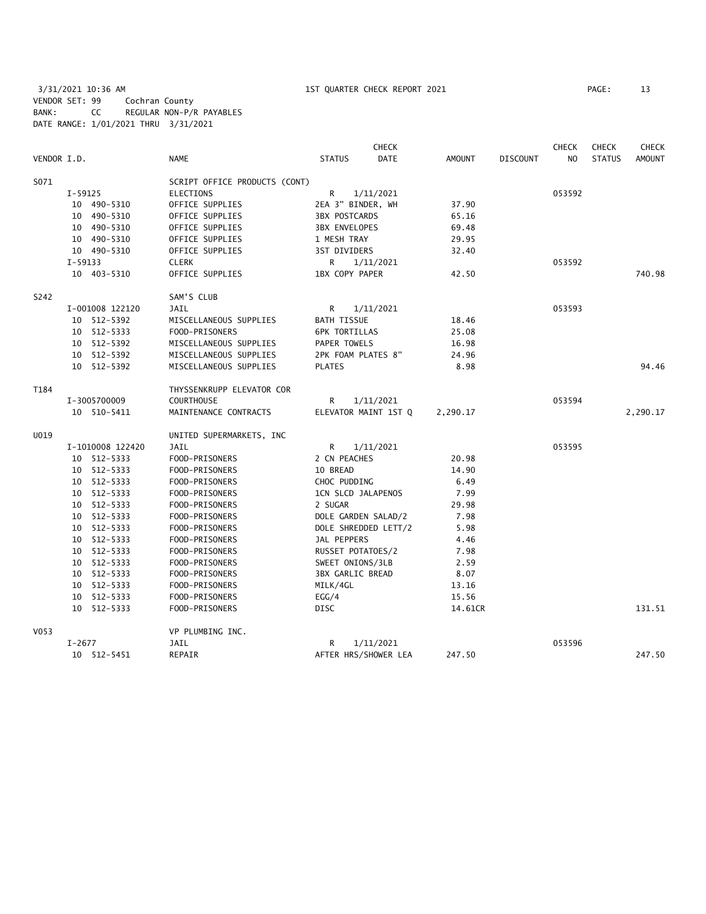3/31/2021 10:36 AM 1ST QUARTER CHECK REPORT 2021
VENDOR SET: 99 Cochran County
BANK: CC REGULAR NON-P/R PAYABLES
DATE RANGE: 1/01/2021 THRU 3/31/2021

| VENDOR I.D. | NAME | STATUS | CHECK DATE | AMOUNT | DISCOUNT | CHECK NO | CHECK STATUS | CHECK AMOUNT |
|---|---|---|---|---|---|---|---|---|
| S071 | SCRIPT OFFICE PRODUCTS (CONT) | | | | | | | |
| I-59125 | ELECTIONS | R | 1/11/2021 | | | 053592 | | |
| 10 490-5310 | OFFICE SUPPLIES | 2EA 3" BINDER, WH | | 37.90 | | | | |
| 10 490-5310 | OFFICE SUPPLIES | 3BX POSTCARDS | | 65.16 | | | | |
| 10 490-5310 | OFFICE SUPPLIES | 3BX ENVELOPES | | 69.48 | | | | |
| 10 490-5310 | OFFICE SUPPLIES | 1 MESH TRAY | | 29.95 | | | | |
| 10 490-5310 | OFFICE SUPPLIES | 3ST DIVIDERS | | 32.40 | | | | |
| I-59133 | CLERK | R | 1/11/2021 | | | 053592 | | |
| 10 403-5310 | OFFICE SUPPLIES | 1BX COPY PAPER | | 42.50 | | | | 740.98 |
| S242 | SAM'S CLUB | | | | | | | |
| I-001008 122120 | JAIL | R | 1/11/2021 | | | 053593 | | |
| 10 512-5392 | MISCELLANEOUS SUPPLIES | BATH TISSUE | | 18.46 | | | | |
| 10 512-5333 | FOOD-PRISONERS | 6PK TORTILLAS | | 25.08 | | | | |
| 10 512-5392 | MISCELLANEOUS SUPPLIES | PAPER TOWELS | | 16.98 | | | | |
| 10 512-5392 | MISCELLANEOUS SUPPLIES | 2PK FOAM PLATES 8" | | 24.96 | | | | |
| 10 512-5392 | MISCELLANEOUS SUPPLIES | PLATES | | 8.98 | | | | 94.46 |
| T184 | THYSSENKRUPP ELEVATOR COR | | | | | | | |
| I-3005700009 | COURTHOUSE | R | 1/11/2021 | | | 053594 | | |
| 10 510-5411 | MAINTENANCE CONTRACTS | ELEVATOR MAINT 1ST Q | | 2,290.17 | | | | 2,290.17 |
| U019 | UNITED SUPERMARKETS, INC | | | | | | | |
| I-1010008 122420 | JAIL | R | 1/11/2021 | | | 053595 | | |
| 10 512-5333 | FOOD-PRISONERS | 2 CN PEACHES | | 20.98 | | | | |
| 10 512-5333 | FOOD-PRISONERS | 10 BREAD | | 14.90 | | | | |
| 10 512-5333 | FOOD-PRISONERS | CHOC PUDDING | | 6.49 | | | | |
| 10 512-5333 | FOOD-PRISONERS | 1CN SLCD JALAPENOS | | 7.99 | | | | |
| 10 512-5333 | FOOD-PRISONERS | 2 SUGAR | | 29.98 | | | | |
| 10 512-5333 | FOOD-PRISONERS | DOLE GARDEN SALAD/2 | | 7.98 | | | | |
| 10 512-5333 | FOOD-PRISONERS | DOLE SHREDDED LETT/2 | | 5.98 | | | | |
| 10 512-5333 | FOOD-PRISONERS | JAL PEPPERS | | 4.46 | | | | |
| 10 512-5333 | FOOD-PRISONERS | RUSSET POTATOES/2 | | 7.98 | | | | |
| 10 512-5333 | FOOD-PRISONERS | SWEET ONIONS/3LB | | 2.59 | | | | |
| 10 512-5333 | FOOD-PRISONERS | 3BX GARLIC BREAD | | 8.07 | | | | |
| 10 512-5333 | FOOD-PRISONERS | MILK/4GL | | 13.16 | | | | |
| 10 512-5333 | FOOD-PRISONERS | EGG/4 | | 15.56 | | | | |
| 10 512-5333 | FOOD-PRISONERS | DISC | | 14.61CR | | | | 131.51 |
| V053 | VP PLUMBING INC. | | | | | | | |
| I-2677 | JAIL | R | 1/11/2021 | | | 053596 | | |
| 10 512-5451 | REPAIR | AFTER HRS/SHOWER LEA | | 247.50 | | | | 247.50 |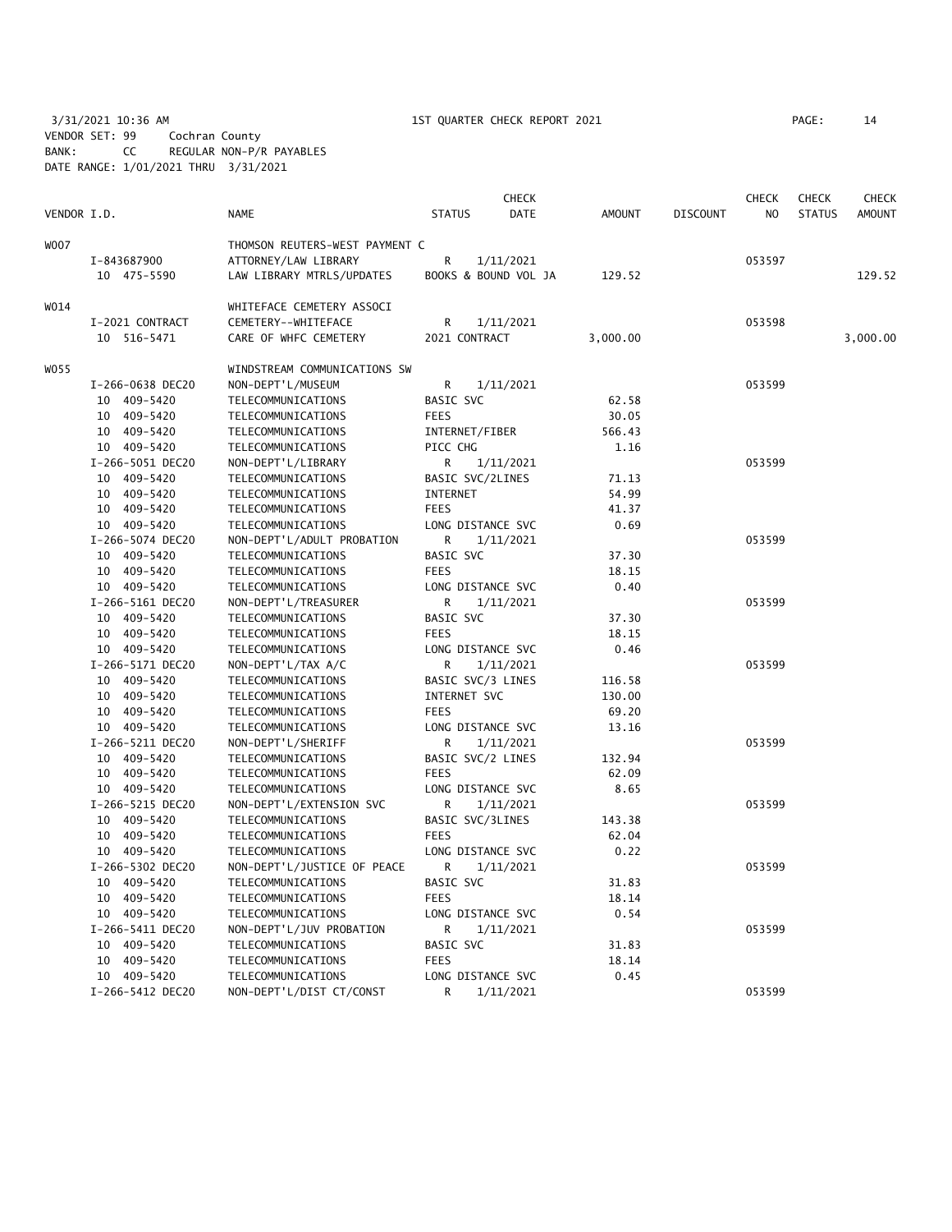3/31/2021 10:36 AM 1ST QUARTER CHECK REPORT 2021
VENDOR SET: 99 Cochran County
BANK: CC REGULAR NON-P/R PAYABLES
DATE RANGE: 1/01/2021 THRU 3/31/2021

| VENDOR I.D. | NAME | STATUS | CHECK DATE | AMOUNT | DISCOUNT | CHECK NO | CHECK STATUS | CHECK AMOUNT |
|---|---|---|---|---|---|---|---|---|
| W007 | THOMSON REUTERS-WEST PAYMENT C | | | | | | | |
| I-843687900 | ATTORNEY/LAW LIBRARY | R | 1/11/2021 | | | 053597 | | |
| 10 475-5590 | LAW LIBRARY MTRLS/UPDATES | BOOKS & BOUND VOL JA | | 129.52 | | | | 129.52 |
| W014 | WHITEFACE CEMETERY ASSOCI | | | | | | | |
| I-2021 CONTRACT | CEMETERY--WHITEFACE | R | 1/11/2021 | | | 053598 | | |
| 10 516-5471 | CARE OF WHFC CEMETERY | 2021 CONTRACT | | 3,000.00 | | | | 3,000.00 |
| W055 | WINDSTREAM COMMUNICATIONS SW | | | | | | | |
| I-266-0638 DEC20 | NON-DEPT'L/MUSEUM | R | 1/11/2021 | | | 053599 | | |
| 10 409-5420 | TELECOMMUNICATIONS | BASIC SVC | | 62.58 | | | | |
| 10 409-5420 | TELECOMMUNICATIONS | FEES | | 30.05 | | | | |
| 10 409-5420 | TELECOMMUNICATIONS | INTERNET/FIBER | | 566.43 | | | | |
| 10 409-5420 | TELECOMMUNICATIONS | PICC CHG | | 1.16 | | | | |
| I-266-5051 DEC20 | NON-DEPT'L/LIBRARY | R | 1/11/2021 | | | 053599 | | |
| 10 409-5420 | TELECOMMUNICATIONS | BASIC SVC/2LINES | | 71.13 | | | | |
| 10 409-5420 | TELECOMMUNICATIONS | INTERNET | | 54.99 | | | | |
| 10 409-5420 | TELECOMMUNICATIONS | FEES | | 41.37 | | | | |
| 10 409-5420 | TELECOMMUNICATIONS | LONG DISTANCE SVC | | 0.69 | | | | |
| I-266-5074 DEC20 | NON-DEPT'L/ADULT PROBATION | R | 1/11/2021 | | | 053599 | | |
| 10 409-5420 | TELECOMMUNICATIONS | BASIC SVC | | 37.30 | | | | |
| 10 409-5420 | TELECOMMUNICATIONS | FEES | | 18.15 | | | | |
| 10 409-5420 | TELECOMMUNICATIONS | LONG DISTANCE SVC | | 0.40 | | | | |
| I-266-5161 DEC20 | NON-DEPT'L/TREASURER | R | 1/11/2021 | | | 053599 | | |
| 10 409-5420 | TELECOMMUNICATIONS | BASIC SVC | | 37.30 | | | | |
| 10 409-5420 | TELECOMMUNICATIONS | FEES | | 18.15 | | | | |
| 10 409-5420 | TELECOMMUNICATIONS | LONG DISTANCE SVC | | 0.46 | | | | |
| I-266-5171 DEC20 | NON-DEPT'L/TAX A/C | R | 1/11/2021 | | | 053599 | | |
| 10 409-5420 | TELECOMMUNICATIONS | BASIC SVC/3 LINES | | 116.58 | | | | |
| 10 409-5420 | TELECOMMUNICATIONS | INTERNET SVC | | 130.00 | | | | |
| 10 409-5420 | TELECOMMUNICATIONS | FEES | | 69.20 | | | | |
| 10 409-5420 | TELECOMMUNICATIONS | LONG DISTANCE SVC | | 13.16 | | | | |
| I-266-5211 DEC20 | NON-DEPT'L/SHERIFF | R | 1/11/2021 | | | 053599 | | |
| 10 409-5420 | TELECOMMUNICATIONS | BASIC SVC/2 LINES | | 132.94 | | | | |
| 10 409-5420 | TELECOMMUNICATIONS | FEES | | 62.09 | | | | |
| 10 409-5420 | TELECOMMUNICATIONS | LONG DISTANCE SVC | | 8.65 | | | | |
| I-266-5215 DEC20 | NON-DEPT'L/EXTENSION SVC | R | 1/11/2021 | | | 053599 | | |
| 10 409-5420 | TELECOMMUNICATIONS | BASIC SVC/3LINES | | 143.38 | | | | |
| 10 409-5420 | TELECOMMUNICATIONS | FEES | | 62.04 | | | | |
| 10 409-5420 | TELECOMMUNICATIONS | LONG DISTANCE SVC | | 0.22 | | | | |
| I-266-5302 DEC20 | NON-DEPT'L/JUSTICE OF PEACE | R | 1/11/2021 | | | 053599 | | |
| 10 409-5420 | TELECOMMUNICATIONS | BASIC SVC | | 31.83 | | | | |
| 10 409-5420 | TELECOMMUNICATIONS | FEES | | 18.14 | | | | |
| 10 409-5420 | TELECOMMUNICATIONS | LONG DISTANCE SVC | | 0.54 | | | | |
| I-266-5411 DEC20 | NON-DEPT'L/JUV PROBATION | R | 1/11/2021 | | | 053599 | | |
| 10 409-5420 | TELECOMMUNICATIONS | BASIC SVC | | 31.83 | | | | |
| 10 409-5420 | TELECOMMUNICATIONS | FEES | | 18.14 | | | | |
| 10 409-5420 | TELECOMMUNICATIONS | LONG DISTANCE SVC | | 0.45 | | | | |
| I-266-5412 DEC20 | NON-DEPT'L/DIST CT/CONST | R | 1/11/2021 | | | 053599 | | |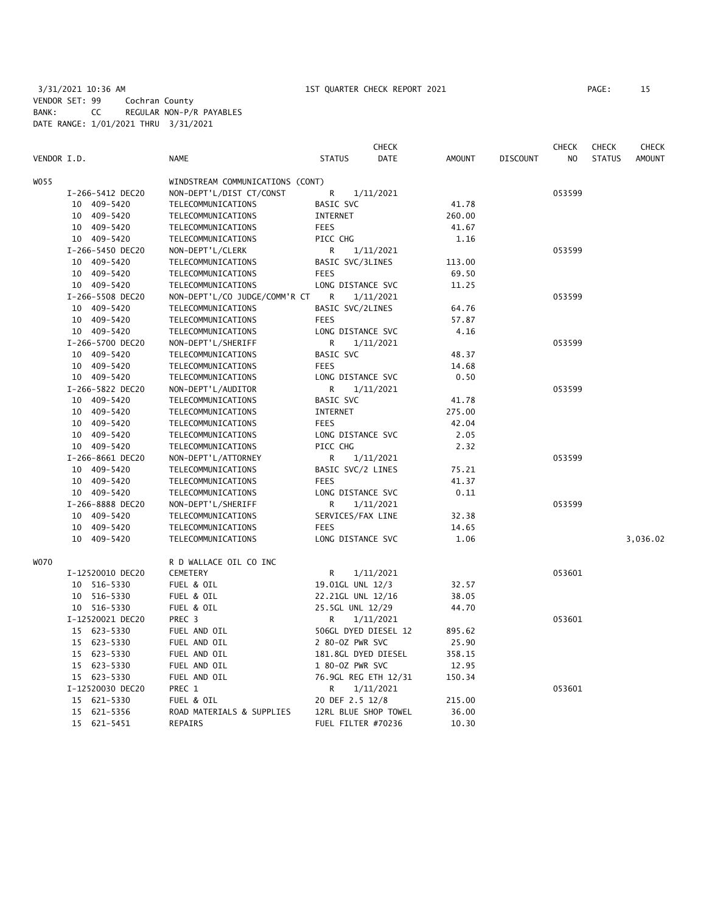3/31/2021 10:36 AM                    1ST QUARTER CHECK REPORT 2021
VENDOR SET: 99    Cochran County
BANK: CC    REGULAR NON-P/R PAYABLES
DATE RANGE: 1/01/2021 THRU 3/31/2021

| VENDOR I.D. | NAME | STATUS | CHECK DATE | AMOUNT | DISCOUNT | CHECK NO | CHECK STATUS | CHECK AMOUNT |
|---|---|---|---|---|---|---|---|---|
| W055 | WINDSTREAM COMMUNICATIONS (CONT) | | | | | | | |
| I-266-5412 DEC20 | NON-DEPT'L/DIST CT/CONST | R | 1/11/2021 | | | 053599 | | |
| 10 409-5420 | TELECOMMUNICATIONS | BASIC SVC | | 41.78 | | | | |
| 10 409-5420 | TELECOMMUNICATIONS | INTERNET | | 260.00 | | | | |
| 10 409-5420 | TELECOMMUNICATIONS | FEES | | 41.67 | | | | |
| 10 409-5420 | TELECOMMUNICATIONS | PICC CHG | | 1.16 | | | | |
| I-266-5450 DEC20 | NON-DEPT'L/CLERK | R | 1/11/2021 | | | 053599 | | |
| 10 409-5420 | TELECOMMUNICATIONS | BASIC SVC/3LINES | | 113.00 | | | | |
| 10 409-5420 | TELECOMMUNICATIONS | FEES | | 69.50 | | | | |
| 10 409-5420 | TELECOMMUNICATIONS | LONG DISTANCE SVC | | 11.25 | | | | |
| I-266-5508 DEC20 | NON-DEPT'L/CO JUDGE/COMM'R CT | R | 1/11/2021 | | | 053599 | | |
| 10 409-5420 | TELECOMMUNICATIONS | BASIC SVC/2LINES | | 64.76 | | | | |
| 10 409-5420 | TELECOMMUNICATIONS | FEES | | 57.87 | | | | |
| 10 409-5420 | TELECOMMUNICATIONS | LONG DISTANCE SVC | | 4.16 | | | | |
| I-266-5700 DEC20 | NON-DEPT'L/SHERIFF | R | 1/11/2021 | | | 053599 | | |
| 10 409-5420 | TELECOMMUNICATIONS | BASIC SVC | | 48.37 | | | | |
| 10 409-5420 | TELECOMMUNICATIONS | FEES | | 14.68 | | | | |
| 10 409-5420 | TELECOMMUNICATIONS | LONG DISTANCE SVC | | 0.50 | | | | |
| I-266-5822 DEC20 | NON-DEPT'L/AUDITOR | R | 1/11/2021 | | | 053599 | | |
| 10 409-5420 | TELECOMMUNICATIONS | BASIC SVC | | 41.78 | | | | |
| 10 409-5420 | TELECOMMUNICATIONS | INTERNET | | 275.00 | | | | |
| 10 409-5420 | TELECOMMUNICATIONS | FEES | | 42.04 | | | | |
| 10 409-5420 | TELECOMMUNICATIONS | LONG DISTANCE SVC | | 2.05 | | | | |
| 10 409-5420 | TELECOMMUNICATIONS | PICC CHG | | 2.32 | | | | |
| I-266-8661 DEC20 | NON-DEPT'L/ATTORNEY | R | 1/11/2021 | | | 053599 | | |
| 10 409-5420 | TELECOMMUNICATIONS | BASIC SVC/2 LINES | | 75.21 | | | | |
| 10 409-5420 | TELECOMMUNICATIONS | FEES | | 41.37 | | | | |
| 10 409-5420 | TELECOMMUNICATIONS | LONG DISTANCE SVC | | 0.11 | | | | |
| I-266-8888 DEC20 | NON-DEPT'L/SHERIFF | R | 1/11/2021 | | | 053599 | | |
| 10 409-5420 | TELECOMMUNICATIONS | SERVICES/FAX LINE | | 32.38 | | | | |
| 10 409-5420 | TELECOMMUNICATIONS | FEES | | 14.65 | | | | |
| 10 409-5420 | TELECOMMUNICATIONS | LONG DISTANCE SVC | | 1.06 | | | | 3,036.02 |
| W070 | R D WALLACE OIL CO INC | | | | | | | |
| I-12520010 DEC20 | CEMETERY | R | 1/11/2021 | | | 053601 | | |
| 10 516-5330 | FUEL & OIL | 19.01GL UNL 12/3 | | 32.57 | | | | |
| 10 516-5330 | FUEL & OIL | 22.21GL UNL 12/16 | | 38.05 | | | | |
| 10 516-5330 | FUEL & OIL | 25.5GL UNL 12/29 | | 44.70 | | | | |
| I-12520021 DEC20 | PREC 3 | R | 1/11/2021 | | | 053601 | | |
| 15 623-5330 | FUEL AND OIL | 506GL DYED DIESEL 12 | | 895.62 | | | | |
| 15 623-5330 | FUEL AND OIL | 2 80-OZ PWR SVC | | 25.90 | | | | |
| 15 623-5330 | FUEL AND OIL | 181.8GL DYED DIESEL | | 358.15 | | | | |
| 15 623-5330 | FUEL AND OIL | 1 80-OZ PWR SVC | | 12.95 | | | | |
| 15 623-5330 | FUEL AND OIL | 76.9GL REG ETH 12/31 | | 150.34 | | | | |
| I-12520030 DEC20 | PREC 1 | R | 1/11/2021 | | | 053601 | | |
| 15 621-5330 | FUEL & OIL | 20 DEF 2.5 12/8 | | 215.00 | | | | |
| 15 621-5356 | ROAD MATERIALS & SUPPLIES | 12RL BLUE SHOP TOWEL | | 36.00 | | | | |
| 15 621-5451 | REPAIRS | FUEL FILTER #70236 | | 10.30 | | | | |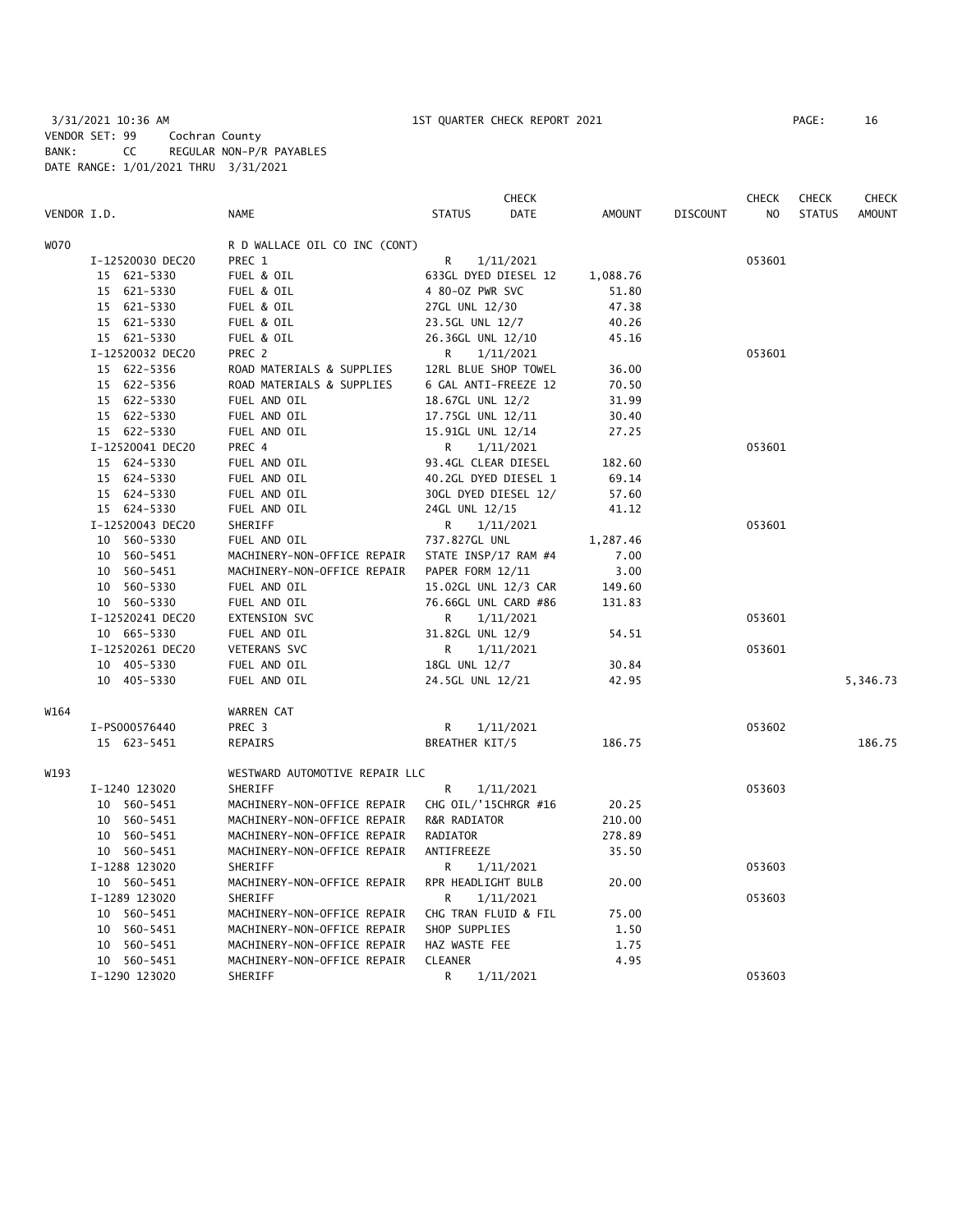3/31/2021 10:36 AM 1ST QUARTER CHECK REPORT 2021
VENDOR SET: 99 Cochran County
BANK: CC REGULAR NON-P/R PAYABLES
DATE RANGE: 1/01/2021 THRU 3/31/2021

| VENDOR I.D. | NAME | STATUS | CHECK DATE | AMOUNT | DISCOUNT | CHECK NO | CHECK STATUS | CHECK AMOUNT |
|---|---|---|---|---|---|---|---|---|
| W070 | R D WALLACE OIL CO INC (CONT) | | | | | | | |
| I-12520030 DEC20 | PREC 1 | R | 1/11/2021 | | | 053601 | | |
| 15 621-5330 | FUEL & OIL | 633GL DYED DIESEL 12 | | 1,088.76 | | | | |
| 15 621-5330 | FUEL & OIL | 4 80-OZ PWR SVC | | 51.80 | | | | |
| 15 621-5330 | FUEL & OIL | 27GL UNL 12/30 | | 47.38 | | | | |
| 15 621-5330 | FUEL & OIL | 23.5GL UNL 12/7 | | 40.26 | | | | |
| 15 621-5330 | FUEL & OIL | 26.36GL UNL 12/10 | | 45.16 | | | | |
| I-12520032 DEC20 | PREC 2 | R | 1/11/2021 | | | 053601 | | |
| 15 622-5356 | ROAD MATERIALS & SUPPLIES | 12RL BLUE SHOP TOWEL | | 36.00 | | | | |
| 15 622-5356 | ROAD MATERIALS & SUPPLIES | 6 GAL ANTI-FREEZE 12 | | 70.50 | | | | |
| 15 622-5330 | FUEL AND OIL | 18.67GL UNL 12/2 | | 31.99 | | | | |
| 15 622-5330 | FUEL AND OIL | 17.75GL UNL 12/11 | | 30.40 | | | | |
| 15 622-5330 | FUEL AND OIL | 15.91GL UNL 12/14 | | 27.25 | | | | |
| I-12520041 DEC20 | PREC 4 | R | 1/11/2021 | | | 053601 | | |
| 15 624-5330 | FUEL AND OIL | 93.4GL CLEAR DIESEL | | 182.60 | | | | |
| 15 624-5330 | FUEL AND OIL | 40.2GL DYED DIESEL 1 | | 69.14 | | | | |
| 15 624-5330 | FUEL AND OIL | 30GL DYED DIESEL 12/ | | 57.60 | | | | |
| 15 624-5330 | FUEL AND OIL | 24GL UNL 12/15 | | 41.12 | | | | |
| I-12520043 DEC20 | SHERIFF | R | 1/11/2021 | | | 053601 | | |
| 10 560-5330 | FUEL AND OIL | 737.827GL UNL | | 1,287.46 | | | | |
| 10 560-5451 | MACHINERY-NON-OFFICE REPAIR | STATE INSP/17 RAM #4 | | 7.00 | | | | |
| 10 560-5451 | MACHINERY-NON-OFFICE REPAIR | PAPER FORM 12/11 | | 3.00 | | | | |
| 10 560-5330 | FUEL AND OIL | 15.02GL UNL 12/3 CAR | | 149.60 | | | | |
| 10 560-5330 | FUEL AND OIL | 76.66GL UNL CARD #86 | | 131.83 | | | | |
| I-12520241 DEC20 | EXTENSION SVC | R | 1/11/2021 | | | 053601 | | |
| 10 665-5330 | FUEL AND OIL | 31.82GL UNL 12/9 | | 54.51 | | | | |
| I-12520261 DEC20 | VETERANS SVC | R | 1/11/2021 | | | 053601 | | |
| 10 405-5330 | FUEL AND OIL | 18GL UNL 12/7 | | 30.84 | | | | |
| 10 405-5330 | FUEL AND OIL | 24.5GL UNL 12/21 | | 42.95 | | | | 5,346.73 |
| W164 | WARREN CAT | | | | | | | |
| I-PS000576440 | PREC 3 | R | 1/11/2021 | | | 053602 | | |
| 15 623-5451 | REPAIRS | BREATHER KIT/5 | | 186.75 | | | | 186.75 |
| W193 | WESTWARD AUTOMOTIVE REPAIR LLC | | | | | | | |
| I-1240 123020 | SHERIFF | R | 1/11/2021 | | | 053603 | | |
| 10 560-5451 | MACHINERY-NON-OFFICE REPAIR | CHG OIL/'15CHRGR #16 | | 20.25 | | | | |
| 10 560-5451 | MACHINERY-NON-OFFICE REPAIR | R&R RADIATOR | | 210.00 | | | | |
| 10 560-5451 | MACHINERY-NON-OFFICE REPAIR | RADIATOR | | 278.89 | | | | |
| 10 560-5451 | MACHINERY-NON-OFFICE REPAIR | ANTIFREEZE | | 35.50 | | | | |
| I-1288 123020 | SHERIFF | R | 1/11/2021 | | | 053603 | | |
| 10 560-5451 | MACHINERY-NON-OFFICE REPAIR | RPR HEADLIGHT BULB | | 20.00 | | | | |
| I-1289 123020 | SHERIFF | R | 1/11/2021 | | | 053603 | | |
| 10 560-5451 | MACHINERY-NON-OFFICE REPAIR | CHG TRAN FLUID & FIL | | 75.00 | | | | |
| 10 560-5451 | MACHINERY-NON-OFFICE REPAIR | SHOP SUPPLIES | | 1.50 | | | | |
| 10 560-5451 | MACHINERY-NON-OFFICE REPAIR | HAZ WASTE FEE | | 1.75 | | | | |
| 10 560-5451 | MACHINERY-NON-OFFICE REPAIR | CLEANER | | 4.95 | | | | |
| I-1290 123020 | SHERIFF | R | 1/11/2021 | | | 053603 | | |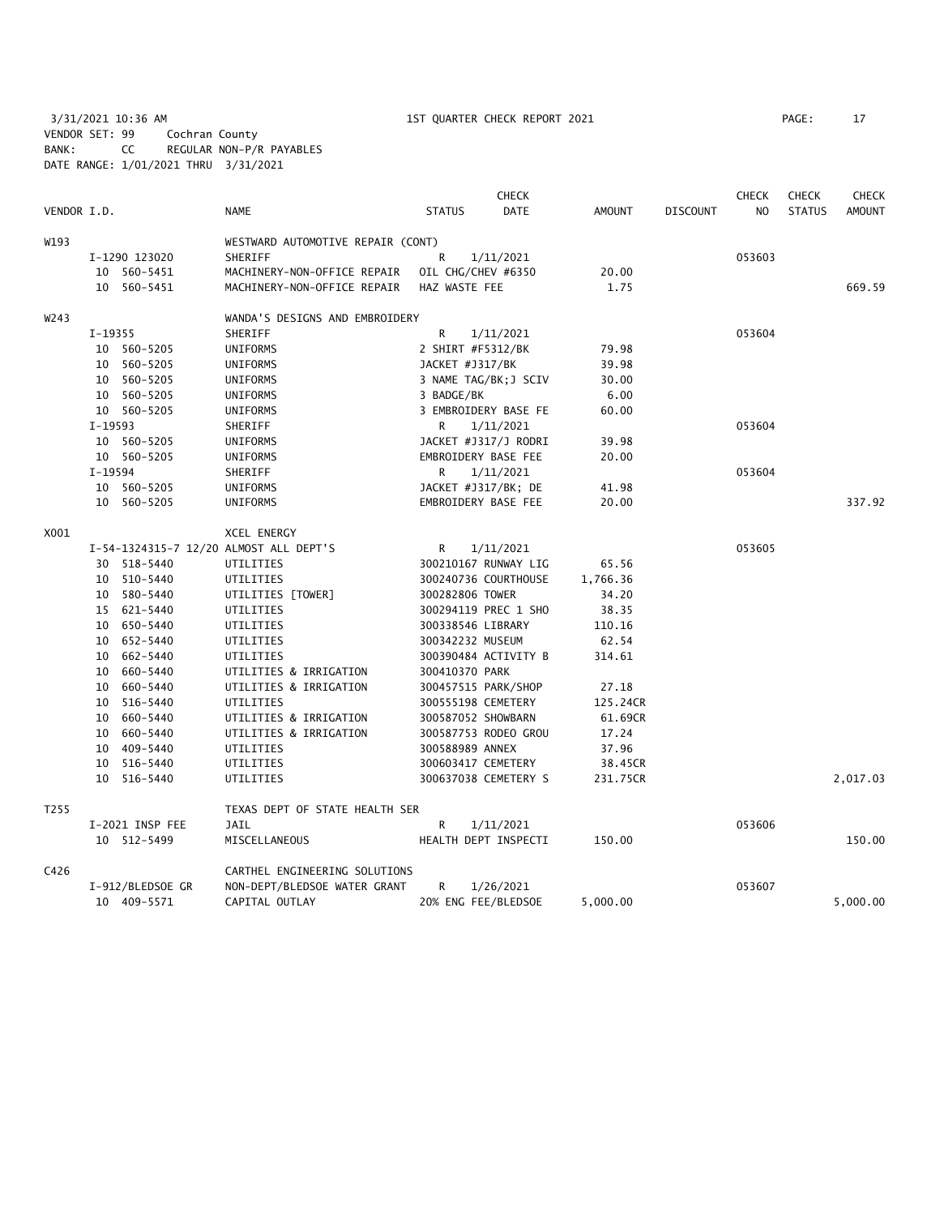3/31/2021 10:36 AM — 1ST QUARTER CHECK REPORT 2021

VENDOR SET: 99 Cochran County
BANK: CC REGULAR NON-P/R PAYABLES
DATE RANGE: 1/01/2021 THRU 3/31/2021

| VENDOR I.D. | NAME | STATUS | CHECK DATE | AMOUNT | DISCOUNT | CHECK NO | CHECK STATUS | CHECK AMOUNT |
|---|---|---|---|---|---|---|---|---|
| W193 | WESTWARD AUTOMOTIVE REPAIR (CONT) | | | | | | | |
| I-1290 123020 | SHERIFF | R | 1/11/2021 | | | 053603 | | |
| 10 560-5451 | MACHINERY-NON-OFFICE REPAIR | OIL CHG/CHEV #6350 | | 20.00 | | | | |
| 10 560-5451 | MACHINERY-NON-OFFICE REPAIR | HAZ WASTE FEE | | 1.75 | | | | 669.59 |
| W243 | WANDA'S DESIGNS AND EMBROIDERY | | | | | | | |
| I-19355 | SHERIFF | R | 1/11/2021 | | | 053604 | | |
| 10 560-5205 | UNIFORMS | 2 SHIRT #F5312/BK | | 79.98 | | | | |
| 10 560-5205 | UNIFORMS | JACKET #J317/BK | | 39.98 | | | | |
| 10 560-5205 | UNIFORMS | 3 NAME TAG/BK;J SCIV | | 30.00 | | | | |
| 10 560-5205 | UNIFORMS | 3 BADGE/BK | | 6.00 | | | | |
| 10 560-5205 | UNIFORMS | 3 EMBROIDERY BASE FE | | 60.00 | | | | |
| I-19593 | SHERIFF | R | 1/11/2021 | | | 053604 | | |
| 10 560-5205 | UNIFORMS | JACKET #J317/J RODRI | | 39.98 | | | | |
| 10 560-5205 | UNIFORMS | EMBROIDERY BASE FEE | | 20.00 | | | | |
| I-19594 | SHERIFF | R | 1/11/2021 | | | 053604 | | |
| 10 560-5205 | UNIFORMS | JACKET #J317/BK; DE | | 41.98 | | | | |
| 10 560-5205 | UNIFORMS | EMBROIDERY BASE FEE | | 20.00 | | | | 337.92 |
| X001 | XCEL ENERGY | | | | | | | |
| I-54-1324315-7 12/20 | ALMOST ALL DEPT'S | R | 1/11/2021 | | | 053605 | | |
| 30 518-5440 | UTILITIES | 300210167 RUNWAY LIG | | 65.56 | | | | |
| 10 510-5440 | UTILITIES | 300240736 COURTHOUSE | | 1,766.36 | | | | |
| 10 580-5440 | UTILITIES [TOWER] | 300282806 TOWER | | 34.20 | | | | |
| 15 621-5440 | UTILITIES | 300294119 PREC 1 SHO | | 38.35 | | | | |
| 10 650-5440 | UTILITIES | 300338546 LIBRARY | | 110.16 | | | | |
| 10 652-5440 | UTILITIES | 300342232 MUSEUM | | 62.54 | | | | |
| 10 662-5440 | UTILITIES | 300390484 ACTIVITY B | | 314.61 | | | | |
| 10 660-5440 | UTILITIES & IRRIGATION | 300410370 PARK | | | | | | |
| 10 660-5440 | UTILITIES & IRRIGATION | 300457515 PARK/SHOP | | 27.18 | | | | |
| 10 516-5440 | UTILITIES | 300555198 CEMETERY | | 125.24CR | | | | |
| 10 660-5440 | UTILITIES & IRRIGATION | 300587052 SHOWBARN | | 61.69CR | | | | |
| 10 660-5440 | UTILITIES & IRRIGATION | 300587753 RODEO GROU | | 17.24 | | | | |
| 10 409-5440 | UTILITIES | 300588989 ANNEX | | 37.96 | | | | |
| 10 516-5440 | UTILITIES | 300603417 CEMETERY | | 38.45CR | | | | |
| 10 516-5440 | UTILITIES | 300637038 CEMETERY S | | 231.75CR | | | | 2,017.03 |
| T255 | TEXAS DEPT OF STATE HEALTH SER | | | | | | | |
| I-2021 INSP FEE | JAIL | R | 1/11/2021 | | | 053606 | | |
| 10 512-5499 | MISCELLANEOUS | HEALTH DEPT INSPECTI | | 150.00 | | | | 150.00 |
| C426 | CARTHEL ENGINEERING SOLUTIONS | | | | | | | |
| I-912/BLEDSOE GR | NON-DEPT/BLEDSOE WATER GRANT | R | 1/26/2021 | | | 053607 | | |
| 10 409-5571 | CAPITAL OUTLAY | 20% ENG FEE/BLEDSOE | | 5,000.00 | | | | 5,000.00 |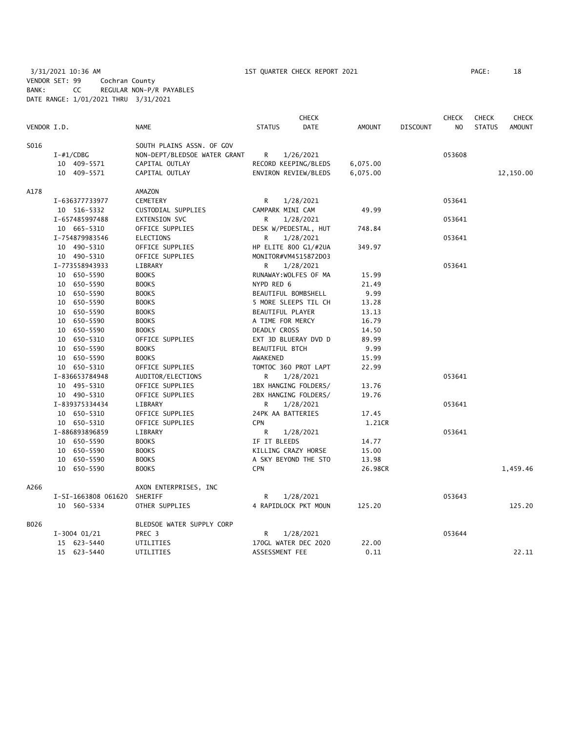3/31/2021 10:36 AM 1ST QUARTER CHECK REPORT 2021
VENDOR SET: 99 Cochran County
BANK: CC REGULAR NON-P/R PAYABLES
DATE RANGE: 1/01/2021 THRU 3/31/2021

| VENDOR I.D. | NAME | STATUS | CHECK DATE | AMOUNT | DISCOUNT | CHECK NO | CHECK STATUS | CHECK AMOUNT |
|---|---|---|---|---|---|---|---|---|
| S016 | SOUTH PLAINS ASSN. OF GOV | | | | | | | |
| I-#1/CDBG | NON-DEPT/BLEDSOE WATER GRANT | R | 1/26/2021 | | | 053608 | | |
| 10 409-5571 | CAPITAL OUTLAY | RECORD KEEPING/BLEDS | | 6,075.00 | | | | |
| 10 409-5571 | CAPITAL OUTLAY | ENVIRON REVIEW/BLEDS | | 6,075.00 | | | | 12,150.00 |
| A178 | AMAZON | | | | | | | |
| I-636377733977 | CEMETERY | R | 1/28/2021 | | | 053641 | | |
| 10 516-5332 | CUSTODIAL SUPPLIES | CAMPARK MINI CAM | | 49.99 | | | | |
| I-657485997488 | EXTENSION SVC | R | 1/28/2021 | | | 053641 | | |
| 10 665-5310 | OFFICE SUPPLIES | DESK W/PEDESTAL, HUT | | 748.84 | | | | |
| I-754879983546 | ELECTIONS | R | 1/28/2021 | | | 053641 | | |
| 10 490-5310 | OFFICE SUPPLIES | HP ELITE 800 G1/#2UA | | 349.97 | | | | |
| 10 490-5310 | OFFICE SUPPLIES | MONITOR#VM4515872D03 | | | | | | |
| I-773558943933 | LIBRARY | R | 1/28/2021 | | | 053641 | | |
| 10 650-5590 | BOOKS | RUNAWAY:WOLFES OF MA | | 15.99 | | | | |
| 10 650-5590 | BOOKS | NYPD RED 6 | | 21.49 | | | | |
| 10 650-5590 | BOOKS | BEAUTIFUL BOMBSHELL | | 9.99 | | | | |
| 10 650-5590 | BOOKS | 5 MORE SLEEPS TIL CH | | 13.28 | | | | |
| 10 650-5590 | BOOKS | BEAUTIFUL PLAYER | | 13.13 | | | | |
| 10 650-5590 | BOOKS | A TIME FOR MERCY | | 16.79 | | | | |
| 10 650-5590 | BOOKS | DEADLY CROSS | | 14.50 | | | | |
| 10 650-5310 | OFFICE SUPPLIES | EXT 3D BLUERAY DVD D | | 89.99 | | | | |
| 10 650-5590 | BOOKS | BEAUTIFUL BTCH | | 9.99 | | | | |
| 10 650-5590 | BOOKS | AWAKENED | | 15.99 | | | | |
| 10 650-5310 | OFFICE SUPPLIES | TOMTOC 360 PROT LAPT | | 22.99 | | | | |
| I-836653784948 | AUDITOR/ELECTIONS | R | 1/28/2021 | | | 053641 | | |
| 10 495-5310 | OFFICE SUPPLIES | 1BX HANGING FOLDERS/ | | 13.76 | | | | |
| 10 490-5310 | OFFICE SUPPLIES | 2BX HANGING FOLDERS/ | | 19.76 | | | | |
| I-839375334434 | LIBRARY | R | 1/28/2021 | | | 053641 | | |
| 10 650-5310 | OFFICE SUPPLIES | 24PK AA BATTERIES | | 17.45 | | | | |
| 10 650-5310 | OFFICE SUPPLIES | CPN | | 1.21CR | | | | |
| I-886893896859 | LIBRARY | R | 1/28/2021 | | | 053641 | | |
| 10 650-5590 | BOOKS | IF IT BLEEDS | | 14.77 | | | | |
| 10 650-5590 | BOOKS | KILLING CRAZY HORSE | | 15.00 | | | | |
| 10 650-5590 | BOOKS | A SKY BEYOND THE STO | | 13.98 | | | | |
| 10 650-5590 | BOOKS | CPN | | 26.98CR | | | | 1,459.46 |
| A266 | AXON ENTERPRISES, INC | | | | | | | |
| I-SI-1663808 061620 | SHERIFF | R | 1/28/2021 | | | 053643 | | |
| 10 560-5334 | OTHER SUPPLIES | 4 RAPIDLOCK PKT MOUN | | 125.20 | | | | 125.20 |
| B026 | BLEDSOE WATER SUPPLY CORP | | | | | | | |
| I-3004 01/21 | PREC 3 | R | 1/28/2021 | | | 053644 | | |
| 15 623-5440 | UTILITIES | 170GL WATER DEC 2020 | | 22.00 | | | | |
| 15 623-5440 | UTILITIES | ASSESSMENT FEE | | 0.11 | | | | 22.11 |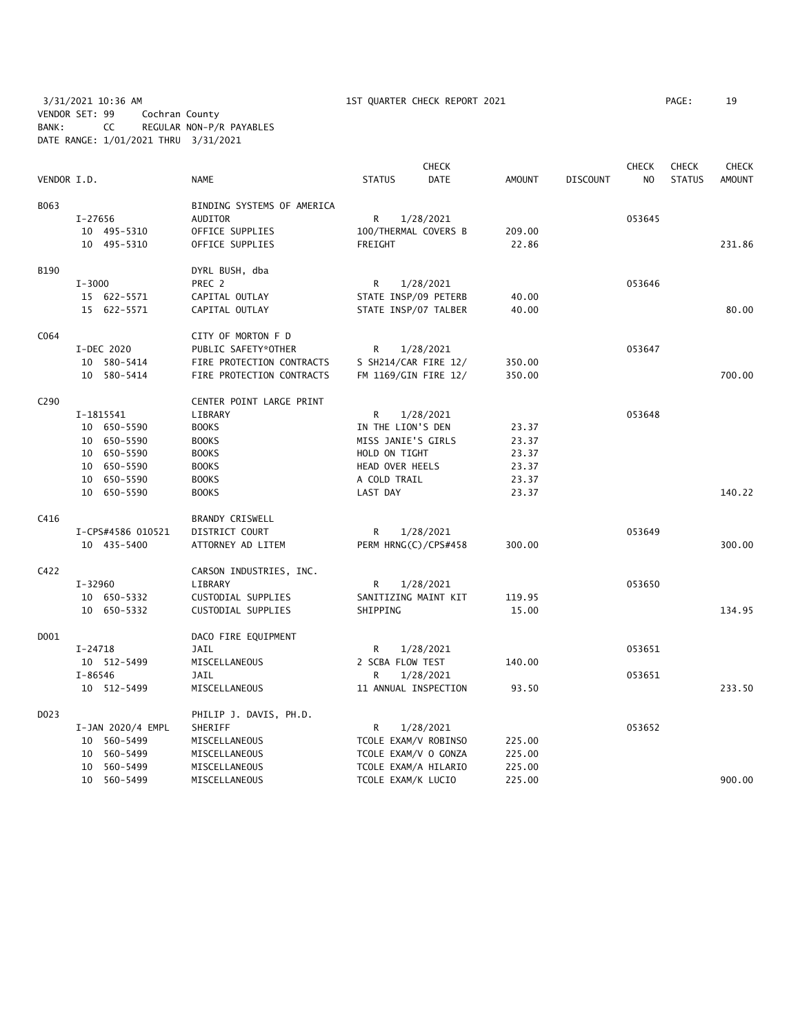3/31/2021 10:36 AM 1ST QUARTER CHECK REPORT 2021
VENDOR SET: 99 Cochran County
BANK: CC REGULAR NON-P/R PAYABLES
DATE RANGE: 1/01/2021 THRU 3/31/2021

| VENDOR I.D. | NAME | STATUS | CHECK DATE | AMOUNT | DISCOUNT | CHECK NO | CHECK STATUS | CHECK AMOUNT |
|---|---|---|---|---|---|---|---|---|
| B063 | BINDING SYSTEMS OF AMERICA | | | | | | | |
| I-27656 | AUDITOR | R | 1/28/2021 | | | 053645 | | |
| 10 495-5310 | OFFICE SUPPLIES | 100/THERMAL COVERS B | | 209.00 | | | | |
| 10 495-5310 | OFFICE SUPPLIES | FREIGHT | | 22.86 | | | | 231.86 |
| B190 | DYRL BUSH, dba | | | | | | | |
| I-3000 | PREC 2 | R | 1/28/2021 | | | 053646 | | |
| 15 622-5571 | CAPITAL OUTLAY | STATE INSP/09 PETERB | | 40.00 | | | | |
| 15 622-5571 | CAPITAL OUTLAY | STATE INSP/07 TALBER | | 40.00 | | | | 80.00 |
| C064 | CITY OF MORTON F D | | | | | | | |
| I-DEC 2020 | PUBLIC SAFETY*OTHER | R | 1/28/2021 | | | 053647 | | |
| 10 580-5414 | FIRE PROTECTION CONTRACTS | S SH214/CAR FIRE 12/ | | 350.00 | | | | |
| 10 580-5414 | FIRE PROTECTION CONTRACTS | FM 1169/GIN FIRE 12/ | | 350.00 | | | | 700.00 |
| C290 | CENTER POINT LARGE PRINT | | | | | | | |
| I-1815541 | LIBRARY | R | 1/28/2021 | | | 053648 | | |
| 10 650-5590 | BOOKS | IN THE LION'S DEN | | 23.37 | | | | |
| 10 650-5590 | BOOKS | MISS JANIE'S GIRLS | | 23.37 | | | | |
| 10 650-5590 | BOOKS | HOLD ON TIGHT | | 23.37 | | | | |
| 10 650-5590 | BOOKS | HEAD OVER HEELS | | 23.37 | | | | |
| 10 650-5590 | BOOKS | A COLD TRAIL | | 23.37 | | | | |
| 10 650-5590 | BOOKS | LAST DAY | | 23.37 | | | | 140.22 |
| C416 | BRANDY CRISWELL | | | | | | | |
| I-CPS#4586 010521 | DISTRICT COURT | R | 1/28/2021 | | | 053649 | | |
| 10 435-5400 | ATTORNEY AD LITEM | PERM HRNG(C)/CPS#458 | | 300.00 | | | | 300.00 |
| C422 | CARSON INDUSTRIES, INC. | | | | | | | |
| I-32960 | LIBRARY | R | 1/28/2021 | | | 053650 | | |
| 10 650-5332 | CUSTODIAL SUPPLIES | SANITIZING MAINT KIT | | 119.95 | | | | |
| 10 650-5332 | CUSTODIAL SUPPLIES | SHIPPING | | 15.00 | | | | 134.95 |
| D001 | DACO FIRE EQUIPMENT | | | | | | | |
| I-24718 | JAIL | R | 1/28/2021 | | | 053651 | | |
| 10 512-5499 | MISCELLANEOUS | 2 SCBA FLOW TEST | | 140.00 | | | | |
| I-86546 | JAIL | R | 1/28/2021 | | | 053651 | | |
| 10 512-5499 | MISCELLANEOUS | 11 ANNUAL INSPECTION | | 93.50 | | | | 233.50 |
| D023 | PHILIP J. DAVIS, PH.D. | | | | | | | |
| I-JAN 2020/4 EMPL | SHERIFF | R | 1/28/2021 | | | 053652 | | |
| 10 560-5499 | MISCELLANEOUS | TCOLE EXAM/V ROBINSO | | 225.00 | | | | |
| 10 560-5499 | MISCELLANEOUS | TCOLE EXAM/V O GONZA | | 225.00 | | | | |
| 10 560-5499 | MISCELLANEOUS | TCOLE EXAM/A HILARIO | | 225.00 | | | | |
| 10 560-5499 | MISCELLANEOUS | TCOLE EXAM/K LUCIO | | 225.00 | | | | 900.00 |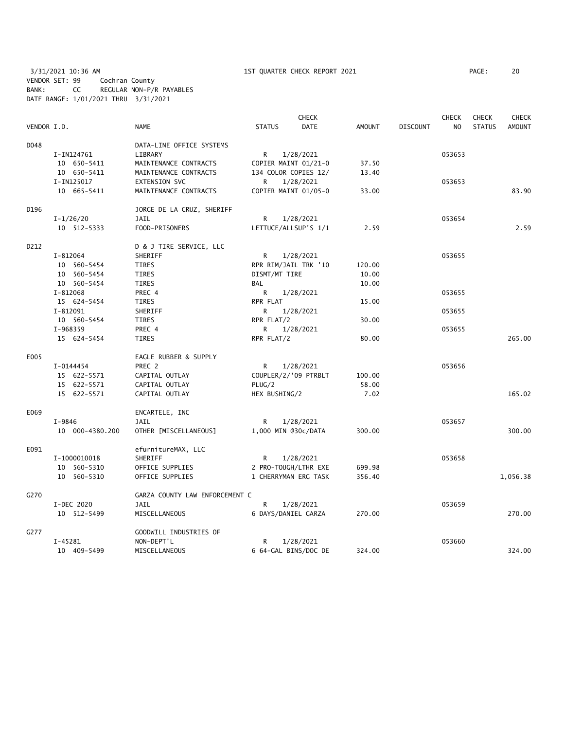3/31/2021 10:36 AM  1ST QUARTER CHECK REPORT 2021
VENDOR SET: 99  Cochran County
BANK: CC  REGULAR NON-P/R PAYABLES
DATE RANGE: 1/01/2021 THRU 3/31/2021

| VENDOR I.D. | NAME | STATUS | CHECK DATE | AMOUNT | DISCOUNT | CHECK NO | CHECK STATUS | CHECK AMOUNT |
|---|---|---|---|---|---|---|---|---|
| D048 | DATA-LINE OFFICE SYSTEMS | | | | | | | |
| I-IN124761 | LIBRARY | R | 1/28/2021 | | | 053653 | | |
| 10 650-5411 | MAINTENANCE CONTRACTS | COPIER MAINT 01/21-0 | | 37.50 | | | | |
| 10 650-5411 | MAINTENANCE CONTRACTS | 134 COLOR COPIES 12/ | | 13.40 | | | | |
| I-IN125017 | EXTENSION SVC | R | 1/28/2021 | | | 053653 | | |
| 10 665-5411 | MAINTENANCE CONTRACTS | COPIER MAINT 01/05-0 | | 33.00 | | | | 83.90 |
| D196 | JORGE DE LA CRUZ, SHERIFF | | | | | | | |
| I-1/26/20 | JAIL | R | 1/28/2021 | | | 053654 | | |
| 10 512-5333 | FOOD-PRISONERS | LETTUCE/ALLSUP'S 1/1 | | 2.59 | | | | 2.59 |
| D212 | D & J TIRE SERVICE, LLC | | | | | | | |
| I-812064 | SHERIFF | R | 1/28/2021 | | | 053655 | | |
| 10 560-5454 | TIRES | RPR RIM/JAIL TRK '10 | | 120.00 | | | | |
| 10 560-5454 | TIRES | DISMT/MT TIRE | | 10.00 | | | | |
| 10 560-5454 | TIRES | BAL | | 10.00 | | | | |
| I-812068 | PREC 4 | R | 1/28/2021 | | | 053655 | | |
| 15 624-5454 | TIRES | RPR FLAT | | 15.00 | | | | |
| I-812091 | SHERIFF | R | 1/28/2021 | | | 053655 | | |
| 10 560-5454 | TIRES | RPR FLAT/2 | | 30.00 | | | | |
| I-968359 | PREC 4 | R | 1/28/2021 | | | 053655 | | |
| 15 624-5454 | TIRES | RPR FLAT/2 | | 80.00 | | | | 265.00 |
| E005 | EAGLE RUBBER & SUPPLY | | | | | | | |
| I-0144454 | PREC 2 | R | 1/28/2021 | | | 053656 | | |
| 15 622-5571 | CAPITAL OUTLAY | COUPLER/2/'09 PTRBLT | | 100.00 | | | | |
| 15 622-5571 | CAPITAL OUTLAY | PLUG/2 | | 58.00 | | | | |
| 15 622-5571 | CAPITAL OUTLAY | HEX BUSHING/2 | | 7.02 | | | | 165.02 |
| E069 | ENCARTELE, INC | | | | | | | |
| I-9846 | JAIL | R | 1/28/2021 | | | 053657 | | |
| 10 000-4380.200 | OTHER [MISCELLANEOUS] | 1,000 MIN @30c/DATA | | 300.00 | | | | 300.00 |
| E091 | efurnitureMAX, LLC | | | | | | | |
| I-1000010018 | SHERIFF | R | 1/28/2021 | | | 053658 | | |
| 10 560-5310 | OFFICE SUPPLIES | 2 PRO-TOUGH/LTHR EXE | | 699.98 | | | | |
| 10 560-5310 | OFFICE SUPPLIES | 1 CHERRYMAN ERG TASK | | 356.40 | | | | 1,056.38 |
| G270 | GARZA COUNTY LAW ENFORCEMENT C | | | | | | | |
| I-DEC 2020 | JAIL | R | 1/28/2021 | | | 053659 | | |
| 10 512-5499 | MISCELLANEOUS | 6 DAYS/DANIEL GARZA | | 270.00 | | | | 270.00 |
| G277 | GOODWILL INDUSTRIES OF | | | | | | | |
| I-45281 | NON-DEPT'L | R | 1/28/2021 | | | 053660 | | |
| 10 409-5499 | MISCELLANEOUS | 6 64-GAL BINS/DOC DE | | 324.00 | | | | 324.00 |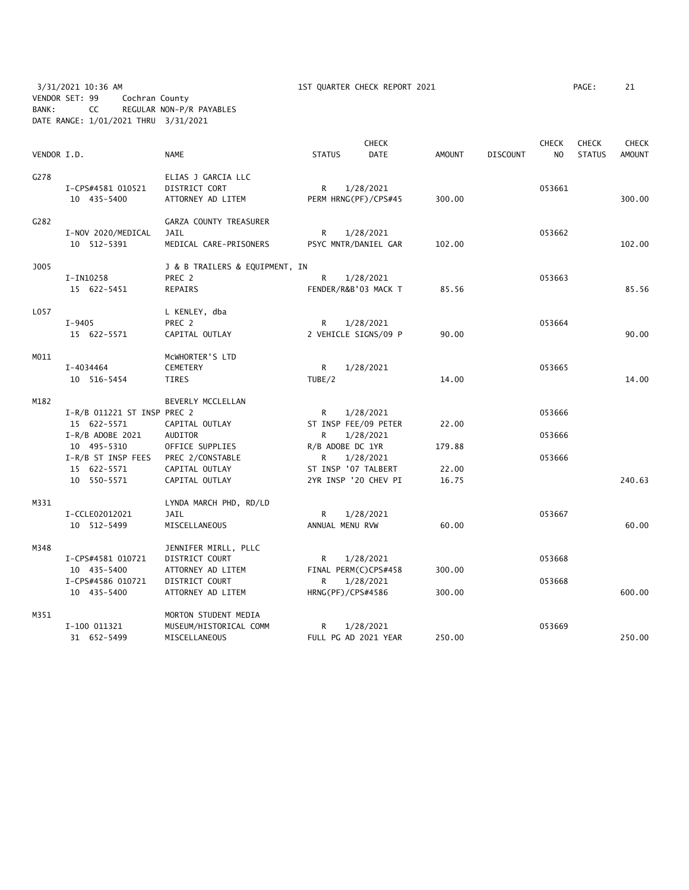3/31/2021 10:36 AM　　　1ST QUARTER CHECK REPORT 2021

VENDOR SET: 99　Cochran County
BANK: CC　REGULAR NON-P/R PAYABLES
DATE RANGE: 1/01/2021 THRU 3/31/2021

| VENDOR I.D. | | NAME | STATUS | CHECK DATE | AMOUNT | DISCOUNT | CHECK NO | CHECK STATUS | CHECK AMOUNT |
|---|---|---|---|---|---|---|---|---|---|
| G278 | | ELIAS J GARCIA LLC | | | | | | | |
| | I-CPS#4581 010521 | DISTRICT CORT | R | 1/28/2021 | | | 053661 | | |
| | 10 435-5400 | ATTORNEY AD LITEM | PERM HRNG(PF)/CPS#45 | | 300.00 | | | | 300.00 |
| G282 | | GARZA COUNTY TREASURER | | | | | | | |
| | I-NOV 2020/MEDICAL | JAIL | R | 1/28/2021 | | | 053662 | | |
| | 10 512-5391 | MEDICAL CARE-PRISONERS | PSYC MNTR/DANIEL GAR | | 102.00 | | | | 102.00 |
| J005 | | J & B TRAILERS & EQUIPMENT, IN | | | | | | | |
| | I-IN10258 | PREC 2 | R | 1/28/2021 | | | 053663 | | |
| | 15 622-5451 | REPAIRS | FENDER/R&B'03 MACK T | | 85.56 | | | | 85.56 |
| L057 | | L KENLEY, dba | | | | | | | |
| | I-9405 | PREC 2 | R | 1/28/2021 | | | 053664 | | |
| | 15 622-5571 | CAPITAL OUTLAY | 2 VEHICLE SIGNS/09 P | | 90.00 | | | | 90.00 |
| M011 | | McWHORTER'S LTD | | | | | | | |
| | I-4034464 | CEMETERY | R | 1/28/2021 | | | 053665 | | |
| | 10 516-5454 | TIRES | TUBE/2 | | 14.00 | | | | 14.00 |
| M182 | | BEVERLY MCCLELLAN | | | | | | | |
| | I-R/B 011221 ST INSP | PREC 2 | R | 1/28/2021 | | | 053666 | | |
| | 15 622-5571 | CAPITAL OUTLAY | ST INSP FEE/09 PETER | | 22.00 | | | | |
| | I-R/B ADOBE 2021 | AUDITOR | R | 1/28/2021 | | | 053666 | | |
| | 10 495-5310 | OFFICE SUPPLIES | R/B ADOBE DC 1YR | | 179.88 | | | | |
| | I-R/B ST INSP FEES | PREC 2/CONSTABLE | R | 1/28/2021 | | | 053666 | | |
| | 15 622-5571 | CAPITAL OUTLAY | ST INSP '07 TALBERT | | 22.00 | | | | |
| | 10 550-5571 | CAPITAL OUTLAY | 2YR INSP '20 CHEV PI | | 16.75 | | | | 240.63 |
| M331 | | LYNDA MARCH PHD, RD/LD | | | | | | | |
| | I-CCLE02012021 | JAIL | R | 1/28/2021 | | | 053667 | | |
| | 10 512-5499 | MISCELLANEOUS | ANNUAL MENU RVW | | 60.00 | | | | 60.00 |
| M348 | | JENNIFER MIRLL, PLLC | | | | | | | |
| | I-CPS#4581 010721 | DISTRICT COURT | R | 1/28/2021 | | | 053668 | | |
| | 10 435-5400 | ATTORNEY AD LITEM | FINAL PERM(C)CPS#458 | | 300.00 | | | | |
| | I-CPS#4586 010721 | DISTRICT COURT | R | 1/28/2021 | | | 053668 | | |
| | 10 435-5400 | ATTORNEY AD LITEM | HRNG(PF)/CPS#4586 | | 300.00 | | | | 600.00 |
| M351 | | MORTON STUDENT MEDIA | | | | | | | |
| | I-100 011321 | MUSEUM/HISTORICAL COMM | R | 1/28/2021 | | | 053669 | | |
| | 31 652-5499 | MISCELLANEOUS | FULL PG AD 2021 YEAR | | 250.00 | | | | 250.00 |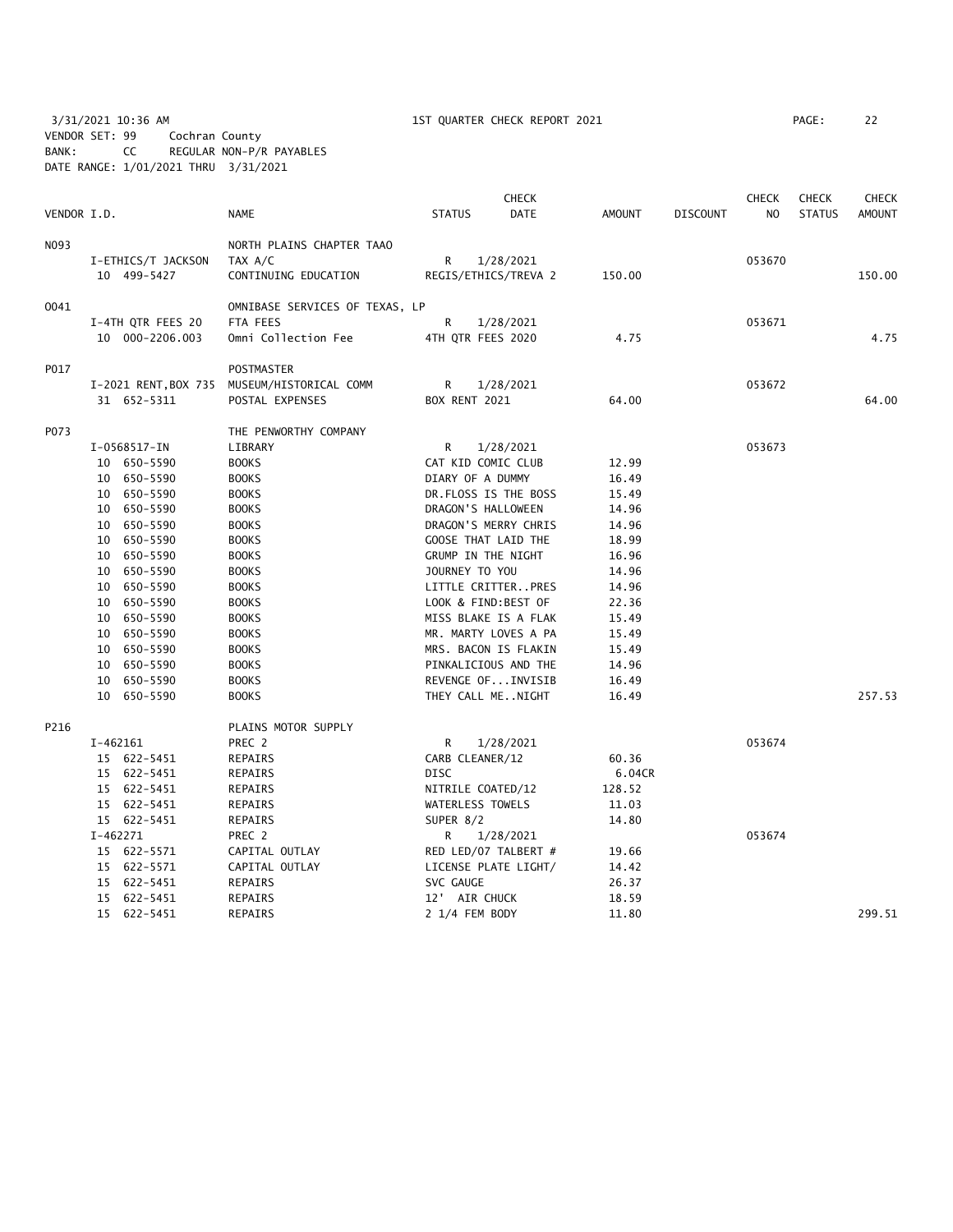3/31/2021 10:36 AM 1ST QUARTER CHECK REPORT 2021

VENDOR SET: 99 Cochran County
BANK: CC REGULAR NON-P/R PAYABLES
DATE RANGE: 1/01/2021 THRU 3/31/2021

| VENDOR I.D. | NAME | STATUS | CHECK DATE | AMOUNT | DISCOUNT | CHECK NO | CHECK STATUS | CHECK AMOUNT |
|---|---|---|---|---|---|---|---|---|
| N093 | NORTH PLAINS CHAPTER TAAO | | | | | | | |
| I-ETHICS/T JACKSON | TAX A/C | R | 1/28/2021 | | | 053670 | | |
| 10 499-5427 | CONTINUING EDUCATION | REGIS/ETHICS/TREVA 2 | | 150.00 | | | | 150.00 |
| O041 | OMNIBASE SERVICES OF TEXAS, LP | | | | | | | |
| I-4TH QTR FEES 20 | FTA FEES | R | 1/28/2021 | | | 053671 | | |
| 10 000-2206.003 | Omni Collection Fee | 4TH QTR FEES 2020 | | 4.75 | | | | 4.75 |
| P017 | POSTMASTER | | | | | | | |
| I-2021 RENT,BOX 735 | MUSEUM/HISTORICAL COMM | R | 1/28/2021 | | | 053672 | | |
| 31 652-5311 | POSTAL EXPENSES | BOX RENT 2021 | | 64.00 | | | | 64.00 |
| P073 | THE PENWORTHY COMPANY | | | | | | | |
| I-0568517-IN | LIBRARY | R | 1/28/2021 | | | 053673 | | |
| 10 650-5590 | BOOKS | CAT KID COMIC CLUB | | 12.99 | | | | |
| 10 650-5590 | BOOKS | DIARY OF A DUMMY | | 16.49 | | | | |
| 10 650-5590 | BOOKS | DR.FLOSS IS THE BOSS | | 15.49 | | | | |
| 10 650-5590 | BOOKS | DRAGON'S HALLOWEEN | | 14.96 | | | | |
| 10 650-5590 | BOOKS | DRAGON'S MERRY CHRIS | | 14.96 | | | | |
| 10 650-5590 | BOOKS | GOOSE THAT LAID THE | | 18.99 | | | | |
| 10 650-5590 | BOOKS | GRUMP IN THE NIGHT | | 16.96 | | | | |
| 10 650-5590 | BOOKS | JOURNEY TO YOU | | 14.96 | | | | |
| 10 650-5590 | BOOKS | LITTLE CRITTER..PRES | | 14.96 | | | | |
| 10 650-5590 | BOOKS | LOOK & FIND:BEST OF | | 22.36 | | | | |
| 10 650-5590 | BOOKS | MISS BLAKE IS A FLAK | | 15.49 | | | | |
| 10 650-5590 | BOOKS | MR. MARTY LOVES A PA | | 15.49 | | | | |
| 10 650-5590 | BOOKS | MRS. BACON IS FLAKIN | | 15.49 | | | | |
| 10 650-5590 | BOOKS | PINKALICIOUS AND THE | | 14.96 | | | | |
| 10 650-5590 | BOOKS | REVENGE OF...INVISIB | | 16.49 | | | | |
| 10 650-5590 | BOOKS | THEY CALL ME..NIGHT | | 16.49 | | | | 257.53 |
| P216 | PLAINS MOTOR SUPPLY | | | | | | | |
| I-462161 | PREC 2 | R | 1/28/2021 | | | 053674 | | |
| 15 622-5451 | REPAIRS | CARB CLEANER/12 | | 60.36 | | | | |
| 15 622-5451 | REPAIRS | DISC | | 6.04CR | | | | |
| 15 622-5451 | REPAIRS | NITRILE COATED/12 | | 128.52 | | | | |
| 15 622-5451 | REPAIRS | WATERLESS TOWELS | | 11.03 | | | | |
| 15 622-5451 | REPAIRS | SUPER 8/2 | | 14.80 | | | | |
| I-462271 | PREC 2 | R | 1/28/2021 | | | 053674 | | |
| 15 622-5571 | CAPITAL OUTLAY | RED LED/07 TALBERT # | | 19.66 | | | | |
| 15 622-5571 | CAPITAL OUTLAY | LICENSE PLATE LIGHT/ | | 14.42 | | | | |
| 15 622-5451 | REPAIRS | SVC GAUGE | | 26.37 | | | | |
| 15 622-5451 | REPAIRS | 12' AIR CHUCK | | 18.59 | | | | |
| 15 622-5451 | REPAIRS | 2 1/4 FEM BODY | | 11.80 | | | | 299.51 |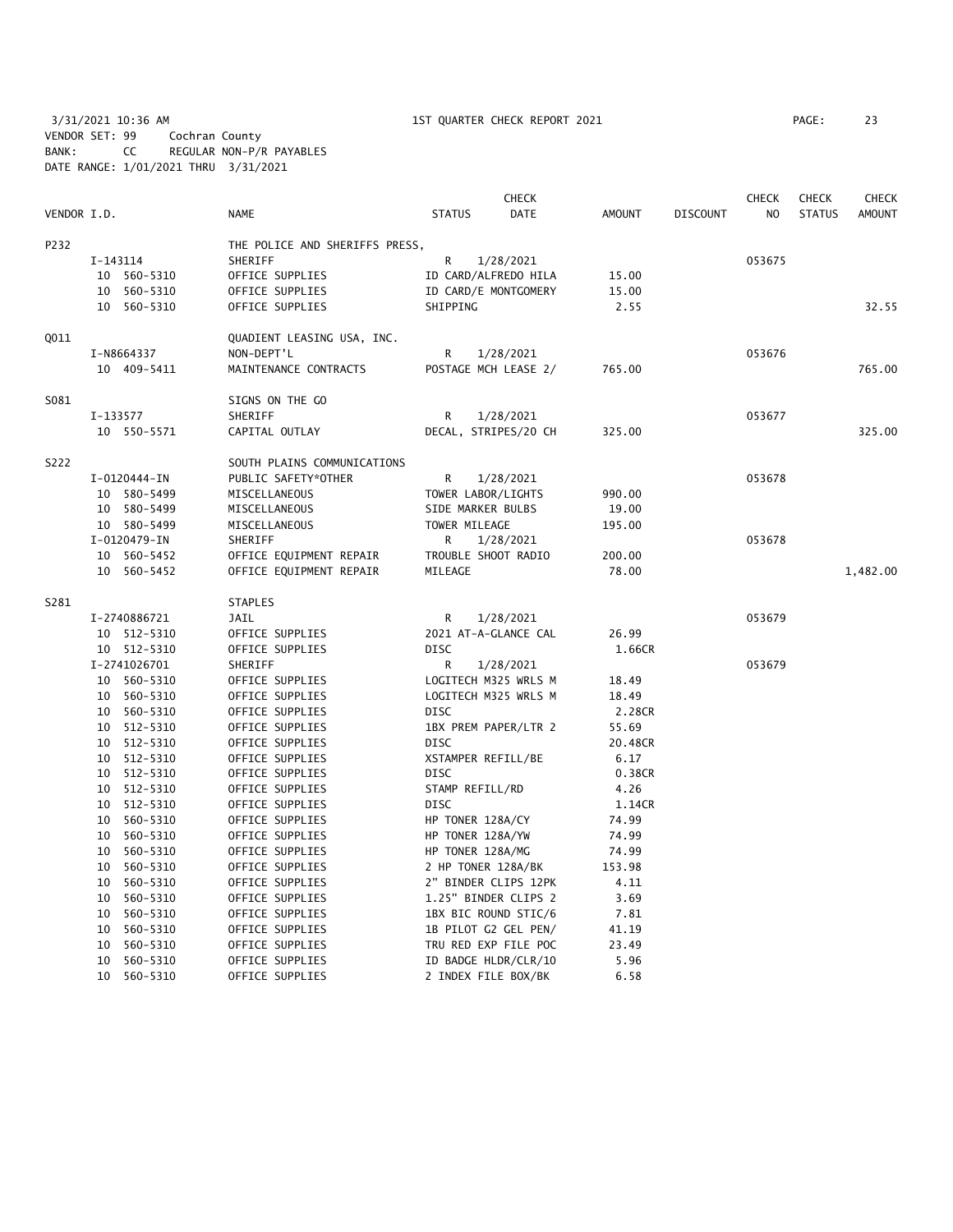3/31/2021 10:36 AM 1ST QUARTER CHECK REPORT 2021
VENDOR SET: 99 Cochran County
BANK: CC REGULAR NON-P/R PAYABLES
DATE RANGE: 1/01/2021 THRU 3/31/2021

| VENDOR I.D. | NAME | STATUS | CHECK DATE | AMOUNT | DISCOUNT | CHECK NO | CHECK STATUS | CHECK AMOUNT |
|---|---|---|---|---|---|---|---|---|
| P232 | THE POLICE AND SHERIFFS PRESS, | | | | | | | |
| I-143114 | SHERIFF | R | 1/28/2021 | | | 053675 | | |
| 10 560-5310 | OFFICE SUPPLIES | ID CARD/ALFREDO HILA | | 15.00 | | | | |
| 10 560-5310 | OFFICE SUPPLIES | ID CARD/E MONTGOMERY | | 15.00 | | | | |
| 10 560-5310 | OFFICE SUPPLIES | SHIPPING | | 2.55 | | | | 32.55 |
| Q011 | QUADIENT LEASING USA, INC. | | | | | | | |
| I-N8664337 | NON-DEPT'L | R | 1/28/2021 | | | 053676 | | |
| 10 409-5411 | MAINTENANCE CONTRACTS | POSTAGE MCH LEASE 2/ | | 765.00 | | | | 765.00 |
| S081 | SIGNS ON THE GO | | | | | | | |
| I-133577 | SHERIFF | R | 1/28/2021 | | | 053677 | | |
| 10 550-5571 | CAPITAL OUTLAY | DECAL, STRIPES/20 CH | | 325.00 | | | | 325.00 |
| S222 | SOUTH PLAINS COMMUNICATIONS | | | | | | | |
| I-0120444-IN | PUBLIC SAFETY*OTHER | R | 1/28/2021 | | | 053678 | | |
| 10 580-5499 | MISCELLANEOUS | TOWER LABOR/LIGHTS | | 990.00 | | | | |
| 10 580-5499 | MISCELLANEOUS | SIDE MARKER BULBS | | 19.00 | | | | |
| 10 580-5499 | MISCELLANEOUS | TOWER MILEAGE | | 195.00 | | | | |
| I-0120479-IN | SHERIFF | R | 1/28/2021 | | | 053678 | | |
| 10 560-5452 | OFFICE EQUIPMENT REPAIR | TROUBLE SHOOT RADIO | | 200.00 | | | | |
| 10 560-5452 | OFFICE EQUIPMENT REPAIR | MILEAGE | | 78.00 | | | | 1,482.00 |
| S281 | STAPLES | | | | | | | |
| I-2740886721 | JAIL | R | 1/28/2021 | | | 053679 | | |
| 10 512-5310 | OFFICE SUPPLIES | 2021 AT-A-GLANCE CAL | | 26.99 | | | | |
| 10 512-5310 | OFFICE SUPPLIES | DISC | | 1.66CR | | | | |
| I-2741026701 | SHERIFF | R | 1/28/2021 | | | 053679 | | |
| 10 560-5310 | OFFICE SUPPLIES | LOGITECH M325 WRLS M | | 18.49 | | | | |
| 10 560-5310 | OFFICE SUPPLIES | LOGITECH M325 WRLS M | | 18.49 | | | | |
| 10 560-5310 | OFFICE SUPPLIES | DISC | | 2.28CR | | | | |
| 10 512-5310 | OFFICE SUPPLIES | 1BX PREM PAPER/LTR 2 | | 55.69 | | | | |
| 10 512-5310 | OFFICE SUPPLIES | DISC | | 20.48CR | | | | |
| 10 512-5310 | OFFICE SUPPLIES | XSTAMPER REFILL/BE | | 6.17 | | | | |
| 10 512-5310 | OFFICE SUPPLIES | DISC | | 0.38CR | | | | |
| 10 512-5310 | OFFICE SUPPLIES | STAMP REFILL/RD | | 4.26 | | | | |
| 10 512-5310 | OFFICE SUPPLIES | DISC | | 1.14CR | | | | |
| 10 560-5310 | OFFICE SUPPLIES | HP TONER 128A/CY | | 74.99 | | | | |
| 10 560-5310 | OFFICE SUPPLIES | HP TONER 128A/YW | | 74.99 | | | | |
| 10 560-5310 | OFFICE SUPPLIES | HP TONER 128A/MG | | 74.99 | | | | |
| 10 560-5310 | OFFICE SUPPLIES | 2 HP TONER 128A/BK | | 153.98 | | | | |
| 10 560-5310 | OFFICE SUPPLIES | 2" BINDER CLIPS 12PK | | 4.11 | | | | |
| 10 560-5310 | OFFICE SUPPLIES | 1.25" BINDER CLIPS 2 | | 3.69 | | | | |
| 10 560-5310 | OFFICE SUPPLIES | 1BX BIC ROUND STIC/6 | | 7.81 | | | | |
| 10 560-5310 | OFFICE SUPPLIES | 1B PILOT G2 GEL PEN/ | | 41.19 | | | | |
| 10 560-5310 | OFFICE SUPPLIES | TRU RED EXP FILE POC | | 23.49 | | | | |
| 10 560-5310 | OFFICE SUPPLIES | ID BADGE HLDR/CLR/10 | | 5.96 | | | | |
| 10 560-5310 | OFFICE SUPPLIES | 2 INDEX FILE BOX/BK | | 6.58 | | | | |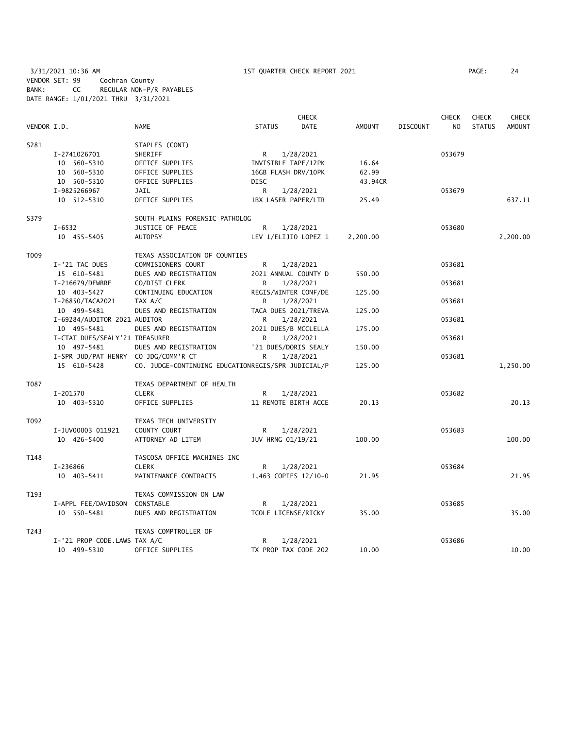3/31/2021 10:36 AM 1ST QUARTER CHECK REPORT 2021 PAGE: 24
VENDOR SET: 99 Cochran County
BANK: CC REGULAR NON-P/R PAYABLES
DATE RANGE: 1/01/2021 THRU 3/31/2021

| VENDOR I.D. | | NAME | STATUS | CHECK DATE | AMOUNT | DISCOUNT | CHECK NO | CHECK STATUS | CHECK AMOUNT |
|---|---|---|---|---|---|---|---|---|---|
| S281 | | STAPLES (CONT) | | | | | | | |
| | I-2741026701 | SHERIFF | R | 1/28/2021 | | | 053679 | | |
| | 10 560-5310 | OFFICE SUPPLIES | INVISIBLE TAPE/12PK | | 16.64 | | | | |
| | 10 560-5310 | OFFICE SUPPLIES | 16GB FLASH DRV/10PK | | 62.99 | | | | |
| | 10 560-5310 | OFFICE SUPPLIES | DISC | | 43.94CR | | | | |
| | I-9825266967 | JAIL | R | 1/28/2021 | | | 053679 | | |
| | 10 512-5310 | OFFICE SUPPLIES | 1BX LASER PAPER/LTR | | 25.49 | | | | 637.11 |
| S379 | | SOUTH PLAINS FORENSIC PATHOLOG | | | | | | | |
| | I-6532 | JUSTICE OF PEACE | R | 1/28/2021 | | | 053680 | | |
| | 10 455-5405 | AUTOPSY | LEV 1/ELIJIO LOPEZ 1 | | 2,200.00 | | | | 2,200.00 |
| T009 | | TEXAS ASSOCIATION OF COUNTIES | | | | | | | |
| | I-'21 TAC DUES | COMMISIONERS COURT | R | 1/28/2021 | | | 053681 | | |
| | 15 610-5481 | DUES AND REGISTRATION | 2021 ANNUAL COUNTY D | | 550.00 | | | | |
| | I-216679/DEWBRE | CO/DIST CLERK | R | 1/28/2021 | | | 053681 | | |
| | 10 403-5427 | CONTINUING EDUCATION | REGIS/WINTER CONF/DE | | 125.00 | | | | |
| | I-26850/TACA2021 | TAX A/C | R | 1/28/2021 | | | 053681 | | |
| | 10 499-5481 | DUES AND REGISTRATION | TACA DUES 2021/TREVA | | 125.00 | | | | |
| | I-69284/AUDITOR 2021 | AUDITOR | R | 1/28/2021 | | | 053681 | | |
| | 10 495-5481 | DUES AND REGISTRATION | 2021 DUES/B MCCLELLA | | 175.00 | | | | |
| | I-CTAT DUES/SEALY'21 | TREASURER | R | 1/28/2021 | | | 053681 | | |
| | 10 497-5481 | DUES AND REGISTRATION | '21 DUES/DORIS SEALY | | 150.00 | | | | |
| | I-SPR JUD/PAT HENRY | CO JDG/COMM'R CT | R | 1/28/2021 | | | 053681 | | |
| | 15 610-5428 | CO. JUDGE-CONTINUING EDUCATION | REGIS/SPR JUDICIAL/P | | 125.00 | | | | 1,250.00 |
| T087 | | TEXAS DEPARTMENT OF HEALTH | | | | | | | |
| | I-201570 | CLERK | R | 1/28/2021 | | | 053682 | | |
| | 10 403-5310 | OFFICE SUPPLIES | 11 REMOTE BIRTH ACCE | | 20.13 | | | | 20.13 |
| T092 | | TEXAS TECH UNIVERSITY | | | | | | | |
| | I-JUV00003 011921 | COUNTY COURT | R | 1/28/2021 | | | 053683 | | |
| | 10 426-5400 | ATTORNEY AD LITEM | JUV HRNG 01/19/21 | | 100.00 | | | | 100.00 |
| T148 | | TASCOSA OFFICE MACHINES INC | | | | | | | |
| | I-236866 | CLERK | R | 1/28/2021 | | | 053684 | | |
| | 10 403-5411 | MAINTENANCE CONTRACTS | 1,463 COPIES 12/10-0 | | 21.95 | | | | 21.95 |
| T193 | | TEXAS COMMISSION ON LAW | | | | | | | |
| | I-APPL FEE/DAVIDSON | CONSTABLE | R | 1/28/2021 | | | 053685 | | |
| | 10 550-5481 | DUES AND REGISTRATION | TCOLE LICENSE/RICKY | | 35.00 | | | | 35.00 |
| T243 | | TEXAS COMPTROLLER OF | | | | | | | |
| | I-'21 PROP CODE.LAWS | TAX A/C | R | 1/28/2021 | | | 053686 | | |
| | 10 499-5310 | OFFICE SUPPLIES | TX PROP TAX CODE 202 | | 10.00 | | | | 10.00 |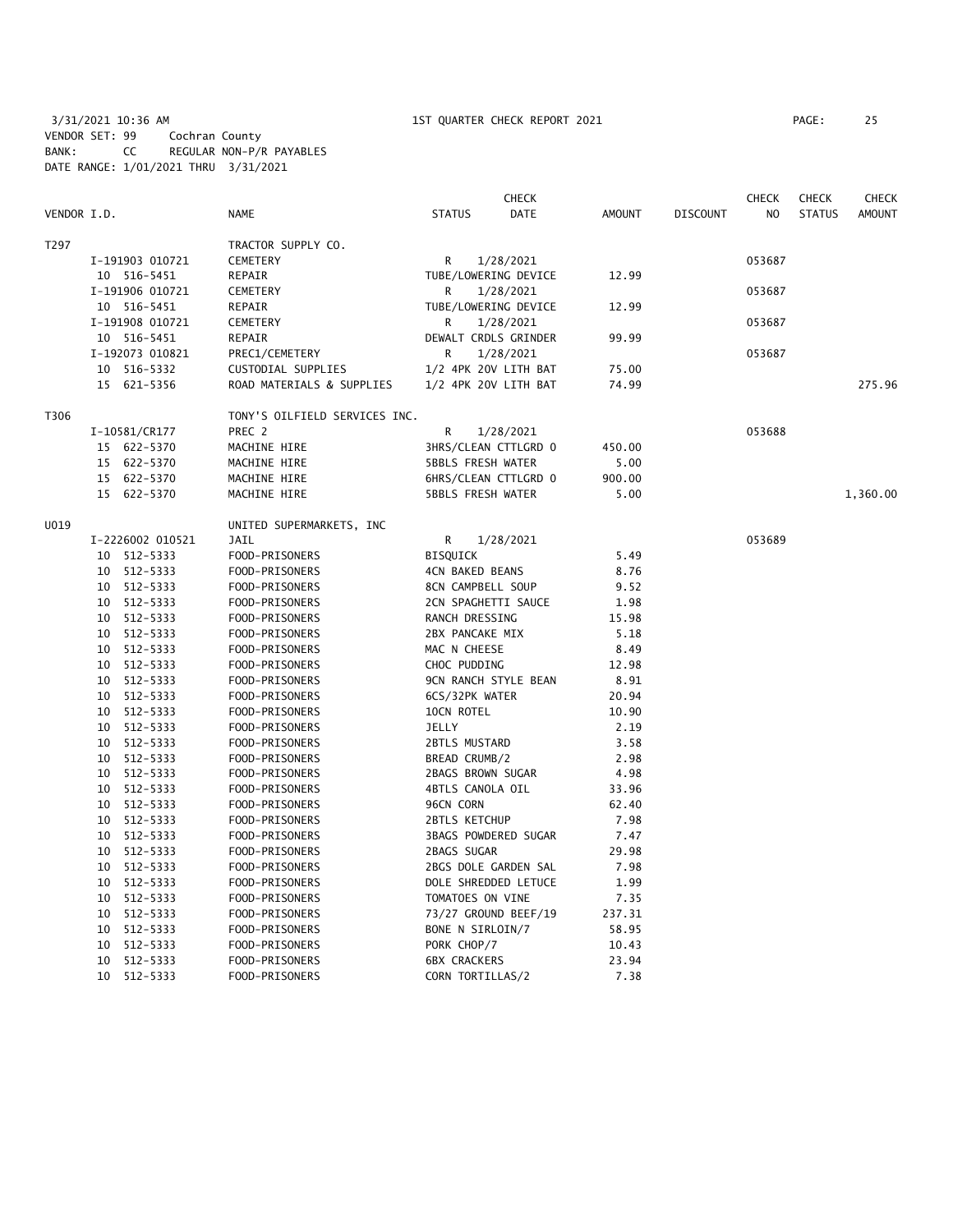3/31/2021 10:36 AM  1ST QUARTER CHECK REPORT 2021

VENDOR SET: 99  Cochran County
BANK: CC  REGULAR NON-P/R PAYABLES
DATE RANGE: 1/01/2021 THRU 3/31/2021

| VENDOR I.D. | NAME | STATUS | CHECK DATE | AMOUNT | DISCOUNT | CHECK NO | CHECK STATUS | CHECK AMOUNT |
|---|---|---|---|---|---|---|---|---|
| T297 | TRACTOR SUPPLY CO. | | | | | | | |
| I-191903 010721 | CEMETERY | R | 1/28/2021 | | | 053687 | | |
| 10 516-5451 | REPAIR | TUBE/LOWERING DEVICE | | 12.99 | | | | |
| I-191906 010721 | CEMETERY | R | 1/28/2021 | | | 053687 | | |
| 10 516-5451 | REPAIR | TUBE/LOWERING DEVICE | | 12.99 | | | | |
| I-191908 010721 | CEMETERY | R | 1/28/2021 | | | 053687 | | |
| 10 516-5451 | REPAIR | DEWALT CRDLS GRINDER | | 99.99 | | | | |
| I-192073 010821 | PREC1/CEMETERY | R | 1/28/2021 | | | 053687 | | |
| 10 516-5332 | CUSTODIAL SUPPLIES | 1/2 4PK 20V LITH BAT | | 75.00 | | | | |
| 15 621-5356 | ROAD MATERIALS & SUPPLIES | 1/2 4PK 20V LITH BAT | | 74.99 | | | | 275.96 |
| T306 | TONY'S OILFIELD SERVICES INC. | | | | | | | |
| I-10581/CR177 | PREC 2 | R | 1/28/2021 | | | 053688 | | |
| 15 622-5370 | MACHINE HIRE | 3HRS/CLEAN CTTLGRD 0 | | 450.00 | | | | |
| 15 622-5370 | MACHINE HIRE | 5BBLS FRESH WATER | | 5.00 | | | | |
| 15 622-5370 | MACHINE HIRE | 6HRS/CLEAN CTTLGRD 0 | | 900.00 | | | | |
| 15 622-5370 | MACHINE HIRE | 5BBLS FRESH WATER | | 5.00 | | | | 1,360.00 |
| U019 | UNITED SUPERMARKETS, INC | | | | | | | |
| I-2226002 010521 | JAIL | R | 1/28/2021 | | | 053689 | | |
| 10 512-5333 | FOOD-PRISONERS | BISQUICK | | 5.49 | | | | |
| 10 512-5333 | FOOD-PRISONERS | 4CN BAKED BEANS | | 8.76 | | | | |
| 10 512-5333 | FOOD-PRISONERS | 8CN CAMPBELL SOUP | | 9.52 | | | | |
| 10 512-5333 | FOOD-PRISONERS | 2CN SPAGHETTI SAUCE | | 1.98 | | | | |
| 10 512-5333 | FOOD-PRISONERS | RANCH DRESSING | | 15.98 | | | | |
| 10 512-5333 | FOOD-PRISONERS | 2BX PANCAKE MIX | | 5.18 | | | | |
| 10 512-5333 | FOOD-PRISONERS | MAC N CHEESE | | 8.49 | | | | |
| 10 512-5333 | FOOD-PRISONERS | CHOC PUDDING | | 12.98 | | | | |
| 10 512-5333 | FOOD-PRISONERS | 9CN RANCH STYLE BEAN | | 8.91 | | | | |
| 10 512-5333 | FOOD-PRISONERS | 6CS/32PK WATER | | 20.94 | | | | |
| 10 512-5333 | FOOD-PRISONERS | 10CN ROTEL | | 10.90 | | | | |
| 10 512-5333 | FOOD-PRISONERS | JELLY | | 2.19 | | | | |
| 10 512-5333 | FOOD-PRISONERS | 2BTLS MUSTARD | | 3.58 | | | | |
| 10 512-5333 | FOOD-PRISONERS | BREAD CRUMB/2 | | 2.98 | | | | |
| 10 512-5333 | FOOD-PRISONERS | 2BAGS BROWN SUGAR | | 4.98 | | | | |
| 10 512-5333 | FOOD-PRISONERS | 4BTLS CANOLA OIL | | 33.96 | | | | |
| 10 512-5333 | FOOD-PRISONERS | 96CN CORN | | 62.40 | | | | |
| 10 512-5333 | FOOD-PRISONERS | 2BTLS KETCHUP | | 7.98 | | | | |
| 10 512-5333 | FOOD-PRISONERS | 3BAGS POWDERED SUGAR | | 7.47 | | | | |
| 10 512-5333 | FOOD-PRISONERS | 2BAGS SUGAR | | 29.98 | | | | |
| 10 512-5333 | FOOD-PRISONERS | 2BGS DOLE GARDEN SAL | | 7.98 | | | | |
| 10 512-5333 | FOOD-PRISONERS | DOLE SHREDDED LETUCE | | 1.99 | | | | |
| 10 512-5333 | FOOD-PRISONERS | TOMATOES ON VINE | | 7.35 | | | | |
| 10 512-5333 | FOOD-PRISONERS | 73/27 GROUND BEEF/19 | | 237.31 | | | | |
| 10 512-5333 | FOOD-PRISONERS | BONE N SIRLOIN/7 | | 58.95 | | | | |
| 10 512-5333 | FOOD-PRISONERS | PORK CHOP/7 | | 10.43 | | | | |
| 10 512-5333 | FOOD-PRISONERS | 6BX CRACKERS | | 23.94 | | | | |
| 10 512-5333 | FOOD-PRISONERS | CORN TORTILLAS/2 | | 7.38 | | | | |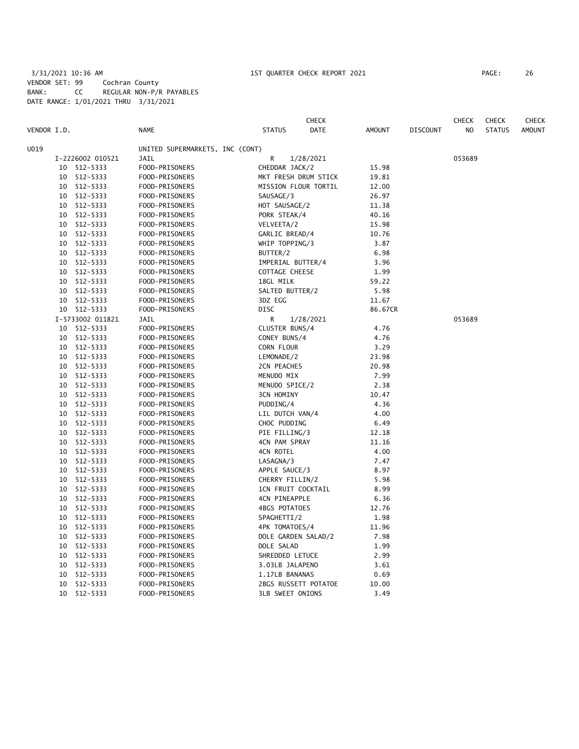3/31/2021 10:36 AM 1ST QUARTER CHECK REPORT 2021
VENDOR SET: 99 Cochran County
BANK: CC REGULAR NON-P/R PAYABLES
DATE RANGE: 1/01/2021 THRU 3/31/2021

| VENDOR I.D. | NAME | STATUS | CHECK DATE | AMOUNT | DISCOUNT | CHECK NO | CHECK STATUS | CHECK AMOUNT |
|---|---|---|---|---|---|---|---|---|
| U019 | UNITED SUPERMARKETS, INC (CONT) | | | | | | | |
| I-2226002 010521 | JAIL | R | 1/28/2021 | | | 053689 | | |
| 10 512-5333 | FOOD-PRISONERS | CHEDDAR JACK/2 | | 15.98 | | | | |
| 10 512-5333 | FOOD-PRISONERS | MKT FRESH DRUM STICK | | 19.81 | | | | |
| 10 512-5333 | FOOD-PRISONERS | MISSION FLOUR TORTIL | | 12.00 | | | | |
| 10 512-5333 | FOOD-PRISONERS | SAUSAGE/3 | | 26.97 | | | | |
| 10 512-5333 | FOOD-PRISONERS | HOT SAUSAGE/2 | | 11.38 | | | | |
| 10 512-5333 | FOOD-PRISONERS | PORK STEAK/4 | | 40.16 | | | | |
| 10 512-5333 | FOOD-PRISONERS | VELVEETA/2 | | 15.98 | | | | |
| 10 512-5333 | FOOD-PRISONERS | GARLIC BREAD/4 | | 10.76 | | | | |
| 10 512-5333 | FOOD-PRISONERS | WHIP TOPPING/3 | | 3.87 | | | | |
| 10 512-5333 | FOOD-PRISONERS | BUTTER/2 | | 6.98 | | | | |
| 10 512-5333 | FOOD-PRISONERS | IMPERIAL BUTTER/4 | | 3.96 | | | | |
| 10 512-5333 | FOOD-PRISONERS | COTTAGE CHEESE | | 1.99 | | | | |
| 10 512-5333 | FOOD-PRISONERS | 18GL MILK | | 59.22 | | | | |
| 10 512-5333 | FOOD-PRISONERS | SALTED BUTTER/2 | | 5.98 | | | | |
| 10 512-5333 | FOOD-PRISONERS | 3DZ EGG | | 11.67 | | | | |
| 10 512-5333 | FOOD-PRISONERS | DISC | | 86.67CR | | | | |
| I-5733002 011821 | JAIL | R | 1/28/2021 | | | 053689 | | |
| 10 512-5333 | FOOD-PRISONERS | CLUSTER BUNS/4 | | 4.76 | | | | |
| 10 512-5333 | FOOD-PRISONERS | CONEY BUNS/4 | | 4.76 | | | | |
| 10 512-5333 | FOOD-PRISONERS | CORN FLOUR | | 3.29 | | | | |
| 10 512-5333 | FOOD-PRISONERS | LEMONADE/2 | | 23.98 | | | | |
| 10 512-5333 | FOOD-PRISONERS | 2CN PEACHES | | 20.98 | | | | |
| 10 512-5333 | FOOD-PRISONERS | MENUDO MIX | | 7.99 | | | | |
| 10 512-5333 | FOOD-PRISONERS | MENUDO SPICE/2 | | 2.38 | | | | |
| 10 512-5333 | FOOD-PRISONERS | 3CN HOMINY | | 10.47 | | | | |
| 10 512-5333 | FOOD-PRISONERS | PUDDING/4 | | 4.36 | | | | |
| 10 512-5333 | FOOD-PRISONERS | LIL DUTCH VAN/4 | | 4.00 | | | | |
| 10 512-5333 | FOOD-PRISONERS | CHOC PUDDING | | 6.49 | | | | |
| 10 512-5333 | FOOD-PRISONERS | PIE FILLING/3 | | 12.18 | | | | |
| 10 512-5333 | FOOD-PRISONERS | 4CN PAM SPRAY | | 11.16 | | | | |
| 10 512-5333 | FOOD-PRISONERS | 4CN ROTEL | | 4.00 | | | | |
| 10 512-5333 | FOOD-PRISONERS | LASAGNA/3 | | 7.47 | | | | |
| 10 512-5333 | FOOD-PRISONERS | APPLE SAUCE/3 | | 8.97 | | | | |
| 10 512-5333 | FOOD-PRISONERS | CHERRY FILLIN/2 | | 5.98 | | | | |
| 10 512-5333 | FOOD-PRISONERS | 1CN FRUIT COCKTAIL | | 8.99 | | | | |
| 10 512-5333 | FOOD-PRISONERS | 4CN PINEAPPLE | | 6.36 | | | | |
| 10 512-5333 | FOOD-PRISONERS | 4BGS POTATOES | | 12.76 | | | | |
| 10 512-5333 | FOOD-PRISONERS | SPAGHETTI/2 | | 1.98 | | | | |
| 10 512-5333 | FOOD-PRISONERS | 4PK TOMATOES/4 | | 11.96 | | | | |
| 10 512-5333 | FOOD-PRISONERS | DOLE GARDEN SALAD/2 | | 7.98 | | | | |
| 10 512-5333 | FOOD-PRISONERS | DOLE SALAD | | 1.99 | | | | |
| 10 512-5333 | FOOD-PRISONERS | SHREDDED LETUCE | | 2.99 | | | | |
| 10 512-5333 | FOOD-PRISONERS | 3.03LB JALAPENO | | 3.61 | | | | |
| 10 512-5333 | FOOD-PRISONERS | 1.17LB BANANAS | | 0.69 | | | | |
| 10 512-5333 | FOOD-PRISONERS | 2BGS RUSSETT POTATOE | | 10.00 | | | | |
| 10 512-5333 | FOOD-PRISONERS | 3LB SWEET ONIONS | | 3.49 | | | | |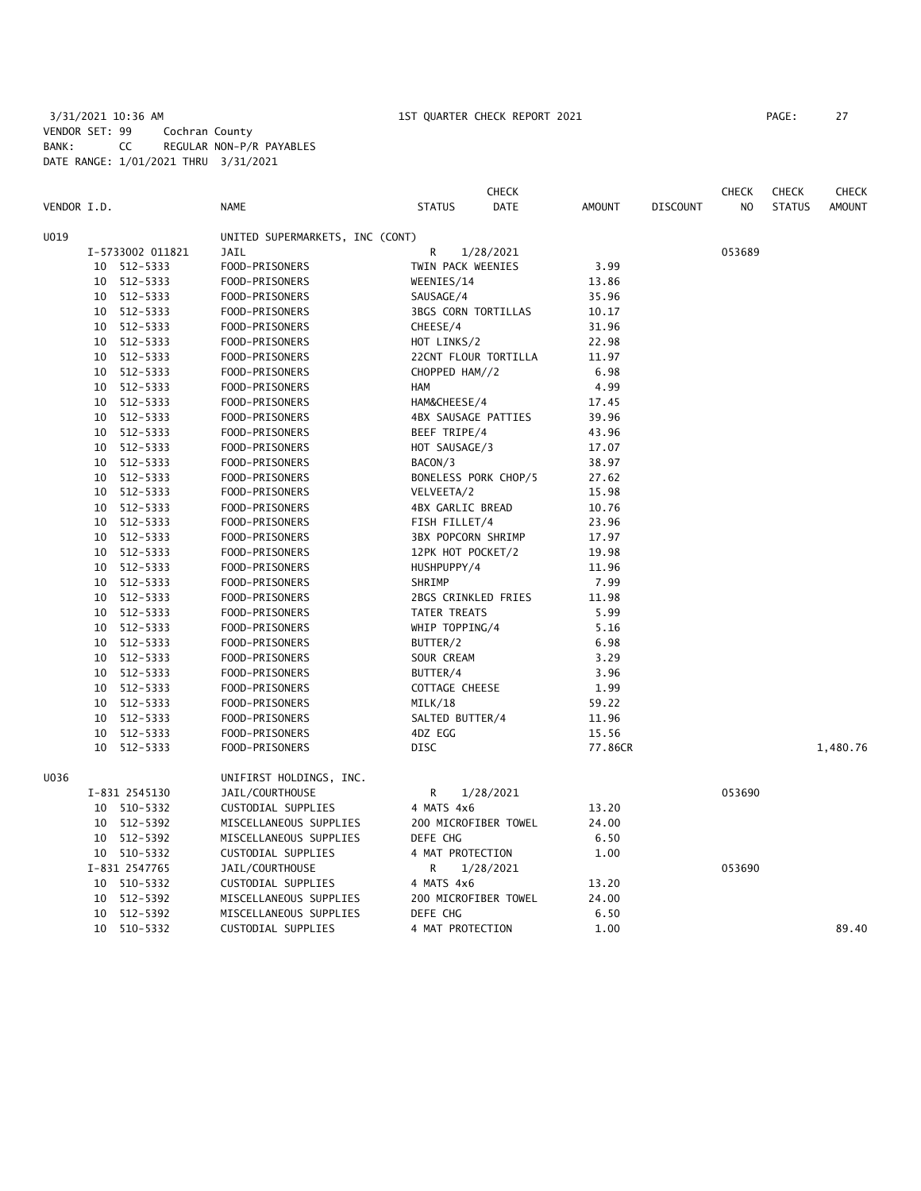3/31/2021 10:36 AM 1ST QUARTER CHECK REPORT 2021 PAGE: 27
VENDOR SET: 99 Cochran County
BANK: CC REGULAR NON-P/R PAYABLES
DATE RANGE: 1/01/2021 THRU 3/31/2021

| VENDOR I.D. | NAME | STATUS | CHECK DATE | AMOUNT | DISCOUNT | CHECK NO | CHECK STATUS | CHECK AMOUNT |
|---|---|---|---|---|---|---|---|---|
| U019 | UNITED SUPERMARKETS, INC (CONT) | | | | | | | |
| I-5733002 011821 | JAIL | R | 1/28/2021 | | | 053689 | | |
| 10 512-5333 | FOOD-PRISONERS | TWIN PACK WEENIES | | 3.99 | | | | |
| 10 512-5333 | FOOD-PRISONERS | WEENIES/14 | | 13.86 | | | | |
| 10 512-5333 | FOOD-PRISONERS | SAUSAGE/4 | | 35.96 | | | | |
| 10 512-5333 | FOOD-PRISONERS | 3BGS CORN TORTILLAS | | 10.17 | | | | |
| 10 512-5333 | FOOD-PRISONERS | CHEESE/4 | | 31.96 | | | | |
| 10 512-5333 | FOOD-PRISONERS | HOT LINKS/2 | | 22.98 | | | | |
| 10 512-5333 | FOOD-PRISONERS | 22CNT FLOUR TORTILLA | | 11.97 | | | | |
| 10 512-5333 | FOOD-PRISONERS | CHOPPED HAM//2 | | 6.98 | | | | |
| 10 512-5333 | FOOD-PRISONERS | HAM | | 4.99 | | | | |
| 10 512-5333 | FOOD-PRISONERS | HAM&CHEESE/4 | | 17.45 | | | | |
| 10 512-5333 | FOOD-PRISONERS | 4BX SAUSAGE PATTIES | | 39.96 | | | | |
| 10 512-5333 | FOOD-PRISONERS | BEEF TRIPE/4 | | 43.96 | | | | |
| 10 512-5333 | FOOD-PRISONERS | HOT SAUSAGE/3 | | 17.07 | | | | |
| 10 512-5333 | FOOD-PRISONERS | BACON/3 | | 38.97 | | | | |
| 10 512-5333 | FOOD-PRISONERS | BONELESS PORK CHOP/5 | | 27.62 | | | | |
| 10 512-5333 | FOOD-PRISONERS | VELVEETA/2 | | 15.98 | | | | |
| 10 512-5333 | FOOD-PRISONERS | 4BX GARLIC BREAD | | 10.76 | | | | |
| 10 512-5333 | FOOD-PRISONERS | FISH FILLET/4 | | 23.96 | | | | |
| 10 512-5333 | FOOD-PRISONERS | 3BX POPCORN SHRIMP | | 17.97 | | | | |
| 10 512-5333 | FOOD-PRISONERS | 12PK HOT POCKET/2 | | 19.98 | | | | |
| 10 512-5333 | FOOD-PRISONERS | HUSHPUPPY/4 | | 11.96 | | | | |
| 10 512-5333 | FOOD-PRISONERS | SHRIMP | | 7.99 | | | | |
| 10 512-5333 | FOOD-PRISONERS | 2BGS CRINKLED FRIES | | 11.98 | | | | |
| 10 512-5333 | FOOD-PRISONERS | TATER TREATS | | 5.99 | | | | |
| 10 512-5333 | FOOD-PRISONERS | WHIP TOPPING/4 | | 5.16 | | | | |
| 10 512-5333 | FOOD-PRISONERS | BUTTER/2 | | 6.98 | | | | |
| 10 512-5333 | FOOD-PRISONERS | SOUR CREAM | | 3.29 | | | | |
| 10 512-5333 | FOOD-PRISONERS | BUTTER/4 | | 3.96 | | | | |
| 10 512-5333 | FOOD-PRISONERS | COTTAGE CHEESE | | 1.99 | | | | |
| 10 512-5333 | FOOD-PRISONERS | MILK/18 | | 59.22 | | | | |
| 10 512-5333 | FOOD-PRISONERS | SALTED BUTTER/4 | | 11.96 | | | | |
| 10 512-5333 | FOOD-PRISONERS | 4DZ EGG | | 15.56 | | | | |
| 10 512-5333 | FOOD-PRISONERS | DISC | | 77.86CR | | | | 1,480.76 |
| U036 | UNIFIRST HOLDINGS, INC. | | | | | | | |
| I-831 2545130 | JAIL/COURTHOUSE | R | 1/28/2021 | | | 053690 | | |
| 10 510-5332 | CUSTODIAL SUPPLIES | 4 MATS 4x6 | | 13.20 | | | | |
| 10 512-5392 | MISCELLANEOUS SUPPLIES | 200 MICROFIBER TOWEL | | 24.00 | | | | |
| 10 512-5392 | MISCELLANEOUS SUPPLIES | DEFE CHG | | 6.50 | | | | |
| 10 510-5332 | CUSTODIAL SUPPLIES | 4 MAT PROTECTION | | 1.00 | | | | |
| I-831 2547765 | JAIL/COURTHOUSE | R | 1/28/2021 | | | 053690 | | |
| 10 510-5332 | CUSTODIAL SUPPLIES | 4 MATS 4x6 | | 13.20 | | | | |
| 10 512-5392 | MISCELLANEOUS SUPPLIES | 200 MICROFIBER TOWEL | | 24.00 | | | | |
| 10 512-5392 | MISCELLANEOUS SUPPLIES | DEFE CHG | | 6.50 | | | | |
| 10 510-5332 | CUSTODIAL SUPPLIES | 4 MAT PROTECTION | | 1.00 | | | | 89.40 |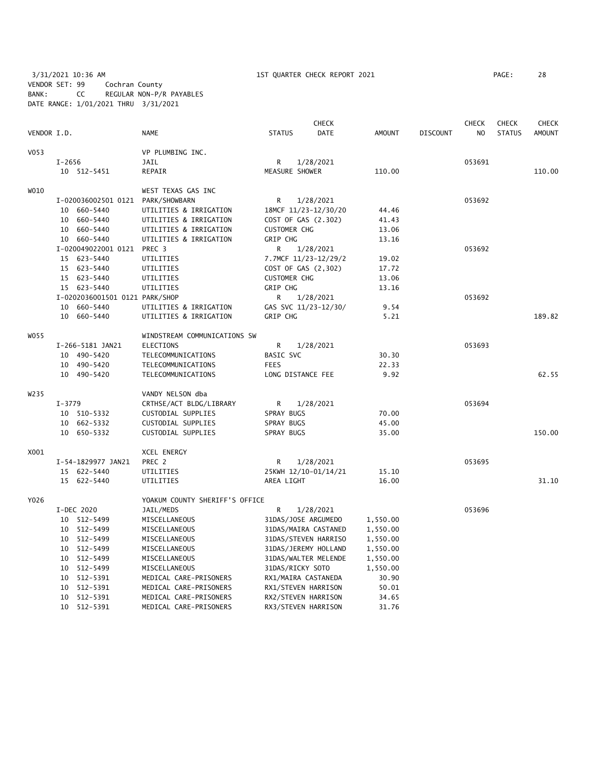3/31/2021 10:36 AM 1ST QUARTER CHECK REPORT 2021
VENDOR SET: 99 Cochran County
BANK: CC REGULAR NON-P/R PAYABLES
DATE RANGE: 1/01/2021 THRU 3/31/2021

| VENDOR I.D. | NAME | STATUS | CHECK DATE | AMOUNT | DISCOUNT | CHECK NO | CHECK STATUS | CHECK AMOUNT |
|---|---|---|---|---|---|---|---|---|
| V053 | VP PLUMBING INC. | | | | | | | |
| I-2656 | JAIL | R | 1/28/2021 | | | 053691 | | |
| 10 512-5451 | REPAIR | MEASURE SHOWER | | 110.00 | | | | 110.00 |
| W010 | WEST TEXAS GAS INC | | | | | | | |
| I-020036002501 0121 | PARK/SHOWBARN | R | 1/28/2021 | | | 053692 | | |
| 10 660-5440 | UTILITIES & IRRIGATION | 18MCF 11/23-12/30/20 | | 44.46 | | | | |
| 10 660-5440 | UTILITIES & IRRIGATION | COST OF GAS (2.302) | | 41.43 | | | | |
| 10 660-5440 | UTILITIES & IRRIGATION | CUSTOMER CHG | | 13.06 | | | | |
| 10 660-5440 | UTILITIES & IRRIGATION | GRIP CHG | | 13.16 | | | | |
| I-020049022001 0121 | PREC 3 | R | 1/28/2021 | | | 053692 | | |
| 15 623-5440 | UTILITIES | 7.7MCF 11/23-12/29/2 | | 19.02 | | | | |
| 15 623-5440 | UTILITIES | COST OF GAS (2,302) | | 17.72 | | | | |
| 15 623-5440 | UTILITIES | CUSTOMER CHG | | 13.06 | | | | |
| 15 623-5440 | UTILITIES | GRIP CHG | | 13.16 | | | | |
| I-0202036001501 0121 | PARK/SHOP | R | 1/28/2021 | | | 053692 | | |
| 10 660-5440 | UTILITIES & IRRIGATION | GAS SVC 11/23-12/30/ | | 9.54 | | | | |
| 10 660-5440 | UTILITIES & IRRIGATION | GRIP CHG | | 5.21 | | | | 189.82 |
| W055 | WINDSTREAM COMMUNICATIONS SW | | | | | | | |
| I-266-5181 JAN21 | ELECTIONS | R | 1/28/2021 | | | 053693 | | |
| 10 490-5420 | TELECOMMUNICATIONS | BASIC SVC | | 30.30 | | | | |
| 10 490-5420 | TELECOMMUNICATIONS | FEES | | 22.33 | | | | |
| 10 490-5420 | TELECOMMUNICATIONS | LONG DISTANCE FEE | | 9.92 | | | | 62.55 |
| W235 | VANDY NELSON dba | | | | | | | |
| I-3779 | CRTHSE/ACT BLDG/LIBRARY | R | 1/28/2021 | | | 053694 | | |
| 10 510-5332 | CUSTODIAL SUPPLIES | SPRAY BUGS | | 70.00 | | | | |
| 10 662-5332 | CUSTODIAL SUPPLIES | SPRAY BUGS | | 45.00 | | | | |
| 10 650-5332 | CUSTODIAL SUPPLIES | SPRAY BUGS | | 35.00 | | | | 150.00 |
| X001 | XCEL ENERGY | | | | | | | |
| I-54-1829977 JAN21 | PREC 2 | R | 1/28/2021 | | | 053695 | | |
| 15 622-5440 | UTILITIES | 25KWH 12/10-01/14/21 | | 15.10 | | | | |
| 15 622-5440 | UTILITIES | AREA LIGHT | | 16.00 | | | | 31.10 |
| Y026 | YOAKUM COUNTY SHERIFF'S OFFICE | | | | | | | |
| I-DEC 2020 | JAIL/MEDS | R | 1/28/2021 | | | 053696 | | |
| 10 512-5499 | MISCELLANEOUS | 31DAS/JOSE ARGUMEDO | | 1,550.00 | | | | |
| 10 512-5499 | MISCELLANEOUS | 31DAS/MAIRA CASTANED | | 1,550.00 | | | | |
| 10 512-5499 | MISCELLANEOUS | 31DAS/STEVEN HARRISO | | 1,550.00 | | | | |
| 10 512-5499 | MISCELLANEOUS | 31DAS/JEREMY HOLLAND | | 1,550.00 | | | | |
| 10 512-5499 | MISCELLANEOUS | 31DAS/WALTER MELENDE | | 1,550.00 | | | | |
| 10 512-5499 | MISCELLANEOUS | 31DAS/RICKY SOTO | | 1,550.00 | | | | |
| 10 512-5391 | MEDICAL CARE-PRISONERS | RX1/MAIRA CASTANEDA | | 30.90 | | | | |
| 10 512-5391 | MEDICAL CARE-PRISONERS | RX1/STEVEN HARRISON | | 50.01 | | | | |
| 10 512-5391 | MEDICAL CARE-PRISONERS | RX2/STEVEN HARRISON | | 34.65 | | | | |
| 10 512-5391 | MEDICAL CARE-PRISONERS | RX3/STEVEN HARRISON | | 31.76 | | | | |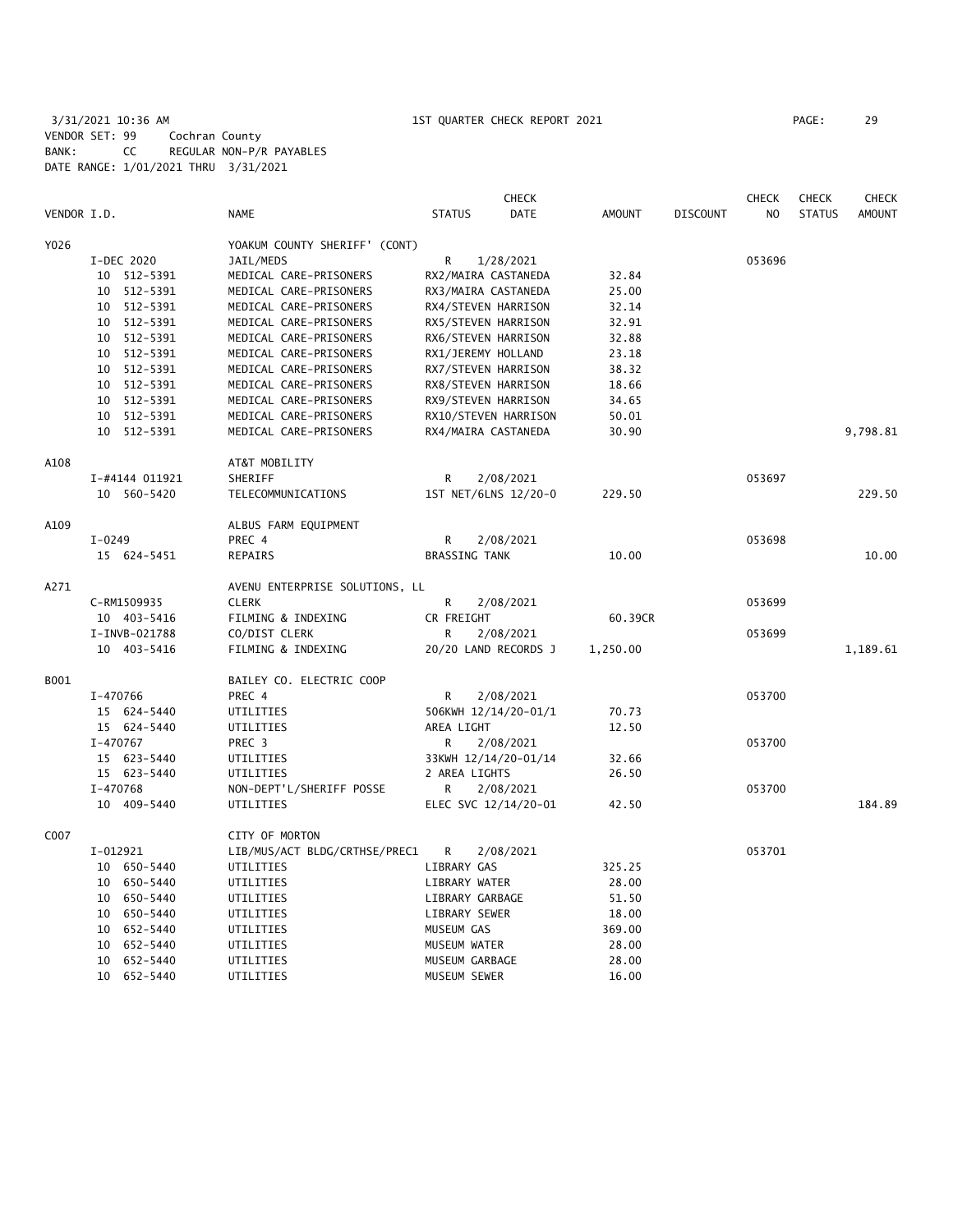3/31/2021 10:36 AM 1ST QUARTER CHECK REPORT 2021
VENDOR SET: 99 Cochran County
BANK: CC REGULAR NON-P/R PAYABLES
DATE RANGE: 1/01/2021 THRU 3/31/2021

| VENDOR I.D. | NAME | STATUS | CHECK DATE | AMOUNT | DISCOUNT | CHECK NO | CHECK STATUS | CHECK AMOUNT |
|---|---|---|---|---|---|---|---|---|
| Y026 | YOAKUM COUNTY SHERIFF' (CONT) | | | | | | | |
| I-DEC 2020 | JAIL/MEDS | R | 1/28/2021 | | | 053696 | | |
| 10 512-5391 | MEDICAL CARE-PRISONERS | RX2/MAIRA CASTANEDA | | 32.84 | | | | |
| 10 512-5391 | MEDICAL CARE-PRISONERS | RX3/MAIRA CASTANEDA | | 25.00 | | | | |
| 10 512-5391 | MEDICAL CARE-PRISONERS | RX4/STEVEN HARRISON | | 32.14 | | | | |
| 10 512-5391 | MEDICAL CARE-PRISONERS | RX5/STEVEN HARRISON | | 32.91 | | | | |
| 10 512-5391 | MEDICAL CARE-PRISONERS | RX6/STEVEN HARRISON | | 32.88 | | | | |
| 10 512-5391 | MEDICAL CARE-PRISONERS | RX1/JEREMY HOLLAND | | 23.18 | | | | |
| 10 512-5391 | MEDICAL CARE-PRISONERS | RX7/STEVEN HARRISON | | 38.32 | | | | |
| 10 512-5391 | MEDICAL CARE-PRISONERS | RX8/STEVEN HARRISON | | 18.66 | | | | |
| 10 512-5391 | MEDICAL CARE-PRISONERS | RX9/STEVEN HARRISON | | 34.65 | | | | |
| 10 512-5391 | MEDICAL CARE-PRISONERS | RX10/STEVEN HARRISON | | 50.01 | | | | |
| 10 512-5391 | MEDICAL CARE-PRISONERS | RX4/MAIRA CASTANEDA | | 30.90 | | | | 9,798.81 |
| A108 | AT&T MOBILITY | | | | | | | |
| I-#4144 011921 | SHERIFF | R | 2/08/2021 | | | 053697 | | |
| 10 560-5420 | TELECOMMUNICATIONS | 1ST NET/6LNS 12/20-0 | | 229.50 | | | | 229.50 |
| A109 | ALBUS FARM EQUIPMENT | | | | | | | |
| I-0249 | PREC 4 | R | 2/08/2021 | | | 053698 | | |
| 15 624-5451 | REPAIRS | BRASSING TANK | | 10.00 | | | | 10.00 |
| A271 | AVENU ENTERPRISE SOLUTIONS, LL | | | | | | | |
| C-RM1509935 | CLERK | R | 2/08/2021 | | | 053699 | | |
| 10 403-5416 | FILMING & INDEXING | CR FREIGHT | | 60.39CR | | | | |
| I-INVB-021788 | CO/DIST CLERK | R | 2/08/2021 | | | 053699 | | |
| 10 403-5416 | FILMING & INDEXING | 20/20 LAND RECORDS J | | 1,250.00 | | | | 1,189.61 |
| B001 | BAILEY CO. ELECTRIC COOP | | | | | | | |
| I-470766 | PREC 4 | R | 2/08/2021 | | | 053700 | | |
| 15 624-5440 | UTILITIES | 506KWH 12/14/20-01/1 | | 70.73 | | | | |
| 15 624-5440 | UTILITIES | AREA LIGHT | | 12.50 | | | | |
| I-470767 | PREC 3 | R | 2/08/2021 | | | 053700 | | |
| 15 623-5440 | UTILITIES | 33KWH 12/14/20-01/14 | | 32.66 | | | | |
| 15 623-5440 | UTILITIES | 2 AREA LIGHTS | | 26.50 | | | | |
| I-470768 | NON-DEPT'L/SHERIFF POSSE | R | 2/08/2021 | | | 053700 | | |
| 10 409-5440 | UTILITIES | ELEC SVC 12/14/20-01 | | 42.50 | | | | 184.89 |
| C007 | CITY OF MORTON | | | | | | | |
| I-012921 | LIB/MUS/ACT BLDG/CRTHSE/PREC1 | R | 2/08/2021 | | | 053701 | | |
| 10 650-5440 | UTILITIES | LIBRARY GAS | | 325.25 | | | | |
| 10 650-5440 | UTILITIES | LIBRARY WATER | | 28.00 | | | | |
| 10 650-5440 | UTILITIES | LIBRARY GARBAGE | | 51.50 | | | | |
| 10 650-5440 | UTILITIES | LIBRARY SEWER | | 18.00 | | | | |
| 10 652-5440 | UTILITIES | MUSEUM GAS | | 369.00 | | | | |
| 10 652-5440 | UTILITIES | MUSEUM WATER | | 28.00 | | | | |
| 10 652-5440 | UTILITIES | MUSEUM GARBAGE | | 28.00 | | | | |
| 10 652-5440 | UTILITIES | MUSEUM SEWER | | 16.00 | | | | |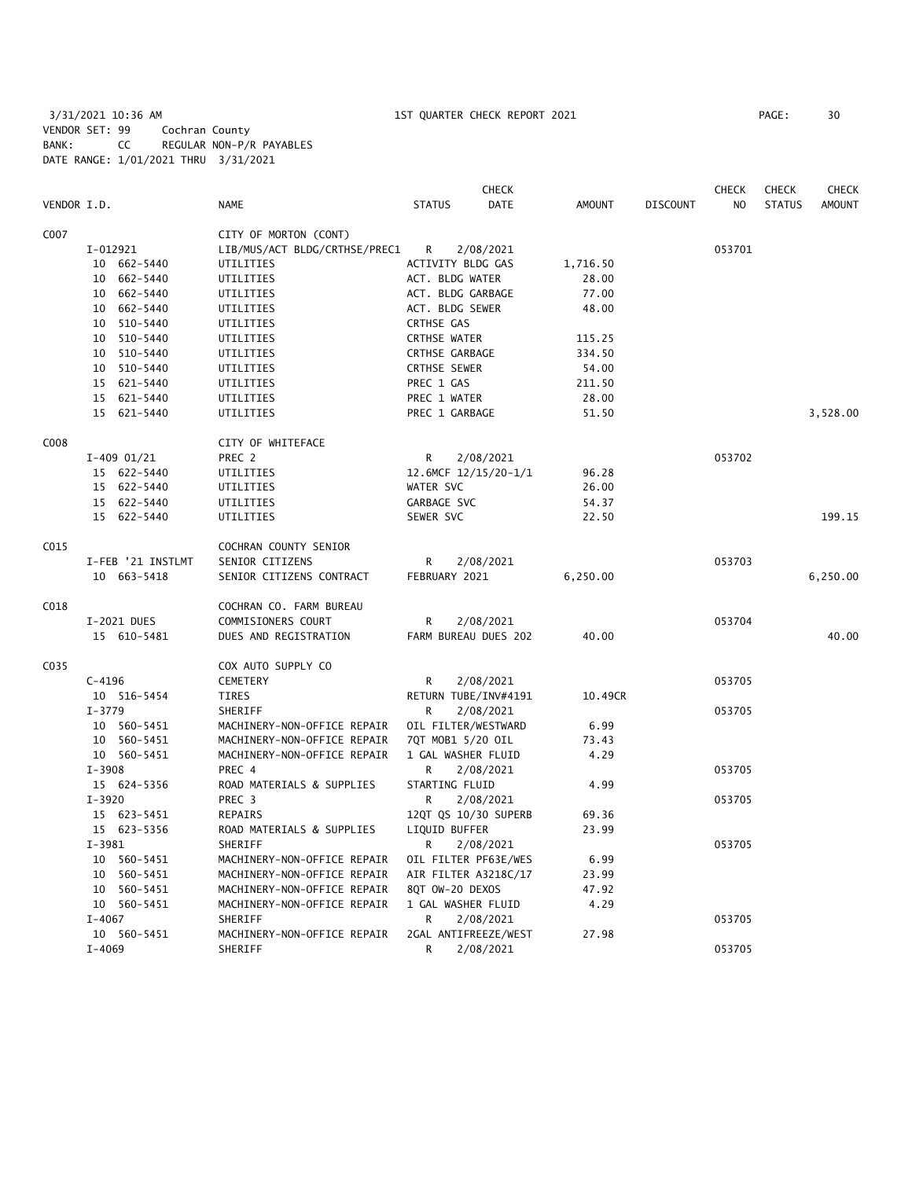3/31/2021 10:36 AM 1ST QUARTER CHECK REPORT 2021
VENDOR SET: 99 Cochran County
BANK: CC REGULAR NON-P/R PAYABLES
DATE RANGE: 1/01/2021 THRU 3/31/2021

| VENDOR I.D. | NAME | STATUS | CHECK DATE | AMOUNT | DISCOUNT | CHECK NO | CHECK STATUS | CHECK AMOUNT |
|---|---|---|---|---|---|---|---|---|
| C007 | CITY OF MORTON (CONT) | | | | | | | |
| I-012921 | LIB/MUS/ACT BLDG/CRTHSE/PREC1 | R | 2/08/2021 | | | 053701 | | |
| 10 662-5440 | UTILITIES | ACTIVITY BLDG GAS | | 1,716.50 | | | | |
| 10 662-5440 | UTILITIES | ACT. BLDG WATER | | 28.00 | | | | |
| 10 662-5440 | UTILITIES | ACT. BLDG GARBAGE | | 77.00 | | | | |
| 10 662-5440 | UTILITIES | ACT. BLDG SEWER | | 48.00 | | | | |
| 10 510-5440 | UTILITIES | CRTHSE GAS | | | | | | |
| 10 510-5440 | UTILITIES | CRTHSE WATER | | 115.25 | | | | |
| 10 510-5440 | UTILITIES | CRTHSE GARBAGE | | 334.50 | | | | |
| 10 510-5440 | UTILITIES | CRTHSE SEWER | | 54.00 | | | | |
| 15 621-5440 | UTILITIES | PREC 1 GAS | | 211.50 | | | | |
| 15 621-5440 | UTILITIES | PREC 1 WATER | | 28.00 | | | | |
| 15 621-5440 | UTILITIES | PREC 1 GARBAGE | | 51.50 | | | | 3,528.00 |
| C008 | CITY OF WHITEFACE | | | | | | | |
| I-409 01/21 | PREC 2 | R | 2/08/2021 | | | 053702 | | |
| 15 622-5440 | UTILITIES | 12.6MCF 12/15/20-1/1 | | 96.28 | | | | |
| 15 622-5440 | UTILITIES | WATER SVC | | 26.00 | | | | |
| 15 622-5440 | UTILITIES | GARBAGE SVC | | 54.37 | | | | |
| 15 622-5440 | UTILITIES | SEWER SVC | | 22.50 | | | | 199.15 |
| C015 | COCHRAN COUNTY SENIOR | | | | | | | |
| I-FEB '21 INSTLMT | SENIOR CITIZENS | R | 2/08/2021 | | | 053703 | | |
| 10 663-5418 | SENIOR CITIZENS CONTRACT | FEBRUARY 2021 | | 6,250.00 | | | | 6,250.00 |
| C018 | COCHRAN CO. FARM BUREAU | | | | | | | |
| I-2021 DUES | COMMISIONERS COURT | R | 2/08/2021 | | | 053704 | | |
| 15 610-5481 | DUES AND REGISTRATION | FARM BUREAU DUES 202 | | 40.00 | | | | 40.00 |
| C035 | COX AUTO SUPPLY CO | | | | | | | |
| C-4196 | CEMETERY | R | 2/08/2021 | | | 053705 | | |
| 10 516-5454 | TIRES | RETURN TUBE/INV#4191 | | 10.49CR | | | | |
| I-3779 | SHERIFF | R | 2/08/2021 | | | 053705 | | |
| 10 560-5451 | MACHINERY-NON-OFFICE REPAIR | OIL FILTER/WESTWARD | | 6.99 | | | | |
| 10 560-5451 | MACHINERY-NON-OFFICE REPAIR | 7QT MOB1 5/20 OIL | | 73.43 | | | | |
| 10 560-5451 | MACHINERY-NON-OFFICE REPAIR | 1 GAL WASHER FLUID | | 4.29 | | | | |
| I-3908 | PREC 4 | R | 2/08/2021 | | | 053705 | | |
| 15 624-5356 | ROAD MATERIALS & SUPPLIES | STARTING FLUID | | 4.99 | | | | |
| I-3920 | PREC 3 | R | 2/08/2021 | | | 053705 | | |
| 15 623-5451 | REPAIRS | 12QT QS 10/30 SUPERB | | 69.36 | | | | |
| 15 623-5356 | ROAD MATERIALS & SUPPLIES | LIQUID BUFFER | | 23.99 | | | | |
| I-3981 | SHERIFF | R | 2/08/2021 | | | 053705 | | |
| 10 560-5451 | MACHINERY-NON-OFFICE REPAIR | OIL FILTER PF63E/WES | | 6.99 | | | | |
| 10 560-5451 | MACHINERY-NON-OFFICE REPAIR | AIR FILTER A3218C/17 | | 23.99 | | | | |
| 10 560-5451 | MACHINERY-NON-OFFICE REPAIR | 8QT OW-20 DEXOS | | 47.92 | | | | |
| 10 560-5451 | MACHINERY-NON-OFFICE REPAIR | 1 GAL WASHER FLUID | | 4.29 | | | | |
| I-4067 | SHERIFF | R | 2/08/2021 | | | 053705 | | |
| 10 560-5451 | MACHINERY-NON-OFFICE REPAIR | 2GAL ANTIFREEZE/WEST | | 27.98 | | | | |
| I-4069 | SHERIFF | R | 2/08/2021 | | | 053705 | | |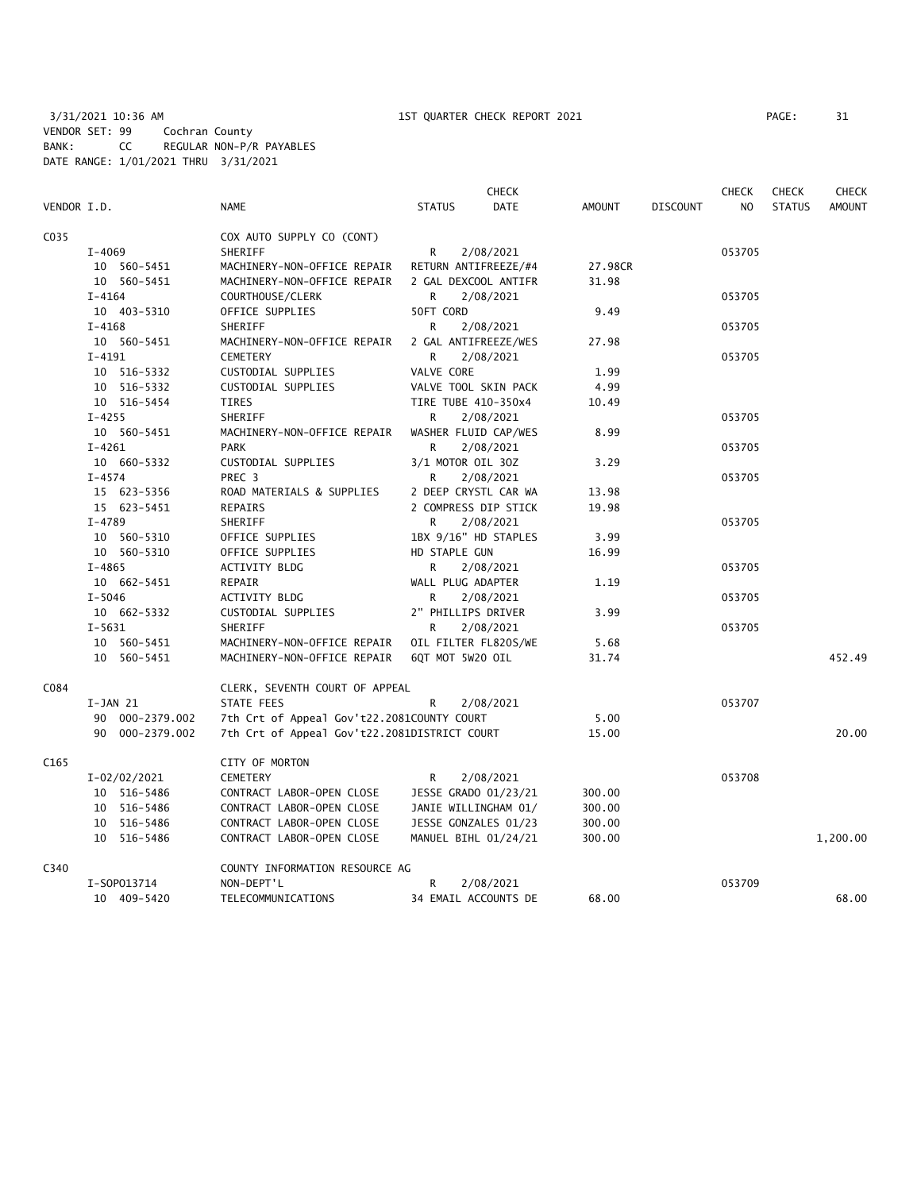3/31/2021 10:36 AM 1ST QUARTER CHECK REPORT 2021 PAGE: 31
VENDOR SET: 99 Cochran County
BANK: CC REGULAR NON-P/R PAYABLES
DATE RANGE: 1/01/2021 THRU 3/31/2021

| VENDOR I.D. | NAME | STATUS | CHECK DATE | AMOUNT | DISCOUNT | CHECK NO | CHECK STATUS | CHECK AMOUNT |
|---|---|---|---|---|---|---|---|---|
| C035 | COX AUTO SUPPLY CO (CONT) | | | | | | | |
| I-4069 | SHERIFF | R | 2/08/2021 | | | 053705 | | |
| 10 560-5451 | MACHINERY-NON-OFFICE REPAIR | RETURN ANTIFREEZE/#4 | | 27.98CR | | | | |
| 10 560-5451 | MACHINERY-NON-OFFICE REPAIR | 2 GAL DEXCOOL ANTIFR | | 31.98 | | | | |
| I-4164 | COURTHOUSE/CLERK | R | 2/08/2021 | | | 053705 | | |
| 10 403-5310 | OFFICE SUPPLIES | 50FT CORD | | 9.49 | | | | |
| I-4168 | SHERIFF | R | 2/08/2021 | | | 053705 | | |
| 10 560-5451 | MACHINERY-NON-OFFICE REPAIR | 2 GAL ANTIFREEZE/WES | | 27.98 | | | | |
| I-4191 | CEMETERY | R | 2/08/2021 | | | 053705 | | |
| 10 516-5332 | CUSTODIAL SUPPLIES | VALVE CORE | | 1.99 | | | | |
| 10 516-5332 | CUSTODIAL SUPPLIES | VALVE TOOL SKIN PACK | | 4.99 | | | | |
| 10 516-5454 | TIRES | TIRE TUBE 410-350x4 | | 10.49 | | | | |
| I-4255 | SHERIFF | R | 2/08/2021 | | | 053705 | | |
| 10 560-5451 | MACHINERY-NON-OFFICE REPAIR | WASHER FLUID CAP/WES | | 8.99 | | | | |
| I-4261 | PARK | R | 2/08/2021 | | | 053705 | | |
| 10 660-5332 | CUSTODIAL SUPPLIES | 3/1 MOTOR OIL 3OZ | | 3.29 | | | | |
| I-4574 | PREC 3 | R | 2/08/2021 | | | 053705 | | |
| 15 623-5356 | ROAD MATERIALS & SUPPLIES | 2 DEEP CRYSTL CAR WA | | 13.98 | | | | |
| 15 623-5451 | REPAIRS | 2 COMPRESS DIP STICK | | 19.98 | | | | |
| I-4789 | SHERIFF | R | 2/08/2021 | | | 053705 | | |
| 10 560-5310 | OFFICE SUPPLIES | 1BX 9/16" HD STAPLES | | 3.99 | | | | |
| 10 560-5310 | OFFICE SUPPLIES | HD STAPLE GUN | | 16.99 | | | | |
| I-4865 | ACTIVITY BLDG | R | 2/08/2021 | | | 053705 | | |
| 10 662-5451 | REPAIR | WALL PLUG ADAPTER | | 1.19 | | | | |
| I-5046 | ACTIVITY BLDG | R | 2/08/2021 | | | 053705 | | |
| 10 662-5332 | CUSTODIAL SUPPLIES | 2" PHILLIPS DRIVER | | 3.99 | | | | |
| I-5631 | SHERIFF | R | 2/08/2021 | | | 053705 | | |
| 10 560-5451 | MACHINERY-NON-OFFICE REPAIR | OIL FILTER FL820S/WE | | 5.68 | | | | |
| 10 560-5451 | MACHINERY-NON-OFFICE REPAIR | 6QT MOT 5W20 OIL | | 31.74 | | | | 452.49 |
| C084 | CLERK, SEVENTH COURT OF APPEAL | | | | | | | |
| I-JAN 21 | STATE FEES | R | 2/08/2021 | | | 053707 | | |
| 90 000-2379.002 | 7th Crt of Appeal Gov't22.2081COUNTY COURT | | | 5.00 | | | | |
| 90 000-2379.002 | 7th Crt of Appeal Gov't22.2081DISTRICT COURT | | | 15.00 | | | | 20.00 |
| C165 | CITY OF MORTON | | | | | | | |
| I-02/02/2021 | CEMETERY | R | 2/08/2021 | | | 053708 | | |
| 10 516-5486 | CONTRACT LABOR-OPEN CLOSE | JESSE GRADO 01/23/21 | | 300.00 | | | | |
| 10 516-5486 | CONTRACT LABOR-OPEN CLOSE | JANIE WILLINGHAM 01/ | | 300.00 | | | | |
| 10 516-5486 | CONTRACT LABOR-OPEN CLOSE | JESSE GONZALES 01/23 | | 300.00 | | | | |
| 10 516-5486 | CONTRACT LABOR-OPEN CLOSE | MANUEL BIHL 01/24/21 | | 300.00 | | | | 1,200.00 |
| C340 | COUNTY INFORMATION RESOURCE AG | | | | | | | |
| I-SOP013714 | NON-DEPT'L | R | 2/08/2021 | | | 053709 | | |
| 10 409-5420 | TELECOMMUNICATIONS | 34 EMAIL ACCOUNTS DE | | 68.00 | | | | 68.00 |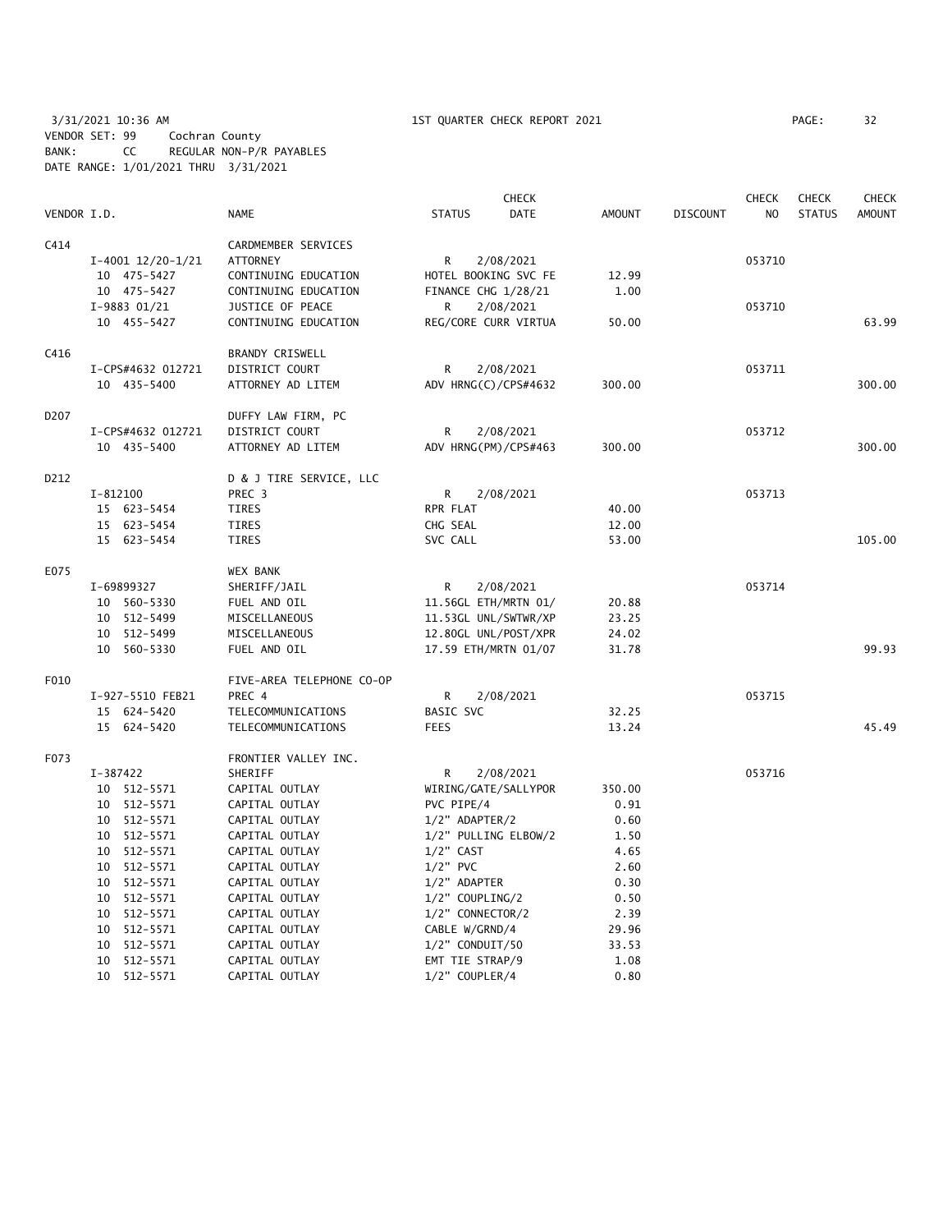3/31/2021 10:36 AM 1ST QUARTER CHECK REPORT 2021

VENDOR SET: 99 Cochran County
BANK: CC REGULAR NON-P/R PAYABLES
DATE RANGE: 1/01/2021 THRU 3/31/2021

| VENDOR I.D. | | NAME | STATUS | CHECK DATE | AMOUNT | DISCOUNT | CHECK NO | CHECK STATUS | CHECK AMOUNT |
|---|---|---|---|---|---|---|---|---|---|
| C414 | | CARDMEMBER SERVICES | | | | | | | |
| | I-4001 12/20-1/21 | ATTORNEY | R | 2/08/2021 | | | 053710 | | |
| | 10 475-5427 | CONTINUING EDUCATION | HOTEL BOOKING SVC FE | | 12.99 | | | | |
| | 10 475-5427 | CONTINUING EDUCATION | FINANCE CHG 1/28/21 | | 1.00 | | | | |
| | I-9883 01/21 | JUSTICE OF PEACE | R | 2/08/2021 | | | 053710 | | |
| | 10 455-5427 | CONTINUING EDUCATION | REG/CORE CURR VIRTUA | | 50.00 | | | | 63.99 |
| C416 | | BRANDY CRISWELL | | | | | | | |
| | I-CPS#4632 012721 | DISTRICT COURT | R | 2/08/2021 | | | 053711 | | |
| | 10 435-5400 | ATTORNEY AD LITEM | ADV HRNG(C)/CPS#4632 | | 300.00 | | | | 300.00 |
| D207 | | DUFFY LAW FIRM, PC | | | | | | | |
| | I-CPS#4632 012721 | DISTRICT COURT | R | 2/08/2021 | | | 053712 | | |
| | 10 435-5400 | ATTORNEY AD LITEM | ADV HRNG(PM)/CPS#463 | | 300.00 | | | | 300.00 |
| D212 | | D & J TIRE SERVICE, LLC | | | | | | | |
| | I-812100 | PREC 3 | R | 2/08/2021 | | | 053713 | | |
| | 15 623-5454 | TIRES | RPR FLAT | | 40.00 | | | | |
| | 15 623-5454 | TIRES | CHG SEAL | | 12.00 | | | | |
| | 15 623-5454 | TIRES | SVC CALL | | 53.00 | | | | 105.00 |
| E075 | | WEX BANK | | | | | | | |
| | I-69899327 | SHERIFF/JAIL | R | 2/08/2021 | | | 053714 | | |
| | 10 560-5330 | FUEL AND OIL | 11.56GL ETH/MRTN 01/ | | 20.88 | | | | |
| | 10 512-5499 | MISCELLANEOUS | 11.53GL UNL/SWTWR/XP | | 23.25 | | | | |
| | 10 512-5499 | MISCELLANEOUS | 12.80GL UNL/POST/XPR | | 24.02 | | | | |
| | 10 560-5330 | FUEL AND OIL | 17.59 ETH/MRTN 01/07 | | 31.78 | | | | 99.93 |
| F010 | | FIVE-AREA TELEPHONE CO-OP | | | | | | | |
| | I-927-5510 FEB21 | PREC 4 | R | 2/08/2021 | | | 053715 | | |
| | 15 624-5420 | TELECOMMUNICATIONS | BASIC SVC | | 32.25 | | | | |
| | 15 624-5420 | TELECOMMUNICATIONS | FEES | | 13.24 | | | | 45.49 |
| F073 | | FRONTIER VALLEY INC. | | | | | | | |
| | I-387422 | SHERIFF | R | 2/08/2021 | | | 053716 | | |
| | 10 512-5571 | CAPITAL OUTLAY | WIRING/GATE/SALLYPOR | | 350.00 | | | | |
| | 10 512-5571 | CAPITAL OUTLAY | PVC PIPE/4 | | 0.91 | | | | |
| | 10 512-5571 | CAPITAL OUTLAY | 1/2" ADAPTER/2 | | 0.60 | | | | |
| | 10 512-5571 | CAPITAL OUTLAY | 1/2" PULLING ELBOW/2 | | 1.50 | | | | |
| | 10 512-5571 | CAPITAL OUTLAY | 1/2" CAST | | 4.65 | | | | |
| | 10 512-5571 | CAPITAL OUTLAY | 1/2" PVC | | 2.60 | | | | |
| | 10 512-5571 | CAPITAL OUTLAY | 1/2" ADAPTER | | 0.30 | | | | |
| | 10 512-5571 | CAPITAL OUTLAY | 1/2" COUPLING/2 | | 0.50 | | | | |
| | 10 512-5571 | CAPITAL OUTLAY | 1/2" CONNECTOR/2 | | 2.39 | | | | |
| | 10 512-5571 | CAPITAL OUTLAY | CABLE W/GRND/4 | | 29.96 | | | | |
| | 10 512-5571 | CAPITAL OUTLAY | 1/2" CONDUIT/50 | | 33.53 | | | | |
| | 10 512-5571 | CAPITAL OUTLAY | EMT TIE STRAP/9 | | 1.08 | | | | |
| | 10 512-5571 | CAPITAL OUTLAY | 1/2" COUPLER/4 | | 0.80 | | | | |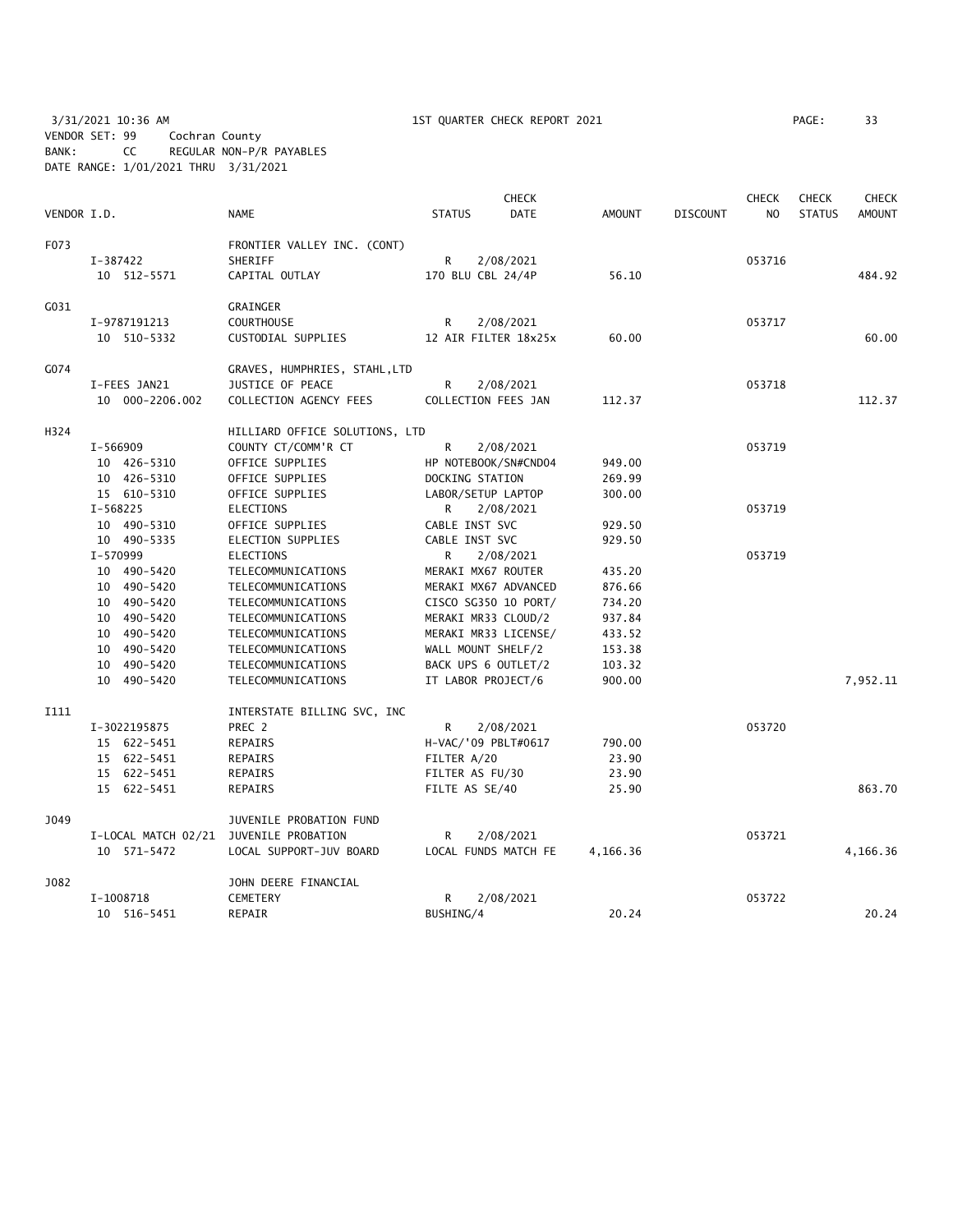3/31/2021 10:36 AM 1ST QUARTER CHECK REPORT 2021
VENDOR SET: 99 Cochran County
BANK: CC REGULAR NON-P/R PAYABLES
DATE RANGE: 1/01/2021 THRU 3/31/2021

| VENDOR I.D. | | NAME | STATUS | CHECK DATE | AMOUNT | DISCOUNT | CHECK NO | CHECK STATUS | CHECK AMOUNT |
|---|---|---|---|---|---|---|---|---|---|
| F073 | | FRONTIER VALLEY INC. (CONT) | | | | | | | |
| | I-387422 | SHERIFF | R | 2/08/2021 | | | 053716 | | |
| | 10 512-5571 | CAPITAL OUTLAY | 170 BLU CBL 24/4P | | 56.10 | | | | 484.92 |
| G031 | | GRAINGER | | | | | | | |
| | I-9787191213 | COURTHOUSE | R | 2/08/2021 | | | 053717 | | |
| | 10 510-5332 | CUSTODIAL SUPPLIES | 12 AIR FILTER 18x25x | | 60.00 | | | | 60.00 |
| G074 | | GRAVES, HUMPHRIES, STAHL,LTD | | | | | | | |
| | I-FEES JAN21 | JUSTICE OF PEACE | R | 2/08/2021 | | | 053718 | | |
| | 10 000-2206.002 | COLLECTION AGENCY FEES | COLLECTION FEES JAN | | 112.37 | | | | 112.37 |
| H324 | | HILLIARD OFFICE SOLUTIONS, LTD | | | | | | | |
| | I-566909 | COUNTY CT/COMM'R CT | R | 2/08/2021 | | | 053719 | | |
| | 10 426-5310 | OFFICE SUPPLIES | HP NOTEBOOK/SN#CND04 | | 949.00 | | | | |
| | 10 426-5310 | OFFICE SUPPLIES | DOCKING STATION | | 269.99 | | | | |
| | 15 610-5310 | OFFICE SUPPLIES | LABOR/SETUP LAPTOP | | 300.00 | | | | |
| | I-568225 | ELECTIONS | R | 2/08/2021 | | | 053719 | | |
| | 10 490-5310 | OFFICE SUPPLIES | CABLE INST SVC | | 929.50 | | | | |
| | 10 490-5335 | ELECTION SUPPLIES | CABLE INST SVC | | 929.50 | | | | |
| | I-570999 | ELECTIONS | R | 2/08/2021 | | | 053719 | | |
| | 10 490-5420 | TELECOMMUNICATIONS | MERAKI MX67 ROUTER | | 435.20 | | | | |
| | 10 490-5420 | TELECOMMUNICATIONS | MERAKI MX67 ADVANCED | | 876.66 | | | | |
| | 10 490-5420 | TELECOMMUNICATIONS | CISCO SG350 10 PORT/ | | 734.20 | | | | |
| | 10 490-5420 | TELECOMMUNICATIONS | MERAKI MR33 CLOUD/2 | | 937.84 | | | | |
| | 10 490-5420 | TELECOMMUNICATIONS | MERAKI MR33 LICENSE/ | | 433.52 | | | | |
| | 10 490-5420 | TELECOMMUNICATIONS | WALL MOUNT SHELF/2 | | 153.38 | | | | |
| | 10 490-5420 | TELECOMMUNICATIONS | BACK UPS 6 OUTLET/2 | | 103.32 | | | | |
| | 10 490-5420 | TELECOMMUNICATIONS | IT LABOR PROJECT/6 | | 900.00 | | | | 7,952.11 |
| I111 | | INTERSTATE BILLING SVC, INC | | | | | | | |
| | I-3022195875 | PREC 2 | R | 2/08/2021 | | | 053720 | | |
| | 15 622-5451 | REPAIRS | H-VAC/'09 PBLT#0617 | | 790.00 | | | | |
| | 15 622-5451 | REPAIRS | FILTER A/20 | | 23.90 | | | | |
| | 15 622-5451 | REPAIRS | FILTER AS FU/30 | | 23.90 | | | | |
| | 15 622-5451 | REPAIRS | FILTE AS SE/40 | | 25.90 | | | | 863.70 |
| J049 | | JUVENILE PROBATION FUND | | | | | | | |
| | I-LOCAL MATCH 02/21 | JUVENILE PROBATION | R | 2/08/2021 | | | 053721 | | |
| | 10 571-5472 | LOCAL SUPPORT-JUV BOARD | LOCAL FUNDS MATCH FE | | 4,166.36 | | | | 4,166.36 |
| J082 | | JOHN DEERE FINANCIAL | | | | | | | |
| | I-1008718 | CEMETERY | R | 2/08/2021 | | | 053722 | | |
| | 10 516-5451 | REPAIR | BUSHING/4 | | 20.24 | | | | 20.24 |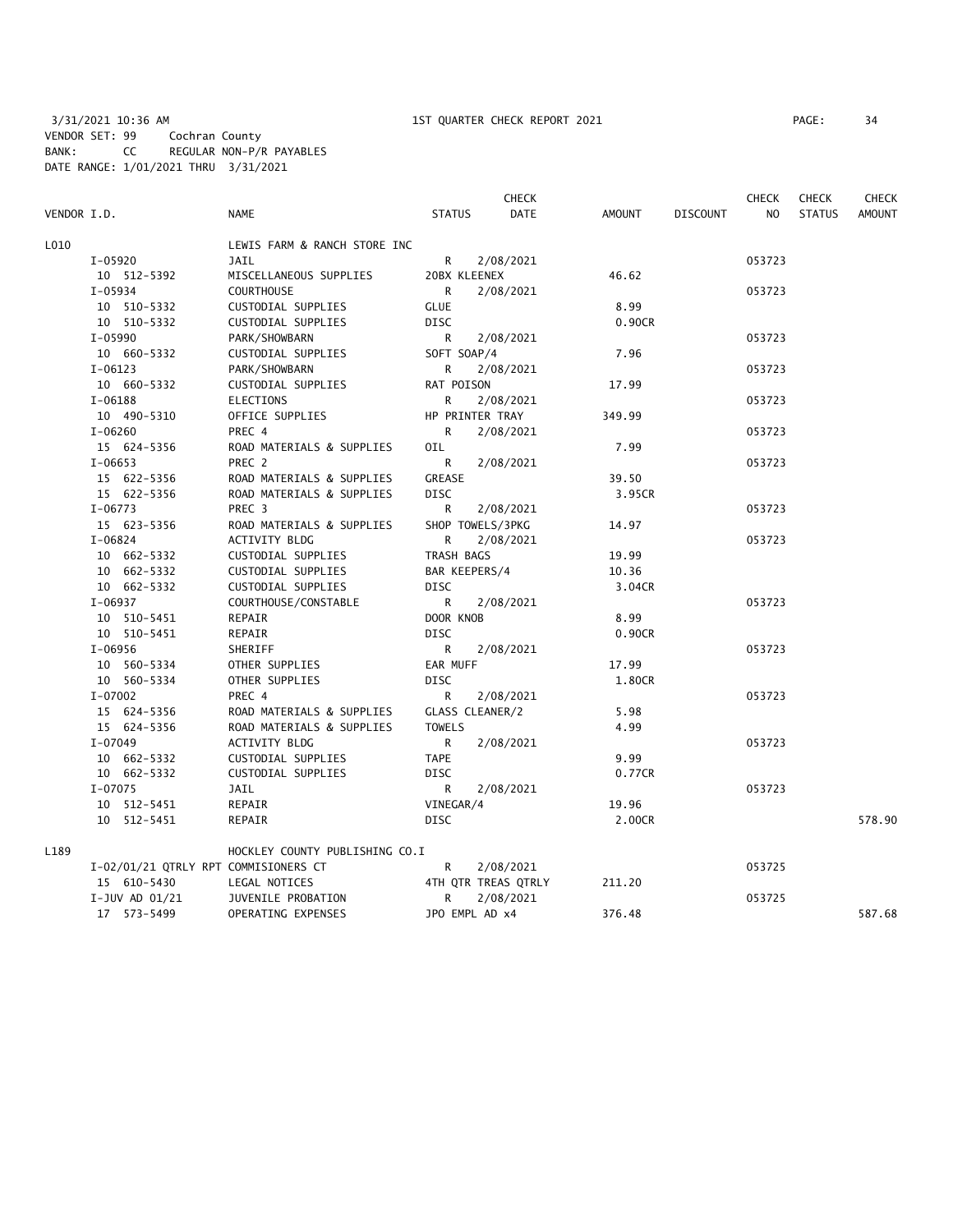3/31/2021 10:36 AM 1ST QUARTER CHECK REPORT 2021
VENDOR SET: 99 Cochran County
BANK: CC REGULAR NON-P/R PAYABLES
DATE RANGE: 1/01/2021 THRU 3/31/2021

| VENDOR I.D. | NAME | STATUS | CHECK DATE | AMOUNT | DISCOUNT | CHECK NO | CHECK STATUS | CHECK AMOUNT |
|---|---|---|---|---|---|---|---|---|
| L010 | LEWIS FARM & RANCH STORE INC | | | | | | | |
| I-05920 | JAIL | R | 2/08/2021 | | | 053723 | | |
| 10 512-5392 | MISCELLANEOUS SUPPLIES | 20BX KLEENEX | | 46.62 | | | | |
| I-05934 | COURTHOUSE | R | 2/08/2021 | | | 053723 | | |
| 10 510-5332 | CUSTODIAL SUPPLIES | GLUE | | 8.99 | | | | |
| 10 510-5332 | CUSTODIAL SUPPLIES | DISC | | 0.90CR | | | | |
| I-05990 | PARK/SHOWBARN | R | 2/08/2021 | | | 053723 | | |
| 10 660-5332 | CUSTODIAL SUPPLIES | SOFT SOAP/4 | | 7.96 | | | | |
| I-06123 | PARK/SHOWBARN | R | 2/08/2021 | | | 053723 | | |
| 10 660-5332 | CUSTODIAL SUPPLIES | RAT POISON | | 17.99 | | | | |
| I-06188 | ELECTIONS | R | 2/08/2021 | | | 053723 | | |
| 10 490-5310 | OFFICE SUPPLIES | HP PRINTER TRAY | | 349.99 | | | | |
| I-06260 | PREC 4 | R | 2/08/2021 | | | 053723 | | |
| 15 624-5356 | ROAD MATERIALS & SUPPLIES | OIL | | 7.99 | | | | |
| I-06653 | PREC 2 | R | 2/08/2021 | | | 053723 | | |
| 15 622-5356 | ROAD MATERIALS & SUPPLIES | GREASE | | 39.50 | | | | |
| 15 622-5356 | ROAD MATERIALS & SUPPLIES | DISC | | 3.95CR | | | | |
| I-06773 | PREC 3 | R | 2/08/2021 | | | 053723 | | |
| 15 623-5356 | ROAD MATERIALS & SUPPLIES | SHOP TOWELS/3PKG | | 14.97 | | | | |
| I-06824 | ACTIVITY BLDG | R | 2/08/2021 | | | 053723 | | |
| 10 662-5332 | CUSTODIAL SUPPLIES | TRASH BAGS | | 19.99 | | | | |
| 10 662-5332 | CUSTODIAL SUPPLIES | BAR KEEPERS/4 | | 10.36 | | | | |
| 10 662-5332 | CUSTODIAL SUPPLIES | DISC | | 3.04CR | | | | |
| I-06937 | COURTHOUSE/CONSTABLE | R | 2/08/2021 | | | 053723 | | |
| 10 510-5451 | REPAIR | DOOR KNOB | | 8.99 | | | | |
| 10 510-5451 | REPAIR | DISC | | 0.90CR | | | | |
| I-06956 | SHERIFF | R | 2/08/2021 | | | 053723 | | |
| 10 560-5334 | OTHER SUPPLIES | EAR MUFF | | 17.99 | | | | |
| 10 560-5334 | OTHER SUPPLIES | DISC | | 1.80CR | | | | |
| I-07002 | PREC 4 | R | 2/08/2021 | | | 053723 | | |
| 15 624-5356 | ROAD MATERIALS & SUPPLIES | GLASS CLEANER/2 | | 5.98 | | | | |
| 15 624-5356 | ROAD MATERIALS & SUPPLIES | TOWELS | | 4.99 | | | | |
| I-07049 | ACTIVITY BLDG | R | 2/08/2021 | | | 053723 | | |
| 10 662-5332 | CUSTODIAL SUPPLIES | TAPE | | 9.99 | | | | |
| 10 662-5332 | CUSTODIAL SUPPLIES | DISC | | 0.77CR | | | | |
| I-07075 | JAIL | R | 2/08/2021 | | | 053723 | | |
| 10 512-5451 | REPAIR | VINEGAR/4 | | 19.96 | | | | |
| 10 512-5451 | REPAIR | DISC | | 2.00CR | | | | 578.90 |
| L189 | HOCKLEY COUNTY PUBLISHING CO.I | | | | | | | |
| I-02/01/21 QTRLY RPT | COMMISIONERS CT | R | 2/08/2021 | | | 053725 | | |
| 15 610-5430 | LEGAL NOTICES | 4TH QTR TREAS QTRLY | | 211.20 | | | | |
| I-JUV AD 01/21 | JUVENILE PROBATION | R | 2/08/2021 | | | 053725 | | |
| 17 573-5499 | OPERATING EXPENSES | JPO EMPL AD x4 | | 376.48 | | | | 587.68 |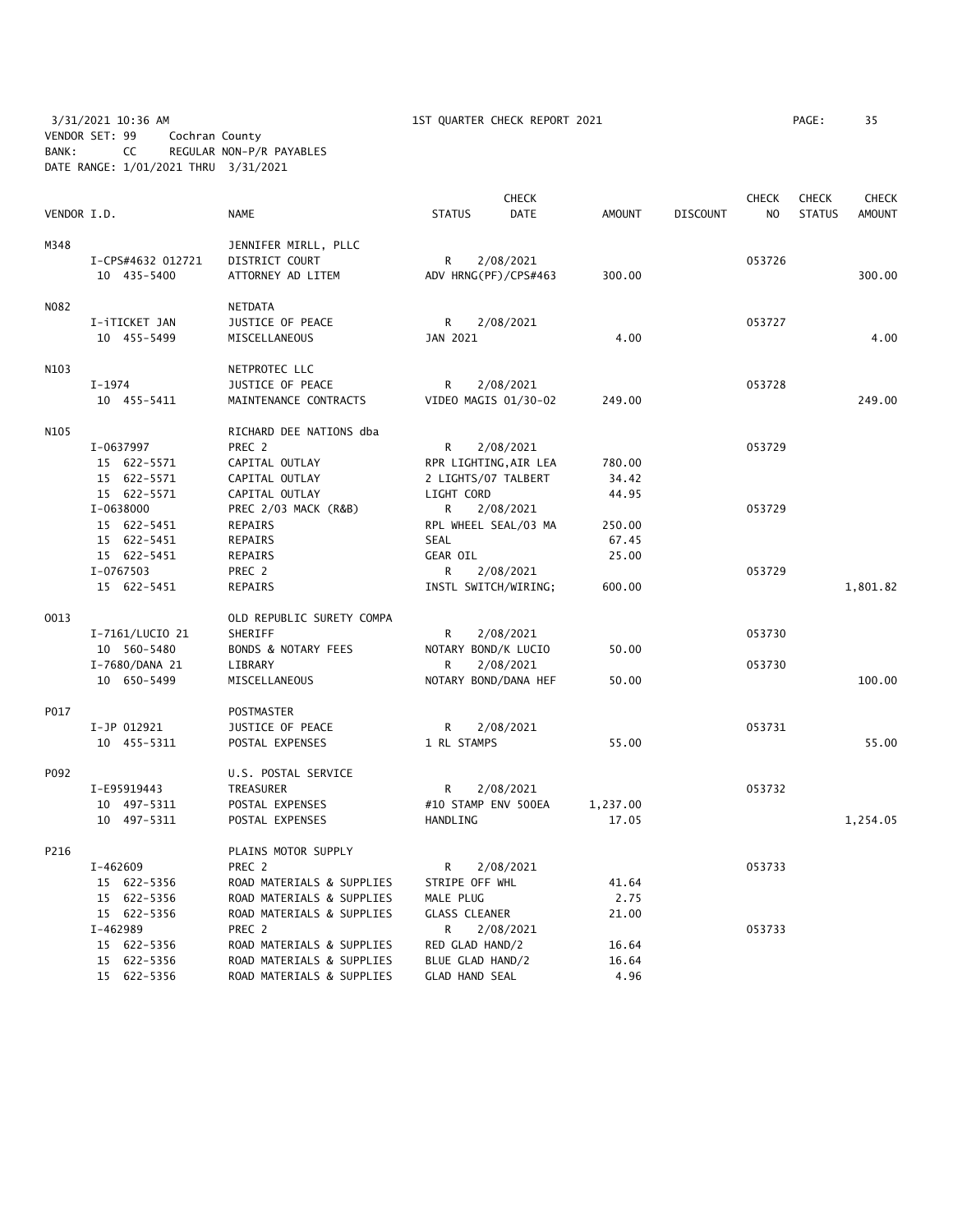3/31/2021 10:36 AM 1ST QUARTER CHECK REPORT 2021 PAGE: 35
VENDOR SET: 99 Cochran County
BANK: CC REGULAR NON-P/R PAYABLES
DATE RANGE: 1/01/2021 THRU 3/31/2021

| VENDOR I.D. | | NAME | STATUS | CHECK DATE | AMOUNT | DISCOUNT | CHECK NO | CHECK STATUS | CHECK AMOUNT |
|---|---|---|---|---|---|---|---|---|---|
| M348 | | JENNIFER MIRLL, PLLC | | | | | | | |
| | I-CPS#4632 012721 | DISTRICT COURT | R | 2/08/2021 | | | 053726 | | |
| | 10 435-5400 | ATTORNEY AD LITEM | ADV HRNG(PF)/CPS#463 | | 300.00 | | | | 300.00 |
| N082 | | NETDATA | | | | | | | |
| | I-iTICKET JAN | JUSTICE OF PEACE | R | 2/08/2021 | | | 053727 | | |
| | 10 455-5499 | MISCELLANEOUS | JAN 2021 | | 4.00 | | | | 4.00 |
| N103 | | NETPROTEC LLC | | | | | | | |
| | I-1974 | JUSTICE OF PEACE | R | 2/08/2021 | | | 053728 | | |
| | 10 455-5411 | MAINTENANCE CONTRACTS | VIDEO MAGIS 01/30-02 | | 249.00 | | | | 249.00 |
| N105 | | RICHARD DEE NATIONS dba | | | | | | | |
| | I-0637997 | PREC 2 | R | 2/08/2021 | | | 053729 | | |
| | 15 622-5571 | CAPITAL OUTLAY | RPR LIGHTING,AIR LEA | | 780.00 | | | | |
| | 15 622-5571 | CAPITAL OUTLAY | 2 LIGHTS/07 TALBERT | | 34.42 | | | | |
| | 15 622-5571 | CAPITAL OUTLAY | LIGHT CORD | | 44.95 | | | | |
| | I-0638000 | PREC 2/03 MACK (R&B) | R | 2/08/2021 | | | 053729 | | |
| | 15 622-5451 | REPAIRS | RPL WHEEL SEAL/03 MA | | 250.00 | | | | |
| | 15 622-5451 | REPAIRS | SEAL | | 67.45 | | | | |
| | 15 622-5451 | REPAIRS | GEAR OIL | | 25.00 | | | | |
| | I-0767503 | PREC 2 | R | 2/08/2021 | | | 053729 | | |
| | 15 622-5451 | REPAIRS | INSTL SWITCH/WIRING; | | 600.00 | | | | 1,801.82 |
| O013 | | OLD REPUBLIC SURETY COMPA | | | | | | | |
| | I-7161/LUCIO 21 | SHERIFF | R | 2/08/2021 | | | 053730 | | |
| | 10 560-5480 | BONDS & NOTARY FEES | NOTARY BOND/K LUCIO | | 50.00 | | | | |
| | I-7680/DANA 21 | LIBRARY | R | 2/08/2021 | | | 053730 | | |
| | 10 650-5499 | MISCELLANEOUS | NOTARY BOND/DANA HEF | | 50.00 | | | | 100.00 |
| P017 | | POSTMASTER | | | | | | | |
| | I-JP 012921 | JUSTICE OF PEACE | R | 2/08/2021 | | | 053731 | | |
| | 10 455-5311 | POSTAL EXPENSES | 1 RL STAMPS | | 55.00 | | | | 55.00 |
| P092 | | U.S. POSTAL SERVICE | | | | | | | |
| | I-E95919443 | TREASURER | R | 2/08/2021 | | | 053732 | | |
| | 10 497-5311 | POSTAL EXPENSES | #10 STAMP ENV 500EA | | 1,237.00 | | | | |
| | 10 497-5311 | POSTAL EXPENSES | HANDLING | | 17.05 | | | | 1,254.05 |
| P216 | | PLAINS MOTOR SUPPLY | | | | | | | |
| | I-462609 | PREC 2 | R | 2/08/2021 | | | 053733 | | |
| | 15 622-5356 | ROAD MATERIALS & SUPPLIES | STRIPE OFF WHL | | 41.64 | | | | |
| | 15 622-5356 | ROAD MATERIALS & SUPPLIES | MALE PLUG | | 2.75 | | | | |
| | 15 622-5356 | ROAD MATERIALS & SUPPLIES | GLASS CLEANER | | 21.00 | | | | |
| | I-462989 | PREC 2 | R | 2/08/2021 | | | 053733 | | |
| | 15 622-5356 | ROAD MATERIALS & SUPPLIES | RED GLAD HAND/2 | | 16.64 | | | | |
| | 15 622-5356 | ROAD MATERIALS & SUPPLIES | BLUE GLAD HAND/2 | | 16.64 | | | | |
| | 15 622-5356 | ROAD MATERIALS & SUPPLIES | GLAD HAND SEAL | | 4.96 | | | | |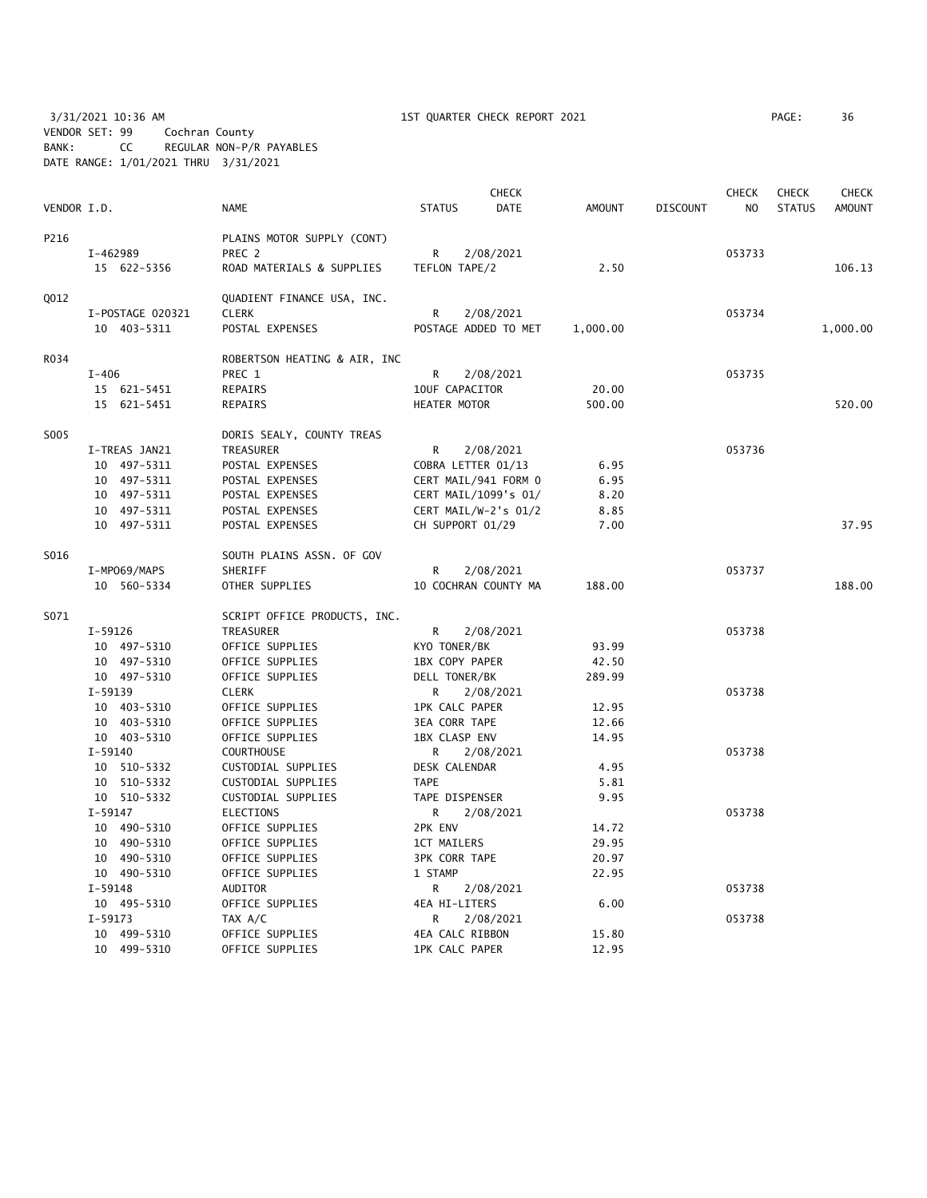3/31/2021 10:36 AM 1ST QUARTER CHECK REPORT 2021 PAGE: 36
VENDOR SET: 99 Cochran County
BANK: CC REGULAR NON-P/R PAYABLES
DATE RANGE: 1/01/2021 THRU 3/31/2021

| VENDOR I.D. | NAME | STATUS | CHECK DATE | AMOUNT | DISCOUNT | CHECK NO | CHECK STATUS | CHECK AMOUNT |
|---|---|---|---|---|---|---|---|---|
| P216 | PLAINS MOTOR SUPPLY (CONT) | | | | | | | |
| I-462989 | PREC 2 | R | 2/08/2021 | | | 053733 | | |
| 15 622-5356 | ROAD MATERIALS & SUPPLIES | TEFLON TAPE/2 | | 2.50 | | | | 106.13 |
| Q012 | QUADIENT FINANCE USA, INC. | | | | | | | |
| I-POSTAGE 020321 | CLERK | R | 2/08/2021 | | | 053734 | | |
| 10 403-5311 | POSTAL EXPENSES | POSTAGE ADDED TO MET | | 1,000.00 | | | | 1,000.00 |
| R034 | ROBERTSON HEATING & AIR, INC | | | | | | | |
| I-406 | PREC 1 | R | 2/08/2021 | | | 053735 | | |
| 15 621-5451 | REPAIRS | 10UF CAPACITOR | | 20.00 | | | | |
| 15 621-5451 | REPAIRS | HEATER MOTOR | | 500.00 | | | | 520.00 |
| S005 | DORIS SEALY, COUNTY TREAS | | | | | | | |
| I-TREAS JAN21 | TREASURER | R | 2/08/2021 | | | 053736 | | |
| 10 497-5311 | POSTAL EXPENSES | COBRA LETTER 01/13 | | 6.95 | | | | |
| 10 497-5311 | POSTAL EXPENSES | CERT MAIL/941 FORM 0 | | 6.95 | | | | |
| 10 497-5311 | POSTAL EXPENSES | CERT MAIL/1099's 01/ | | 8.20 | | | | |
| 10 497-5311 | POSTAL EXPENSES | CERT MAIL/W-2's 01/2 | | 8.85 | | | | |
| 10 497-5311 | POSTAL EXPENSES | CH SUPPORT 01/29 | | 7.00 | | | | 37.95 |
| S016 | SOUTH PLAINS ASSN. OF GOV | | | | | | | |
| I-MPO69/MAPS | SHERIFF | R | 2/08/2021 | | | 053737 | | |
| 10 560-5334 | OTHER SUPPLIES | 10 COCHRAN COUNTY MA | | 188.00 | | | | 188.00 |
| S071 | SCRIPT OFFICE PRODUCTS, INC. | | | | | | | |
| I-59126 | TREASURER | R | 2/08/2021 | | | 053738 | | |
| 10 497-5310 | OFFICE SUPPLIES | KYO TONER/BK | | 93.99 | | | | |
| 10 497-5310 | OFFICE SUPPLIES | 1BX COPY PAPER | | 42.50 | | | | |
| 10 497-5310 | OFFICE SUPPLIES | DELL TONER/BK | | 289.99 | | | | |
| I-59139 | CLERK | R | 2/08/2021 | | | 053738 | | |
| 10 403-5310 | OFFICE SUPPLIES | 1PK CALC PAPER | | 12.95 | | | | |
| 10 403-5310 | OFFICE SUPPLIES | 3EA CORR TAPE | | 12.66 | | | | |
| 10 403-5310 | OFFICE SUPPLIES | 1BX CLASP ENV | | 14.95 | | | | |
| I-59140 | COURTHOUSE | R | 2/08/2021 | | | 053738 | | |
| 10 510-5332 | CUSTODIAL SUPPLIES | DESK CALENDAR | | 4.95 | | | | |
| 10 510-5332 | CUSTODIAL SUPPLIES | TAPE | | 5.81 | | | | |
| 10 510-5332 | CUSTODIAL SUPPLIES | TAPE DISPENSER | | 9.95 | | | | |
| I-59147 | ELECTIONS | R | 2/08/2021 | | | 053738 | | |
| 10 490-5310 | OFFICE SUPPLIES | 2PK ENV | | 14.72 | | | | |
| 10 490-5310 | OFFICE SUPPLIES | 1CT MAILERS | | 29.95 | | | | |
| 10 490-5310 | OFFICE SUPPLIES | 3PK CORR TAPE | | 20.97 | | | | |
| 10 490-5310 | OFFICE SUPPLIES | 1 STAMP | | 22.95 | | | | |
| I-59148 | AUDITOR | R | 2/08/2021 | | | 053738 | | |
| 10 495-5310 | OFFICE SUPPLIES | 4EA HI-LITERS | | 6.00 | | | | |
| I-59173 | TAX A/C | R | 2/08/2021 | | | 053738 | | |
| 10 499-5310 | OFFICE SUPPLIES | 4EA CALC RIBBON | | 15.80 | | | | |
| 10 499-5310 | OFFICE SUPPLIES | 1PK CALC PAPER | | 12.95 | | | | |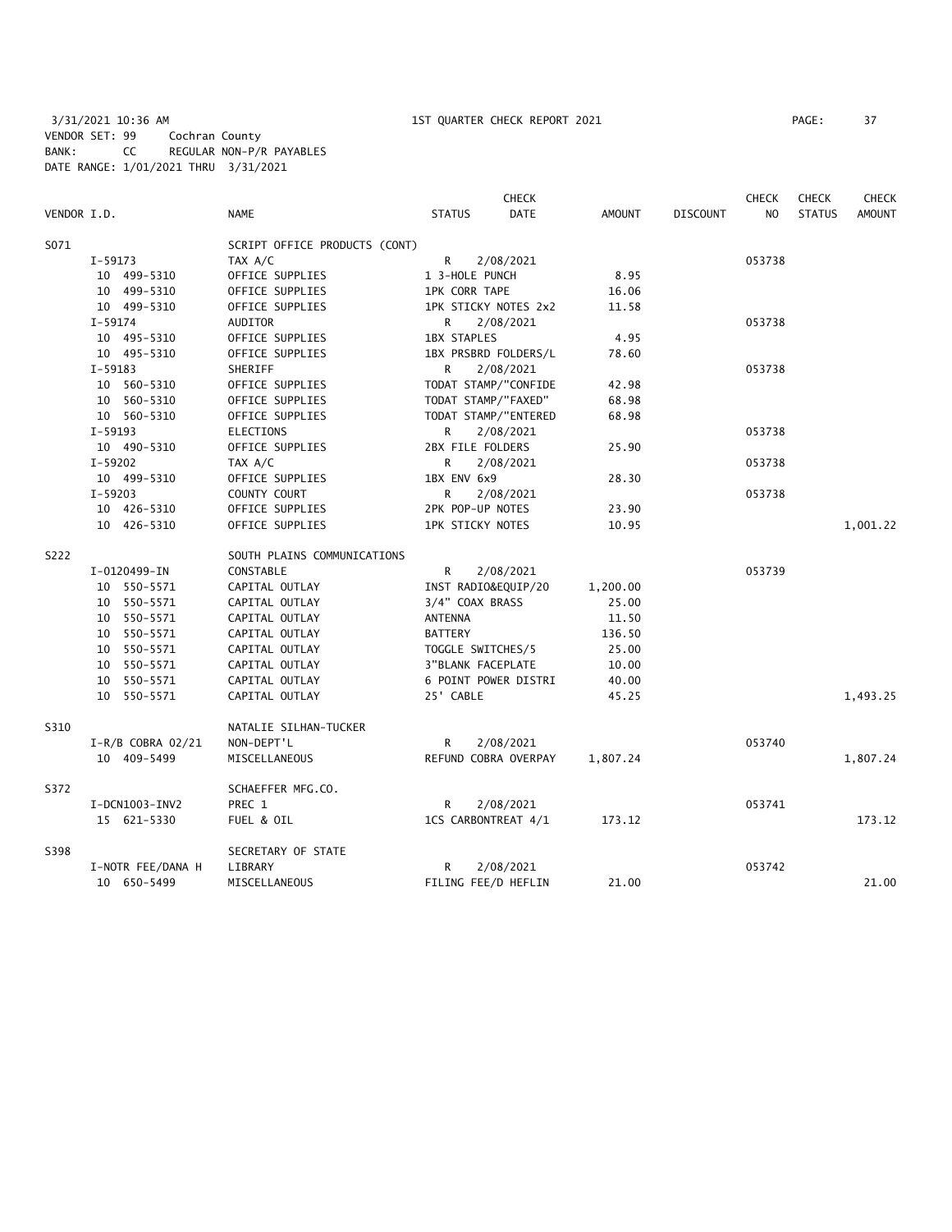3/31/2021 10:36 AM 1ST QUARTER CHECK REPORT 2021
VENDOR SET: 99 Cochran County
BANK: CC REGULAR NON-P/R PAYABLES
DATE RANGE: 1/01/2021 THRU 3/31/2021

| VENDOR I.D. | NAME | STATUS | CHECK DATE | AMOUNT | DISCOUNT | CHECK NO | CHECK STATUS | CHECK AMOUNT |
|---|---|---|---|---|---|---|---|---|
| S071 | SCRIPT OFFICE PRODUCTS (CONT) | | | | | | | |
| I-59173 | TAX A/C | R | 2/08/2021 | | | 053738 | | |
| 10 499-5310 | OFFICE SUPPLIES | 1 3-HOLE PUNCH | | 8.95 | | | | |
| 10 499-5310 | OFFICE SUPPLIES | 1PK CORR TAPE | | 16.06 | | | | |
| 10 499-5310 | OFFICE SUPPLIES | 1PK STICKY NOTES 2x2 | | 11.58 | | | | |
| I-59174 | AUDITOR | R | 2/08/2021 | | | 053738 | | |
| 10 495-5310 | OFFICE SUPPLIES | 1BX STAPLES | | 4.95 | | | | |
| 10 495-5310 | OFFICE SUPPLIES | 1BX PRSBRD FOLDERS/L | | 78.60 | | | | |
| I-59183 | SHERIFF | R | 2/08/2021 | | | 053738 | | |
| 10 560-5310 | OFFICE SUPPLIES | TODAT STAMP/"CONFIDE | | 42.98 | | | | |
| 10 560-5310 | OFFICE SUPPLIES | TODAT STAMP/"FAXED" | | 68.98 | | | | |
| 10 560-5310 | OFFICE SUPPLIES | TODAT STAMP/"ENTERED | | 68.98 | | | | |
| I-59193 | ELECTIONS | R | 2/08/2021 | | | 053738 | | |
| 10 490-5310 | OFFICE SUPPLIES | 2BX FILE FOLDERS | | 25.90 | | | | |
| I-59202 | TAX A/C | R | 2/08/2021 | | | 053738 | | |
| 10 499-5310 | OFFICE SUPPLIES | 1BX ENV 6x9 | | 28.30 | | | | |
| I-59203 | COUNTY COURT | R | 2/08/2021 | | | 053738 | | |
| 10 426-5310 | OFFICE SUPPLIES | 2PK POP-UP NOTES | | 23.90 | | | | |
| 10 426-5310 | OFFICE SUPPLIES | 1PK STICKY NOTES | | 10.95 | | | | 1,001.22 |
| S222 | SOUTH PLAINS COMMUNICATIONS | | | | | | | |
| I-0120499-IN | CONSTABLE | R | 2/08/2021 | | | 053739 | | |
| 10 550-5571 | CAPITAL OUTLAY | INST RADIO&EQUIP/20 | | 1,200.00 | | | | |
| 10 550-5571 | CAPITAL OUTLAY | 3/4" COAX BRASS | | 25.00 | | | | |
| 10 550-5571 | CAPITAL OUTLAY | ANTENNA | | 11.50 | | | | |
| 10 550-5571 | CAPITAL OUTLAY | BATTERY | | 136.50 | | | | |
| 10 550-5571 | CAPITAL OUTLAY | TOGGLE SWITCHES/5 | | 25.00 | | | | |
| 10 550-5571 | CAPITAL OUTLAY | 3"BLANK FACEPLATE | | 10.00 | | | | |
| 10 550-5571 | CAPITAL OUTLAY | 6 POINT POWER DISTRI | | 40.00 | | | | |
| 10 550-5571 | CAPITAL OUTLAY | 25' CABLE | | 45.25 | | | | 1,493.25 |
| S310 | NATALIE SILHAN-TUCKER | | | | | | | |
| I-R/B COBRA 02/21 | NON-DEPT'L | R | 2/08/2021 | | | 053740 | | |
| 10 409-5499 | MISCELLANEOUS | REFUND COBRA OVERPAY | | 1,807.24 | | | | 1,807.24 |
| S372 | SCHAEFFER MFG.CO. | | | | | | | |
| I-DCN1003-INV2 | PREC 1 | R | 2/08/2021 | | | 053741 | | |
| 15 621-5330 | FUEL & OIL | 1CS CARBONTREAT 4/1 | | 173.12 | | | | 173.12 |
| S398 | SECRETARY OF STATE | | | | | | | |
| I-NOTR FEE/DANA H | LIBRARY | R | 2/08/2021 | | | 053742 | | |
| 10 650-5499 | MISCELLANEOUS | FILING FEE/D HEFLIN | | 21.00 | | | | 21.00 |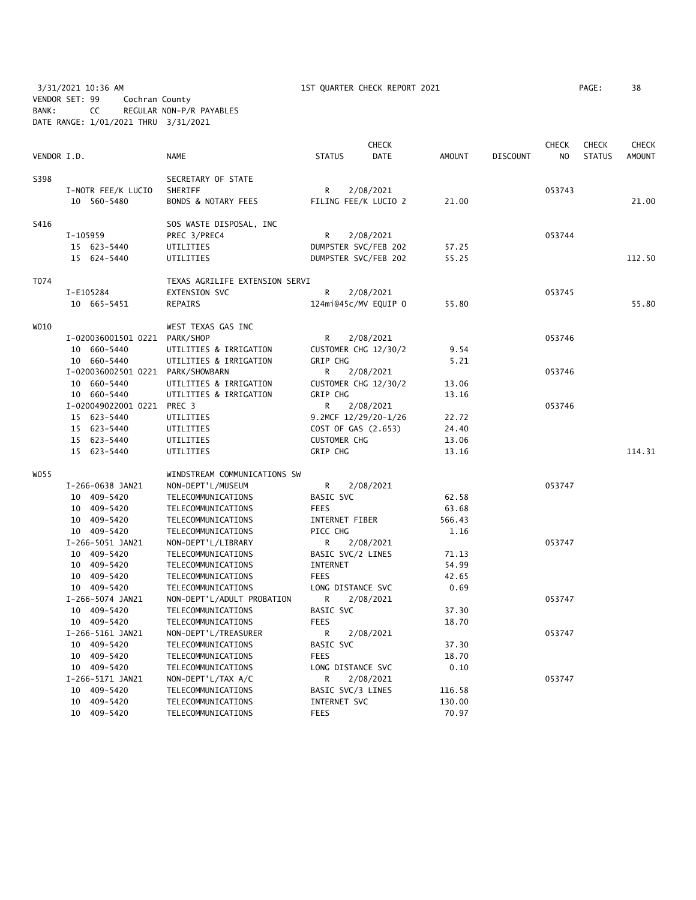3/31/2021 10:36 AM 1ST QUARTER CHECK REPORT 2021 PAGE: 38
VENDOR SET: 99 Cochran County
BANK: CC REGULAR NON-P/R PAYABLES
DATE RANGE: 1/01/2021 THRU 3/31/2021

| VENDOR I.D. | NAME | STATUS | CHECK DATE | AMOUNT | DISCOUNT | CHECK NO | CHECK STATUS | CHECK AMOUNT |
|---|---|---|---|---|---|---|---|---|
| S398 | SECRETARY OF STATE | | | | | | | |
| I-NOTR FEE/K LUCIO | SHERIFF | R | 2/08/2021 | | | 053743 | | |
| 10 560-5480 | BONDS & NOTARY FEES | FILING FEE/K LUCIO 2 | | 21.00 | | | | 21.00 |
| S416 | SOS WASTE DISPOSAL, INC | | | | | | | |
| I-105959 | PREC 3/PREC4 | R | 2/08/2021 | | | 053744 | | |
| 15 623-5440 | UTILITIES | DUMPSTER SVC/FEB 202 | | 57.25 | | | | |
| 15 624-5440 | UTILITIES | DUMPSTER SVC/FEB 202 | | 55.25 | | | | 112.50 |
| T074 | TEXAS AGRILIFE EXTENSION SERVI | | | | | | | |
| I-E105284 | EXTENSION SVC | R | 2/08/2021 | | | 053745 | | |
| 10 665-5451 | REPAIRS | 124mi@45c/MV EQUIP O | | 55.80 | | | | 55.80 |
| W010 | WEST TEXAS GAS INC | | | | | | | |
| I-020036001501 0221 | PARK/SHOP | R | 2/08/2021 | | | 053746 | | |
| 10 660-5440 | UTILITIES & IRRIGATION | CUSTOMER CHG 12/30/2 | | 9.54 | | | | |
| 10 660-5440 | UTILITIES & IRRIGATION | GRIP CHG | | 5.21 | | | | |
| I-020036002501 0221 | PARK/SHOWBARN | R | 2/08/2021 | | | 053746 | | |
| 10 660-5440 | UTILITIES & IRRIGATION | CUSTOMER CHG 12/30/2 | | 13.06 | | | | |
| 10 660-5440 | UTILITIES & IRRIGATION | GRIP CHG | | 13.16 | | | | |
| I-020049022001 0221 | PREC 3 | R | 2/08/2021 | | | 053746 | | |
| 15 623-5440 | UTILITIES | 9.2MCF 12/29/20-1/26 | | 22.72 | | | | |
| 15 623-5440 | UTILITIES | COST OF GAS (2.653) | | 24.40 | | | | |
| 15 623-5440 | UTILITIES | CUSTOMER CHG | | 13.06 | | | | |
| 15 623-5440 | UTILITIES | GRIP CHG | | 13.16 | | | | 114.31 |
| W055 | WINDSTREAM COMMUNICATIONS SW | | | | | | | |
| I-266-0638 JAN21 | NON-DEPT'L/MUSEUM | R | 2/08/2021 | | | 053747 | | |
| 10 409-5420 | TELECOMMUNICATIONS | BASIC SVC | | 62.58 | | | | |
| 10 409-5420 | TELECOMMUNICATIONS | FEES | | 63.68 | | | | |
| 10 409-5420 | TELECOMMUNICATIONS | INTERNET FIBER | | 566.43 | | | | |
| 10 409-5420 | TELECOMMUNICATIONS | PICC CHG | | 1.16 | | | | |
| I-266-5051 JAN21 | NON-DEPT'L/LIBRARY | R | 2/08/2021 | | | 053747 | | |
| 10 409-5420 | TELECOMMUNICATIONS | BASIC SVC/2 LINES | | 71.13 | | | | |
| 10 409-5420 | TELECOMMUNICATIONS | INTERNET | | 54.99 | | | | |
| 10 409-5420 | TELECOMMUNICATIONS | FEES | | 42.65 | | | | |
| 10 409-5420 | TELECOMMUNICATIONS | LONG DISTANCE SVC | | 0.69 | | | | |
| I-266-5074 JAN21 | NON-DEPT'L/ADULT PROBATION | R | 2/08/2021 | | | 053747 | | |
| 10 409-5420 | TELECOMMUNICATIONS | BASIC SVC | | 37.30 | | | | |
| 10 409-5420 | TELECOMMUNICATIONS | FEES | | 18.70 | | | | |
| I-266-5161 JAN21 | NON-DEPT'L/TREASURER | R | 2/08/2021 | | | 053747 | | |
| 10 409-5420 | TELECOMMUNICATIONS | BASIC SVC | | 37.30 | | | | |
| 10 409-5420 | TELECOMMUNICATIONS | FEES | | 18.70 | | | | |
| 10 409-5420 | TELECOMMUNICATIONS | LONG DISTANCE SVC | | 0.10 | | | | |
| I-266-5171 JAN21 | NON-DEPT'L/TAX A/C | R | 2/08/2021 | | | 053747 | | |
| 10 409-5420 | TELECOMMUNICATIONS | BASIC SVC/3 LINES | | 116.58 | | | | |
| 10 409-5420 | TELECOMMUNICATIONS | INTERNET SVC | | 130.00 | | | | |
| 10 409-5420 | TELECOMMUNICATIONS | FEES | | 70.97 | | | | |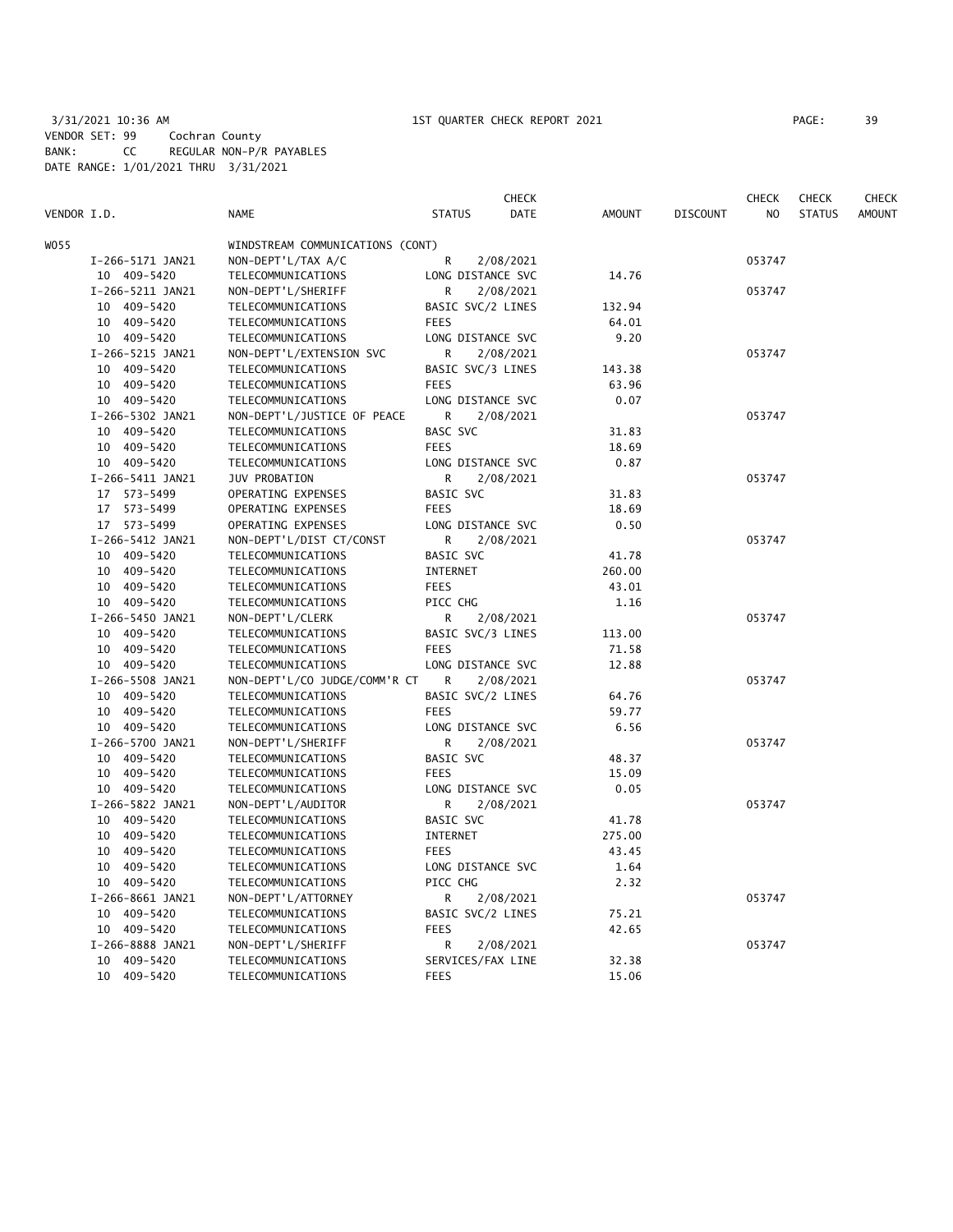3/31/2021 10:36 AM 1ST QUARTER CHECK REPORT 2021
VENDOR SET: 99 Cochran County
BANK: CC REGULAR NON-P/R PAYABLES
DATE RANGE: 1/01/2021 THRU 3/31/2021

| VENDOR I.D. | NAME | STATUS | CHECK DATE | AMOUNT | DISCOUNT | CHECK NO | CHECK STATUS | CHECK AMOUNT |
|---|---|---|---|---|---|---|---|---|
| W055 | WINDSTREAM COMMUNICATIONS (CONT) | | | | | | | |
| I-266-5171 JAN21 | NON-DEPT'L/TAX A/C | R | 2/08/2021 | | | 053747 | | |
| 10 409-5420 | TELECOMMUNICATIONS | LONG DISTANCE SVC | | 14.76 | | | | |
| I-266-5211 JAN21 | NON-DEPT'L/SHERIFF | R | 2/08/2021 | | | 053747 | | |
| 10 409-5420 | TELECOMMUNICATIONS | BASIC SVC/2 LINES | | 132.94 | | | | |
| 10 409-5420 | TELECOMMUNICATIONS | FEES | | 64.01 | | | | |
| 10 409-5420 | TELECOMMUNICATIONS | LONG DISTANCE SVC | | 9.20 | | | | |
| I-266-5215 JAN21 | NON-DEPT'L/EXTENSION SVC | R | 2/08/2021 | | | 053747 | | |
| 10 409-5420 | TELECOMMUNICATIONS | BASIC SVC/3 LINES | | 143.38 | | | | |
| 10 409-5420 | TELECOMMUNICATIONS | FEES | | 63.96 | | | | |
| 10 409-5420 | TELECOMMUNICATIONS | LONG DISTANCE SVC | | 0.07 | | | | |
| I-266-5302 JAN21 | NON-DEPT'L/JUSTICE OF PEACE | R | 2/08/2021 | | | 053747 | | |
| 10 409-5420 | TELECOMMUNICATIONS | BASC SVC | | 31.83 | | | | |
| 10 409-5420 | TELECOMMUNICATIONS | FEES | | 18.69 | | | | |
| 10 409-5420 | TELECOMMUNICATIONS | LONG DISTANCE SVC | | 0.87 | | | | |
| I-266-5411 JAN21 | JUV PROBATION | R | 2/08/2021 | | | 053747 | | |
| 17 573-5499 | OPERATING EXPENSES | BASIC SVC | | 31.83 | | | | |
| 17 573-5499 | OPERATING EXPENSES | FEES | | 18.69 | | | | |
| 17 573-5499 | OPERATING EXPENSES | LONG DISTANCE SVC | | 0.50 | | | | |
| I-266-5412 JAN21 | NON-DEPT'L/DIST CT/CONST | R | 2/08/2021 | | | 053747 | | |
| 10 409-5420 | TELECOMMUNICATIONS | BASIC SVC | | 41.78 | | | | |
| 10 409-5420 | TELECOMMUNICATIONS | INTERNET | | 260.00 | | | | |
| 10 409-5420 | TELECOMMUNICATIONS | FEES | | 43.01 | | | | |
| 10 409-5420 | TELECOMMUNICATIONS | PICC CHG | | 1.16 | | | | |
| I-266-5450 JAN21 | NON-DEPT'L/CLERK | R | 2/08/2021 | | | 053747 | | |
| 10 409-5420 | TELECOMMUNICATIONS | BASIC SVC/3 LINES | | 113.00 | | | | |
| 10 409-5420 | TELECOMMUNICATIONS | FEES | | 71.58 | | | | |
| 10 409-5420 | TELECOMMUNICATIONS | LONG DISTANCE SVC | | 12.88 | | | | |
| I-266-5508 JAN21 | NON-DEPT'L/CO JUDGE/COMM'R CT | R | 2/08/2021 | | | 053747 | | |
| 10 409-5420 | TELECOMMUNICATIONS | BASIC SVC/2 LINES | | 64.76 | | | | |
| 10 409-5420 | TELECOMMUNICATIONS | FEES | | 59.77 | | | | |
| 10 409-5420 | TELECOMMUNICATIONS | LONG DISTANCE SVC | | 6.56 | | | | |
| I-266-5700 JAN21 | NON-DEPT'L/SHERIFF | R | 2/08/2021 | | | 053747 | | |
| 10 409-5420 | TELECOMMUNICATIONS | BASIC SVC | | 48.37 | | | | |
| 10 409-5420 | TELECOMMUNICATIONS | FEES | | 15.09 | | | | |
| 10 409-5420 | TELECOMMUNICATIONS | LONG DISTANCE SVC | | 0.05 | | | | |
| I-266-5822 JAN21 | NON-DEPT'L/AUDITOR | R | 2/08/2021 | | | 053747 | | |
| 10 409-5420 | TELECOMMUNICATIONS | BASIC SVC | | 41.78 | | | | |
| 10 409-5420 | TELECOMMUNICATIONS | INTERNET | | 275.00 | | | | |
| 10 409-5420 | TELECOMMUNICATIONS | FEES | | 43.45 | | | | |
| 10 409-5420 | TELECOMMUNICATIONS | LONG DISTANCE SVC | | 1.64 | | | | |
| 10 409-5420 | TELECOMMUNICATIONS | PICC CHG | | 2.32 | | | | |
| I-266-8661 JAN21 | NON-DEPT'L/ATTORNEY | R | 2/08/2021 | | | 053747 | | |
| 10 409-5420 | TELECOMMUNICATIONS | BASIC SVC/2 LINES | | 75.21 | | | | |
| 10 409-5420 | TELECOMMUNICATIONS | FEES | | 42.65 | | | | |
| I-266-8888 JAN21 | NON-DEPT'L/SHERIFF | R | 2/08/2021 | | | 053747 | | |
| 10 409-5420 | TELECOMMUNICATIONS | SERVICES/FAX LINE | | 32.38 | | | | |
| 10 409-5420 | TELECOMMUNICATIONS | FEES | | 15.06 | | | | |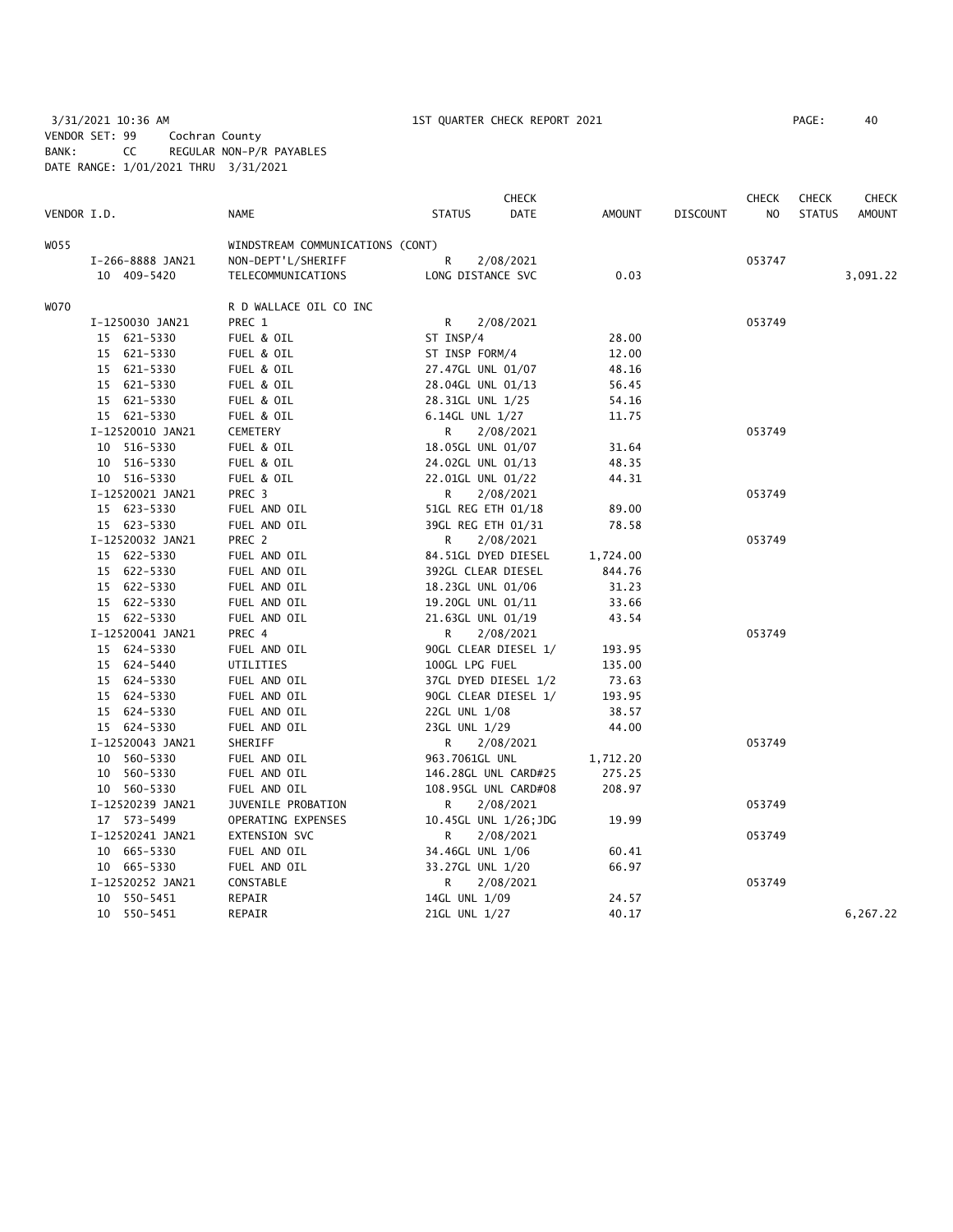3/31/2021 10:36 AM 1ST QUARTER CHECK REPORT 2021

VENDOR SET: 99 Cochran County
BANK: CC REGULAR NON-P/R PAYABLES
DATE RANGE: 1/01/2021 THRU 3/31/2021

| VENDOR I.D. | NAME | STATUS | CHECK DATE | AMOUNT | DISCOUNT | CHECK NO | CHECK STATUS | CHECK AMOUNT |
|---|---|---|---|---|---|---|---|---|
| W055 | WINDSTREAM COMMUNICATIONS (CONT) | | | | | | | |
| I-266-8888 JAN21 | NON-DEPT'L/SHERIFF | R | 2/08/2021 | | | 053747 | | |
| 10 409-5420 | TELECOMMUNICATIONS | LONG DISTANCE SVC | | 0.03 | | | | 3,091.22 |
| W070 | R D WALLACE OIL CO INC | | | | | | | |
| I-1250030 JAN21 | PREC 1 | R | 2/08/2021 | | | 053749 | | |
| 15 621-5330 | FUEL & OIL | ST INSP/4 | | 28.00 | | | | |
| 15 621-5330 | FUEL & OIL | ST INSP FORM/4 | | 12.00 | | | | |
| 15 621-5330 | FUEL & OIL | 27.47GL UNL 01/07 | | 48.16 | | | | |
| 15 621-5330 | FUEL & OIL | 28.04GL UNL 01/13 | | 56.45 | | | | |
| 15 621-5330 | FUEL & OIL | 28.31GL UNL 1/25 | | 54.16 | | | | |
| 15 621-5330 | FUEL & OIL | 6.14GL UNL 1/27 | | 11.75 | | | | |
| I-12520010 JAN21 | CEMETERY | R | 2/08/2021 | | | 053749 | | |
| 10 516-5330 | FUEL & OIL | 18.05GL UNL 01/07 | | 31.64 | | | | |
| 10 516-5330 | FUEL & OIL | 24.02GL UNL 01/13 | | 48.35 | | | | |
| 10 516-5330 | FUEL & OIL | 22.01GL UNL 01/22 | | 44.31 | | | | |
| I-12520021 JAN21 | PREC 3 | R | 2/08/2021 | | | 053749 | | |
| 15 623-5330 | FUEL AND OIL | 51GL REG ETH 01/18 | | 89.00 | | | | |
| 15 623-5330 | FUEL AND OIL | 39GL REG ETH 01/31 | | 78.58 | | | | |
| I-12520032 JAN21 | PREC 2 | R | 2/08/2021 | | | 053749 | | |
| 15 622-5330 | FUEL AND OIL | 84.51GL DYED DIESEL | | 1,724.00 | | | | |
| 15 622-5330 | FUEL AND OIL | 392GL CLEAR DIESEL | | 844.76 | | | | |
| 15 622-5330 | FUEL AND OIL | 18.23GL UNL 01/06 | | 31.23 | | | | |
| 15 622-5330 | FUEL AND OIL | 19.20GL UNL 01/11 | | 33.66 | | | | |
| 15 622-5330 | FUEL AND OIL | 21.63GL UNL 01/19 | | 43.54 | | | | |
| I-12520041 JAN21 | PREC 4 | R | 2/08/2021 | | | 053749 | | |
| 15 624-5330 | FUEL AND OIL | 90GL CLEAR DIESEL 1/ | | 193.95 | | | | |
| 15 624-5440 | UTILITIES | 100GL LPG FUEL | | 135.00 | | | | |
| 15 624-5330 | FUEL AND OIL | 37GL DYED DIESEL 1/2 | | 73.63 | | | | |
| 15 624-5330 | FUEL AND OIL | 90GL CLEAR DIESEL 1/ | | 193.95 | | | | |
| 15 624-5330 | FUEL AND OIL | 22GL UNL 1/08 | | 38.57 | | | | |
| 15 624-5330 | FUEL AND OIL | 23GL UNL 1/29 | | 44.00 | | | | |
| I-12520043 JAN21 | SHERIFF | R | 2/08/2021 | | | 053749 | | |
| 10 560-5330 | FUEL AND OIL | 963.7061GL UNL | | 1,712.20 | | | | |
| 10 560-5330 | FUEL AND OIL | 146.28GL UNL CARD#25 | | 275.25 | | | | |
| 10 560-5330 | FUEL AND OIL | 108.95GL UNL CARD#08 | | 208.97 | | | | |
| I-12520239 JAN21 | JUVENILE PROBATION | R | 2/08/2021 | | | 053749 | | |
| 17 573-5499 | OPERATING EXPENSES | 10.45GL UNL 1/26;JDG | | 19.99 | | | | |
| I-12520241 JAN21 | EXTENSION SVC | R | 2/08/2021 | | | 053749 | | |
| 10 665-5330 | FUEL AND OIL | 34.46GL UNL 1/06 | | 60.41 | | | | |
| 10 665-5330 | FUEL AND OIL | 33.27GL UNL 1/20 | | 66.97 | | | | |
| I-12520252 JAN21 | CONSTABLE | R | 2/08/2021 | | | 053749 | | |
| 10 550-5451 | REPAIR | 14GL UNL 1/09 | | 24.57 | | | | |
| 10 550-5451 | REPAIR | 21GL UNL 1/27 | | 40.17 | | | | 6,267.22 |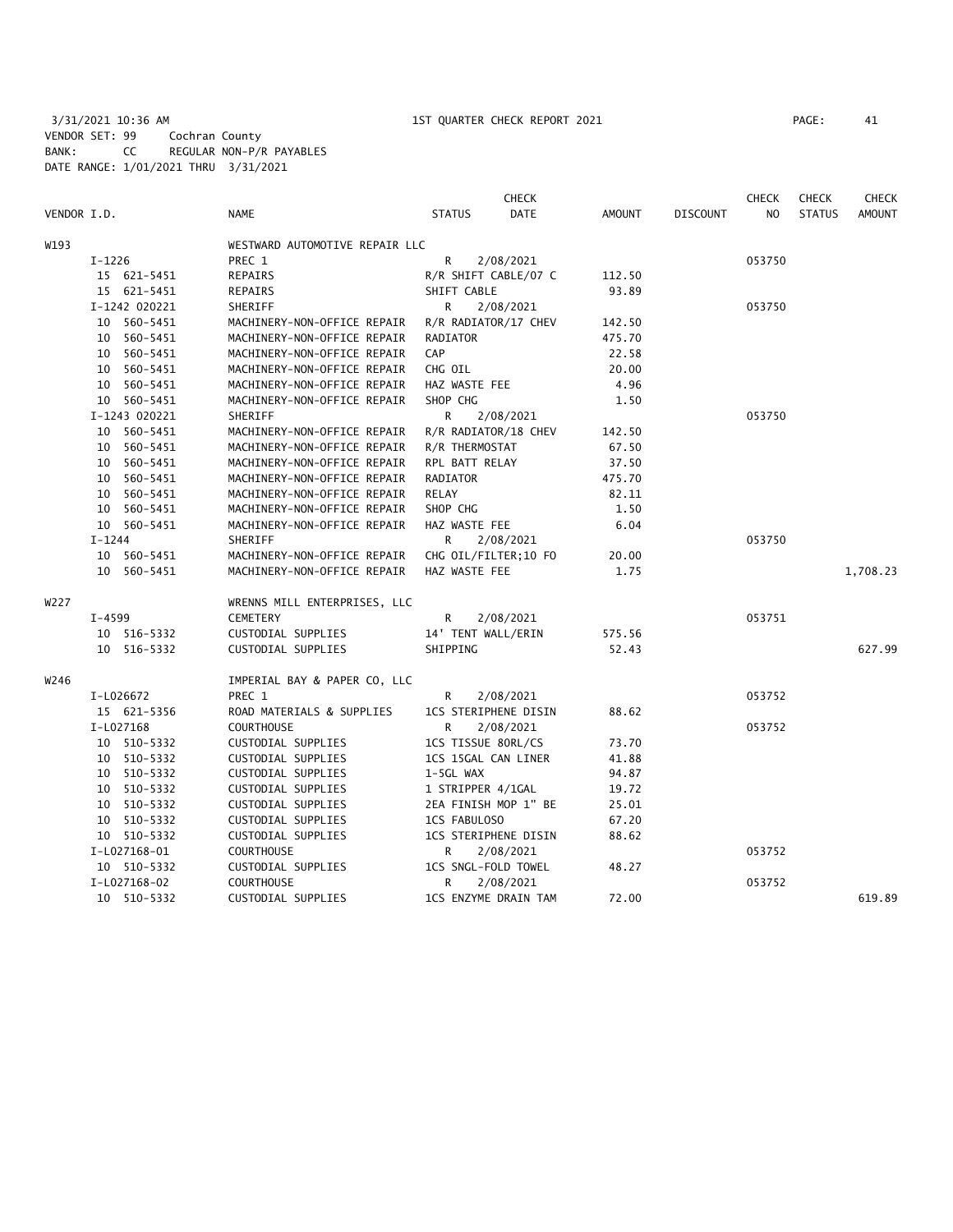3/31/2021 10:36 AM 1ST QUARTER CHECK REPORT 2021
VENDOR SET: 99 Cochran County
BANK: CC REGULAR NON-P/R PAYABLES
DATE RANGE: 1/01/2021 THRU 3/31/2021

| VENDOR I.D. | NAME | STATUS | CHECK DATE | AMOUNT | DISCOUNT | CHECK NO | CHECK STATUS | CHECK AMOUNT |
|---|---|---|---|---|---|---|---|---|
| W193 | WESTWARD AUTOMOTIVE REPAIR LLC | | | | | | | |
| I-1226 | PREC 1 | R | 2/08/2021 | | | 053750 | | |
| 15 621-5451 | REPAIRS | R/R SHIFT CABLE/07 C | | 112.50 | | | | |
| 15 621-5451 | REPAIRS | SHIFT CABLE | | 93.89 | | | | |
| I-1242 020221 | SHERIFF | R | 2/08/2021 | | | 053750 | | |
| 10 560-5451 | MACHINERY-NON-OFFICE REPAIR | R/R RADIATOR/17 CHEV | | 142.50 | | | | |
| 10 560-5451 | MACHINERY-NON-OFFICE REPAIR | RADIATOR | | 475.70 | | | | |
| 10 560-5451 | MACHINERY-NON-OFFICE REPAIR | CAP | | 22.58 | | | | |
| 10 560-5451 | MACHINERY-NON-OFFICE REPAIR | CHG OIL | | 20.00 | | | | |
| 10 560-5451 | MACHINERY-NON-OFFICE REPAIR | HAZ WASTE FEE | | 4.96 | | | | |
| 10 560-5451 | MACHINERY-NON-OFFICE REPAIR | SHOP CHG | | 1.50 | | | | |
| I-1243 020221 | SHERIFF | R | 2/08/2021 | | | 053750 | | |
| 10 560-5451 | MACHINERY-NON-OFFICE REPAIR | R/R RADIATOR/18 CHEV | | 142.50 | | | | |
| 10 560-5451 | MACHINERY-NON-OFFICE REPAIR | R/R THERMOSTAT | | 67.50 | | | | |
| 10 560-5451 | MACHINERY-NON-OFFICE REPAIR | RPL BATT RELAY | | 37.50 | | | | |
| 10 560-5451 | MACHINERY-NON-OFFICE REPAIR | RADIATOR | | 475.70 | | | | |
| 10 560-5451 | MACHINERY-NON-OFFICE REPAIR | RELAY | | 82.11 | | | | |
| 10 560-5451 | MACHINERY-NON-OFFICE REPAIR | SHOP CHG | | 1.50 | | | | |
| 10 560-5451 | MACHINERY-NON-OFFICE REPAIR | HAZ WASTE FEE | | 6.04 | | | | |
| I-1244 | SHERIFF | R | 2/08/2021 | | | 053750 | | |
| 10 560-5451 | MACHINERY-NON-OFFICE REPAIR | CHG OIL/FILTER;10 FO | | 20.00 | | | | |
| 10 560-5451 | MACHINERY-NON-OFFICE REPAIR | HAZ WASTE FEE | | 1.75 | | | | 1,708.23 |
| W227 | WRENNS MILL ENTERPRISES, LLC | | | | | | | |
| I-4599 | CEMETERY | R | 2/08/2021 | | | 053751 | | |
| 10 516-5332 | CUSTODIAL SUPPLIES | 14' TENT WALL/ERIN | | 575.56 | | | | |
| 10 516-5332 | CUSTODIAL SUPPLIES | SHIPPING | | 52.43 | | | | 627.99 |
| W246 | IMPERIAL BAY & PAPER CO, LLC | | | | | | | |
| I-L026672 | PREC 1 | R | 2/08/2021 | | | 053752 | | |
| 15 621-5356 | ROAD MATERIALS & SUPPLIES | 1CS STERIPHENE DISIN | | 88.62 | | | | |
| I-L027168 | COURTHOUSE | R | 2/08/2021 | | | 053752 | | |
| 10 510-5332 | CUSTODIAL SUPPLIES | 1CS TISSUE 80RL/CS | | 73.70 | | | | |
| 10 510-5332 | CUSTODIAL SUPPLIES | 1CS 15GAL CAN LINER | | 41.88 | | | | |
| 10 510-5332 | CUSTODIAL SUPPLIES | 1-5GL WAX | | 94.87 | | | | |
| 10 510-5332 | CUSTODIAL SUPPLIES | 1 STRIPPER 4/1GAL | | 19.72 | | | | |
| 10 510-5332 | CUSTODIAL SUPPLIES | 2EA FINISH MOP 1" BE | | 25.01 | | | | |
| 10 510-5332 | CUSTODIAL SUPPLIES | 1CS FABULOSO | | 67.20 | | | | |
| 10 510-5332 | CUSTODIAL SUPPLIES | 1CS STERIPHENE DISIN | | 88.62 | | | | |
| I-L027168-01 | COURTHOUSE | R | 2/08/2021 | | | 053752 | | |
| 10 510-5332 | CUSTODIAL SUPPLIES | 1CS SNGL-FOLD TOWEL | | 48.27 | | | | |
| I-L027168-02 | COURTHOUSE | R | 2/08/2021 | | | 053752 | | |
| 10 510-5332 | CUSTODIAL SUPPLIES | 1CS ENZYME DRAIN TAM | | 72.00 | | | | 619.89 |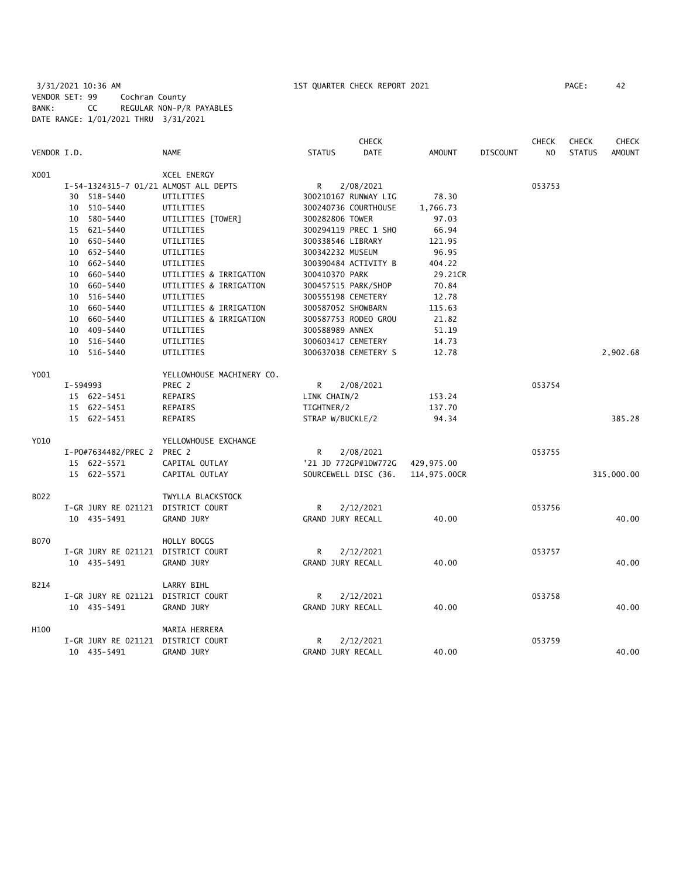3/31/2021 10:36 AM 1ST QUARTER CHECK REPORT 2021 PAGE: 42
VENDOR SET: 99 Cochran County
BANK: CC REGULAR NON-P/R PAYABLES
DATE RANGE: 1/01/2021 THRU 3/31/2021

| VENDOR I.D. | NAME | STATUS | CHECK DATE | AMOUNT | DISCOUNT | CHECK NO | CHECK STATUS | CHECK AMOUNT |
|---|---|---|---|---|---|---|---|---|
| X001 | XCEL ENERGY | | | | | | | |
| I-54-1324315-7 01/21 | ALMOST ALL DEPTS | R | 2/08/2021 | | | 053753 | | |
| 30 518-5440 | UTILITIES | 300210167 RUNWAY LIG | | 78.30 | | | | |
| 10 510-5440 | UTILITIES | 300240736 COURTHOUSE | | 1,766.73 | | | | |
| 10 580-5440 | UTILITIES [TOWER] | 300282806 TOWER | | 97.03 | | | | |
| 15 621-5440 | UTILITIES | 300294119 PREC 1 SHO | | 66.94 | | | | |
| 10 650-5440 | UTILITIES | 300338546 LIBRARY | | 121.95 | | | | |
| 10 652-5440 | UTILITIES | 300342232 MUSEUM | | 96.95 | | | | |
| 10 662-5440 | UTILITIES | 300390484 ACTIVITY B | | 404.22 | | | | |
| 10 660-5440 | UTILITIES & IRRIGATION | 300410370 PARK | | 29.21CR | | | | |
| 10 660-5440 | UTILITIES & IRRIGATION | 300457515 PARK/SHOP | | 70.84 | | | | |
| 10 516-5440 | UTILITIES | 300555198 CEMETERY | | 12.78 | | | | |
| 10 660-5440 | UTILITIES & IRRIGATION | 300587052 SHOWBARN | | 115.63 | | | | |
| 10 660-5440 | UTILITIES & IRRIGATION | 300587753 RODEO GROU | | 21.82 | | | | |
| 10 409-5440 | UTILITIES | 300588989 ANNEX | | 51.19 | | | | |
| 10 516-5440 | UTILITIES | 300603417 CEMETERY | | 14.73 | | | | |
| 10 516-5440 | UTILITIES | 300637038 CEMETERY S | | 12.78 | | | | 2,902.68 |
| Y001 | YELLOWHOUSE MACHINERY CO. | | | | | | | |
| I-594993 | PREC 2 | R | 2/08/2021 | | | 053754 | | |
| 15 622-5451 | REPAIRS | LINK CHAIN/2 | | 153.24 | | | | |
| 15 622-5451 | REPAIRS | TIGHTNER/2 | | 137.70 | | | | |
| 15 622-5451 | REPAIRS | STRAP W/BUCKLE/2 | | 94.34 | | | | 385.28 |
| Y010 | YELLOWHOUSE EXCHANGE | | | | | | | |
| I-PO#7634482/PREC 2 | PREC 2 | R | 2/08/2021 | | | 053755 | | |
| 15 622-5571 | CAPITAL OUTLAY | '21 JD 772GP#1DW772G | | 429,975.00 | | | | |
| 15 622-5571 | CAPITAL OUTLAY | SOURCEWELL DISC (36. | | 114,975.00CR | | | | 315,000.00 |
| B022 | TWYLLA BLACKSTOCK | | | | | | | |
| I-GR JURY RE 021121 | DISTRICT COURT | R | 2/12/2021 | | | 053756 | | |
| 10 435-5491 | GRAND JURY | GRAND JURY RECALL | | 40.00 | | | | 40.00 |
| B070 | HOLLY BOGGS | | | | | | | |
| I-GR JURY RE 021121 | DISTRICT COURT | R | 2/12/2021 | | | 053757 | | |
| 10 435-5491 | GRAND JURY | GRAND JURY RECALL | | 40.00 | | | | 40.00 |
| B214 | LARRY BIHL | | | | | | | |
| I-GR JURY RE 021121 | DISTRICT COURT | R | 2/12/2021 | | | 053758 | | |
| 10 435-5491 | GRAND JURY | GRAND JURY RECALL | | 40.00 | | | | 40.00 |
| H100 | MARIA HERRERA | | | | | | | |
| I-GR JURY RE 021121 | DISTRICT COURT | R | 2/12/2021 | | | 053759 | | |
| 10 435-5491 | GRAND JURY | GRAND JURY RECALL | | 40.00 | | | | 40.00 |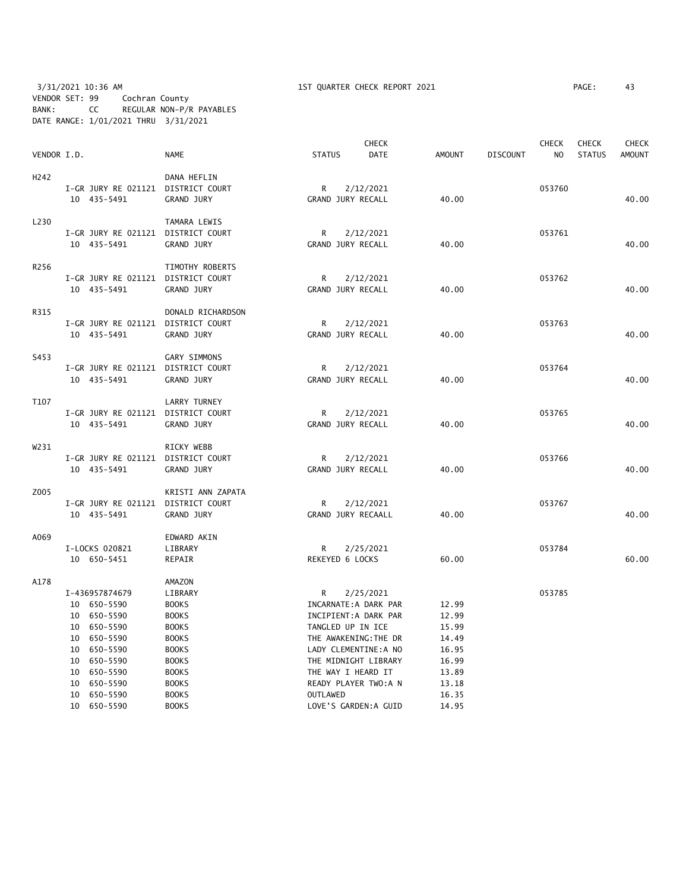3/31/2021 10:36 AM — 1ST QUARTER CHECK REPORT 2021

VENDOR SET: 99 Cochran County
BANK: CC REGULAR NON-P/R PAYABLES
DATE RANGE: 1/01/2021 THRU 3/31/2021

| VENDOR I.D. | | NAME | STATUS | CHECK DATE | AMOUNT | DISCOUNT | CHECK NO | CHECK STATUS | CHECK AMOUNT |
|---|---|---|---|---|---|---|---|---|---|
| H242 | | DANA HEFLIN | | | | | | | |
| | I-GR JURY RE 021121 | DISTRICT COURT | R | 2/12/2021 | | | 053760 | | |
| | 10 435-5491 | GRAND JURY | GRAND JURY RECALL | | 40.00 | | | | 40.00 |
| L230 | | TAMARA LEWIS | | | | | | | |
| | I-GR JURY RE 021121 | DISTRICT COURT | R | 2/12/2021 | | | 053761 | | |
| | 10 435-5491 | GRAND JURY | GRAND JURY RECALL | | 40.00 | | | | 40.00 |
| R256 | | TIMOTHY ROBERTS | | | | | | | |
| | I-GR JURY RE 021121 | DISTRICT COURT | R | 2/12/2021 | | | 053762 | | |
| | 10 435-5491 | GRAND JURY | GRAND JURY RECALL | | 40.00 | | | | 40.00 |
| R315 | | DONALD RICHARDSON | | | | | | | |
| | I-GR JURY RE 021121 | DISTRICT COURT | R | 2/12/2021 | | | 053763 | | |
| | 10 435-5491 | GRAND JURY | GRAND JURY RECALL | | 40.00 | | | | 40.00 |
| S453 | | GARY SIMMONS | | | | | | | |
| | I-GR JURY RE 021121 | DISTRICT COURT | R | 2/12/2021 | | | 053764 | | |
| | 10 435-5491 | GRAND JURY | GRAND JURY RECALL | | 40.00 | | | | 40.00 |
| T107 | | LARRY TURNEY | | | | | | | |
| | I-GR JURY RE 021121 | DISTRICT COURT | R | 2/12/2021 | | | 053765 | | |
| | 10 435-5491 | GRAND JURY | GRAND JURY RECALL | | 40.00 | | | | 40.00 |
| W231 | | RICKY WEBB | | | | | | | |
| | I-GR JURY RE 021121 | DISTRICT COURT | R | 2/12/2021 | | | 053766 | | |
| | 10 435-5491 | GRAND JURY | GRAND JURY RECALL | | 40.00 | | | | 40.00 |
| Z005 | | KRISTI ANN ZAPATA | | | | | | | |
| | I-GR JURY RE 021121 | DISTRICT COURT | R | 2/12/2021 | | | 053767 | | |
| | 10 435-5491 | GRAND JURY | GRAND JURY RECAALL | | 40.00 | | | | 40.00 |
| A069 | | EDWARD AKIN | | | | | | | |
| | I-LOCKS 020821 | LIBRARY | R | 2/25/2021 | | | 053784 | | |
| | 10 650-5451 | REPAIR | REKEYED 6 LOCKS | | 60.00 | | | | 60.00 |
| A178 | | AMAZON | | | | | | | |
| | I-436957874679 | LIBRARY | R | 2/25/2021 | | | 053785 | | |
| | 10 650-5590 | BOOKS | INCARNATE:A DARK PAR | | 12.99 | | | | |
| | 10 650-5590 | BOOKS | INCIPIENT:A DARK PAR | | 12.99 | | | | |
| | 10 650-5590 | BOOKS | TANGLED UP IN ICE | | 15.99 | | | | |
| | 10 650-5590 | BOOKS | THE AWAKENING:THE DR | | 14.49 | | | | |
| | 10 650-5590 | BOOKS | LADY CLEMENTINE:A NO | | 16.95 | | | | |
| | 10 650-5590 | BOOKS | THE MIDNIGHT LIBRARY | | 16.99 | | | | |
| | 10 650-5590 | BOOKS | THE WAY I HEARD IT | | 13.89 | | | | |
| | 10 650-5590 | BOOKS | READY PLAYER TWO:A N | | 13.18 | | | | |
| | 10 650-5590 | BOOKS | OUTLAWED | | 16.35 | | | | |
| | 10 650-5590 | BOOKS | LOVE'S GARDEN:A GUID | | 14.95 | | | | |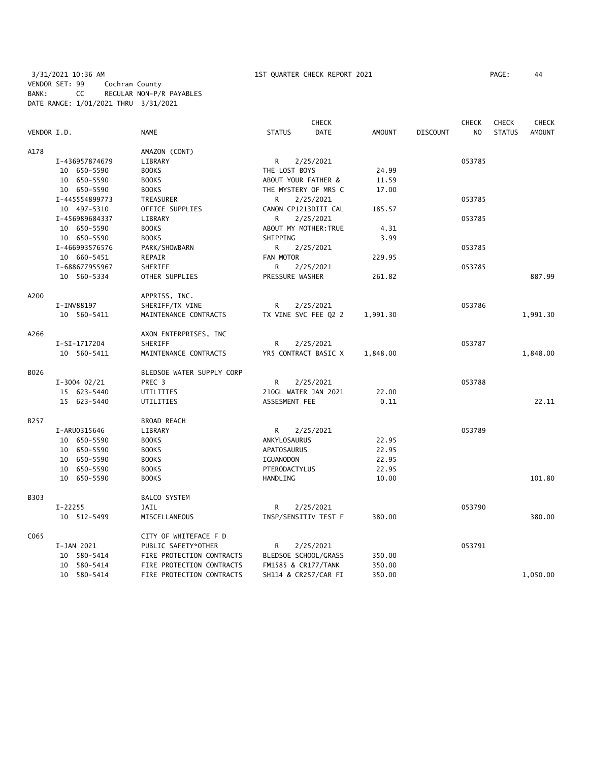3/31/2021 10:36 AM — 1ST QUARTER CHECK REPORT 2021

VENDOR SET: 99 Cochran County
BANK: CC REGULAR NON-P/R PAYABLES
DATE RANGE: 1/01/2021 THRU 3/31/2021

| VENDOR I.D. | NAME | STATUS | CHECK DATE | AMOUNT | DISCOUNT | CHECK NO | CHECK STATUS | CHECK AMOUNT |
|---|---|---|---|---|---|---|---|---|
| A178 | AMAZON (CONT) | | | | | | | |
| I-436957874679 | LIBRARY | R | 2/25/2021 | | | 053785 | | |
| 10 650-5590 | BOOKS | THE LOST BOYS | | 24.99 | | | | |
| 10 650-5590 | BOOKS | ABOUT YOUR FATHER & | | 11.59 | | | | |
| 10 650-5590 | BOOKS | THE MYSTERY OF MRS C | | 17.00 | | | | |
| I-445554899773 | TREASURER | R | 2/25/2021 | | | 053785 | | |
| 10 497-5310 | OFFICE SUPPLIES | CANON CP1213DIII CAL | | 185.57 | | | | |
| I-456989684337 | LIBRARY | R | 2/25/2021 | | | 053785 | | |
| 10 650-5590 | BOOKS | ABOUT MY MOTHER:TRUE | | 4.31 | | | | |
| 10 650-5590 | BOOKS | SHIPPING | | 3.99 | | | | |
| I-466993576576 | PARK/SHOWBARN | R | 2/25/2021 | | | 053785 | | |
| 10 660-5451 | REPAIR | FAN MOTOR | | 229.95 | | | | |
| I-688677955967 | SHERIFF | R | 2/25/2021 | | | 053785 | | |
| 10 560-5334 | OTHER SUPPLIES | PRESSURE WASHER | | 261.82 | | | | 887.99 |
| A200 | APPRISS, INC. | | | | | | | |
| I-INV88197 | SHERIFF/TX VINE | R | 2/25/2021 | | | 053786 | | |
| 10 560-5411 | MAINTENANCE CONTRACTS | TX VINE SVC FEE Q2 2 | | 1,991.30 | | | | 1,991.30 |
| A266 | AXON ENTERPRISES, INC | | | | | | | |
| I-SI-1717204 | SHERIFF | R | 2/25/2021 | | | 053787 | | |
| 10 560-5411 | MAINTENANCE CONTRACTS | YR5 CONTRACT BASIC X | | 1,848.00 | | | | 1,848.00 |
| B026 | BLEDSOE WATER SUPPLY CORP | | | | | | | |
| I-3004 02/21 | PREC 3 | R | 2/25/2021 | | | 053788 | | |
| 15 623-5440 | UTILITIES | 210GL WATER JAN 2021 | | 22.00 | | | | |
| 15 623-5440 | UTILITIES | ASSESMENT FEE | | 0.11 | | | | 22.11 |
| B257 | BROAD REACH | | | | | | | |
| I-ARU0315646 | LIBRARY | R | 2/25/2021 | | | 053789 | | |
| 10 650-5590 | BOOKS | ANKYLOSAURUS | | 22.95 | | | | |
| 10 650-5590 | BOOKS | APATOSAURUS | | 22.95 | | | | |
| 10 650-5590 | BOOKS | IGUANODON | | 22.95 | | | | |
| 10 650-5590 | BOOKS | PTERODACTYLUS | | 22.95 | | | | |
| 10 650-5590 | BOOKS | HANDLING | | 10.00 | | | | 101.80 |
| B303 | BALCO SYSTEM | | | | | | | |
| I-22255 | JAIL | R | 2/25/2021 | | | 053790 | | |
| 10 512-5499 | MISCELLANEOUS | INSP/SENSITIV TEST F | | 380.00 | | | | 380.00 |
| C065 | CITY OF WHITEFACE F D | | | | | | | |
| I-JAN 2021 | PUBLIC SAFETY*OTHER | R | 2/25/2021 | | | 053791 | | |
| 10 580-5414 | FIRE PROTECTION CONTRACTS | BLEDSOE SCHOOL/GRASS | | 350.00 | | | | |
| 10 580-5414 | FIRE PROTECTION CONTRACTS | FM1585 & CR177/TANK | | 350.00 | | | | |
| 10 580-5414 | FIRE PROTECTION CONTRACTS | SH114 & CR257/CAR FI | | 350.00 | | | | 1,050.00 |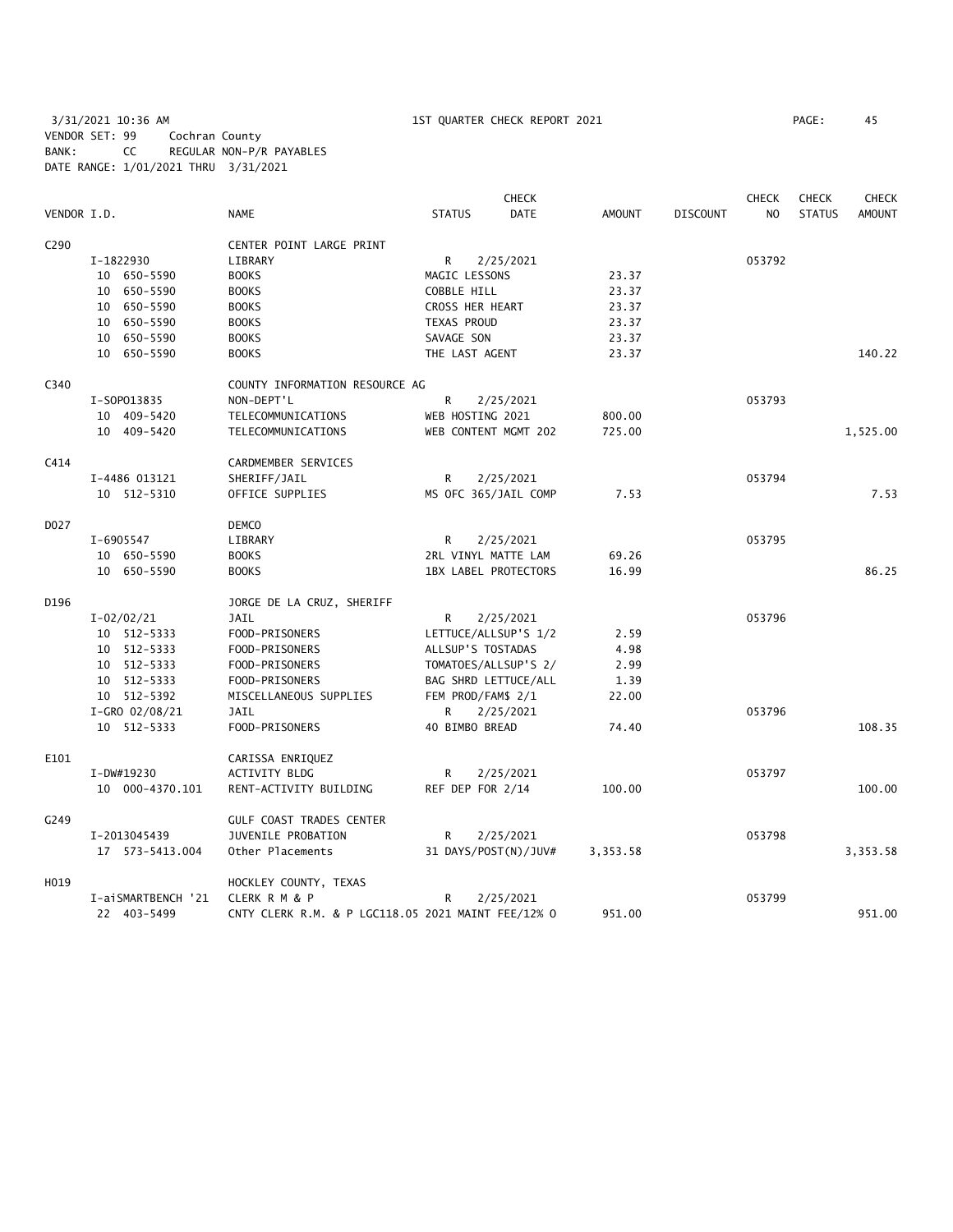3/31/2021 10:36 AM 1ST QUARTER CHECK REPORT 2021
VENDOR SET: 99 Cochran County
BANK: CC REGULAR NON-P/R PAYABLES
DATE RANGE: 1/01/2021 THRU 3/31/2021

| VENDOR I.D. | | NAME | STATUS | CHECK DATE | AMOUNT | DISCOUNT | CHECK NO | CHECK STATUS | CHECK AMOUNT |
|---|---|---|---|---|---|---|---|---|---|
| C290 | | CENTER POINT LARGE PRINT | | | | | | | |
| | I-1822930 | LIBRARY | R | 2/25/2021 | | | 053792 | | |
| | 10 650-5590 | BOOKS | MAGIC LESSONS | | 23.37 | | | | |
| | 10 650-5590 | BOOKS | COBBLE HILL | | 23.37 | | | | |
| | 10 650-5590 | BOOKS | CROSS HER HEART | | 23.37 | | | | |
| | 10 650-5590 | BOOKS | TEXAS PROUD | | 23.37 | | | | |
| | 10 650-5590 | BOOKS | SAVAGE SON | | 23.37 | | | | |
| | 10 650-5590 | BOOKS | THE LAST AGENT | | 23.37 | | | | 140.22 |
| C340 | | COUNTY INFORMATION RESOURCE AG | | | | | | | |
| | I-SOP013835 | NON-DEPT'L | R | 2/25/2021 | | | 053793 | | |
| | 10 409-5420 | TELECOMMUNICATIONS | WEB HOSTING 2021 | | 800.00 | | | | |
| | 10 409-5420 | TELECOMMUNICATIONS | WEB CONTENT MGMT 202 | | 725.00 | | | | 1,525.00 |
| C414 | | CARDMEMBER SERVICES | | | | | | | |
| | I-4486 013121 | SHERIFF/JAIL | R | 2/25/2021 | | | 053794 | | |
| | 10 512-5310 | OFFICE SUPPLIES | MS OFC 365/JAIL COMP | | 7.53 | | | | 7.53 |
| D027 | | DEMCO | | | | | | | |
| | I-6905547 | LIBRARY | R | 2/25/2021 | | | 053795 | | |
| | 10 650-5590 | BOOKS | 2RL VINYL MATTE LAM | | 69.26 | | | | |
| | 10 650-5590 | BOOKS | 1BX LABEL PROTECTORS | | 16.99 | | | | 86.25 |
| D196 | | JORGE DE LA CRUZ, SHERIFF | | | | | | | |
| | I-02/02/21 | JAIL | R | 2/25/2021 | | | 053796 | | |
| | 10 512-5333 | FOOD-PRISONERS | LETTUCE/ALLSUP'S 1/2 | | 2.59 | | | | |
| | 10 512-5333 | FOOD-PRISONERS | ALLSUP'S TOSTADAS | | 4.98 | | | | |
| | 10 512-5333 | FOOD-PRISONERS | TOMATOES/ALLSUP'S 2/ | | 2.99 | | | | |
| | 10 512-5333 | FOOD-PRISONERS | BAG SHRD LETTUCE/ALL | | 1.39 | | | | |
| | 10 512-5392 | MISCELLANEOUS SUPPLIES | FEM PROD/FAM$ 2/1 | | 22.00 | | | | |
| | I-GRO 02/08/21 | JAIL | R | 2/25/2021 | | | 053796 | | |
| | 10 512-5333 | FOOD-PRISONERS | 40 BIMBO BREAD | | 74.40 | | | | 108.35 |
| E101 | | CARISSA ENRIQUEZ | | | | | | | |
| | I-DW#19230 | ACTIVITY BLDG | R | 2/25/2021 | | | 053797 | | |
| | 10 000-4370.101 | RENT-ACTIVITY BUILDING | REF DEP FOR 2/14 | | 100.00 | | | | 100.00 |
| G249 | | GULF COAST TRADES CENTER | | | | | | | |
| | I-2013045439 | JUVENILE PROBATION | R | 2/25/2021 | | | 053798 | | |
| | 17 573-5413.004 | Other Placements | 31 DAYS/POST(N)/JUV# | | 3,353.58 | | | | 3,353.58 |
| H019 | | HOCKLEY COUNTY, TEXAS | | | | | | | |
| | I-aiSMARTBENCH '21 | CLERK R M & P | R | 2/25/2021 | | | 053799 | | |
| | 22 403-5499 | CNTY CLERK R.M. & P LGC118.05 2021 MAINT FEE/12% O | | | 951.00 | | | | 951.00 |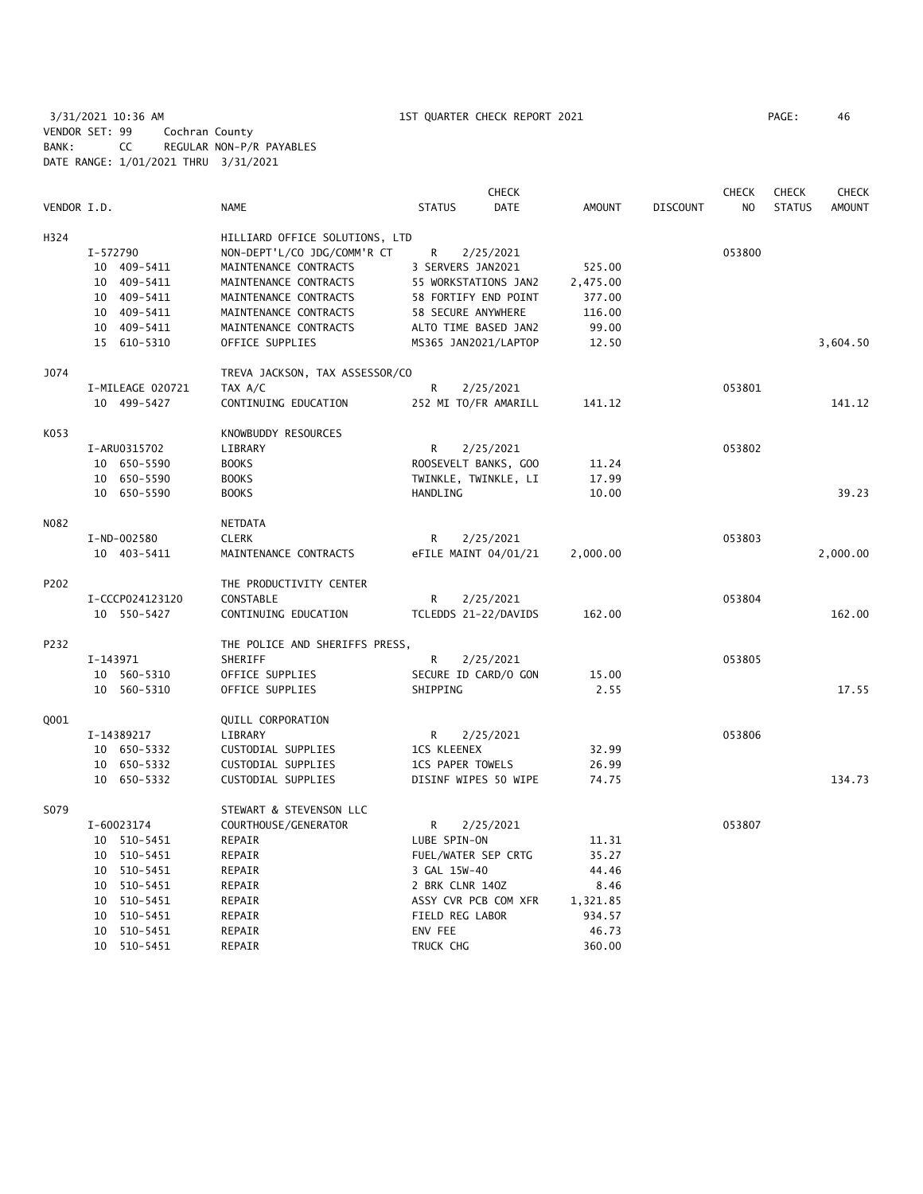3/31/2021 10:36 AM 1ST QUARTER CHECK REPORT 2021
VENDOR SET: 99 Cochran County
BANK: CC REGULAR NON-P/R PAYABLES
DATE RANGE: 1/01/2021 THRU 3/31/2021

| VENDOR I.D. | NAME | STATUS | CHECK DATE | AMOUNT | DISCOUNT | CHECK NO | CHECK STATUS | CHECK AMOUNT |
|---|---|---|---|---|---|---|---|---|
| H324 | HILLIARD OFFICE SOLUTIONS, LTD | | | | | | | |
| I-572790 | NON-DEPT'L/CO JDG/COMM'R CT | R | 2/25/2021 | | | 053800 | | |
| 10 409-5411 | MAINTENANCE CONTRACTS | 3 SERVERS JAN2021 | | 525.00 | | | | |
| 10 409-5411 | MAINTENANCE CONTRACTS | 55 WORKSTATIONS JAN2 | | 2,475.00 | | | | |
| 10 409-5411 | MAINTENANCE CONTRACTS | 58 FORTIFY END POINT | | 377.00 | | | | |
| 10 409-5411 | MAINTENANCE CONTRACTS | 58 SECURE ANYWHERE | | 116.00 | | | | |
| 10 409-5411 | MAINTENANCE CONTRACTS | ALTO TIME BASED JAN2 | | 99.00 | | | | |
| 15 610-5310 | OFFICE SUPPLIES | MS365 JAN2021/LAPTOP | | 12.50 | | | | 3,604.50 |
| J074 | TREVA JACKSON, TAX ASSESSOR/CO | | | | | | | |
| I-MILEAGE 020721 | TAX A/C | R | 2/25/2021 | | | 053801 | | |
| 10 499-5427 | CONTINUING EDUCATION | 252 MI TO/FR AMARILL | | 141.12 | | | | 141.12 |
| K053 | KNOWBUDDY RESOURCES | | | | | | | |
| I-ARU0315702 | LIBRARY | R | 2/25/2021 | | | 053802 | | |
| 10 650-5590 | BOOKS | ROOSEVELT BANKS, GOO | | 11.24 | | | | |
| 10 650-5590 | BOOKS | TWINKLE, TWINKLE, LI | | 17.99 | | | | |
| 10 650-5590 | BOOKS | HANDLING | | 10.00 | | | | 39.23 |
| N082 | NETDATA | | | | | | | |
| I-ND-002580 | CLERK | R | 2/25/2021 | | | 053803 | | |
| 10 403-5411 | MAINTENANCE CONTRACTS | eFILE MAINT 04/01/21 | | 2,000.00 | | | | 2,000.00 |
| P202 | THE PRODUCTIVITY CENTER | | | | | | | |
| I-CCCP024123120 | CONSTABLE | R | 2/25/2021 | | | 053804 | | |
| 10 550-5427 | CONTINUING EDUCATION | TCLEDDS 21-22/DAVIDS | | 162.00 | | | | 162.00 |
| P232 | THE POLICE AND SHERIFFS PRESS, | | | | | | | |
| I-143971 | SHERIFF | R | 2/25/2021 | | | 053805 | | |
| 10 560-5310 | OFFICE SUPPLIES | SECURE ID CARD/O GON | | 15.00 | | | | |
| 10 560-5310 | OFFICE SUPPLIES | SHIPPING | | 2.55 | | | | 17.55 |
| Q001 | QUILL CORPORATION | | | | | | | |
| I-14389217 | LIBRARY | R | 2/25/2021 | | | 053806 | | |
| 10 650-5332 | CUSTODIAL SUPPLIES | 1CS KLEENEX | | 32.99 | | | | |
| 10 650-5332 | CUSTODIAL SUPPLIES | 1CS PAPER TOWELS | | 26.99 | | | | |
| 10 650-5332 | CUSTODIAL SUPPLIES | DISINF WIPES 50 WIPE | | 74.75 | | | | 134.73 |
| S079 | STEWART & STEVENSON LLC | | | | | | | |
| I-60023174 | COURTHOUSE/GENERATOR | R | 2/25/2021 | | | 053807 | | |
| 10 510-5451 | REPAIR | LUBE SPIN-ON | | 11.31 | | | | |
| 10 510-5451 | REPAIR | FUEL/WATER SEP CRTG | | 35.27 | | | | |
| 10 510-5451 | REPAIR | 3 GAL 15W-40 | | 44.46 | | | | |
| 10 510-5451 | REPAIR | 2 BRK CLNR 14OZ | | 8.46 | | | | |
| 10 510-5451 | REPAIR | ASSY CVR PCB COM XFR | | 1,321.85 | | | | |
| 10 510-5451 | REPAIR | FIELD REG LABOR | | 934.57 | | | | |
| 10 510-5451 | REPAIR | ENV FEE | | 46.73 | | | | |
| 10 510-5451 | REPAIR | TRUCK CHG | | 360.00 | | | | |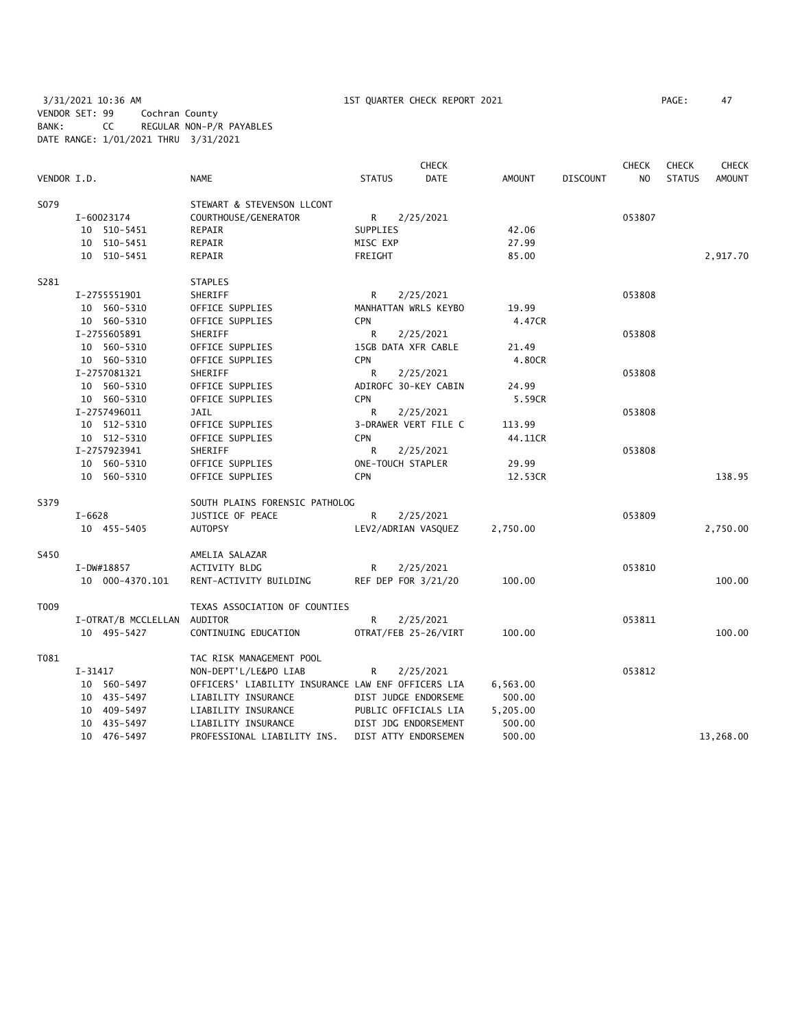3/31/2021 10:36 AM  1ST QUARTER CHECK REPORT 2021  PAGE: 47
VENDOR SET: 99  Cochran County
BANK: CC  REGULAR NON-P/R PAYABLES
DATE RANGE: 1/01/2021 THRU 3/31/2021

| VENDOR I.D. | NAME | STATUS | CHECK DATE | AMOUNT | DISCOUNT | CHECK NO | CHECK STATUS | CHECK AMOUNT |
|---|---|---|---|---|---|---|---|---|
| S079 | STEWART & STEVENSON LLCONT | | | | | | | |
| I-60023174 | COURTHOUSE/GENERATOR | R | 2/25/2021 | | | 053807 | | |
| 10 510-5451 | REPAIR | SUPPLIES | | 42.06 | | | | |
| 10 510-5451 | REPAIR | MISC EXP | | 27.99 | | | | |
| 10 510-5451 | REPAIR | FREIGHT | | 85.00 | | | | 2,917.70 |
| S281 | STAPLES | | | | | | | |
| I-2755551901 | SHERIFF | R | 2/25/2021 | | | 053808 | | |
| 10 560-5310 | OFFICE SUPPLIES | MANHATTAN WRLS KEYBO | | 19.99 | | | | |
| 10 560-5310 | OFFICE SUPPLIES | CPN | | 4.47CR | | | | |
| I-2755605891 | SHERIFF | R | 2/25/2021 | | | 053808 | | |
| 10 560-5310 | OFFICE SUPPLIES | 15GB DATA XFR CABLE | | 21.49 | | | | |
| 10 560-5310 | OFFICE SUPPLIES | CPN | | 4.80CR | | | | |
| I-2757081321 | SHERIFF | R | 2/25/2021 | | | 053808 | | |
| 10 560-5310 | OFFICE SUPPLIES | ADIROFC 30-KEY CABIN | | 24.99 | | | | |
| 10 560-5310 | OFFICE SUPPLIES | CPN | | 5.59CR | | | | |
| I-2757496011 | JAIL | R | 2/25/2021 | | | 053808 | | |
| 10 512-5310 | OFFICE SUPPLIES | 3-DRAWER VERT FILE C | | 113.99 | | | | |
| 10 512-5310 | OFFICE SUPPLIES | CPN | | 44.11CR | | | | |
| I-2757923941 | SHERIFF | R | 2/25/2021 | | | 053808 | | |
| 10 560-5310 | OFFICE SUPPLIES | ONE-TOUCH STAPLER | | 29.99 | | | | |
| 10 560-5310 | OFFICE SUPPLIES | CPN | | 12.53CR | | | | 138.95 |
| S379 | SOUTH PLAINS FORENSIC PATHOLOG | | | | | | | |
| I-6628 | JUSTICE OF PEACE | R | 2/25/2021 | | | 053809 | | |
| 10 455-5405 | AUTOPSY | LEV2/ADRIAN VASQUEZ | | 2,750.00 | | | | 2,750.00 |
| S450 | AMELIA SALAZAR | | | | | | | |
| I-DW#18857 | ACTIVITY BLDG | R | 2/25/2021 | | | 053810 | | |
| 10 000-4370.101 | RENT-ACTIVITY BUILDING | REF DEP FOR 3/21/20 | | 100.00 | | | | 100.00 |
| T009 | TEXAS ASSOCIATION OF COUNTIES | | | | | | | |
| I-OTRAT/B MCCLELLAN | AUDITOR | R | 2/25/2021 | | | 053811 | | |
| 10 495-5427 | CONTINUING EDUCATION | OTRAT/FEB 25-26/VIRT | | 100.00 | | | | 100.00 |
| T081 | TAC RISK MANAGEMENT POOL | | | | | | | |
| I-31417 | NON-DEPT'L/LE&PO LIAB | R | 2/25/2021 | | | 053812 | | |
| 10 560-5497 | OFFICERS' LIABILITY INSURANCE | LAW ENF OFFICERS LIA | | 6,563.00 | | | | |
| 10 435-5497 | LIABILITY INSURANCE | DIST JUDGE ENDORSEME | | 500.00 | | | | |
| 10 409-5497 | LIABILITY INSURANCE | PUBLIC OFFICIALS LIA | | 5,205.00 | | | | |
| 10 435-5497 | LIABILITY INSURANCE | DIST JDG ENDORSEMENT | | 500.00 | | | | |
| 10 476-5497 | PROFESSIONAL LIABILITY INS. | DIST ATTY ENDORSEMEN | | 500.00 | | | | 13,268.00 |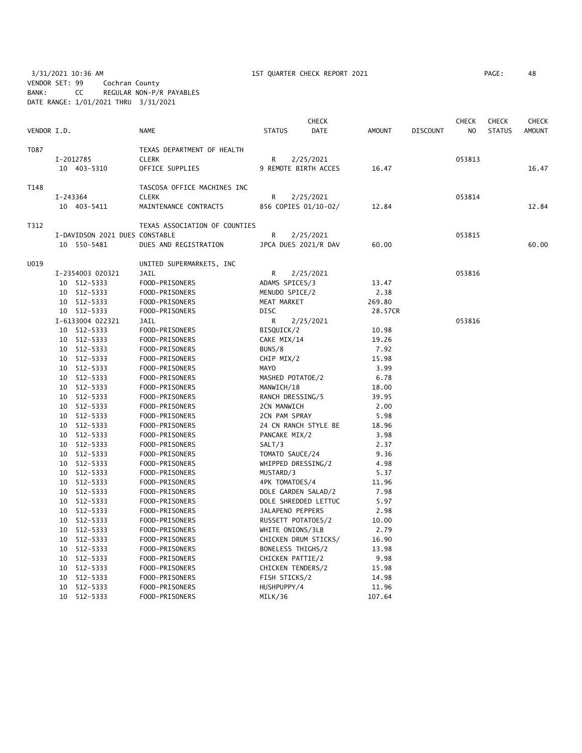3/31/2021 10:36 AM    1ST QUARTER CHECK REPORT 2021    PAGE: 48
VENDOR SET: 99 Cochran County
BANK: CC REGULAR NON-P/R PAYABLES
DATE RANGE: 1/01/2021 THRU 3/31/2021

| VENDOR I.D. | NAME | STATUS | CHECK DATE | AMOUNT | DISCOUNT | CHECK NO | CHECK STATUS | CHECK AMOUNT |
|---|---|---|---|---|---|---|---|---|
| T087 | TEXAS DEPARTMENT OF HEALTH | | | | | | | |
| I-2012785 | CLERK | R | 2/25/2021 | | | 053813 | | |
| 10 403-5310 | OFFICE SUPPLIES | 9 REMOTE BIRTH ACCES | | 16.47 | | | | 16.47 |
| T148 | TASCOSA OFFICE MACHINES INC | | | | | | | |
| I-243364 | CLERK | R | 2/25/2021 | | | 053814 | | |
| 10 403-5411 | MAINTENANCE CONTRACTS | 856 COPIES 01/10-02/ | | 12.84 | | | | 12.84 |
| T312 | TEXAS ASSOCIATION OF COUNTIES | | | | | | | |
| I-DAVIDSON 2021 DUES CONSTABLE | | R | 2/25/2021 | | | 053815 | | |
| 10 550-5481 | DUES AND REGISTRATION | JPCA DUES 2021/R DAV | | 60.00 | | | | 60.00 |
| U019 | UNITED SUPERMARKETS, INC | | | | | | | |
| I-2354003 020321 | JAIL | R | 2/25/2021 | | | 053816 | | |
| 10 512-5333 | FOOD-PRISONERS | ADAMS SPICES/3 | | 13.47 | | | | |
| 10 512-5333 | FOOD-PRISONERS | MENUDO SPICE/2 | | 2.38 | | | | |
| 10 512-5333 | FOOD-PRISONERS | MEAT MARKET | | 269.80 | | | | |
| 10 512-5333 | FOOD-PRISONERS | DISC | | 28.57CR | | | | |
| I-6133004 022321 | JAIL | R | 2/25/2021 | | | 053816 | | |
| 10 512-5333 | FOOD-PRISONERS | BISQUICK/2 | | 10.98 | | | | |
| 10 512-5333 | FOOD-PRISONERS | CAKE MIX/14 | | 19.26 | | | | |
| 10 512-5333 | FOOD-PRISONERS | BUNS/8 | | 7.92 | | | | |
| 10 512-5333 | FOOD-PRISONERS | CHIP MIX/2 | | 15.98 | | | | |
| 10 512-5333 | FOOD-PRISONERS | MAYO | | 3.99 | | | | |
| 10 512-5333 | FOOD-PRISONERS | MASHED POTATOE/2 | | 6.78 | | | | |
| 10 512-5333 | FOOD-PRISONERS | MANWICH/18 | | 18.00 | | | | |
| 10 512-5333 | FOOD-PRISONERS | RANCH DRESSING/5 | | 39.95 | | | | |
| 10 512-5333 | FOOD-PRISONERS | 2CN MANWICH | | 2.00 | | | | |
| 10 512-5333 | FOOD-PRISONERS | 2CN PAM SPRAY | | 5.98 | | | | |
| 10 512-5333 | FOOD-PRISONERS | 24 CN RANCH STYLE BE | | 18.96 | | | | |
| 10 512-5333 | FOOD-PRISONERS | PANCAKE MIX/2 | | 3.98 | | | | |
| 10 512-5333 | FOOD-PRISONERS | SALT/3 | | 2.37 | | | | |
| 10 512-5333 | FOOD-PRISONERS | TOMATO SAUCE/24 | | 9.36 | | | | |
| 10 512-5333 | FOOD-PRISONERS | WHIPPED DRESSING/2 | | 4.98 | | | | |
| 10 512-5333 | FOOD-PRISONERS | MUSTARD/3 | | 5.37 | | | | |
| 10 512-5333 | FOOD-PRISONERS | 4PK TOMATOES/4 | | 11.96 | | | | |
| 10 512-5333 | FOOD-PRISONERS | DOLE GARDEN SALAD/2 | | 7.98 | | | | |
| 10 512-5333 | FOOD-PRISONERS | DOLE SHREDDED LETTUC | | 5.97 | | | | |
| 10 512-5333 | FOOD-PRISONERS | JALAPENO PEPPERS | | 2.98 | | | | |
| 10 512-5333 | FOOD-PRISONERS | RUSSETT POTATOES/2 | | 10.00 | | | | |
| 10 512-5333 | FOOD-PRISONERS | WHITE ONIONS/3LB | | 2.79 | | | | |
| 10 512-5333 | FOOD-PRISONERS | CHICKEN DRUM STICKS/ | | 16.90 | | | | |
| 10 512-5333 | FOOD-PRISONERS | BONELESS THIGHS/2 | | 13.98 | | | | |
| 10 512-5333 | FOOD-PRISONERS | CHICKEN PATTIE/2 | | 9.98 | | | | |
| 10 512-5333 | FOOD-PRISONERS | CHICKEN TENDERS/2 | | 15.98 | | | | |
| 10 512-5333 | FOOD-PRISONERS | FISH STICKS/2 | | 14.98 | | | | |
| 10 512-5333 | FOOD-PRISONERS | HUSHPUPPY/4 | | 11.96 | | | | |
| 10 512-5333 | FOOD-PRISONERS | MILK/36 | | 107.64 | | | | |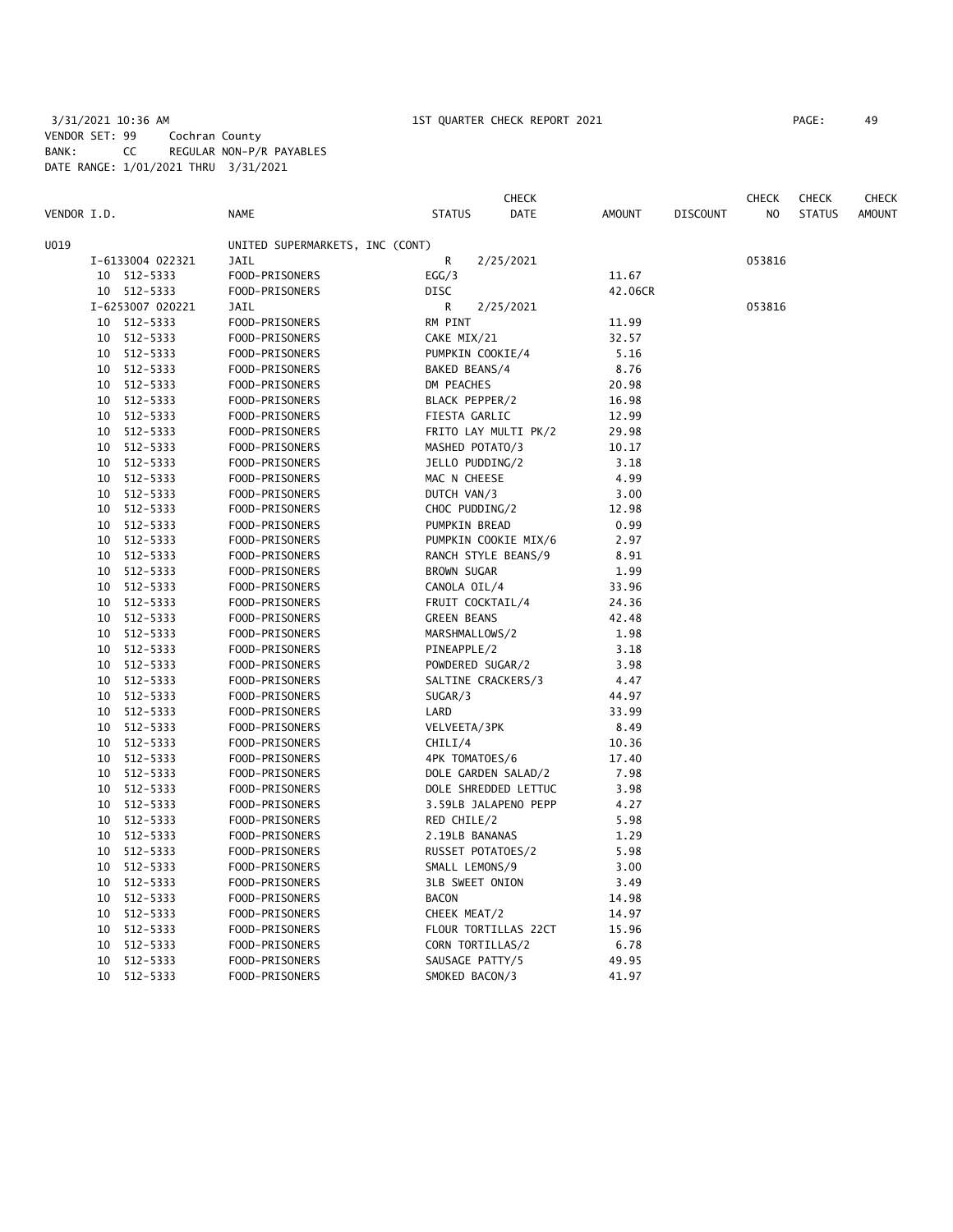3/31/2021 10:36 AM 1ST QUARTER CHECK REPORT 2021

VENDOR SET: 99 Cochran County
BANK: CC REGULAR NON-P/R PAYABLES
DATE RANGE: 1/01/2021 THRU 3/31/2021

| VENDOR I.D. | NAME | STATUS | CHECK DATE | AMOUNT | DISCOUNT | CHECK NO | CHECK STATUS | CHECK AMOUNT |
|---|---|---|---|---|---|---|---|---|
| U019 | UNITED SUPERMARKETS, INC (CONT) | | | | | | | |
| I-6133004 022321 | JAIL | R | 2/25/2021 | | | 053816 | | |
| 10 512-5333 | FOOD-PRISONERS | EGG/3 | | 11.67 | | | | |
| 10 512-5333 | FOOD-PRISONERS | DISC | | 42.06CR | | | | |
| I-6253007 020221 | JAIL | R | 2/25/2021 | | | 053816 | | |
| 10 512-5333 | FOOD-PRISONERS | RM PINT | | 11.99 | | | | |
| 10 512-5333 | FOOD-PRISONERS | CAKE MIX/21 | | 32.57 | | | | |
| 10 512-5333 | FOOD-PRISONERS | PUMPKIN COOKIE/4 | | 5.16 | | | | |
| 10 512-5333 | FOOD-PRISONERS | BAKED BEANS/4 | | 8.76 | | | | |
| 10 512-5333 | FOOD-PRISONERS | DM PEACHES | | 20.98 | | | | |
| 10 512-5333 | FOOD-PRISONERS | BLACK PEPPER/2 | | 16.98 | | | | |
| 10 512-5333 | FOOD-PRISONERS | FIESTA GARLIC | | 12.99 | | | | |
| 10 512-5333 | FOOD-PRISONERS | FRITO LAY MULTI PK/2 | | 29.98 | | | | |
| 10 512-5333 | FOOD-PRISONERS | MASHED POTATO/3 | | 10.17 | | | | |
| 10 512-5333 | FOOD-PRISONERS | JELLO PUDDING/2 | | 3.18 | | | | |
| 10 512-5333 | FOOD-PRISONERS | MAC N CHEESE | | 4.99 | | | | |
| 10 512-5333 | FOOD-PRISONERS | DUTCH VAN/3 | | 3.00 | | | | |
| 10 512-5333 | FOOD-PRISONERS | CHOC PUDDING/2 | | 12.98 | | | | |
| 10 512-5333 | FOOD-PRISONERS | PUMPKIN BREAD | | 0.99 | | | | |
| 10 512-5333 | FOOD-PRISONERS | PUMPKIN COOKIE MIX/6 | | 2.97 | | | | |
| 10 512-5333 | FOOD-PRISONERS | RANCH STYLE BEANS/9 | | 8.91 | | | | |
| 10 512-5333 | FOOD-PRISONERS | BROWN SUGAR | | 1.99 | | | | |
| 10 512-5333 | FOOD-PRISONERS | CANOLA OIL/4 | | 33.96 | | | | |
| 10 512-5333 | FOOD-PRISONERS | FRUIT COCKTAIL/4 | | 24.36 | | | | |
| 10 512-5333 | FOOD-PRISONERS | GREEN BEANS | | 42.48 | | | | |
| 10 512-5333 | FOOD-PRISONERS | MARSHMALLOWS/2 | | 1.98 | | | | |
| 10 512-5333 | FOOD-PRISONERS | PINEAPPLE/2 | | 3.18 | | | | |
| 10 512-5333 | FOOD-PRISONERS | POWDERED SUGAR/2 | | 3.98 | | | | |
| 10 512-5333 | FOOD-PRISONERS | SALTINE CRACKERS/3 | | 4.47 | | | | |
| 10 512-5333 | FOOD-PRISONERS | SUGAR/3 | | 44.97 | | | | |
| 10 512-5333 | FOOD-PRISONERS | LARD | | 33.99 | | | | |
| 10 512-5333 | FOOD-PRISONERS | VELVEETA/3PK | | 8.49 | | | | |
| 10 512-5333 | FOOD-PRISONERS | CHILI/4 | | 10.36 | | | | |
| 10 512-5333 | FOOD-PRISONERS | 4PK TOMATOES/6 | | 17.40 | | | | |
| 10 512-5333 | FOOD-PRISONERS | DOLE GARDEN SALAD/2 | | 7.98 | | | | |
| 10 512-5333 | FOOD-PRISONERS | DOLE SHREDDED LETTUC | | 3.98 | | | | |
| 10 512-5333 | FOOD-PRISONERS | 3.59LB JALAPENO PEPP | | 4.27 | | | | |
| 10 512-5333 | FOOD-PRISONERS | RED CHILE/2 | | 5.98 | | | | |
| 10 512-5333 | FOOD-PRISONERS | 2.19LB BANANAS | | 1.29 | | | | |
| 10 512-5333 | FOOD-PRISONERS | RUSSET POTATOES/2 | | 5.98 | | | | |
| 10 512-5333 | FOOD-PRISONERS | SMALL LEMONS/9 | | 3.00 | | | | |
| 10 512-5333 | FOOD-PRISONERS | 3LB SWEET ONION | | 3.49 | | | | |
| 10 512-5333 | FOOD-PRISONERS | BACON | | 14.98 | | | | |
| 10 512-5333 | FOOD-PRISONERS | CHEEK MEAT/2 | | 14.97 | | | | |
| 10 512-5333 | FOOD-PRISONERS | FLOUR TORTILLAS 22CT | | 15.96 | | | | |
| 10 512-5333 | FOOD-PRISONERS | CORN TORTILLAS/2 | | 6.78 | | | | |
| 10 512-5333 | FOOD-PRISONERS | SAUSAGE PATTY/5 | | 49.95 | | | | |
| 10 512-5333 | FOOD-PRISONERS | SMOKED BACON/3 | | 41.97 | | | | |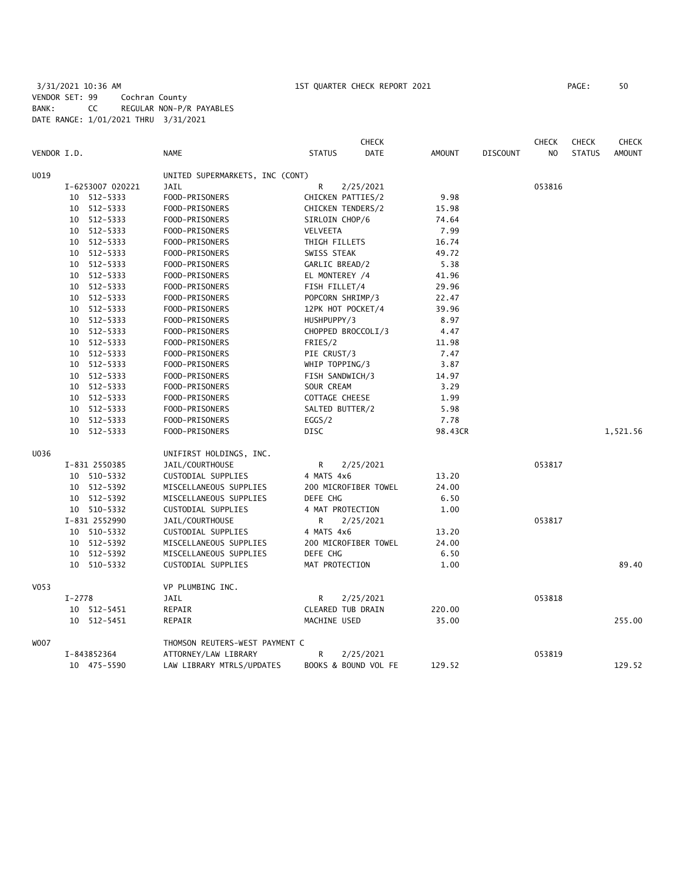3/31/2021 10:36 AM 1ST QUARTER CHECK REPORT 2021 PAGE: 50
VENDOR SET: 99 Cochran County
BANK: CC REGULAR NON-P/R PAYABLES
DATE RANGE: 1/01/2021 THRU 3/31/2021

| VENDOR I.D. | NAME | STATUS | CHECK DATE | AMOUNT | DISCOUNT | CHECK NO | CHECK STATUS | CHECK AMOUNT |
|---|---|---|---|---|---|---|---|---|
| U019 | UNITED SUPERMARKETS, INC (CONT) | | | | | | | |
| I-6253007 020221 | JAIL | R | 2/25/2021 | | | 053816 | | |
| 10 512-5333 | FOOD-PRISONERS | CHICKEN PATTIES/2 | | 9.98 | | | | |
| 10 512-5333 | FOOD-PRISONERS | CHICKEN TENDERS/2 | | 15.98 | | | | |
| 10 512-5333 | FOOD-PRISONERS | SIRLOIN CHOP/6 | | 74.64 | | | | |
| 10 512-5333 | FOOD-PRISONERS | VELVEETA | | 7.99 | | | | |
| 10 512-5333 | FOOD-PRISONERS | THIGH FILLETS | | 16.74 | | | | |
| 10 512-5333 | FOOD-PRISONERS | SWISS STEAK | | 49.72 | | | | |
| 10 512-5333 | FOOD-PRISONERS | GARLIC BREAD/2 | | 5.38 | | | | |
| 10 512-5333 | FOOD-PRISONERS | EL MONTEREY /4 | | 41.96 | | | | |
| 10 512-5333 | FOOD-PRISONERS | FISH FILLET/4 | | 29.96 | | | | |
| 10 512-5333 | FOOD-PRISONERS | POPCORN SHRIMP/3 | | 22.47 | | | | |
| 10 512-5333 | FOOD-PRISONERS | 12PK HOT POCKET/4 | | 39.96 | | | | |
| 10 512-5333 | FOOD-PRISONERS | HUSHPUPPY/3 | | 8.97 | | | | |
| 10 512-5333 | FOOD-PRISONERS | CHOPPED BROCCOLI/3 | | 4.47 | | | | |
| 10 512-5333 | FOOD-PRISONERS | FRIES/2 | | 11.98 | | | | |
| 10 512-5333 | FOOD-PRISONERS | PIE CRUST/3 | | 7.47 | | | | |
| 10 512-5333 | FOOD-PRISONERS | WHIP TOPPING/3 | | 3.87 | | | | |
| 10 512-5333 | FOOD-PRISONERS | FISH SANDWICH/3 | | 14.97 | | | | |
| 10 512-5333 | FOOD-PRISONERS | SOUR CREAM | | 3.29 | | | | |
| 10 512-5333 | FOOD-PRISONERS | COTTAGE CHEESE | | 1.99 | | | | |
| 10 512-5333 | FOOD-PRISONERS | SALTED BUTTER/2 | | 5.98 | | | | |
| 10 512-5333 | FOOD-PRISONERS | EGGS/2 | | 7.78 | | | | |
| 10 512-5333 | FOOD-PRISONERS | DISC | | 98.43CR | | | | 1,521.56 |
| U036 | UNIFIRST HOLDINGS, INC. | | | | | | | |
| I-831 2550385 | JAIL/COURTHOUSE | R | 2/25/2021 | | | 053817 | | |
| 10 510-5332 | CUSTODIAL SUPPLIES | 4 MATS 4x6 | | 13.20 | | | | |
| 10 512-5392 | MISCELLANEOUS SUPPLIES | 200 MICROFIBER TOWEL | | 24.00 | | | | |
| 10 512-5392 | MISCELLANEOUS SUPPLIES | DEFE CHG | | 6.50 | | | | |
| 10 510-5332 | CUSTODIAL SUPPLIES | 4 MAT PROTECTION | | 1.00 | | | | |
| I-831 2552990 | JAIL/COURTHOUSE | R | 2/25/2021 | | | 053817 | | |
| 10 510-5332 | CUSTODIAL SUPPLIES | 4 MATS 4x6 | | 13.20 | | | | |
| 10 512-5392 | MISCELLANEOUS SUPPLIES | 200 MICROFIBER TOWEL | | 24.00 | | | | |
| 10 512-5392 | MISCELLANEOUS SUPPLIES | DEFE CHG | | 6.50 | | | | |
| 10 510-5332 | CUSTODIAL SUPPLIES | MAT PROTECTION | | 1.00 | | | | 89.40 |
| V053 | VP PLUMBING INC. | | | | | | | |
| I-2778 | JAIL | R | 2/25/2021 | | | 053818 | | |
| 10 512-5451 | REPAIR | CLEARED TUB DRAIN | | 220.00 | | | | |
| 10 512-5451 | REPAIR | MACHINE USED | | 35.00 | | | | 255.00 |
| W007 | THOMSON REUTERS-WEST PAYMENT C | | | | | | | |
| I-843852364 | ATTORNEY/LAW LIBRARY | R | 2/25/2021 | | | 053819 | | |
| 10 475-5590 | LAW LIBRARY MTRLS/UPDATES | BOOKS & BOUND VOL FE | | 129.52 | | | | 129.52 |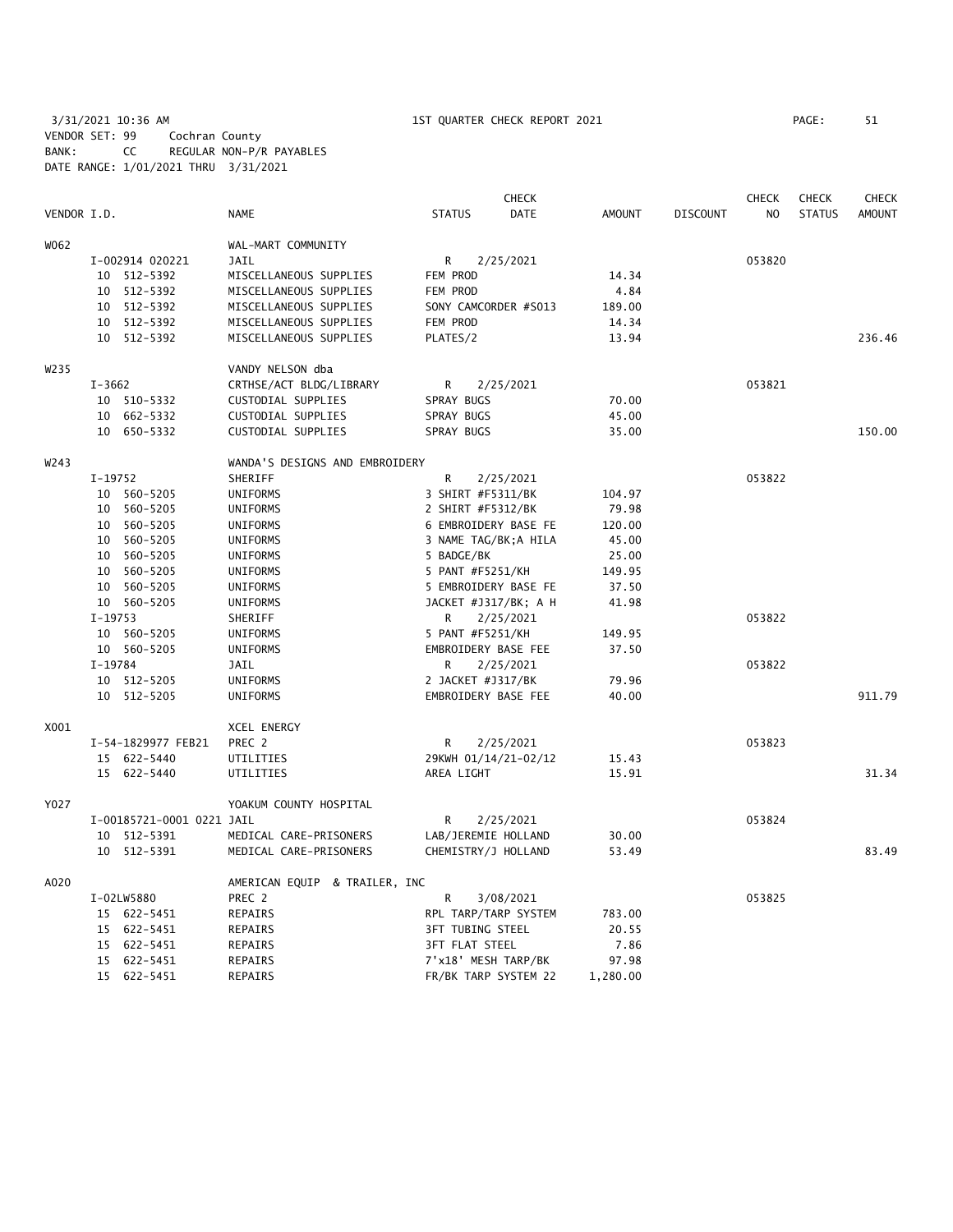3/31/2021 10:36 AM 1ST QUARTER CHECK REPORT 2021

VENDOR SET: 99 Cochran County
BANK: CC REGULAR NON-P/R PAYABLES
DATE RANGE: 1/01/2021 THRU 3/31/2021

| VENDOR I.D. | NAME | STATUS | CHECK DATE | AMOUNT | DISCOUNT | CHECK NO | CHECK STATUS | CHECK AMOUNT |
|---|---|---|---|---|---|---|---|---|
| W062 | WAL-MART COMMUNITY | | | | | | | |
| I-002914 020221 | JAIL | R | 2/25/2021 | | | 053820 | | |
| 10 512-5392 | MISCELLANEOUS SUPPLIES | FEM PROD | | 14.34 | | | | |
| 10 512-5392 | MISCELLANEOUS SUPPLIES | FEM PROD | | 4.84 | | | | |
| 10 512-5392 | MISCELLANEOUS SUPPLIES | SONY CAMCORDER #S013 | | 189.00 | | | | |
| 10 512-5392 | MISCELLANEOUS SUPPLIES | FEM PROD | | 14.34 | | | | |
| 10 512-5392 | MISCELLANEOUS SUPPLIES | PLATES/2 | | 13.94 | | | | 236.46 |
| W235 | VANDY NELSON dba | | | | | | | |
| I-3662 | CRTHSE/ACT BLDG/LIBRARY | R | 2/25/2021 | | | 053821 | | |
| 10 510-5332 | CUSTODIAL SUPPLIES | SPRAY BUGS | | 70.00 | | | | |
| 10 662-5332 | CUSTODIAL SUPPLIES | SPRAY BUGS | | 45.00 | | | | |
| 10 650-5332 | CUSTODIAL SUPPLIES | SPRAY BUGS | | 35.00 | | | | 150.00 |
| W243 | WANDA'S DESIGNS AND EMBROIDERY | | | | | | | |
| I-19752 | SHERIFF | R | 2/25/2021 | | | 053822 | | |
| 10 560-5205 | UNIFORMS | 3 SHIRT #F5311/BK | | 104.97 | | | | |
| 10 560-5205 | UNIFORMS | 2 SHIRT #F5312/BK | | 79.98 | | | | |
| 10 560-5205 | UNIFORMS | 6 EMBROIDERY BASE FE | | 120.00 | | | | |
| 10 560-5205 | UNIFORMS | 3 NAME TAG/BK;A HILA | | 45.00 | | | | |
| 10 560-5205 | UNIFORMS | 5 BADGE/BK | | 25.00 | | | | |
| 10 560-5205 | UNIFORMS | 5 PANT #F5251/KH | | 149.95 | | | | |
| 10 560-5205 | UNIFORMS | 5 EMBROIDERY BASE FE | | 37.50 | | | | |
| 10 560-5205 | UNIFORMS | JACKET #J317/BK; A H | | 41.98 | | | | |
| I-19753 | SHERIFF | R | 2/25/2021 | | | 053822 | | |
| 10 560-5205 | UNIFORMS | 5 PANT #F5251/KH | | 149.95 | | | | |
| 10 560-5205 | UNIFORMS | EMBROIDERY BASE FEE | | 37.50 | | | | |
| I-19784 | JAIL | R | 2/25/2021 | | | 053822 | | |
| 10 512-5205 | UNIFORMS | 2 JACKET #J317/BK | | 79.96 | | | | |
| 10 512-5205 | UNIFORMS | EMBROIDERY BASE FEE | | 40.00 | | | | 911.79 |
| X001 | XCEL ENERGY | | | | | | | |
| I-54-1829977 FEB21 | PREC 2 | R | 2/25/2021 | | | 053823 | | |
| 15 622-5440 | UTILITIES | 29KWH 01/14/21-02/12 | | 15.43 | | | | |
| 15 622-5440 | UTILITIES | AREA LIGHT | | 15.91 | | | | 31.34 |
| Y027 | YOAKUM COUNTY HOSPITAL | | | | | | | |
| I-00185721-0001 0221 | JAIL | R | 2/25/2021 | | | 053824 | | |
| 10 512-5391 | MEDICAL CARE-PRISONERS | LAB/JEREMIE HOLLAND | | 30.00 | | | | |
| 10 512-5391 | MEDICAL CARE-PRISONERS | CHEMISTRY/J HOLLAND | | 53.49 | | | | 83.49 |
| A020 | AMERICAN EQUIP & TRAILER, INC | | | | | | | |
| I-02LW5880 | PREC 2 | R | 3/08/2021 | | | 053825 | | |
| 15 622-5451 | REPAIRS | RPL TARP/TARP SYSTEM | | 783.00 | | | | |
| 15 622-5451 | REPAIRS | 3FT TUBING STEEL | | 20.55 | | | | |
| 15 622-5451 | REPAIRS | 3FT FLAT STEEL | | 7.86 | | | | |
| 15 622-5451 | REPAIRS | 7'x18' MESH TARP/BK | | 97.98 | | | | |
| 15 622-5451 | REPAIRS | FR/BK TARP SYSTEM 22 | | 1,280.00 | | | | |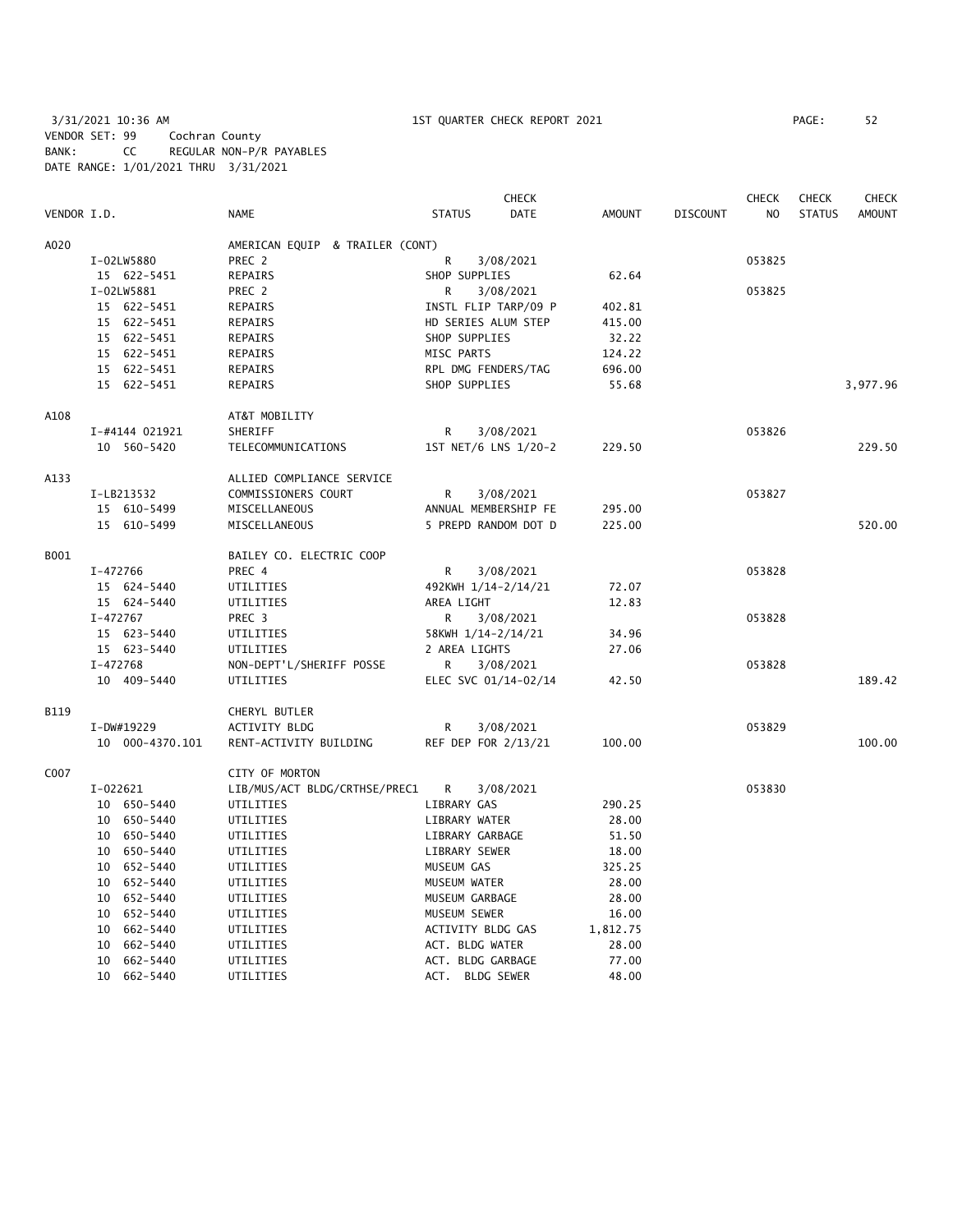3/31/2021 10:36 AM 1ST QUARTER CHECK REPORT 2021
VENDOR SET: 99 Cochran County
BANK: CC REGULAR NON-P/R PAYABLES
DATE RANGE: 1/01/2021 THRU 3/31/2021

| VENDOR I.D. | | NAME | STATUS | CHECK DATE | AMOUNT | DISCOUNT | CHECK NO | CHECK STATUS | CHECK AMOUNT |
|---|---|---|---|---|---|---|---|---|---|
| A020 | | AMERICAN EQUIP & TRAILER (CONT) | | | | | | | |
| | I-02LW5880 | PREC 2 | R | 3/08/2021 | | | 053825 | | |
| | 15 622-5451 | REPAIRS | SHOP SUPPLIES | | 62.64 | | | | |
| | I-02LW5881 | PREC 2 | R | 3/08/2021 | | | 053825 | | |
| | 15 622-5451 | REPAIRS | INSTL FLIP TARP/09 P | | 402.81 | | | | |
| | 15 622-5451 | REPAIRS | HD SERIES ALUM STEP | | 415.00 | | | | |
| | 15 622-5451 | REPAIRS | SHOP SUPPLIES | | 32.22 | | | | |
| | 15 622-5451 | REPAIRS | MISC PARTS | | 124.22 | | | | |
| | 15 622-5451 | REPAIRS | RPL DMG FENDERS/TAG | | 696.00 | | | | |
| | 15 622-5451 | REPAIRS | SHOP SUPPLIES | | 55.68 | | | | 3,977.96 |
| A108 | | AT&T MOBILITY | | | | | | | |
| | I-#4144 021921 | SHERIFF | R | 3/08/2021 | | | 053826 | | |
| | 10 560-5420 | TELECOMMUNICATIONS | 1ST NET/6 LNS 1/20-2 | | 229.50 | | | | 229.50 |
| A133 | | ALLIED COMPLIANCE SERVICE | | | | | | | |
| | I-LB213532 | COMMISSIONERS COURT | R | 3/08/2021 | | | 053827 | | |
| | 15 610-5499 | MISCELLANEOUS | ANNUAL MEMBERSHIP FE | | 295.00 | | | | |
| | 15 610-5499 | MISCELLANEOUS | 5 PREPD RANDOM DOT D | | 225.00 | | | | 520.00 |
| B001 | | BAILEY CO. ELECTRIC COOP | | | | | | | |
| | I-472766 | PREC 4 | R | 3/08/2021 | | | 053828 | | |
| | 15 624-5440 | UTILITIES | 492KWH 1/14-2/14/21 | | 72.07 | | | | |
| | 15 624-5440 | UTILITIES | AREA LIGHT | | 12.83 | | | | |
| | I-472767 | PREC 3 | R | 3/08/2021 | | | 053828 | | |
| | 15 623-5440 | UTILITIES | 58KWH 1/14-2/14/21 | | 34.96 | | | | |
| | 15 623-5440 | UTILITIES | 2 AREA LIGHTS | | 27.06 | | | | |
| | I-472768 | NON-DEPT'L/SHERIFF POSSE | R | 3/08/2021 | | | 053828 | | |
| | 10 409-5440 | UTILITIES | ELEC SVC 01/14-02/14 | | 42.50 | | | | 189.42 |
| B119 | | CHERYL BUTLER | | | | | | | |
| | I-DW#19229 | ACTIVITY BLDG | R | 3/08/2021 | | | 053829 | | |
| | 10 000-4370.101 | RENT-ACTIVITY BUILDING | REF DEP FOR 2/13/21 | | 100.00 | | | | 100.00 |
| C007 | | CITY OF MORTON | | | | | | | |
| | I-022621 | LIB/MUS/ACT BLDG/CRTHSE/PREC1 | R | 3/08/2021 | | | 053830 | | |
| | 10 650-5440 | UTILITIES | LIBRARY GAS | | 290.25 | | | | |
| | 10 650-5440 | UTILITIES | LIBRARY WATER | | 28.00 | | | | |
| | 10 650-5440 | UTILITIES | LIBRARY GARBAGE | | 51.50 | | | | |
| | 10 650-5440 | UTILITIES | LIBRARY SEWER | | 18.00 | | | | |
| | 10 652-5440 | UTILITIES | MUSEUM GAS | | 325.25 | | | | |
| | 10 652-5440 | UTILITIES | MUSEUM WATER | | 28.00 | | | | |
| | 10 652-5440 | UTILITIES | MUSEUM GARBAGE | | 28.00 | | | | |
| | 10 652-5440 | UTILITIES | MUSEUM SEWER | | 16.00 | | | | |
| | 10 662-5440 | UTILITIES | ACTIVITY BLDG GAS | | 1,812.75 | | | | |
| | 10 662-5440 | UTILITIES | ACT. BLDG WATER | | 28.00 | | | | |
| | 10 662-5440 | UTILITIES | ACT. BLDG GARBAGE | | 77.00 | | | | |
| | 10 662-5440 | UTILITIES | ACT. BLDG SEWER | | 48.00 | | | | |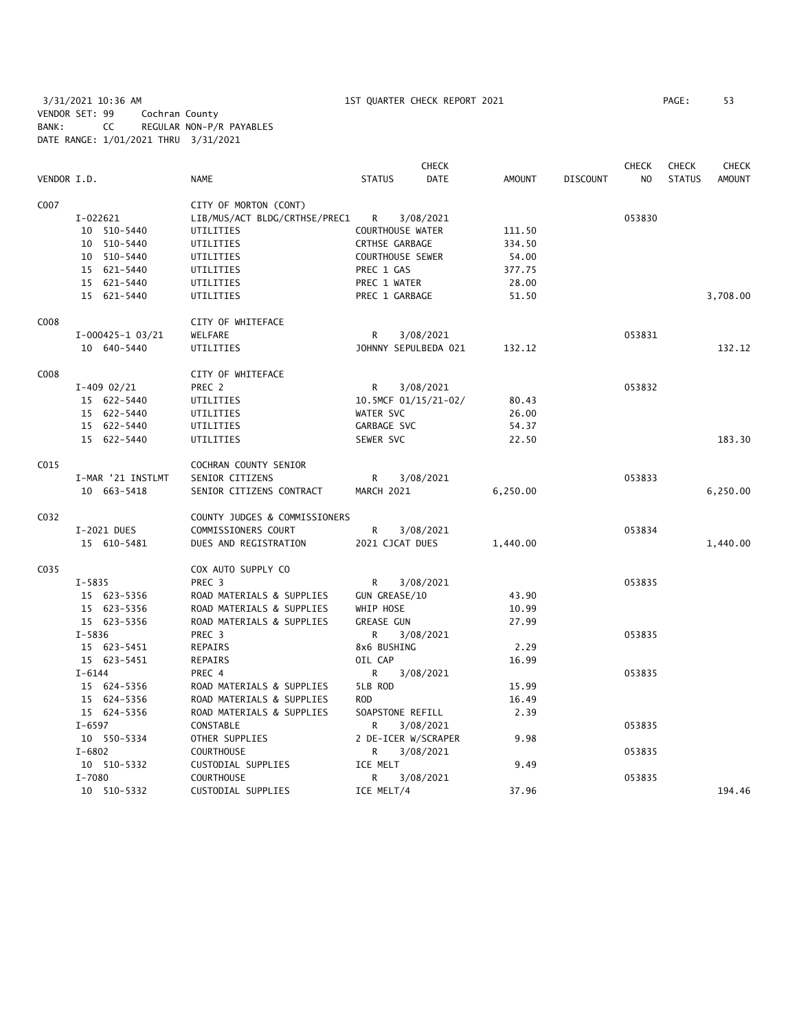3/31/2021 10:36 AM 1ST QUARTER CHECK REPORT 2021

VENDOR SET: 99 Cochran County
BANK: CC REGULAR NON-P/R PAYABLES
DATE RANGE: 1/01/2021 THRU 3/31/2021

| VENDOR I.D. | NAME | STATUS | CHECK DATE | AMOUNT | DISCOUNT | CHECK NO | CHECK STATUS | CHECK AMOUNT |
|---|---|---|---|---|---|---|---|---|
| C007 | CITY OF MORTON (CONT) | | | | | | | |
| I-022621 | LIB/MUS/ACT BLDG/CRTHSE/PREC1 | R | 3/08/2021 | | | 053830 | | |
| 10 510-5440 | UTILITIES | COURTHOUSE WATER | | 111.50 | | | | |
| 10 510-5440 | UTILITIES | CRTHSE GARBAGE | | 334.50 | | | | |
| 10 510-5440 | UTILITIES | COURTHOUSE SEWER | | 54.00 | | | | |
| 15 621-5440 | UTILITIES | PREC 1 GAS | | 377.75 | | | | |
| 15 621-5440 | UTILITIES | PREC 1 WATER | | 28.00 | | | | |
| 15 621-5440 | UTILITIES | PREC 1 GARBAGE | | 51.50 | | | | 3,708.00 |
| C008 | CITY OF WHITEFACE | | | | | | | |
| I-000425-1 03/21 | WELFARE | R | 3/08/2021 | | | 053831 | | |
| 10 640-5440 | UTILITIES | JOHNNY SEPULBEDA 021 | | 132.12 | | | | 132.12 |
| C008 | CITY OF WHITEFACE | | | | | | | |
| I-409 02/21 | PREC 2 | R | 3/08/2021 | | | 053832 | | |
| 15 622-5440 | UTILITIES | 10.5MCF 01/15/21-02/ | | 80.43 | | | | |
| 15 622-5440 | UTILITIES | WATER SVC | | 26.00 | | | | |
| 15 622-5440 | UTILITIES | GARBAGE SVC | | 54.37 | | | | |
| 15 622-5440 | UTILITIES | SEWER SVC | | 22.50 | | | | 183.30 |
| C015 | COCHRAN COUNTY SENIOR | | | | | | | |
| I-MAR '21 INSTLMT | SENIOR CITIZENS | R | 3/08/2021 | | | 053833 | | |
| 10 663-5418 | SENIOR CITIZENS CONTRACT | MARCH 2021 | | 6,250.00 | | | | 6,250.00 |
| C032 | COUNTY JUDGES & COMMISSIONERS | | | | | | | |
| I-2021 DUES | COMMISSIONERS COURT | R | 3/08/2021 | | | 053834 | | |
| 15 610-5481 | DUES AND REGISTRATION | 2021 CJCAT DUES | | 1,440.00 | | | | 1,440.00 |
| C035 | COX AUTO SUPPLY CO | | | | | | | |
| I-5835 | PREC 3 | R | 3/08/2021 | | | 053835 | | |
| 15 623-5356 | ROAD MATERIALS & SUPPLIES | GUN GREASE/10 | | 43.90 | | | | |
| 15 623-5356 | ROAD MATERIALS & SUPPLIES | WHIP HOSE | | 10.99 | | | | |
| 15 623-5356 | ROAD MATERIALS & SUPPLIES | GREASE GUN | | 27.99 | | | | |
| I-5836 | PREC 3 | R | 3/08/2021 | | | 053835 | | |
| 15 623-5451 | REPAIRS | 8x6 BUSHING | | 2.29 | | | | |
| 15 623-5451 | REPAIRS | OIL CAP | | 16.99 | | | | |
| I-6144 | PREC 4 | R | 3/08/2021 | | | 053835 | | |
| 15 624-5356 | ROAD MATERIALS & SUPPLIES | 5LB ROD | | 15.99 | | | | |
| 15 624-5356 | ROAD MATERIALS & SUPPLIES | ROD | | 16.49 | | | | |
| 15 624-5356 | ROAD MATERIALS & SUPPLIES | SOAPSTONE REFILL | | 2.39 | | | | |
| I-6597 | CONSTABLE | R | 3/08/2021 | | | 053835 | | |
| 10 550-5334 | OTHER SUPPLIES | 2 DE-ICER W/SCRAPER | | 9.98 | | | | |
| I-6802 | COURTHOUSE | R | 3/08/2021 | | | 053835 | | |
| 10 510-5332 | CUSTODIAL SUPPLIES | ICE MELT | | 9.49 | | | | |
| I-7080 | COURTHOUSE | R | 3/08/2021 | | | 053835 | | |
| 10 510-5332 | CUSTODIAL SUPPLIES | ICE MELT/4 | | 37.96 | | | | 194.46 |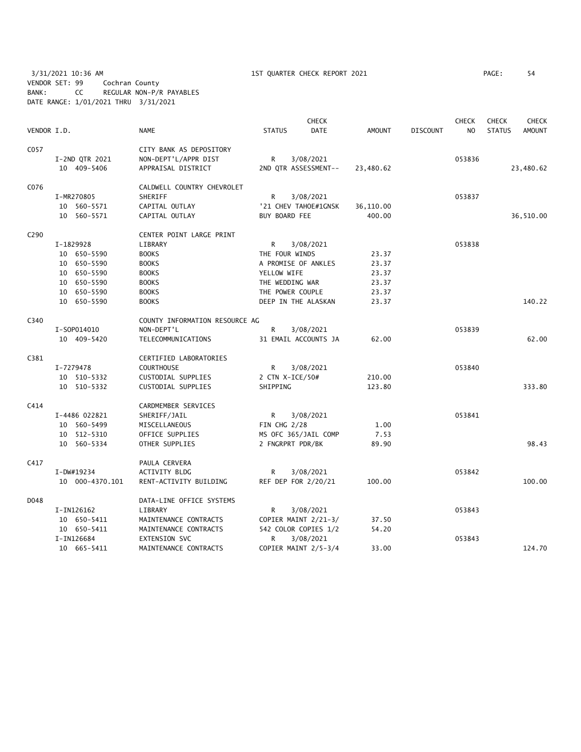3/31/2021 10:36 AM — 1ST QUARTER CHECK REPORT 2021

VENDOR SET: 99 Cochran County
BANK: CC REGULAR NON-P/R PAYABLES
DATE RANGE: 1/01/2021 THRU 3/31/2021

| VENDOR I.D. | NAME | STATUS | CHECK DATE | AMOUNT | DISCOUNT | CHECK NO | CHECK STATUS | CHECK AMOUNT |
|---|---|---|---|---|---|---|---|---|
| C057 | CITY BANK AS DEPOSITORY | | | | | | | |
| I-2ND QTR 2021 | NON-DEPT'L/APPR DIST | R | 3/08/2021 | | | 053836 | | |
| 10 409-5406 | APPRAISAL DISTRICT | 2ND QTR ASSESSMENT-- | | 23,480.62 | | | | 23,480.62 |
| C076 | CALDWELL COUNTRY CHEVROLET | | | | | | | |
| I-MR270805 | SHERIFF | R | 3/08/2021 | | | 053837 | | |
| 10 560-5571 | CAPITAL OUTLAY | '21 CHEV TAHOE#1GNSK | | 36,110.00 | | | | |
| 10 560-5571 | CAPITAL OUTLAY | BUY BOARD FEE | | 400.00 | | | | 36,510.00 |
| C290 | CENTER POINT LARGE PRINT | | | | | | | |
| I-1829928 | LIBRARY | R | 3/08/2021 | | | 053838 | | |
| 10 650-5590 | BOOKS | THE FOUR WINDS | | 23.37 | | | | |
| 10 650-5590 | BOOKS | A PROMISE OF ANKLES | | 23.37 | | | | |
| 10 650-5590 | BOOKS | YELLOW WIFE | | 23.37 | | | | |
| 10 650-5590 | BOOKS | THE WEDDING WAR | | 23.37 | | | | |
| 10 650-5590 | BOOKS | THE POWER COUPLE | | 23.37 | | | | |
| 10 650-5590 | BOOKS | DEEP IN THE ALASKAN | | 23.37 | | | | 140.22 |
| C340 | COUNTY INFORMATION RESOURCE AG | | | | | | | |
| I-SOP014010 | NON-DEPT'L | R | 3/08/2021 | | | 053839 | | |
| 10 409-5420 | TELECOMMUNICATIONS | 31 EMAIL ACCOUNTS JA | | 62.00 | | | | 62.00 |
| C381 | CERTIFIED LABORATORIES | | | | | | | |
| I-7279478 | COURTHOUSE | R | 3/08/2021 | | | 053840 | | |
| 10 510-5332 | CUSTODIAL SUPPLIES | 2 CTN X-ICE/50# | | 210.00 | | | | |
| 10 510-5332 | CUSTODIAL SUPPLIES | SHIPPING | | 123.80 | | | | 333.80 |
| C414 | CARDMEMBER SERVICES | | | | | | | |
| I-4486 022821 | SHERIFF/JAIL | R | 3/08/2021 | | | 053841 | | |
| 10 560-5499 | MISCELLANEOUS | FIN CHG 2/28 | | 1.00 | | | | |
| 10 512-5310 | OFFICE SUPPLIES | MS OFC 365/JAIL COMP | | 7.53 | | | | |
| 10 560-5334 | OTHER SUPPLIES | 2 FNGRPRT PDR/BK | | 89.90 | | | | 98.43 |
| C417 | PAULA CERVERA | | | | | | | |
| I-DW#19234 | ACTIVITY BLDG | R | 3/08/2021 | | | 053842 | | |
| 10 000-4370.101 | RENT-ACTIVITY BUILDING | REF DEP FOR 2/20/21 | | 100.00 | | | | 100.00 |
| D048 | DATA-LINE OFFICE SYSTEMS | | | | | | | |
| I-IN126162 | LIBRARY | R | 3/08/2021 | | | 053843 | | |
| 10 650-5411 | MAINTENANCE CONTRACTS | COPIER MAINT 2/21-3/ | | 37.50 | | | | |
| 10 650-5411 | MAINTENANCE CONTRACTS | 542 COLOR COPIES 1/2 | | 54.20 | | | | |
| I-IN126684 | EXTENSION SVC | R | 3/08/2021 | | | 053843 | | |
| 10 665-5411 | MAINTENANCE CONTRACTS | COPIER MAINT 2/5-3/4 | | 33.00 | | | | 124.70 |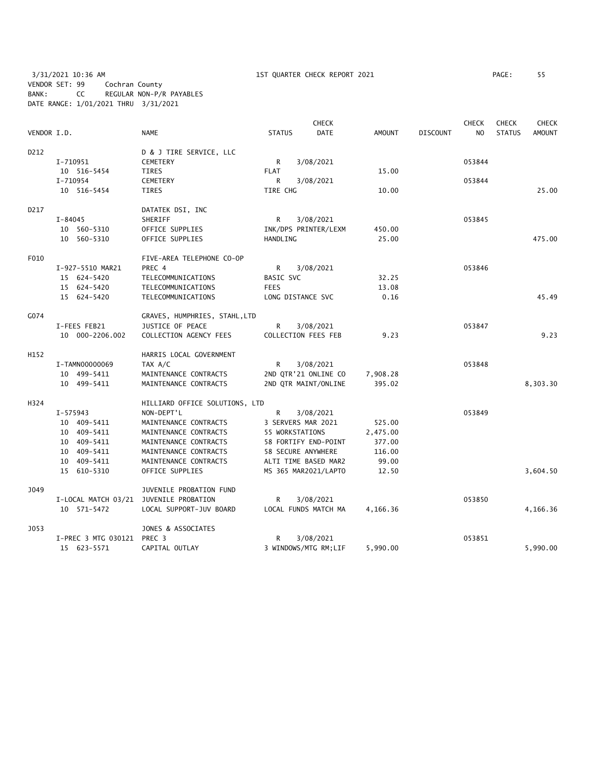3/31/2021 10:36 AM 1ST QUARTER CHECK REPORT 2021 PAGE: 55
VENDOR SET: 99 Cochran County
BANK: CC REGULAR NON-P/R PAYABLES
DATE RANGE: 1/01/2021 THRU 3/31/2021

| VENDOR I.D. | NAME | STATUS | CHECK DATE | AMOUNT | DISCOUNT | CHECK NO | CHECK STATUS | CHECK AMOUNT |
|---|---|---|---|---|---|---|---|---|
| D212 | D & J TIRE SERVICE, LLC | | | | | | | |
| I-710951 | CEMETERY | R | 3/08/2021 | | | 053844 | | |
| 10 516-5454 | TIRES | FLAT | | 15.00 | | | | |
| I-710954 | CEMETERY | R | 3/08/2021 | | | 053844 | | |
| 10 516-5454 | TIRES | TIRE CHG | | 10.00 | | | | 25.00 |
| D217 | DATATEK DSI, INC | | | | | | | |
| I-84045 | SHERIFF | R | 3/08/2021 | | | 053845 | | |
| 10 560-5310 | OFFICE SUPPLIES | INK/DPS PRINTER/LEXM | | 450.00 | | | | |
| 10 560-5310 | OFFICE SUPPLIES | HANDLING | | 25.00 | | | | 475.00 |
| F010 | FIVE-AREA TELEPHONE CO-OP | | | | | | | |
| I-927-5510 MAR21 | PREC 4 | R | 3/08/2021 | | | 053846 | | |
| 15 624-5420 | TELECOMMUNICATIONS | BASIC SVC | | 32.25 | | | | |
| 15 624-5420 | TELECOMMUNICATIONS | FEES | | 13.08 | | | | |
| 15 624-5420 | TELECOMMUNICATIONS | LONG DISTANCE SVC | | 0.16 | | | | 45.49 |
| G074 | GRAVES, HUMPHRIES, STAHL,LTD | | | | | | | |
| I-FEES FEB21 | JUSTICE OF PEACE | R | 3/08/2021 | | | 053847 | | |
| 10 000-2206.002 | COLLECTION AGENCY FEES | COLLECTION FEES FEB | | 9.23 | | | | 9.23 |
| H152 | HARRIS LOCAL GOVERNMENT | | | | | | | |
| I-TAMN00000069 | TAX A/C | R | 3/08/2021 | | | 053848 | | |
| 10 499-5411 | MAINTENANCE CONTRACTS | 2ND QTR'21 ONLINE CO | | 7,908.28 | | | | |
| 10 499-5411 | MAINTENANCE CONTRACTS | 2ND QTR MAINT/ONLINE | | 395.02 | | | | 8,303.30 |
| H324 | HILLIARD OFFICE SOLUTIONS, LTD | | | | | | | |
| I-575943 | NON-DEPT'L | R | 3/08/2021 | | | 053849 | | |
| 10 409-5411 | MAINTENANCE CONTRACTS | 3 SERVERS MAR 2021 | | 525.00 | | | | |
| 10 409-5411 | MAINTENANCE CONTRACTS | 55 WORKSTATIONS | | 2,475.00 | | | | |
| 10 409-5411 | MAINTENANCE CONTRACTS | 58 FORTIFY END-POINT | | 377.00 | | | | |
| 10 409-5411 | MAINTENANCE CONTRACTS | 58 SECURE ANYWHERE | | 116.00 | | | | |
| 10 409-5411 | MAINTENANCE CONTRACTS | ALTI TIME BASED MAR2 | | 99.00 | | | | |
| 15 610-5310 | OFFICE SUPPLIES | MS 365 MAR2021/LAPTO | | 12.50 | | | | 3,604.50 |
| J049 | JUVENILE PROBATION FUND | | | | | | | |
| I-LOCAL MATCH 03/21 | JUVENILE PROBATION | R | 3/08/2021 | | | 053850 | | |
| 10 571-5472 | LOCAL SUPPORT-JUV BOARD | LOCAL FUNDS MATCH MA | | 4,166.36 | | | | 4,166.36 |
| J053 | JONES & ASSOCIATES | | | | | | | |
| I-PREC 3 MTG 030121 | PREC 3 | R | 3/08/2021 | | | 053851 | | |
| 15 623-5571 | CAPITAL OUTLAY | 3 WINDOWS/MTG RM;LIF | | 5,990.00 | | | | 5,990.00 |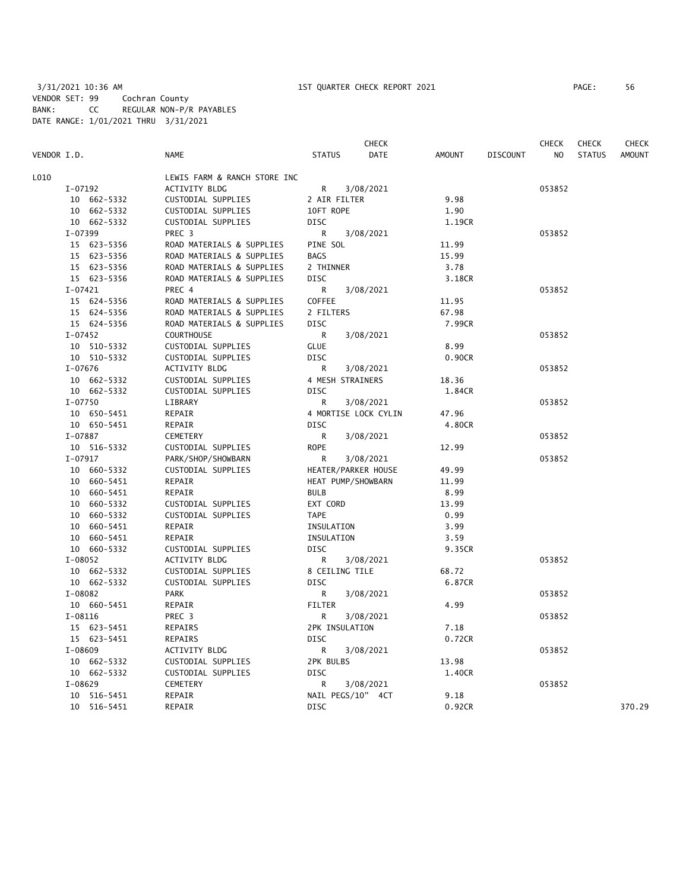3/31/2021 10:36 AM 1ST QUARTER CHECK REPORT 2021 PAGE: 56
VENDOR SET: 99 Cochran County
BANK: CC REGULAR NON-P/R PAYABLES
DATE RANGE: 1/01/2021 THRU 3/31/2021

| VENDOR I.D. | NAME | STATUS | CHECK DATE | AMOUNT | DISCOUNT | CHECK NO | CHECK STATUS | CHECK AMOUNT |
|---|---|---|---|---|---|---|---|---|
| L010 | LEWIS FARM & RANCH STORE INC | | | | | | | |
| I-07192 | ACTIVITY BLDG | R | 3/08/2021 | | | 053852 | | |
| 10 662-5332 | CUSTODIAL SUPPLIES | 2 AIR FILTER | | 9.98 | | | | |
| 10 662-5332 | CUSTODIAL SUPPLIES | 10FT ROPE | | 1.90 | | | | |
| 10 662-5332 | CUSTODIAL SUPPLIES | DISC | | 1.19CR | | | | |
| I-07399 | PREC 3 | R | 3/08/2021 | | | 053852 | | |
| 15 623-5356 | ROAD MATERIALS & SUPPLIES | PINE SOL | | 11.99 | | | | |
| 15 623-5356 | ROAD MATERIALS & SUPPLIES | BAGS | | 15.99 | | | | |
| 15 623-5356 | ROAD MATERIALS & SUPPLIES | 2 THINNER | | 3.78 | | | | |
| 15 623-5356 | ROAD MATERIALS & SUPPLIES | DISC | | 3.18CR | | | | |
| I-07421 | PREC 4 | R | 3/08/2021 | | | 053852 | | |
| 15 624-5356 | ROAD MATERIALS & SUPPLIES | COFFEE | | 11.95 | | | | |
| 15 624-5356 | ROAD MATERIALS & SUPPLIES | 2 FILTERS | | 67.98 | | | | |
| 15 624-5356 | ROAD MATERIALS & SUPPLIES | DISC | | 7.99CR | | | | |
| I-07452 | COURTHOUSE | R | 3/08/2021 | | | 053852 | | |
| 10 510-5332 | CUSTODIAL SUPPLIES | GLUE | | 8.99 | | | | |
| 10 510-5332 | CUSTODIAL SUPPLIES | DISC | | 0.90CR | | | | |
| I-07676 | ACTIVITY BLDG | R | 3/08/2021 | | | 053852 | | |
| 10 662-5332 | CUSTODIAL SUPPLIES | 4 MESH STRAINERS | | 18.36 | | | | |
| 10 662-5332 | CUSTODIAL SUPPLIES | DISC | | 1.84CR | | | | |
| I-07750 | LIBRARY | R | 3/08/2021 | | | 053852 | | |
| 10 650-5451 | REPAIR | 4 MORTISE LOCK CYLIN | | 47.96 | | | | |
| 10 650-5451 | REPAIR | DISC | | 4.80CR | | | | |
| I-07887 | CEMETERY | R | 3/08/2021 | | | 053852 | | |
| 10 516-5332 | CUSTODIAL SUPPLIES | ROPE | | 12.99 | | | | |
| I-07917 | PARK/SHOP/SHOWBARN | R | 3/08/2021 | | | 053852 | | |
| 10 660-5332 | CUSTODIAL SUPPLIES | HEATER/PARKER HOUSE | | 49.99 | | | | |
| 10 660-5451 | REPAIR | HEAT PUMP/SHOWBARN | | 11.99 | | | | |
| 10 660-5451 | REPAIR | BULB | | 8.99 | | | | |
| 10 660-5332 | CUSTODIAL SUPPLIES | EXT CORD | | 13.99 | | | | |
| 10 660-5332 | CUSTODIAL SUPPLIES | TAPE | | 0.99 | | | | |
| 10 660-5451 | REPAIR | INSULATION | | 3.99 | | | | |
| 10 660-5451 | REPAIR | INSULATION | | 3.59 | | | | |
| 10 660-5332 | CUSTODIAL SUPPLIES | DISC | | 9.35CR | | | | |
| I-08052 | ACTIVITY BLDG | R | 3/08/2021 | | | 053852 | | |
| 10 662-5332 | CUSTODIAL SUPPLIES | 8 CEILING TILE | | 68.72 | | | | |
| 10 662-5332 | CUSTODIAL SUPPLIES | DISC | | 6.87CR | | | | |
| I-08082 | PARK | R | 3/08/2021 | | | 053852 | | |
| 10 660-5451 | REPAIR | FILTER | | 4.99 | | | | |
| I-08116 | PREC 3 | R | 3/08/2021 | | | 053852 | | |
| 15 623-5451 | REPAIRS | 2PK INSULATION | | 7.18 | | | | |
| 15 623-5451 | REPAIRS | DISC | | 0.72CR | | | | |
| I-08609 | ACTIVITY BLDG | R | 3/08/2021 | | | 053852 | | |
| 10 662-5332 | CUSTODIAL SUPPLIES | 2PK BULBS | | 13.98 | | | | |
| 10 662-5332 | CUSTODIAL SUPPLIES | DISC | | 1.40CR | | | | |
| I-08629 | CEMETERY | R | 3/08/2021 | | | 053852 | | |
| 10 516-5451 | REPAIR | NAIL PEGS/10" 4CT | | 9.18 | | | | |
| 10 516-5451 | REPAIR | DISC | | 0.92CR | | | | 370.29 |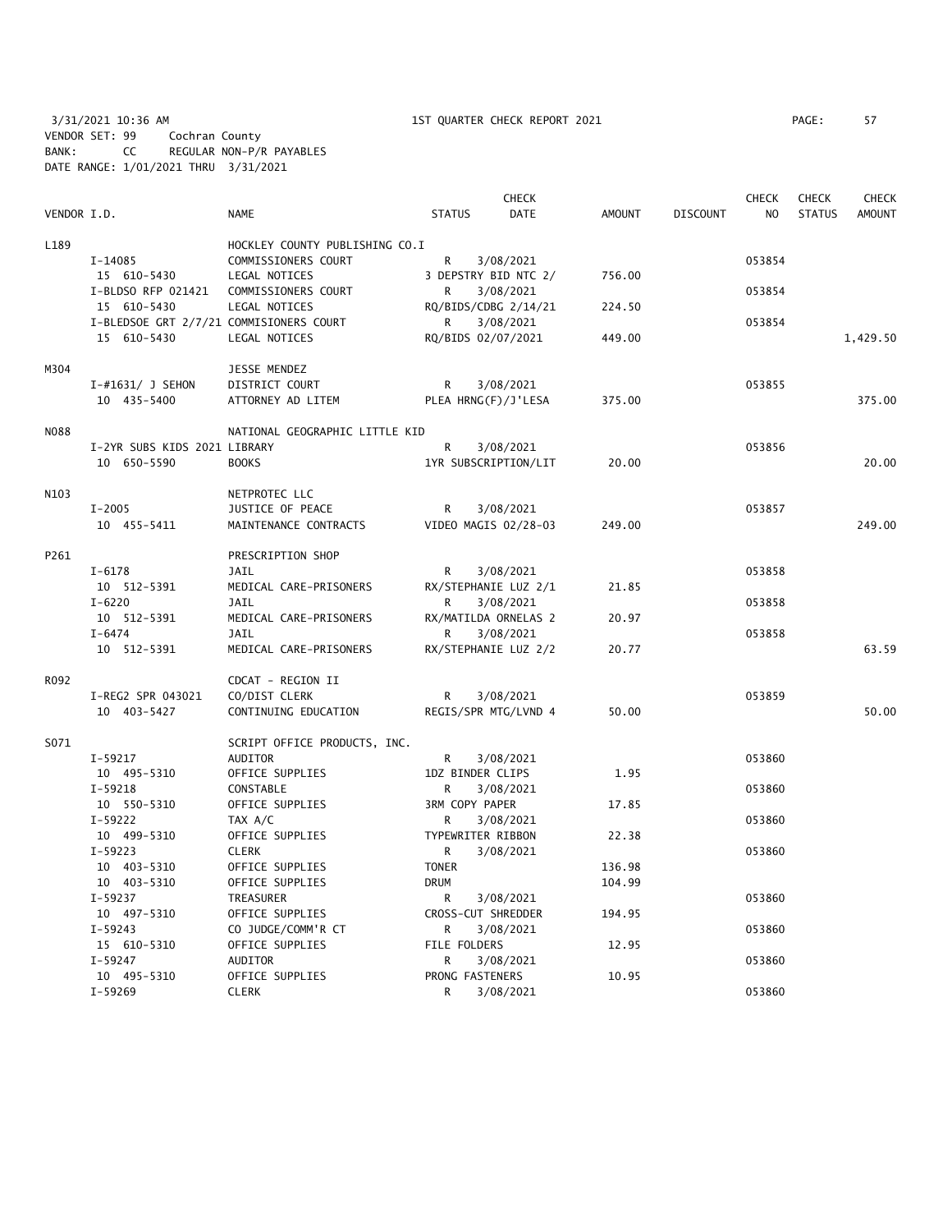3/31/2021 10:36 AM 1ST QUARTER CHECK REPORT 2021
VENDOR SET: 99 Cochran County
BANK: CC REGULAR NON-P/R PAYABLES
DATE RANGE: 1/01/2021 THRU 3/31/2021

| VENDOR I.D. | NAME | STATUS | CHECK DATE | AMOUNT | DISCOUNT | CHECK NO | CHECK STATUS | CHECK AMOUNT |
|---|---|---|---|---|---|---|---|---|
| L189 | HOCKLEY COUNTY PUBLISHING CO.I | | | | | | | |
| I-14085 | COMMISSIONERS COURT | R | 3/08/2021 | | | 053854 | | |
| 15 610-5430 | LEGAL NOTICES | 3 DEPSTRY BID NTC 2/ | | 756.00 | | | | |
| I-BLDSO RFP 021421 | COMMISSIONERS COURT | R | 3/08/2021 | | | 053854 | | |
| 15 610-5430 | LEGAL NOTICES | RQ/BIDS/CDBG 2/14/21 | | 224.50 | | | | |
| I-BLEDSOE GRT 2/7/21 | COMMISIONERS COURT | R | 3/08/2021 | | | 053854 | | |
| 15 610-5430 | LEGAL NOTICES | RQ/BIDS 02/07/2021 | | 449.00 | | | | 1,429.50 |
| M304 | JESSE MENDEZ | | | | | | | |
| I-#1631/ J SEHON | DISTRICT COURT | R | 3/08/2021 | | | 053855 | | |
| 10 435-5400 | ATTORNEY AD LITEM | PLEA HRNG(F)/J'LESA | | 375.00 | | | | 375.00 |
| N088 | NATIONAL GEOGRAPHIC LITTLE KID | | | | | | | |
| I-2YR SUBS KIDS 2021 | LIBRARY | R | 3/08/2021 | | | 053856 | | |
| 10 650-5590 | BOOKS | 1YR SUBSCRIPTION/LIT | | 20.00 | | | | 20.00 |
| N103 | NETPROTEC LLC | | | | | | | |
| I-2005 | JUSTICE OF PEACE | R | 3/08/2021 | | | 053857 | | |
| 10 455-5411 | MAINTENANCE CONTRACTS | VIDEO MAGIS 02/28-03 | | 249.00 | | | | 249.00 |
| P261 | PRESCRIPTION SHOP | | | | | | | |
| I-6178 | JAIL | R | 3/08/2021 | | | 053858 | | |
| 10 512-5391 | MEDICAL CARE-PRISONERS | RX/STEPHANIE LUZ 2/1 | | 21.85 | | | | |
| I-6220 | JAIL | R | 3/08/2021 | | | 053858 | | |
| 10 512-5391 | MEDICAL CARE-PRISONERS | RX/MATILDA ORNELAS 2 | | 20.97 | | | | |
| I-6474 | JAIL | R | 3/08/2021 | | | 053858 | | |
| 10 512-5391 | MEDICAL CARE-PRISONERS | RX/STEPHANIE LUZ 2/2 | | 20.77 | | | | 63.59 |
| R092 | CDCAT - REGION II | | | | | | | |
| I-REG2 SPR 043021 | CO/DIST CLERK | R | 3/08/2021 | | | 053859 | | |
| 10 403-5427 | CONTINUING EDUCATION | REGIS/SPR MTG/LVND 4 | | 50.00 | | | | 50.00 |
| S071 | SCRIPT OFFICE PRODUCTS, INC. | | | | | | | |
| I-59217 | AUDITOR | R | 3/08/2021 | | | 053860 | | |
| 10 495-5310 | OFFICE SUPPLIES | 1DZ BINDER CLIPS | | 1.95 | | | | |
| I-59218 | CONSTABLE | R | 3/08/2021 | | | 053860 | | |
| 10 550-5310 | OFFICE SUPPLIES | 3RM COPY PAPER | | 17.85 | | | | |
| I-59222 | TAX A/C | R | 3/08/2021 | | | 053860 | | |
| 10 499-5310 | OFFICE SUPPLIES | TYPEWRITER RIBBON | | 22.38 | | | | |
| I-59223 | CLERK | R | 3/08/2021 | | | 053860 | | |
| 10 403-5310 | OFFICE SUPPLIES | TONER | | 136.98 | | | | |
| 10 403-5310 | OFFICE SUPPLIES | DRUM | | 104.99 | | | | |
| I-59237 | TREASURER | R | 3/08/2021 | | | 053860 | | |
| 10 497-5310 | OFFICE SUPPLIES | CROSS-CUT SHREDDER | | 194.95 | | | | |
| I-59243 | CO JUDGE/COMM'R CT | R | 3/08/2021 | | | 053860 | | |
| 15 610-5310 | OFFICE SUPPLIES | FILE FOLDERS | | 12.95 | | | | |
| I-59247 | AUDITOR | R | 3/08/2021 | | | 053860 | | |
| 10 495-5310 | OFFICE SUPPLIES | PRONG FASTENERS | | 10.95 | | | | |
| I-59269 | CLERK | R | 3/08/2021 | | | 053860 | | |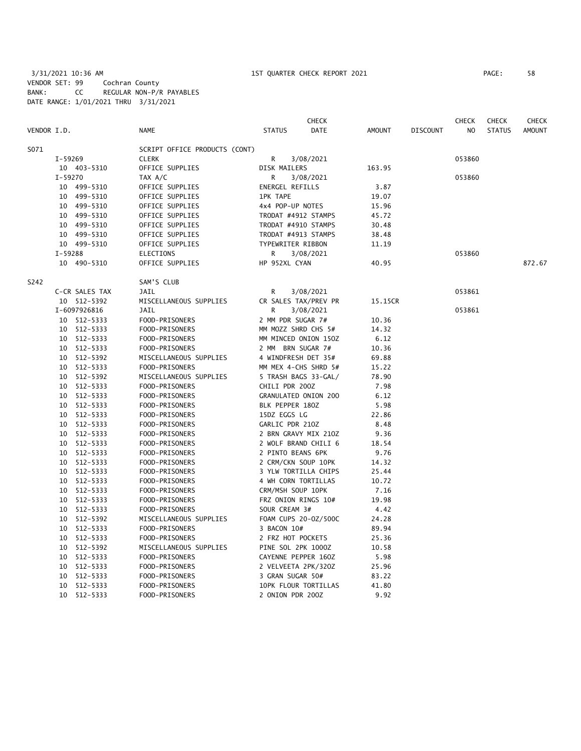3/31/2021 10:36 AM 1ST QUARTER CHECK REPORT 2021 PAGE: 58
VENDOR SET: 99 Cochran County
BANK: CC REGULAR NON-P/R PAYABLES
DATE RANGE: 1/01/2021 THRU 3/31/2021

| VENDOR I.D. | NAME | STATUS | CHECK DATE | AMOUNT | DISCOUNT | CHECK NO | CHECK STATUS | CHECK AMOUNT |
|---|---|---|---|---|---|---|---|---|
| S071 | SCRIPT OFFICE PRODUCTS (CONT) | | | | | | | |
| I-59269 | CLERK | R | 3/08/2021 | | | 053860 | | |
| 10 403-5310 | OFFICE SUPPLIES | DISK MAILERS | | 163.95 | | | | |
| I-59270 | TAX A/C | R | 3/08/2021 | | | 053860 | | |
| 10 499-5310 | OFFICE SUPPLIES | ENERGEL REFILLS | | 3.87 | | | | |
| 10 499-5310 | OFFICE SUPPLIES | 1PK TAPE | | 19.07 | | | | |
| 10 499-5310 | OFFICE SUPPLIES | 4x4 POP-UP NOTES | | 15.96 | | | | |
| 10 499-5310 | OFFICE SUPPLIES | TRODAT #4912 STAMPS | | 45.72 | | | | |
| 10 499-5310 | OFFICE SUPPLIES | TRODAT #4910 STAMPS | | 30.48 | | | | |
| 10 499-5310 | OFFICE SUPPLIES | TRODAT #4913 STAMPS | | 38.48 | | | | |
| 10 499-5310 | OFFICE SUPPLIES | TYPEWRITER RIBBON | | 11.19 | | | | |
| I-59288 | ELECTIONS | R | 3/08/2021 | | | 053860 | | |
| 10 490-5310 | OFFICE SUPPLIES | HP 952XL CYAN | | 40.95 | | | | 872.67 |
| S242 | SAM'S CLUB | | | | | | | |
| C-CR SALES TAX | JAIL | R | 3/08/2021 | | | 053861 | | |
| 10 512-5392 | MISCELLANEOUS SUPPLIES | CR SALES TAX/PREV PR | | 15.15CR | | | | |
| I-6097926816 | JAIL | R | 3/08/2021 | | | 053861 | | |
| 10 512-5333 | FOOD-PRISONERS | 2 MM PDR SUGAR 7# | | 10.36 | | | | |
| 10 512-5333 | FOOD-PRISONERS | MM MOZZ SHRD CHS 5# | | 14.32 | | | | |
| 10 512-5333 | FOOD-PRISONERS | MM MINCED ONION 15OZ | | 6.12 | | | | |
| 10 512-5333 | FOOD-PRISONERS | 2 MM BRN SUGAR 7# | | 10.36 | | | | |
| 10 512-5392 | MISCELLANEOUS SUPPLIES | 4 WINDFRESH DET 35# | | 69.88 | | | | |
| 10 512-5333 | FOOD-PRISONERS | MM MEX 4-CHS SHRD 5# | | 15.22 | | | | |
| 10 512-5392 | MISCELLANEOUS SUPPLIES | 5 TRASH BAGS 33-GAL/ | | 78.90 | | | | |
| 10 512-5333 | FOOD-PRISONERS | CHILI PDR 20OZ | | 7.98 | | | | |
| 10 512-5333 | FOOD-PRISONERS | GRANULATED ONION 20O | | 6.12 | | | | |
| 10 512-5333 | FOOD-PRISONERS | BLK PEPPER 18OZ | | 5.98 | | | | |
| 10 512-5333 | FOOD-PRISONERS | 15DZ EGGS LG | | 22.86 | | | | |
| 10 512-5333 | FOOD-PRISONERS | GARLIC PDR 21OZ | | 8.48 | | | | |
| 10 512-5333 | FOOD-PRISONERS | 2 BRN GRAVY MIX 21OZ | | 9.36 | | | | |
| 10 512-5333 | FOOD-PRISONERS | 2 WOLF BRAND CHILI 6 | | 18.54 | | | | |
| 10 512-5333 | FOOD-PRISONERS | 2 PINTO BEANS 6PK | | 9.76 | | | | |
| 10 512-5333 | FOOD-PRISONERS | 2 CRM/CKN SOUP 10PK | | 14.32 | | | | |
| 10 512-5333 | FOOD-PRISONERS | 3 YLW TORTILLA CHIPS | | 25.44 | | | | |
| 10 512-5333 | FOOD-PRISONERS | 4 WH CORN TORTILLAS | | 10.72 | | | | |
| 10 512-5333 | FOOD-PRISONERS | CRM/MSH SOUP 10PK | | 7.16 | | | | |
| 10 512-5333 | FOOD-PRISONERS | FRZ ONION RINGS 10# | | 19.98 | | | | |
| 10 512-5333 | FOOD-PRISONERS | SOUR CREAM 3# | | 4.42 | | | | |
| 10 512-5392 | MISCELLANEOUS SUPPLIES | FOAM CUPS 20-OZ/500C | | 24.28 | | | | |
| 10 512-5333 | FOOD-PRISONERS | 3 BACON 10# | | 89.94 | | | | |
| 10 512-5333 | FOOD-PRISONERS | 2 FRZ HOT POCKETS | | 25.36 | | | | |
| 10 512-5392 | MISCELLANEOUS SUPPLIES | PINE SOL 2PK 100OZ | | 10.58 | | | | |
| 10 512-5333 | FOOD-PRISONERS | CAYENNE PEPPER 16OZ | | 5.98 | | | | |
| 10 512-5333 | FOOD-PRISONERS | 2 VELVEETA 2PK/32OZ | | 25.96 | | | | |
| 10 512-5333 | FOOD-PRISONERS | 3 GRAN SUGAR 50# | | 83.22 | | | | |
| 10 512-5333 | FOOD-PRISONERS | 10PK FLOUR TORTILLAS | | 41.80 | | | | |
| 10 512-5333 | FOOD-PRISONERS | 2 ONION PDR 20OZ | | 9.92 | | | | |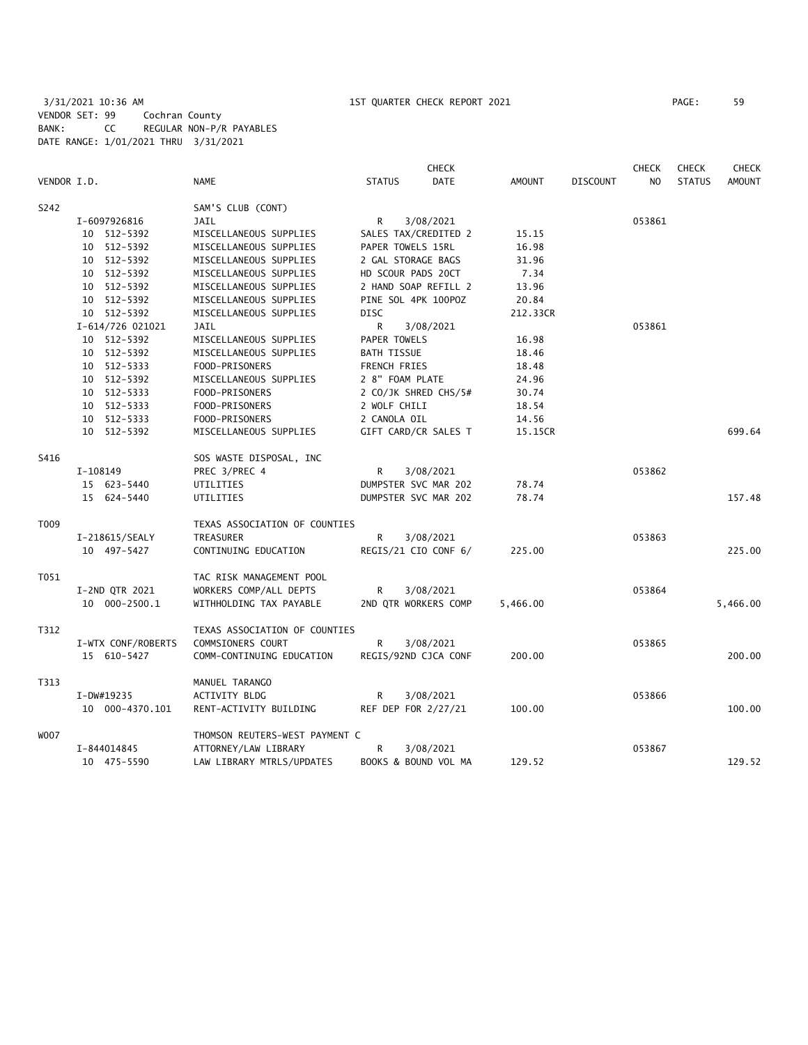3/31/2021 10:36 AM 1ST QUARTER CHECK REPORT 2021 PAGE: 59
VENDOR SET: 99 Cochran County
BANK: CC REGULAR NON-P/R PAYABLES
DATE RANGE: 1/01/2021 THRU 3/31/2021

| VENDOR I.D. | NAME | STATUS | CHECK DATE | AMOUNT | DISCOUNT | CHECK NO | CHECK STATUS | CHECK AMOUNT |
|---|---|---|---|---|---|---|---|---|
| S242 | SAM'S CLUB (CONT) | | | | | | | |
| I-6097926816 | JAIL | R | 3/08/2021 | | | 053861 | | |
| 10 512-5392 | MISCELLANEOUS SUPPLIES | SALES TAX/CREDITED 2 | | 15.15 | | | | |
| 10 512-5392 | MISCELLANEOUS SUPPLIES | PAPER TOWELS 15RL | | 16.98 | | | | |
| 10 512-5392 | MISCELLANEOUS SUPPLIES | 2 GAL STORAGE BAGS | | 31.96 | | | | |
| 10 512-5392 | MISCELLANEOUS SUPPLIES | HD SCOUR PADS 20CT | | 7.34 | | | | |
| 10 512-5392 | MISCELLANEOUS SUPPLIES | 2 HAND SOAP REFILL 2 | | 13.96 | | | | |
| 10 512-5392 | MISCELLANEOUS SUPPLIES | PINE SOL 4PK 100POZ | | 20.84 | | | | |
| 10 512-5392 | MISCELLANEOUS SUPPLIES | DISC | | 212.33CR | | | | |
| I-614/726 021021 | JAIL | R | 3/08/2021 | | | 053861 | | |
| 10 512-5392 | MISCELLANEOUS SUPPLIES | PAPER TOWELS | | 16.98 | | | | |
| 10 512-5392 | MISCELLANEOUS SUPPLIES | BATH TISSUE | | 18.46 | | | | |
| 10 512-5333 | FOOD-PRISONERS | FRENCH FRIES | | 18.48 | | | | |
| 10 512-5392 | MISCELLANEOUS SUPPLIES | 2 8" FOAM PLATE | | 24.96 | | | | |
| 10 512-5333 | FOOD-PRISONERS | 2 CO/JK SHRED CHS/5# | | 30.74 | | | | |
| 10 512-5333 | FOOD-PRISONERS | 2 WOLF CHILI | | 18.54 | | | | |
| 10 512-5333 | FOOD-PRISONERS | 2 CANOLA OIL | | 14.56 | | | | |
| 10 512-5392 | MISCELLANEOUS SUPPLIES | GIFT CARD/CR SALES T | | 15.15CR | | | | 699.64 |
| S416 | SOS WASTE DISPOSAL, INC | | | | | | | |
| I-108149 | PREC 3/PREC 4 | R | 3/08/2021 | | | 053862 | | |
| 15 623-5440 | UTILITIES | DUMPSTER SVC MAR 202 | | 78.74 | | | | |
| 15 624-5440 | UTILITIES | DUMPSTER SVC MAR 202 | | 78.74 | | | | 157.48 |
| T009 | TEXAS ASSOCIATION OF COUNTIES | | | | | | | |
| I-218615/SEALY | TREASURER | R | 3/08/2021 | | | 053863 | | |
| 10 497-5427 | CONTINUING EDUCATION | REGIS/21 CIO CONF 6/ | | 225.00 | | | | 225.00 |
| T051 | TAC RISK MANAGEMENT POOL | | | | | | | |
| I-2ND QTR 2021 | WORKERS COMP/ALL DEPTS | R | 3/08/2021 | | | 053864 | | |
| 10 000-2500.1 | WITHHOLDING TAX PAYABLE | 2ND QTR WORKERS COMP | | 5,466.00 | | | | 5,466.00 |
| T312 | TEXAS ASSOCIATION OF COUNTIES | | | | | | | |
| I-WTX CONF/ROBERTS | COMMSIONERS COURT | R | 3/08/2021 | | | 053865 | | |
| 15 610-5427 | COMM-CONTINUING EDUCATION | REGIS/92ND CJCA CONF | | 200.00 | | | | 200.00 |
| T313 | MANUEL TARANGO | | | | | | | |
| I-DW#19235 | ACTIVITY BLDG | R | 3/08/2021 | | | 053866 | | |
| 10 000-4370.101 | RENT-ACTIVITY BUILDING | REF DEP FOR 2/27/21 | | 100.00 | | | | 100.00 |
| W007 | THOMSON REUTERS-WEST PAYMENT C | | | | | | | |
| I-844014845 | ATTORNEY/LAW LIBRARY | R | 3/08/2021 | | | 053867 | | |
| 10 475-5590 | LAW LIBRARY MTRLS/UPDATES | BOOKS & BOUND VOL MA | | 129.52 | | | | 129.52 |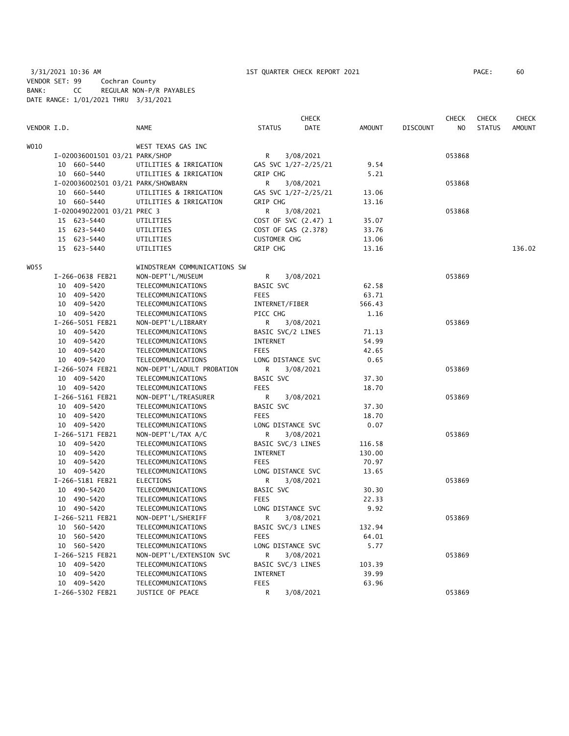3/31/2021 10:36 AM 1ST QUARTER CHECK REPORT 2021 PAGE: 60
VENDOR SET: 99 Cochran County
BANK: CC REGULAR NON-P/R PAYABLES
DATE RANGE: 1/01/2021 THRU 3/31/2021

| VENDOR I.D. | NAME | STATUS | CHECK DATE | AMOUNT | DISCOUNT | CHECK NO | CHECK STATUS | CHECK AMOUNT |
|---|---|---|---|---|---|---|---|---|
| W010 | WEST TEXAS GAS INC | | | | | | | |
| I-020036001501 03/21 PARK/SHOP | | R | 3/08/2021 | | | 053868 | | |
| 10 660-5440 | UTILITIES & IRRIGATION | GAS SVC 1/27-2/25/21 | | 9.54 | | | | |
| 10 660-5440 | UTILITIES & IRRIGATION | GRIP CHG | | 5.21 | | | | |
| I-020036002501 03/21 PARK/SHOWBARN | | R | 3/08/2021 | | | 053868 | | |
| 10 660-5440 | UTILITIES & IRRIGATION | GAS SVC 1/27-2/25/21 | | 13.06 | | | | |
| 10 660-5440 | UTILITIES & IRRIGATION | GRIP CHG | | 13.16 | | | | |
| I-020049022001 03/21 PREC 3 | | R | 3/08/2021 | | | 053868 | | |
| 15 623-5440 | UTILITIES | COST OF SVC (2.47) 1 | | 35.07 | | | | |
| 15 623-5440 | UTILITIES | COST OF GAS (2.378) | | 33.76 | | | | |
| 15 623-5440 | UTILITIES | CUSTOMER CHG | | 13.06 | | | | |
| 15 623-5440 | UTILITIES | GRIP CHG | | 13.16 | | | | 136.02 |
| W055 | WINDSTREAM COMMUNICATIONS SW | | | | | | | |
| I-266-0638 FEB21 | NON-DEPT'L/MUSEUM | R | 3/08/2021 | | | 053869 | | |
| 10 409-5420 | TELECOMMUNICATIONS | BASIC SVC | | 62.58 | | | | |
| 10 409-5420 | TELECOMMUNICATIONS | FEES | | 63.71 | | | | |
| 10 409-5420 | TELECOMMUNICATIONS | INTERNET/FIBER | | 566.43 | | | | |
| 10 409-5420 | TELECOMMUNICATIONS | PICC CHG | | 1.16 | | | | |
| I-266-5051 FEB21 | NON-DEPT'L/LIBRARY | R | 3/08/2021 | | | 053869 | | |
| 10 409-5420 | TELECOMMUNICATIONS | BASIC SVC/2 LINES | | 71.13 | | | | |
| 10 409-5420 | TELECOMMUNICATIONS | INTERNET | | 54.99 | | | | |
| 10 409-5420 | TELECOMMUNICATIONS | FEES | | 42.65 | | | | |
| 10 409-5420 | TELECOMMUNICATIONS | LONG DISTANCE SVC | | 0.65 | | | | |
| I-266-5074 FEB21 | NON-DEPT'L/ADULT PROBATION | R | 3/08/2021 | | | 053869 | | |
| 10 409-5420 | TELECOMMUNICATIONS | BASIC SVC | | 37.30 | | | | |
| 10 409-5420 | TELECOMMUNICATIONS | FEES | | 18.70 | | | | |
| I-266-5161 FEB21 | NON-DEPT'L/TREASURER | R | 3/08/2021 | | | 053869 | | |
| 10 409-5420 | TELECOMMUNICATIONS | BASIC SVC | | 37.30 | | | | |
| 10 409-5420 | TELECOMMUNICATIONS | FEES | | 18.70 | | | | |
| 10 409-5420 | TELECOMMUNICATIONS | LONG DISTANCE SVC | | 0.07 | | | | |
| I-266-5171 FEB21 | NON-DEPT'L/TAX A/C | R | 3/08/2021 | | | 053869 | | |
| 10 409-5420 | TELECOMMUNICATIONS | BASIC SVC/3 LINES | | 116.58 | | | | |
| 10 409-5420 | TELECOMMUNICATIONS | INTERNET | | 130.00 | | | | |
| 10 409-5420 | TELECOMMUNICATIONS | FEES | | 70.97 | | | | |
| 10 409-5420 | TELECOMMUNICATIONS | LONG DISTANCE SVC | | 13.65 | | | | |
| I-266-5181 FEB21 | ELECTIONS | R | 3/08/2021 | | | 053869 | | |
| 10 490-5420 | TELECOMMUNICATIONS | BASIC SVC | | 30.30 | | | | |
| 10 490-5420 | TELECOMMUNICATIONS | FEES | | 22.33 | | | | |
| 10 490-5420 | TELECOMMUNICATIONS | LONG DISTANCE SVC | | 9.92 | | | | |
| I-266-5211 FEB21 | NON-DEPT'L/SHERIFF | R | 3/08/2021 | | | 053869 | | |
| 10 560-5420 | TELECOMMUNICATIONS | BASIC SVC/3 LINES | | 132.94 | | | | |
| 10 560-5420 | TELECOMMUNICATIONS | FEES | | 64.01 | | | | |
| 10 560-5420 | TELECOMMUNICATIONS | LONG DISTANCE SVC | | 5.77 | | | | |
| I-266-5215 FEB21 | NON-DEPT'L/EXTENSION SVC | R | 3/08/2021 | | | 053869 | | |
| 10 409-5420 | TELECOMMUNICATIONS | BASIC SVC/3 LINES | | 103.39 | | | | |
| 10 409-5420 | TELECOMMUNICATIONS | INTERNET | | 39.99 | | | | |
| 10 409-5420 | TELECOMMUNICATIONS | FEES | | 63.96 | | | | |
| I-266-5302 FEB21 | JUSTICE OF PEACE | R | 3/08/2021 | | | 053869 | | |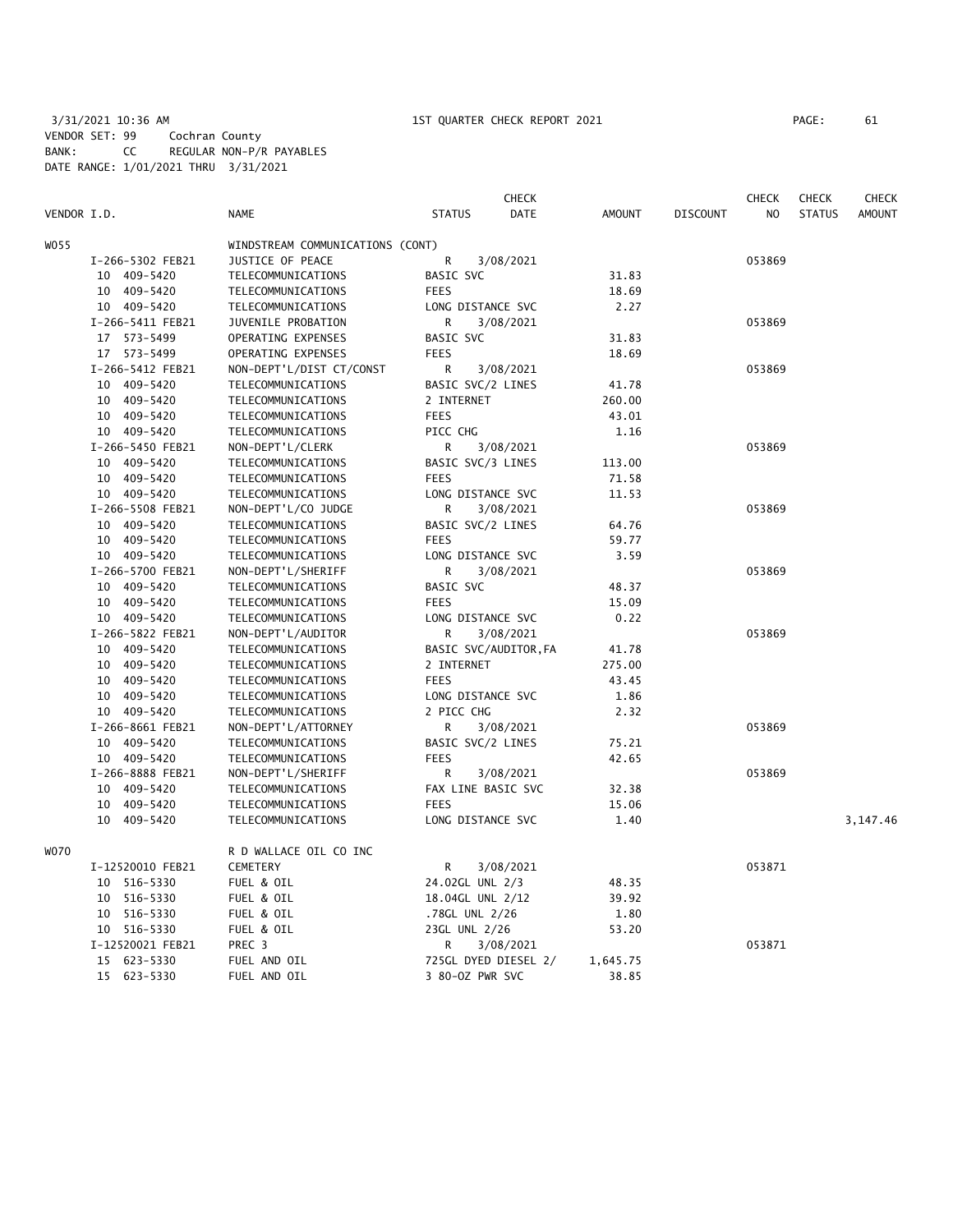3/31/2021 10:36 AM 1ST QUARTER CHECK REPORT 2021
VENDOR SET: 99 Cochran County
BANK: CC REGULAR NON-P/R PAYABLES
DATE RANGE: 1/01/2021 THRU 3/31/2021

| VENDOR I.D. | NAME | STATUS | CHECK DATE | AMOUNT | DISCOUNT | CHECK NO | CHECK STATUS | CHECK AMOUNT |
|---|---|---|---|---|---|---|---|---|
| W055 | WINDSTREAM COMMUNICATIONS (CONT) | | | | | | | |
| I-266-5302 FEB21 | JUSTICE OF PEACE | R | 3/08/2021 | | | 053869 | | |
| 10 409-5420 | TELECOMMUNICATIONS | BASIC SVC | | 31.83 | | | | |
| 10 409-5420 | TELECOMMUNICATIONS | FEES | | 18.69 | | | | |
| 10 409-5420 | TELECOMMUNICATIONS | LONG DISTANCE SVC | | 2.27 | | | | |
| I-266-5411 FEB21 | JUVENILE PROBATION | R | 3/08/2021 | | | 053869 | | |
| 17 573-5499 | OPERATING EXPENSES | BASIC SVC | | 31.83 | | | | |
| 17 573-5499 | OPERATING EXPENSES | FEES | | 18.69 | | | | |
| I-266-5412 FEB21 | NON-DEPT'L/DIST CT/CONST | R | 3/08/2021 | | | 053869 | | |
| 10 409-5420 | TELECOMMUNICATIONS | BASIC SVC/2 LINES | | 41.78 | | | | |
| 10 409-5420 | TELECOMMUNICATIONS | 2 INTERNET | | 260.00 | | | | |
| 10 409-5420 | TELECOMMUNICATIONS | FEES | | 43.01 | | | | |
| 10 409-5420 | TELECOMMUNICATIONS | PICC CHG | | 1.16 | | | | |
| I-266-5450 FEB21 | NON-DEPT'L/CLERK | R | 3/08/2021 | | | 053869 | | |
| 10 409-5420 | TELECOMMUNICATIONS | BASIC SVC/3 LINES | | 113.00 | | | | |
| 10 409-5420 | TELECOMMUNICATIONS | FEES | | 71.58 | | | | |
| 10 409-5420 | TELECOMMUNICATIONS | LONG DISTANCE SVC | | 11.53 | | | | |
| I-266-5508 FEB21 | NON-DEPT'L/CO JUDGE | R | 3/08/2021 | | | 053869 | | |
| 10 409-5420 | TELECOMMUNICATIONS | BASIC SVC/2 LINES | | 64.76 | | | | |
| 10 409-5420 | TELECOMMUNICATIONS | FEES | | 59.77 | | | | |
| 10 409-5420 | TELECOMMUNICATIONS | LONG DISTANCE SVC | | 3.59 | | | | |
| I-266-5700 FEB21 | NON-DEPT'L/SHERIFF | R | 3/08/2021 | | | 053869 | | |
| 10 409-5420 | TELECOMMUNICATIONS | BASIC SVC | | 48.37 | | | | |
| 10 409-5420 | TELECOMMUNICATIONS | FEES | | 15.09 | | | | |
| 10 409-5420 | TELECOMMUNICATIONS | LONG DISTANCE SVC | | 0.22 | | | | |
| I-266-5822 FEB21 | NON-DEPT'L/AUDITOR | R | 3/08/2021 | | | 053869 | | |
| 10 409-5420 | TELECOMMUNICATIONS | BASIC SVC/AUDITOR,FA | | 41.78 | | | | |
| 10 409-5420 | TELECOMMUNICATIONS | 2 INTERNET | | 275.00 | | | | |
| 10 409-5420 | TELECOMMUNICATIONS | FEES | | 43.45 | | | | |
| 10 409-5420 | TELECOMMUNICATIONS | LONG DISTANCE SVC | | 1.86 | | | | |
| 10 409-5420 | TELECOMMUNICATIONS | 2 PICC CHG | | 2.32 | | | | |
| I-266-8661 FEB21 | NON-DEPT'L/ATTORNEY | R | 3/08/2021 | | | 053869 | | |
| 10 409-5420 | TELECOMMUNICATIONS | BASIC SVC/2 LINES | | 75.21 | | | | |
| 10 409-5420 | TELECOMMUNICATIONS | FEES | | 42.65 | | | | |
| I-266-8888 FEB21 | NON-DEPT'L/SHERIFF | R | 3/08/2021 | | | 053869 | | |
| 10 409-5420 | TELECOMMUNICATIONS | FAX LINE BASIC SVC | | 32.38 | | | | |
| 10 409-5420 | TELECOMMUNICATIONS | FEES | | 15.06 | | | | |
| 10 409-5420 | TELECOMMUNICATIONS | LONG DISTANCE SVC | | 1.40 | | | | 3,147.46 |
| W070 | R D WALLACE OIL CO INC | | | | | | | |
| I-12520010 FEB21 | CEMETERY | R | 3/08/2021 | | | 053871 | | |
| 10 516-5330 | FUEL & OIL | 24.02GL UNL 2/3 | | 48.35 | | | | |
| 10 516-5330 | FUEL & OIL | 18.04GL UNL 2/12 | | 39.92 | | | | |
| 10 516-5330 | FUEL & OIL | .78GL UNL 2/26 | | 1.80 | | | | |
| 10 516-5330 | FUEL & OIL | 23GL UNL 2/26 | | 53.20 | | | | |
| I-12520021 FEB21 | PREC 3 | R | 3/08/2021 | | | 053871 | | |
| 15 623-5330 | FUEL AND OIL | 725GL DYED DIESEL 2/ | | 1,645.75 | | | | |
| 15 623-5330 | FUEL AND OIL | 3 80-OZ PWR SVC | | 38.85 | | | | |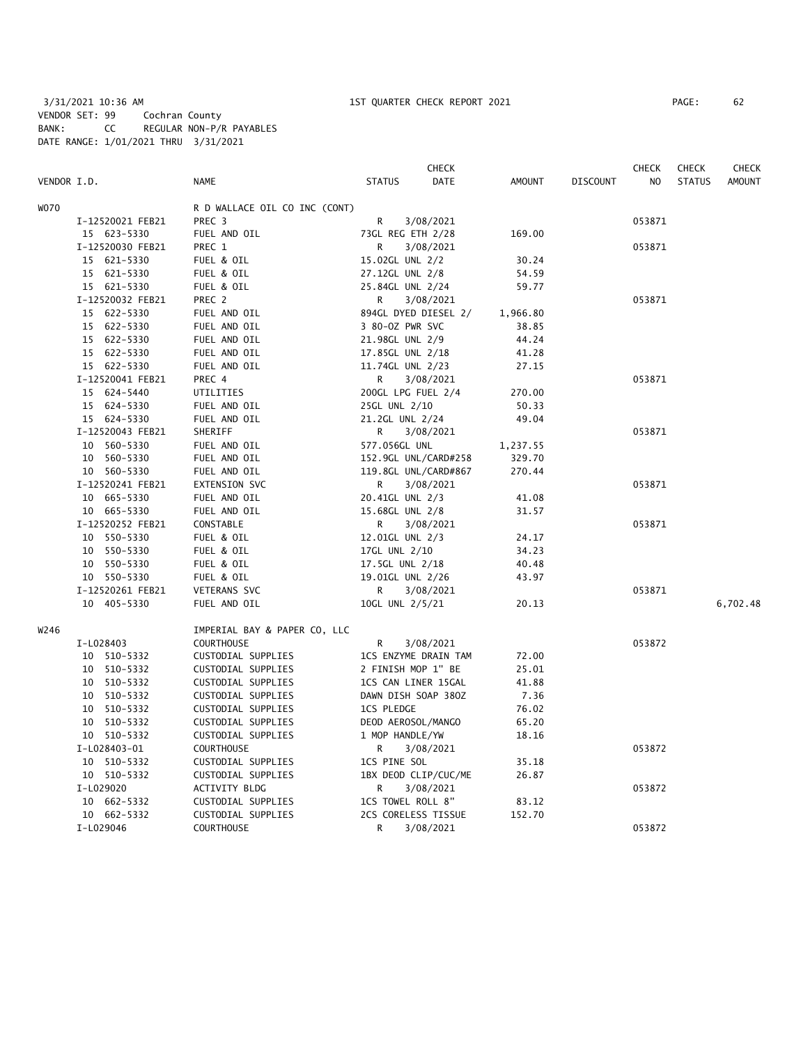3/31/2021 10:36 AM 1ST QUARTER CHECK REPORT 2021 PAGE: 62
VENDOR SET: 99 Cochran County
BANK: CC REGULAR NON-P/R PAYABLES
DATE RANGE: 1/01/2021 THRU 3/31/2021

| VENDOR I.D. | NAME | STATUS | CHECK DATE | AMOUNT | DISCOUNT | CHECK NO | CHECK STATUS | CHECK AMOUNT |
|---|---|---|---|---|---|---|---|---|
| W070 | R D WALLACE OIL CO INC (CONT) | | | | | | | |
| I-12520021 FEB21 | PREC 3 | R | 3/08/2021 | | | 053871 | | |
| 15 623-5330 | FUEL AND OIL | 73GL REG ETH 2/28 | | 169.00 | | | | |
| I-12520030 FEB21 | PREC 1 | R | 3/08/2021 | | | 053871 | | |
| 15 621-5330 | FUEL & OIL | 15.02GL UNL 2/2 | | 30.24 | | | | |
| 15 621-5330 | FUEL & OIL | 27.12GL UNL 2/8 | | 54.59 | | | | |
| 15 621-5330 | FUEL & OIL | 25.84GL UNL 2/24 | | 59.77 | | | | |
| I-12520032 FEB21 | PREC 2 | R | 3/08/2021 | | | 053871 | | |
| 15 622-5330 | FUEL AND OIL | 894GL DYED DIESEL 2/ | | 1,966.80 | | | | |
| 15 622-5330 | FUEL AND OIL | 3 80-OZ PWR SVC | | 38.85 | | | | |
| 15 622-5330 | FUEL AND OIL | 21.98GL UNL 2/9 | | 44.24 | | | | |
| 15 622-5330 | FUEL AND OIL | 17.85GL UNL 2/18 | | 41.28 | | | | |
| 15 622-5330 | FUEL AND OIL | 11.74GL UNL 2/23 | | 27.15 | | | | |
| I-12520041 FEB21 | PREC 4 | R | 3/08/2021 | | | 053871 | | |
| 15 624-5440 | UTILITIES | 200GL LPG FUEL 2/4 | | 270.00 | | | | |
| 15 624-5330 | FUEL AND OIL | 25GL UNL 2/10 | | 50.33 | | | | |
| 15 624-5330 | FUEL AND OIL | 21.2GL UNL 2/24 | | 49.04 | | | | |
| I-12520043 FEB21 | SHERIFF | R | 3/08/2021 | | | 053871 | | |
| 10 560-5330 | FUEL AND OIL | 577.056GL UNL | | 1,237.55 | | | | |
| 10 560-5330 | FUEL AND OIL | 152.9GL UNL/CARD#258 | | 329.70 | | | | |
| 10 560-5330 | FUEL AND OIL | 119.8GL UNL/CARD#867 | | 270.44 | | | | |
| I-12520241 FEB21 | EXTENSION SVC | R | 3/08/2021 | | | 053871 | | |
| 10 665-5330 | FUEL AND OIL | 20.41GL UNL 2/3 | | 41.08 | | | | |
| 10 665-5330 | FUEL AND OIL | 15.68GL UNL 2/8 | | 31.57 | | | | |
| I-12520252 FEB21 | CONSTABLE | R | 3/08/2021 | | | 053871 | | |
| 10 550-5330 | FUEL & OIL | 12.01GL UNL 2/3 | | 24.17 | | | | |
| 10 550-5330 | FUEL & OIL | 17GL UNL 2/10 | | 34.23 | | | | |
| 10 550-5330 | FUEL & OIL | 17.5GL UNL 2/18 | | 40.48 | | | | |
| 10 550-5330 | FUEL & OIL | 19.01GL UNL 2/26 | | 43.97 | | | | |
| I-12520261 FEB21 | VETERANS SVC | R | 3/08/2021 | | | 053871 | | |
| 10 405-5330 | FUEL AND OIL | 10GL UNL 2/5/21 | | 20.13 | | | | 6,702.48 |
| W246 | IMPERIAL BAY & PAPER CO, LLC | | | | | | | |
| I-L028403 | COURTHOUSE | R | 3/08/2021 | | | 053872 | | |
| 10 510-5332 | CUSTODIAL SUPPLIES | 1CS ENZYME DRAIN TAM | | 72.00 | | | | |
| 10 510-5332 | CUSTODIAL SUPPLIES | 2 FINISH MOP 1" BE | | 25.01 | | | | |
| 10 510-5332 | CUSTODIAL SUPPLIES | 1CS CAN LINER 15GAL | | 41.88 | | | | |
| 10 510-5332 | CUSTODIAL SUPPLIES | DAWN DISH SOAP 38OZ | | 7.36 | | | | |
| 10 510-5332 | CUSTODIAL SUPPLIES | 1CS PLEDGE | | 76.02 | | | | |
| 10 510-5332 | CUSTODIAL SUPPLIES | DEOD AEROSOL/MANGO | | 65.20 | | | | |
| 10 510-5332 | CUSTODIAL SUPPLIES | 1 MOP HANDLE/YW | | 18.16 | | | | |
| I-L028403-01 | COURTHOUSE | R | 3/08/2021 | | | 053872 | | |
| 10 510-5332 | CUSTODIAL SUPPLIES | 1CS PINE SOL | | 35.18 | | | | |
| 10 510-5332 | CUSTODIAL SUPPLIES | 1BX DEOD CLIP/CUC/ME | | 26.87 | | | | |
| I-L029020 | ACTIVITY BLDG | R | 3/08/2021 | | | 053872 | | |
| 10 662-5332 | CUSTODIAL SUPPLIES | 1CS TOWEL ROLL 8" | | 83.12 | | | | |
| 10 662-5332 | CUSTODIAL SUPPLIES | 2CS CORELESS TISSUE | | 152.70 | | | | |
| I-L029046 | COURTHOUSE | R | 3/08/2021 | | | 053872 | | |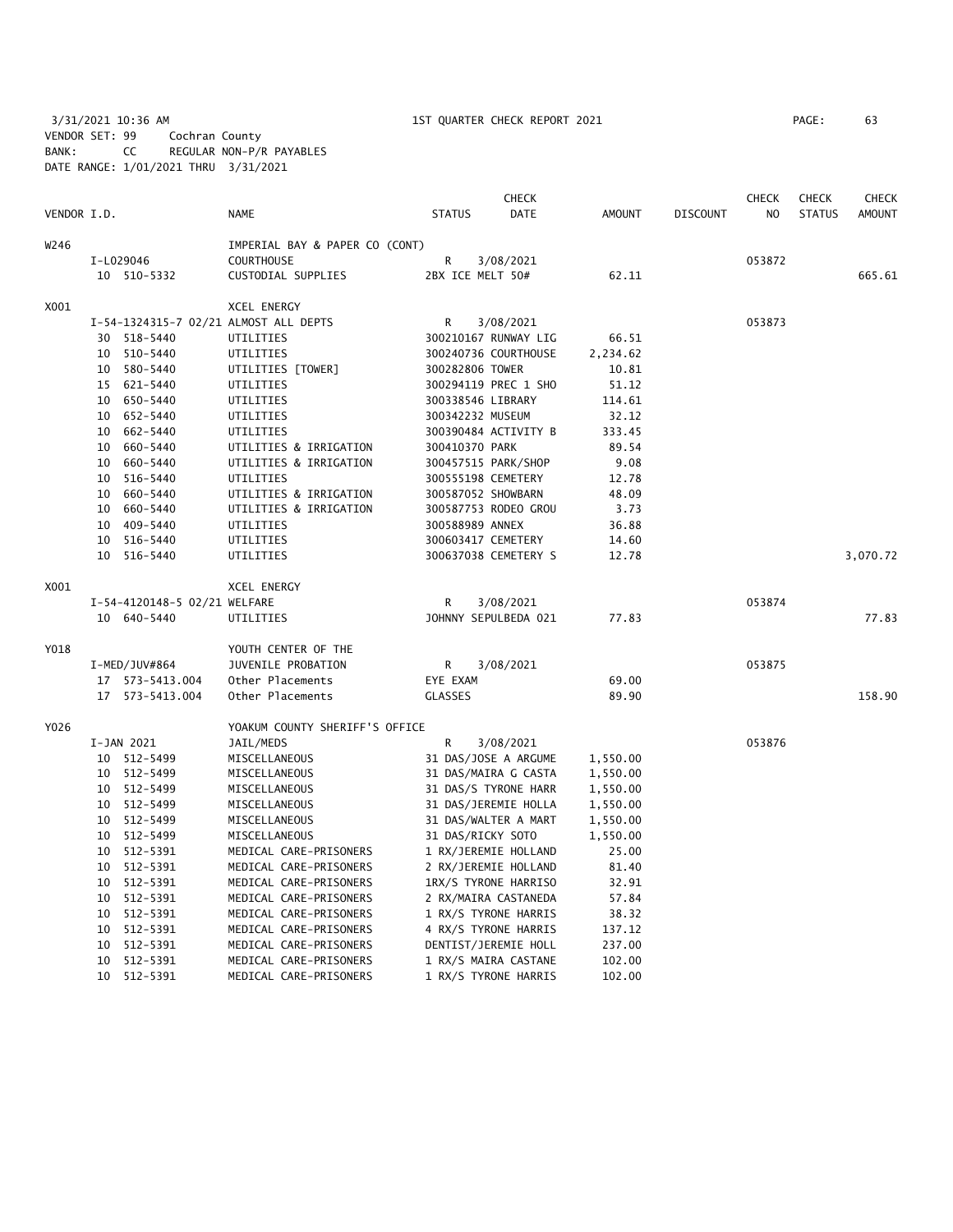3/31/2021 10:36 AM 1ST QUARTER CHECK REPORT 2021 PAGE: 63
VENDOR SET: 99 Cochran County
BANK: CC REGULAR NON-P/R PAYABLES
DATE RANGE: 1/01/2021 THRU 3/31/2021

| VENDOR I.D. | | NAME | STATUS | CHECK DATE | AMOUNT | DISCOUNT | CHECK NO | CHECK STATUS | CHECK AMOUNT |
|---|---|---|---|---|---|---|---|---|---|
| W246 | | IMPERIAL BAY & PAPER CO (CONT) | | | | | | | |
| | I-L029046 | COURTHOUSE | R | 3/08/2021 | | | 053872 | | |
| | 10 510-5332 | CUSTODIAL SUPPLIES | 2BX ICE MELT 50# | | 62.11 | | | | 665.61 |
| X001 | | XCEL ENERGY | | | | | | | |
| | I-54-1324315-7 02/21 ALMOST ALL DEPTS | | R | 3/08/2021 | | | 053873 | | |
| | 30 518-5440 | UTILITIES | 300210167 RUNWAY LIG | | 66.51 | | | | |
| | 10 510-5440 | UTILITIES | 300240736 COURTHOUSE | | 2,234.62 | | | | |
| | 10 580-5440 | UTILITIES [TOWER] | 300282806 TOWER | | 10.81 | | | | |
| | 15 621-5440 | UTILITIES | 300294119 PREC 1 SHO | | 51.12 | | | | |
| | 10 650-5440 | UTILITIES | 300338546 LIBRARY | | 114.61 | | | | |
| | 10 652-5440 | UTILITIES | 300342232 MUSEUM | | 32.12 | | | | |
| | 10 662-5440 | UTILITIES | 300390484 ACTIVITY B | | 333.45 | | | | |
| | 10 660-5440 | UTILITIES & IRRIGATION | 300410370 PARK | | 89.54 | | | | |
| | 10 660-5440 | UTILITIES & IRRIGATION | 300457515 PARK/SHOP | | 9.08 | | | | |
| | 10 516-5440 | UTILITIES | 300555198 CEMETERY | | 12.78 | | | | |
| | 10 660-5440 | UTILITIES & IRRIGATION | 300587052 SHOWBARN | | 48.09 | | | | |
| | 10 660-5440 | UTILITIES & IRRIGATION | 300587753 RODEO GROU | | 3.73 | | | | |
| | 10 409-5440 | UTILITIES | 300588989 ANNEX | | 36.88 | | | | |
| | 10 516-5440 | UTILITIES | 300603417 CEMETERY | | 14.60 | | | | |
| | 10 516-5440 | UTILITIES | 300637038 CEMETERY S | | 12.78 | | | | 3,070.72 |
| X001 | | XCEL ENERGY | | | | | | | |
| | I-54-4120148-5 02/21 WELFARE | | R | 3/08/2021 | | | 053874 | | |
| | 10 640-5440 | UTILITIES | JOHNNY SEPULBEDA 021 | | 77.83 | | | | 77.83 |
| Y018 | | YOUTH CENTER OF THE | | | | | | | |
| | I-MED/JUV#864 | JUVENILE PROBATION | R | 3/08/2021 | | | 053875 | | |
| | 17 573-5413.004 | Other Placements | EYE EXAM | | 69.00 | | | | |
| | 17 573-5413.004 | Other Placements | GLASSES | | 89.90 | | | | 158.90 |
| Y026 | | YOAKUM COUNTY SHERIFF'S OFFICE | | | | | | | |
| | I-JAN 2021 | JAIL/MEDS | R | 3/08/2021 | | | 053876 | | |
| | 10 512-5499 | MISCELLANEOUS | 31 DAS/JOSE A ARGUME | | 1,550.00 | | | | |
| | 10 512-5499 | MISCELLANEOUS | 31 DAS/MAIRA G CASTA | | 1,550.00 | | | | |
| | 10 512-5499 | MISCELLANEOUS | 31 DAS/S TYRONE HARR | | 1,550.00 | | | | |
| | 10 512-5499 | MISCELLANEOUS | 31 DAS/JEREMIE HOLLA | | 1,550.00 | | | | |
| | 10 512-5499 | MISCELLANEOUS | 31 DAS/WALTER A MART | | 1,550.00 | | | | |
| | 10 512-5499 | MISCELLANEOUS | 31 DAS/RICKY SOTO | | 1,550.00 | | | | |
| | 10 512-5391 | MEDICAL CARE-PRISONERS | 1 RX/JEREMIE HOLLAND | | 25.00 | | | | |
| | 10 512-5391 | MEDICAL CARE-PRISONERS | 2 RX/JEREMIE HOLLAND | | 81.40 | | | | |
| | 10 512-5391 | MEDICAL CARE-PRISONERS | 1RX/S TYRONE HARRISO | | 32.91 | | | | |
| | 10 512-5391 | MEDICAL CARE-PRISONERS | 2 RX/MAIRA CASTANEDA | | 57.84 | | | | |
| | 10 512-5391 | MEDICAL CARE-PRISONERS | 1 RX/S TYRONE HARRIS | | 38.32 | | | | |
| | 10 512-5391 | MEDICAL CARE-PRISONERS | 4 RX/S TYRONE HARRIS | | 137.12 | | | | |
| | 10 512-5391 | MEDICAL CARE-PRISONERS | DENTIST/JEREMIE HOLL | | 237.00 | | | | |
| | 10 512-5391 | MEDICAL CARE-PRISONERS | 1 RX/S MAIRA CASTANE | | 102.00 | | | | |
| | 10 512-5391 | MEDICAL CARE-PRISONERS | 1 RX/S TYRONE HARRIS | | 102.00 | | | | |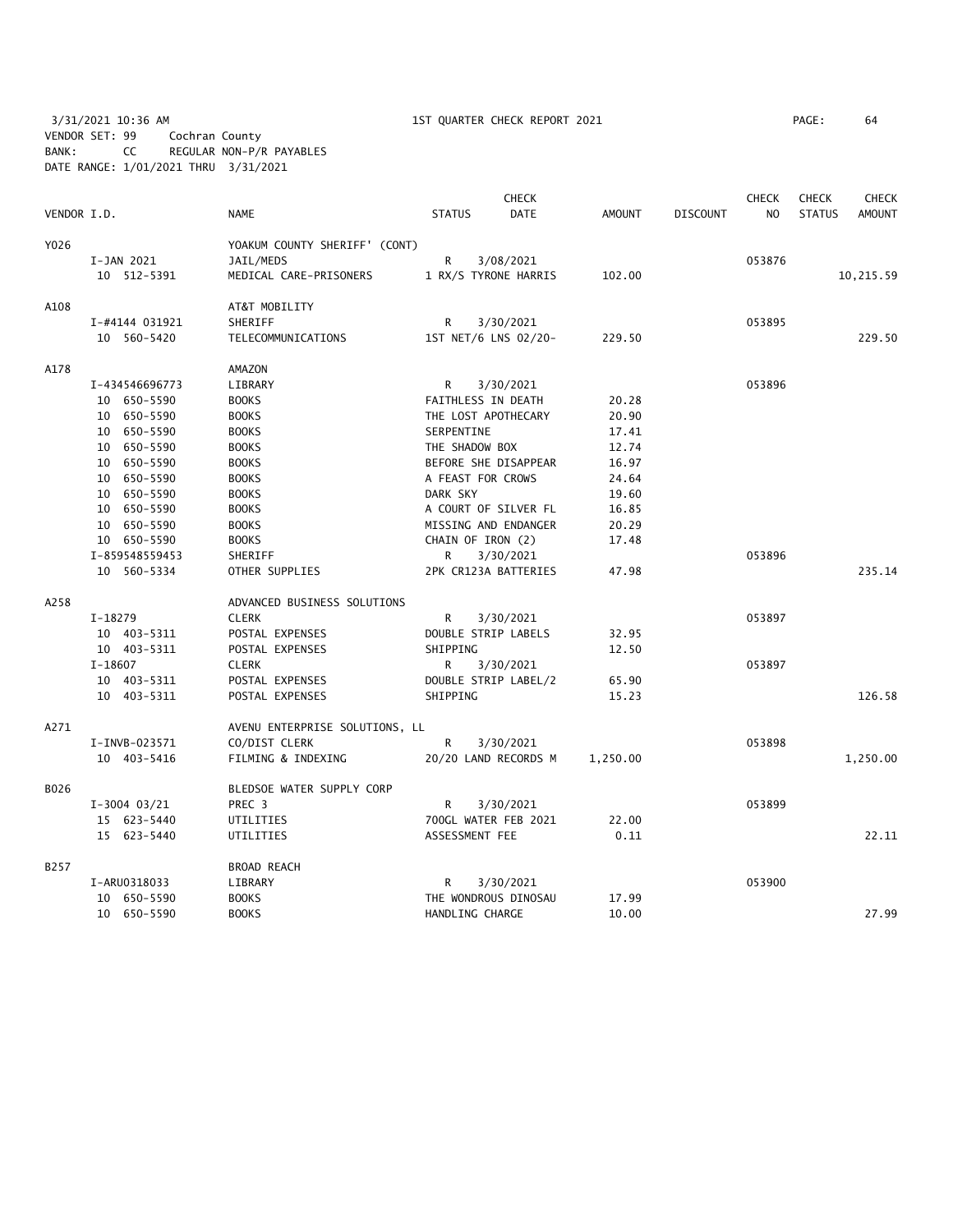3/31/2021 10:36 AM 1ST QUARTER CHECK REPORT 2021

VENDOR SET: 99 Cochran County
BANK: CC REGULAR NON-P/R PAYABLES
DATE RANGE: 1/01/2021 THRU 3/31/2021

| VENDOR I.D. | NAME | STATUS | CHECK DATE | AMOUNT | DISCOUNT | CHECK NO | CHECK STATUS | CHECK AMOUNT |
|---|---|---|---|---|---|---|---|---|
| Y026 | YOAKUM COUNTY SHERIFF' (CONT) | | | | | | | |
| I-JAN 2021 | JAIL/MEDS | R | 3/08/2021 | | | 053876 | | |
| 10 512-5391 | MEDICAL CARE-PRISONERS | 1 RX/S TYRONE HARRIS | | 102.00 | | | | 10,215.59 |
| A108 | AT&T MOBILITY | | | | | | | |
| I-#4144 031921 | SHERIFF | R | 3/30/2021 | | | 053895 | | |
| 10 560-5420 | TELECOMMUNICATIONS | 1ST NET/6 LNS 02/20- | | 229.50 | | | | 229.50 |
| A178 | AMAZON | | | | | | | |
| I-434546696773 | LIBRARY | R | 3/30/2021 | | | 053896 | | |
| 10 650-5590 | BOOKS | FAITHLESS IN DEATH | | 20.28 | | | | |
| 10 650-5590 | BOOKS | THE LOST APOTHECARY | | 20.90 | | | | |
| 10 650-5590 | BOOKS | SERPENTINE | | 17.41 | | | | |
| 10 650-5590 | BOOKS | THE SHADOW BOX | | 12.74 | | | | |
| 10 650-5590 | BOOKS | BEFORE SHE DISAPPEAR | | 16.97 | | | | |
| 10 650-5590 | BOOKS | A FEAST FOR CROWS | | 24.64 | | | | |
| 10 650-5590 | BOOKS | DARK SKY | | 19.60 | | | | |
| 10 650-5590 | BOOKS | A COURT OF SILVER FL | | 16.85 | | | | |
| 10 650-5590 | BOOKS | MISSING AND ENDANGER | | 20.29 | | | | |
| 10 650-5590 | BOOKS | CHAIN OF IRON (2) | | 17.48 | | | | |
| I-859548559453 | SHERIFF | R | 3/30/2021 | | | 053896 | | |
| 10 560-5334 | OTHER SUPPLIES | 2PK CR123A BATTERIES | | 47.98 | | | | 235.14 |
| A258 | ADVANCED BUSINESS SOLUTIONS | | | | | | | |
| I-18279 | CLERK | R | 3/30/2021 | | | 053897 | | |
| 10 403-5311 | POSTAL EXPENSES | DOUBLE STRIP LABELS | | 32.95 | | | | |
| 10 403-5311 | POSTAL EXPENSES | SHIPPING | | 12.50 | | | | |
| I-18607 | CLERK | R | 3/30/2021 | | | 053897 | | |
| 10 403-5311 | POSTAL EXPENSES | DOUBLE STRIP LABEL/2 | | 65.90 | | | | |
| 10 403-5311 | POSTAL EXPENSES | SHIPPING | | 15.23 | | | | 126.58 |
| A271 | AVENU ENTERPRISE SOLUTIONS, LL | | | | | | | |
| I-INVB-023571 | CO/DIST CLERK | R | 3/30/2021 | | | 053898 | | |
| 10 403-5416 | FILMING & INDEXING | 20/20 LAND RECORDS M | | 1,250.00 | | | | 1,250.00 |
| B026 | BLEDSOE WATER SUPPLY CORP | | | | | | | |
| I-3004 03/21 | PREC 3 | R | 3/30/2021 | | | 053899 | | |
| 15 623-5440 | UTILITIES | 700GL WATER FEB 2021 | | 22.00 | | | | |
| 15 623-5440 | UTILITIES | ASSESSMENT FEE | | 0.11 | | | | 22.11 |
| B257 | BROAD REACH | | | | | | | |
| I-ARU0318033 | LIBRARY | R | 3/30/2021 | | | 053900 | | |
| 10 650-5590 | BOOKS | THE WONDROUS DINOSAU | | 17.99 | | | | |
| 10 650-5590 | BOOKS | HANDLING CHARGE | | 10.00 | | | | 27.99 |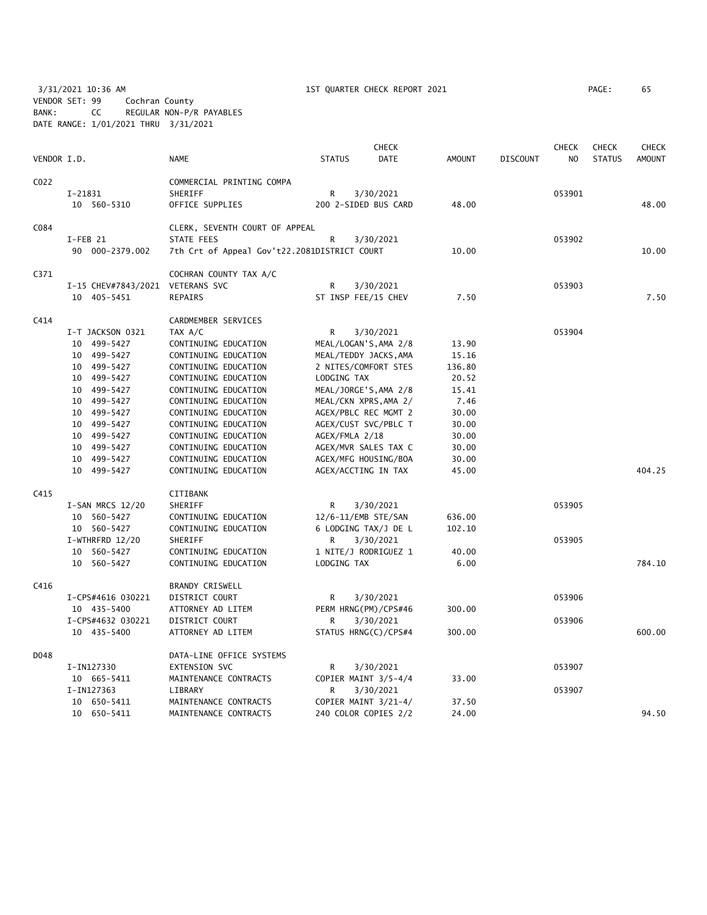3/31/2021 10:36 AM — 1ST QUARTER CHECK REPORT 2021

VENDOR SET: 99 Cochran County
BANK: CC REGULAR NON-P/R PAYABLES
DATE RANGE: 1/01/2021 THRU 3/31/2021

| VENDOR I.D. | | NAME | STATUS | CHECK DATE | AMOUNT | DISCOUNT | CHECK NO | CHECK STATUS | CHECK AMOUNT |
|---|---|---|---|---|---|---|---|---|---|
| C022 | | COMMERCIAL PRINTING COMPA | | | | | | | |
| | I-21831 | SHERIFF | R | 3/30/2021 | | | 053901 | | |
| | 10 560-5310 | OFFICE SUPPLIES | 200 2-SIDED BUS CARD | | 48.00 | | | | 48.00 |
| C084 | | CLERK, SEVENTH COURT OF APPEAL | | | | | | | |
| | I-FEB 21 | STATE FEES | R | 3/30/2021 | | | 053902 | | |
| | 90 000-2379.002 | 7th Crt of Appeal Gov't22.2081DISTRICT COURT | | | 10.00 | | | | 10.00 |
| C371 | | COCHRAN COUNTY TAX A/C | | | | | | | |
| | I-15 CHEV#7843/2021 | VETERANS SVC | R | 3/30/2021 | | | 053903 | | |
| | 10 405-5451 | REPAIRS | ST INSP FEE/15 CHEV | | 7.50 | | | | 7.50 |
| C414 | | CARDMEMBER SERVICES | | | | | | | |
| | I-T JACKSON 0321 | TAX A/C | R | 3/30/2021 | | | 053904 | | |
| | 10 499-5427 | CONTINUING EDUCATION | MEAL/LOGAN'S,AMA 2/8 | | 13.90 | | | | |
| | 10 499-5427 | CONTINUING EDUCATION | MEAL/TEDDY JACKS,AMA | | 15.16 | | | | |
| | 10 499-5427 | CONTINUING EDUCATION | 2 NITES/COMFORT STES | | 136.80 | | | | |
| | 10 499-5427 | CONTINUING EDUCATION | LODGING TAX | | 20.52 | | | | |
| | 10 499-5427 | CONTINUING EDUCATION | MEAL/JORGE'S,AMA 2/8 | | 15.41 | | | | |
| | 10 499-5427 | CONTINUING EDUCATION | MEAL/CKN XPRS,AMA 2/ | | 7.46 | | | | |
| | 10 499-5427 | CONTINUING EDUCATION | AGEX/PBLC REC MGMT 2 | | 30.00 | | | | |
| | 10 499-5427 | CONTINUING EDUCATION | AGEX/CUST SVC/PBLC T | | 30.00 | | | | |
| | 10 499-5427 | CONTINUING EDUCATION | AGEX/FMLA 2/18 | | 30.00 | | | | |
| | 10 499-5427 | CONTINUING EDUCATION | AGEX/MVR SALES TAX C | | 30.00 | | | | |
| | 10 499-5427 | CONTINUING EDUCATION | AGEX/MFG HOUSING/BOA | | 30.00 | | | | |
| | 10 499-5427 | CONTINUING EDUCATION | AGEX/ACCTING IN TAX | | 45.00 | | | | 404.25 |
| C415 | | CITIBANK | | | | | | | |
| | I-SAN MRCS 12/20 | SHERIFF | R | 3/30/2021 | | | 053905 | | |
| | 10 560-5427 | CONTINUING EDUCATION | 12/6-11/EMB STE/SAN | | 636.00 | | | | |
| | 10 560-5427 | CONTINUING EDUCATION | 6 LODGING TAX/J DE L | | 102.10 | | | | |
| | I-WTHRFRD 12/20 | SHERIFF | R | 3/30/2021 | | | 053905 | | |
| | 10 560-5427 | CONTINUING EDUCATION | 1 NITE/J RODRIGUEZ 1 | | 40.00 | | | | |
| | 10 560-5427 | CONTINUING EDUCATION | LODGING TAX | | 6.00 | | | | 784.10 |
| C416 | | BRANDY CRISWELL | | | | | | | |
| | I-CPS#4616 030221 | DISTRICT COURT | R | 3/30/2021 | | | 053906 | | |
| | 10 435-5400 | ATTORNEY AD LITEM | PERM HRNG(PM)/CPS#46 | | 300.00 | | | | |
| | I-CPS#4632 030221 | DISTRICT COURT | R | 3/30/2021 | | | 053906 | | |
| | 10 435-5400 | ATTORNEY AD LITEM | STATUS HRNG(C)/CPS#4 | | 300.00 | | | | 600.00 |
| D048 | | DATA-LINE OFFICE SYSTEMS | | | | | | | |
| | I-IN127330 | EXTENSION SVC | R | 3/30/2021 | | | 053907 | | |
| | 10 665-5411 | MAINTENANCE CONTRACTS | COPIER MAINT 3/5-4/4 | | 33.00 | | | | |
| | I-IN127363 | LIBRARY | R | 3/30/2021 | | | 053907 | | |
| | 10 650-5411 | MAINTENANCE CONTRACTS | COPIER MAINT 3/21-4/ | | 37.50 | | | | |
| | 10 650-5411 | MAINTENANCE CONTRACTS | 240 COLOR COPIES 2/2 | | 24.00 | | | | 94.50 |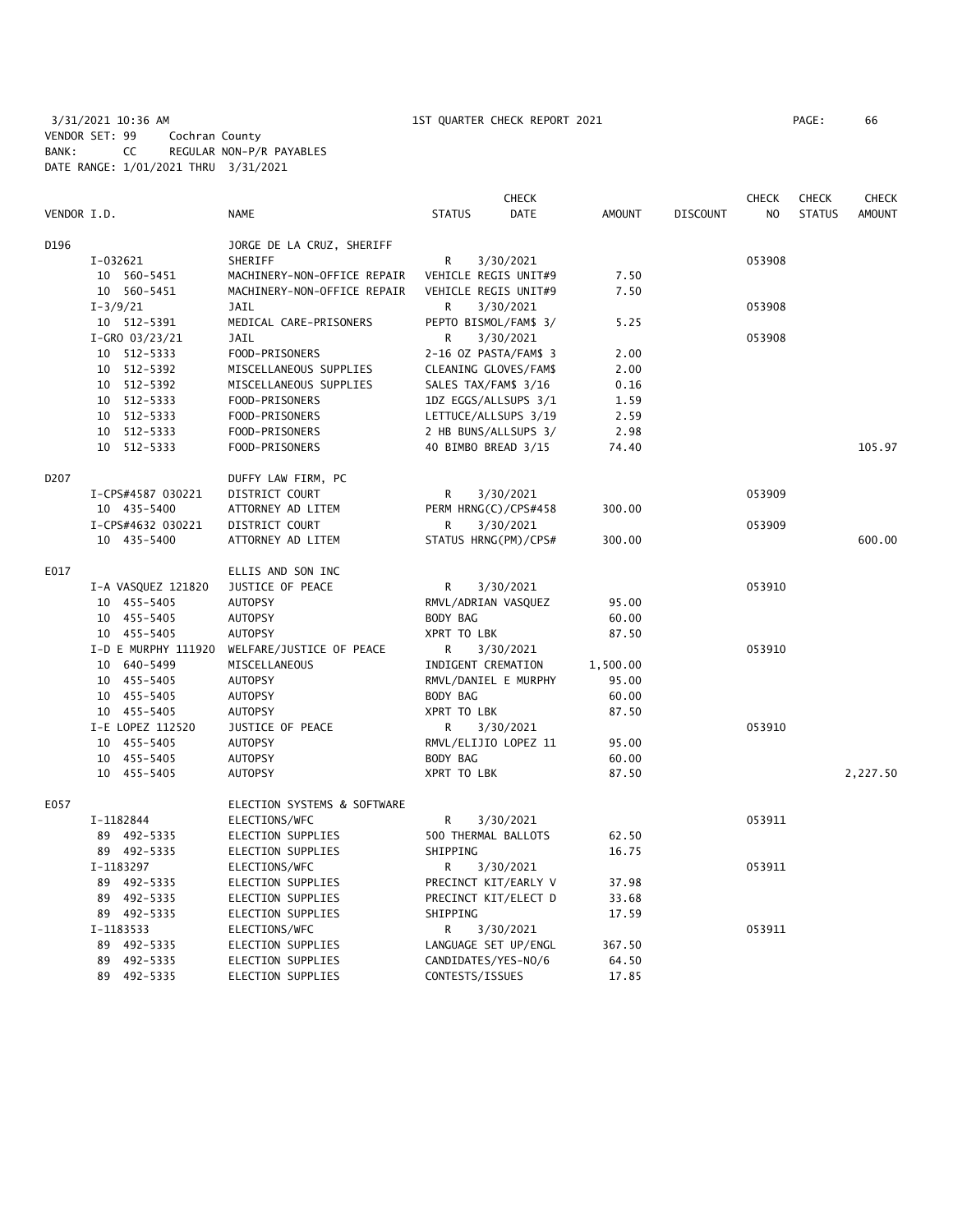3/31/2021 10:36 AM 1ST QUARTER CHECK REPORT 2021 PAGE: 66
VENDOR SET: 99 Cochran County
BANK: CC REGULAR NON-P/R PAYABLES
DATE RANGE: 1/01/2021 THRU 3/31/2021

| VENDOR I.D. | NAME | STATUS | CHECK DATE | AMOUNT | DISCOUNT | CHECK NO | CHECK STATUS | CHECK AMOUNT |
|---|---|---|---|---|---|---|---|---|
| D196 | JORGE DE LA CRUZ, SHERIFF | | | | | | | |
| I-032621 | SHERIFF | R | 3/30/2021 | | | 053908 | | |
| 10 560-5451 | MACHINERY-NON-OFFICE REPAIR | VEHICLE REGIS UNIT#9 | | 7.50 | | | | |
| 10 560-5451 | MACHINERY-NON-OFFICE REPAIR | VEHICLE REGIS UNIT#9 | | 7.50 | | | | |
| I-3/9/21 | JAIL | R | 3/30/2021 | | | 053908 | | |
| 10 512-5391 | MEDICAL CARE-PRISONERS | PEPTO BISMOL/FAM$ 3/ | | 5.25 | | | | |
| I-GRO 03/23/21 | JAIL | R | 3/30/2021 | | | 053908 | | |
| 10 512-5333 | FOOD-PRISONERS | 2-16 OZ PASTA/FAM$ 3 | | 2.00 | | | | |
| 10 512-5392 | MISCELLANEOUS SUPPLIES | CLEANING GLOVES/FAM$ | | 2.00 | | | | |
| 10 512-5392 | MISCELLANEOUS SUPPLIES | SALES TAX/FAM$ 3/16 | | 0.16 | | | | |
| 10 512-5333 | FOOD-PRISONERS | 1DZ EGGS/ALLSUPS 3/1 | | 1.59 | | | | |
| 10 512-5333 | FOOD-PRISONERS | LETTUCE/ALLSUPS 3/19 | | 2.59 | | | | |
| 10 512-5333 | FOOD-PRISONERS | 2 HB BUNS/ALLSUPS 3/ | | 2.98 | | | | |
| 10 512-5333 | FOOD-PRISONERS | 40 BIMBO BREAD 3/15 | | 74.40 | | | | 105.97 |
| D207 | DUFFY LAW FIRM, PC | | | | | | | |
| I-CPS#4587 030221 | DISTRICT COURT | R | 3/30/2021 | | | 053909 | | |
| 10 435-5400 | ATTORNEY AD LITEM | PERM HRNG(C)/CPS#458 | | 300.00 | | | | |
| I-CPS#4632 030221 | DISTRICT COURT | R | 3/30/2021 | | | 053909 | | |
| 10 435-5400 | ATTORNEY AD LITEM | STATUS HRNG(PM)/CPS# | | 300.00 | | | | 600.00 |
| E017 | ELLIS AND SON INC | | | | | | | |
| I-A VASQUEZ 121820 | JUSTICE OF PEACE | R | 3/30/2021 | | | 053910 | | |
| 10 455-5405 | AUTOPSY | RMVL/ADRIAN VASQUEZ | | 95.00 | | | | |
| 10 455-5405 | AUTOPSY | BODY BAG | | 60.00 | | | | |
| 10 455-5405 | AUTOPSY | XPRT TO LBK | | 87.50 | | | | |
| I-D E MURPHY 111920 | WELFARE/JUSTICE OF PEACE | R | 3/30/2021 | | | 053910 | | |
| 10 640-5499 | MISCELLANEOUS | INDIGENT CREMATION | | 1,500.00 | | | | |
| 10 455-5405 | AUTOPSY | RMVL/DANIEL E MURPHY | | 95.00 | | | | |
| 10 455-5405 | AUTOPSY | BODY BAG | | 60.00 | | | | |
| 10 455-5405 | AUTOPSY | XPRT TO LBK | | 87.50 | | | | |
| I-E LOPEZ 112520 | JUSTICE OF PEACE | R | 3/30/2021 | | | 053910 | | |
| 10 455-5405 | AUTOPSY | RMVL/ELIJIO LOPEZ 11 | | 95.00 | | | | |
| 10 455-5405 | AUTOPSY | BODY BAG | | 60.00 | | | | |
| 10 455-5405 | AUTOPSY | XPRT TO LBK | | 87.50 | | | | 2,227.50 |
| E057 | ELECTION SYSTEMS & SOFTWARE | | | | | | | |
| I-1182844 | ELECTIONS/WFC | R | 3/30/2021 | | | 053911 | | |
| 89 492-5335 | ELECTION SUPPLIES | 500 THERMAL BALLOTS | | 62.50 | | | | |
| 89 492-5335 | ELECTION SUPPLIES | SHIPPING | | 16.75 | | | | |
| I-1183297 | ELECTIONS/WFC | R | 3/30/2021 | | | 053911 | | |
| 89 492-5335 | ELECTION SUPPLIES | PRECINCT KIT/EARLY V | | 37.98 | | | | |
| 89 492-5335 | ELECTION SUPPLIES | PRECINCT KIT/ELECT D | | 33.68 | | | | |
| 89 492-5335 | ELECTION SUPPLIES | SHIPPING | | 17.59 | | | | |
| I-1183533 | ELECTIONS/WFC | R | 3/30/2021 | | | 053911 | | |
| 89 492-5335 | ELECTION SUPPLIES | LANGUAGE SET UP/ENGL | | 367.50 | | | | |
| 89 492-5335 | ELECTION SUPPLIES | CANDIDATES/YES-NO/6 | | 64.50 | | | | |
| 89 492-5335 | ELECTION SUPPLIES | CONTESTS/ISSUES | | 17.85 | | | | |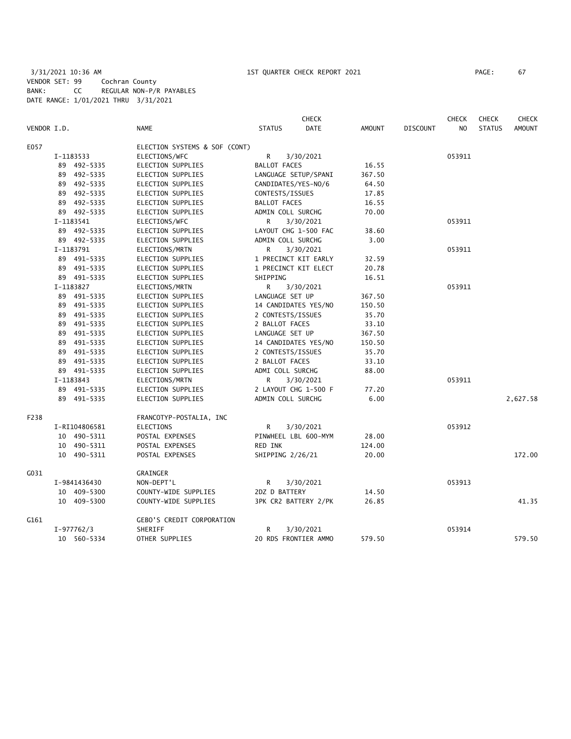3/31/2021 10:36 AM 1ST QUARTER CHECK REPORT 2021

VENDOR SET: 99 Cochran County
BANK: CC REGULAR NON-P/R PAYABLES
DATE RANGE: 1/01/2021 THRU 3/31/2021

| VENDOR I.D. | NAME | STATUS | CHECK DATE | AMOUNT | DISCOUNT | CHECK NO | CHECK STATUS | CHECK AMOUNT |
|---|---|---|---|---|---|---|---|---|
| E057 | ELECTION SYSTEMS & SOF (CONT) | | | | | | | |
| I-1183533 | ELECTIONS/WFC | R | 3/30/2021 | | | 053911 | | |
| 89 492-5335 | ELECTION SUPPLIES | BALLOT FACES | | 16.55 | | | | |
| 89 492-5335 | ELECTION SUPPLIES | LANGUAGE SETUP/SPANI | | 367.50 | | | | |
| 89 492-5335 | ELECTION SUPPLIES | CANDIDATES/YES-NO/6 | | 64.50 | | | | |
| 89 492-5335 | ELECTION SUPPLIES | CONTESTS/ISSUES | | 17.85 | | | | |
| 89 492-5335 | ELECTION SUPPLIES | BALLOT FACES | | 16.55 | | | | |
| 89 492-5335 | ELECTION SUPPLIES | ADMIN COLL SURCHG | | 70.00 | | | | |
| I-1183541 | ELECTIONS/WFC | R | 3/30/2021 | | | 053911 | | |
| 89 492-5335 | ELECTION SUPPLIES | LAYOUT CHG 1-500 FAC | | 38.60 | | | | |
| 89 492-5335 | ELECTION SUPPLIES | ADMIN COLL SURCHG | | 3.00 | | | | |
| I-1183791 | ELECTIONS/MRTN | R | 3/30/2021 | | | 053911 | | |
| 89 491-5335 | ELECTION SUPPLIES | 1 PRECINCT KIT EARLY | | 32.59 | | | | |
| 89 491-5335 | ELECTION SUPPLIES | 1 PRECINCT KIT ELECT | | 20.78 | | | | |
| 89 491-5335 | ELECTION SUPPLIES | SHIPPING | | 16.51 | | | | |
| I-1183827 | ELECTIONS/MRTN | R | 3/30/2021 | | | 053911 | | |
| 89 491-5335 | ELECTION SUPPLIES | LANGUAGE SET UP | | 367.50 | | | | |
| 89 491-5335 | ELECTION SUPPLIES | 14 CANDIDATES YES/NO | | 150.50 | | | | |
| 89 491-5335 | ELECTION SUPPLIES | 2 CONTESTS/ISSUES | | 35.70 | | | | |
| 89 491-5335 | ELECTION SUPPLIES | 2 BALLOT FACES | | 33.10 | | | | |
| 89 491-5335 | ELECTION SUPPLIES | LANGUAGE SET UP | | 367.50 | | | | |
| 89 491-5335 | ELECTION SUPPLIES | 14 CANDIDATES YES/NO | | 150.50 | | | | |
| 89 491-5335 | ELECTION SUPPLIES | 2 CONTESTS/ISSUES | | 35.70 | | | | |
| 89 491-5335 | ELECTION SUPPLIES | 2 BALLOT FACES | | 33.10 | | | | |
| 89 491-5335 | ELECTION SUPPLIES | ADMI COLL SURCHG | | 88.00 | | | | |
| I-1183843 | ELECTIONS/MRTN | R | 3/30/2021 | | | 053911 | | |
| 89 491-5335 | ELECTION SUPPLIES | 2 LAYOUT CHG 1-500 F | | 77.20 | | | | |
| 89 491-5335 | ELECTION SUPPLIES | ADMIN COLL SURCHG | | 6.00 | | | | 2,627.58 |
| F238 | FRANCOTYP-POSTALIA, INC | | | | | | | |
| I-RI104806581 | ELECTIONS | R | 3/30/2021 | | | 053912 | | |
| 10 490-5311 | POSTAL EXPENSES | PINWHEEL LBL 600-MYM | | 28.00 | | | | |
| 10 490-5311 | POSTAL EXPENSES | RED INK | | 124.00 | | | | |
| 10 490-5311 | POSTAL EXPENSES | SHIPPING 2/26/21 | | 20.00 | | | | 172.00 |
| G031 | GRAINGER | | | | | | | |
| I-9841436430 | NON-DEPT'L | R | 3/30/2021 | | | 053913 | | |
| 10 409-5300 | COUNTY-WIDE SUPPLIES | 2DZ D BATTERY | | 14.50 | | | | |
| 10 409-5300 | COUNTY-WIDE SUPPLIES | 3PK CR2 BATTERY 2/PK | | 26.85 | | | | 41.35 |
| G161 | GEBO'S CREDIT CORPORATION | | | | | | | |
| I-977762/3 | SHERIFF | R | 3/30/2021 | | | 053914 | | |
| 10 560-5334 | OTHER SUPPLIES | 20 RDS FRONTIER AMMO | | 579.50 | | | | 579.50 |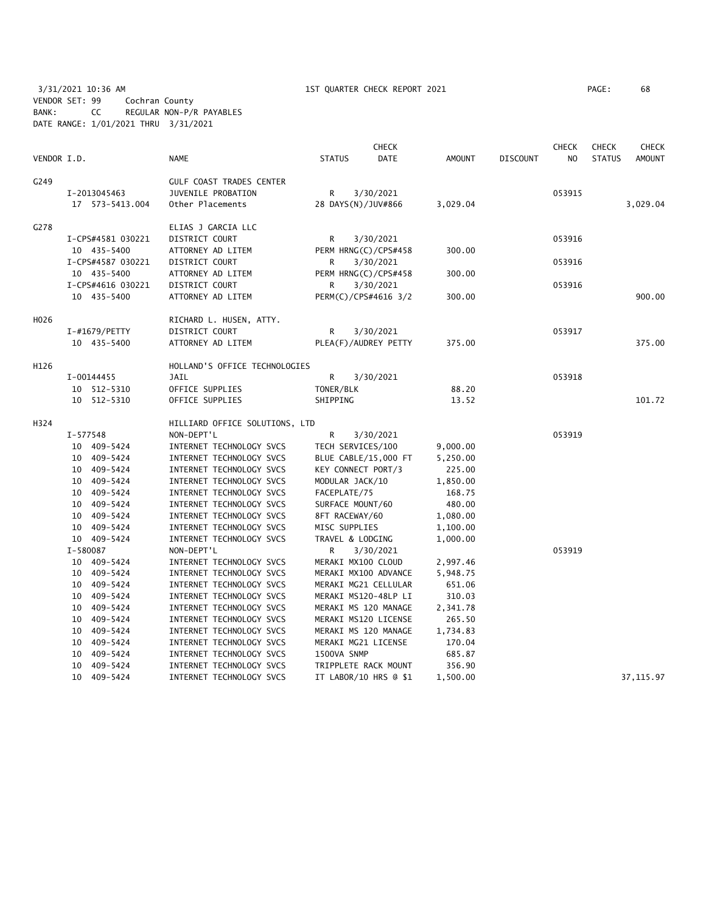3/31/2021 10:36 AM 1ST QUARTER CHECK REPORT 2021

VENDOR SET: 99 Cochran County
BANK: CC REGULAR NON-P/R PAYABLES
DATE RANGE: 1/01/2021 THRU 3/31/2021

| VENDOR I.D. | NAME | STATUS | CHECK DATE | AMOUNT | DISCOUNT | CHECK NO | CHECK STATUS | CHECK AMOUNT |
|---|---|---|---|---|---|---|---|---|
| G249 | GULF COAST TRADES CENTER | | | | | | | |
| I-2013045463 | JUVENILE PROBATION | R | 3/30/2021 | | | 053915 | | |
| 17 573-5413.004 | Other Placements | 28 DAYS(N)/JUV#866 | | 3,029.04 | | | | 3,029.04 |
| G278 | ELIAS J GARCIA LLC | | | | | | | |
| I-CPS#4581 030221 | DISTRICT COURT | R | 3/30/2021 | | | 053916 | | |
| 10 435-5400 | ATTORNEY AD LITEM | PERM HRNG(C)/CPS#458 | | 300.00 | | | | |
| I-CPS#4587 030221 | DISTRICT COURT | R | 3/30/2021 | | | 053916 | | |
| 10 435-5400 | ATTORNEY AD LITEM | PERM HRNG(C)/CPS#458 | | 300.00 | | | | |
| I-CPS#4616 030221 | DISTRICT COURT | R | 3/30/2021 | | | 053916 | | |
| 10 435-5400 | ATTORNEY AD LITEM | PERM(C)/CPS#4616 3/2 | | 300.00 | | | | 900.00 |
| H026 | RICHARD L. HUSEN, ATTY. | | | | | | | |
| I-#1679/PETTY | DISTRICT COURT | R | 3/30/2021 | | | 053917 | | |
| 10 435-5400 | ATTORNEY AD LITEM | PLEA(F)/AUDREY PETTY | | 375.00 | | | | 375.00 |
| H126 | HOLLAND'S OFFICE TECHNOLOGIES | | | | | | | |
| I-00144455 | JAIL | R | 3/30/2021 | | | 053918 | | |
| 10 512-5310 | OFFICE SUPPLIES | TONER/BLK | | 88.20 | | | | |
| 10 512-5310 | OFFICE SUPPLIES | SHIPPING | | 13.52 | | | | 101.72 |
| H324 | HILLIARD OFFICE SOLUTIONS, LTD | | | | | | | |
| I-577548 | NON-DEPT'L | R | 3/30/2021 | | | 053919 | | |
| 10 409-5424 | INTERNET TECHNOLOGY SVCS | TECH SERVICES/100 | | 9,000.00 | | | | |
| 10 409-5424 | INTERNET TECHNOLOGY SVCS | BLUE CABLE/15,000 FT | | 5,250.00 | | | | |
| 10 409-5424 | INTERNET TECHNOLOGY SVCS | KEY CONNECT PORT/3 | | 225.00 | | | | |
| 10 409-5424 | INTERNET TECHNOLOGY SVCS | MODULAR JACK/10 | | 1,850.00 | | | | |
| 10 409-5424 | INTERNET TECHNOLOGY SVCS | FACEPLATE/75 | | 168.75 | | | | |
| 10 409-5424 | INTERNET TECHNOLOGY SVCS | SURFACE MOUNT/60 | | 480.00 | | | | |
| 10 409-5424 | INTERNET TECHNOLOGY SVCS | 8FT RACEWAY/60 | | 1,080.00 | | | | |
| 10 409-5424 | INTERNET TECHNOLOGY SVCS | MISC SUPPLIES | | 1,100.00 | | | | |
| 10 409-5424 | INTERNET TECHNOLOGY SVCS | TRAVEL & LODGING | | 1,000.00 | | | | |
| I-580087 | NON-DEPT'L | R | 3/30/2021 | | | 053919 | | |
| 10 409-5424 | INTERNET TECHNOLOGY SVCS | MERAKI MX100 CLOUD | | 2,997.46 | | | | |
| 10 409-5424 | INTERNET TECHNOLOGY SVCS | MERAKI MX100 ADVANCE | | 5,948.75 | | | | |
| 10 409-5424 | INTERNET TECHNOLOGY SVCS | MERAKI MG21 CELLULAR | | 651.06 | | | | |
| 10 409-5424 | INTERNET TECHNOLOGY SVCS | MERAKI MS120-48LP LI | | 310.03 | | | | |
| 10 409-5424 | INTERNET TECHNOLOGY SVCS | MERAKI MS 120 MANAGE | | 2,341.78 | | | | |
| 10 409-5424 | INTERNET TECHNOLOGY SVCS | MERAKI MS120 LICENSE | | 265.50 | | | | |
| 10 409-5424 | INTERNET TECHNOLOGY SVCS | MERAKI MS 120 MANAGE | | 1,734.83 | | | | |
| 10 409-5424 | INTERNET TECHNOLOGY SVCS | MERAKI MG21 LICENSE | | 170.04 | | | | |
| 10 409-5424 | INTERNET TECHNOLOGY SVCS | 1500VA SNMP | | 685.87 | | | | |
| 10 409-5424 | INTERNET TECHNOLOGY SVCS | TRIPPLETE RACK MOUNT | | 356.90 | | | | |
| 10 409-5424 | INTERNET TECHNOLOGY SVCS | IT LABOR/10 HRS @ $1 | | 1,500.00 | | | | 37,115.97 |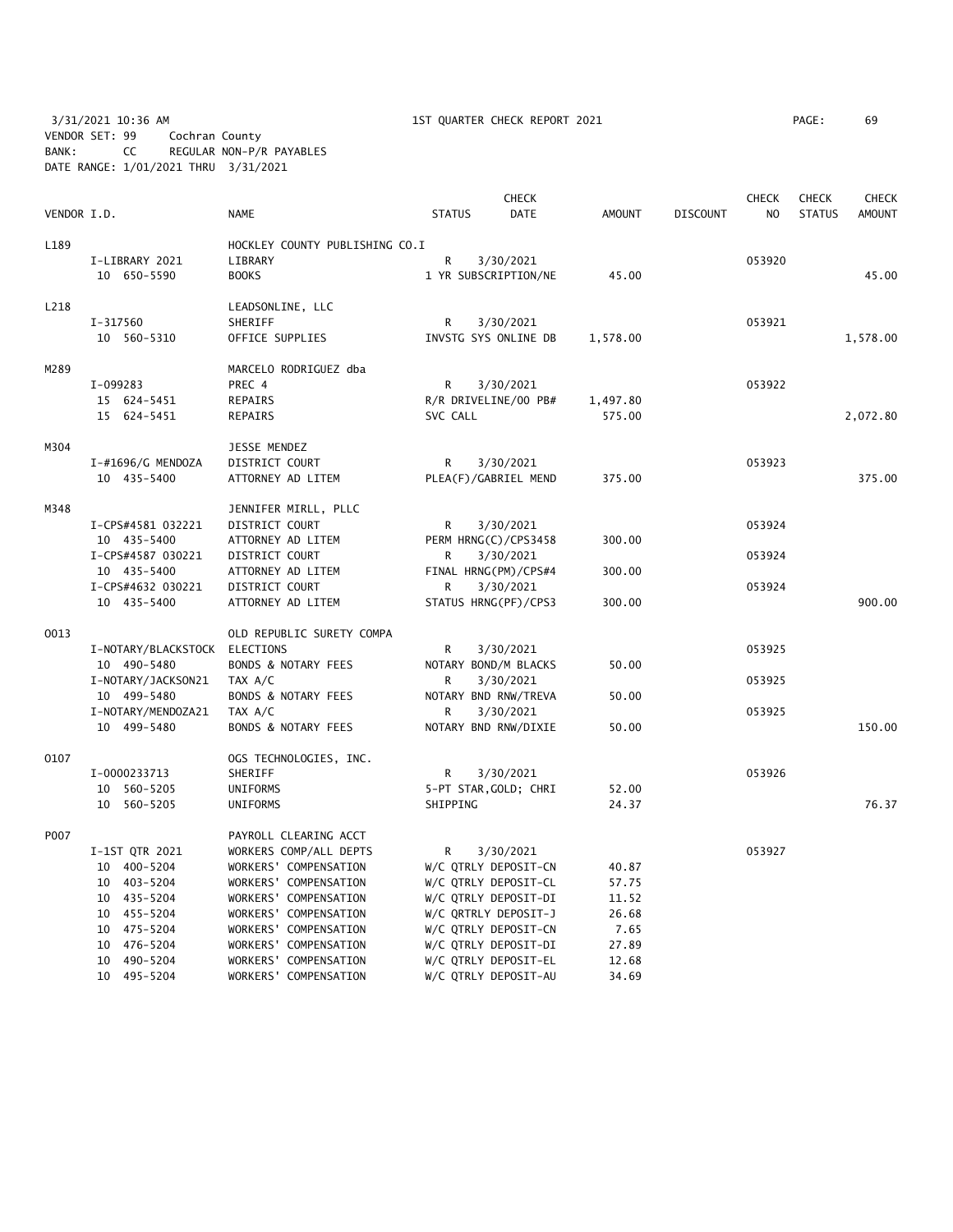3/31/2021 10:36 AM 1ST QUARTER CHECK REPORT 2021
VENDOR SET: 99 Cochran County
BANK: CC REGULAR NON-P/R PAYABLES
DATE RANGE: 1/01/2021 THRU 3/31/2021

| VENDOR I.D. | NAME | STATUS | CHECK DATE | AMOUNT | DISCOUNT | CHECK NO | CHECK STATUS | CHECK AMOUNT |
|---|---|---|---|---|---|---|---|---|
| L189 | HOCKLEY COUNTY PUBLISHING CO.I | | | | | | | |
| I-LIBRARY 2021 | LIBRARY | R | 3/30/2021 | | | 053920 | | |
| 10 650-5590 | BOOKS | 1 YR SUBSCRIPTION/NE | | 45.00 | | | | 45.00 |
| L218 | LEADSONLINE, LLC | | | | | | | |
| I-317560 | SHERIFF | R | 3/30/2021 | | | 053921 | | |
| 10 560-5310 | OFFICE SUPPLIES | INVSTG SYS ONLINE DB | | 1,578.00 | | | | 1,578.00 |
| M289 | MARCELO RODRIGUEZ dba | | | | | | | |
| I-099283 | PREC 4 | R | 3/30/2021 | | | 053922 | | |
| 15 624-5451 | REPAIRS | R/R DRIVELINE/00 PB# | | 1,497.80 | | | | |
| 15 624-5451 | REPAIRS | SVC CALL | | 575.00 | | | | 2,072.80 |
| M304 | JESSE MENDEZ | | | | | | | |
| I-#1696/G MENDOZA | DISTRICT COURT | R | 3/30/2021 | | | 053923 | | |
| 10 435-5400 | ATTORNEY AD LITEM | PLEA(F)/GABRIEL MEND | | 375.00 | | | | 375.00 |
| M348 | JENNIFER MIRLL, PLLC | | | | | | | |
| I-CPS#4581 032221 | DISTRICT COURT | R | 3/30/2021 | | | 053924 | | |
| 10 435-5400 | ATTORNEY AD LITEM | PERM HRNG(C)/CPS3458 | | 300.00 | | | | |
| I-CPS#4587 030221 | DISTRICT COURT | R | 3/30/2021 | | | 053924 | | |
| 10 435-5400 | ATTORNEY AD LITEM | FINAL HRNG(PM)/CPS#4 | | 300.00 | | | | |
| I-CPS#4632 030221 | DISTRICT COURT | R | 3/30/2021 | | | 053924 | | |
| 10 435-5400 | ATTORNEY AD LITEM | STATUS HRNG(PF)/CPS3 | | 300.00 | | | | 900.00 |
| O013 | OLD REPUBLIC SURETY COMPA | | | | | | | |
| I-NOTARY/BLACKSTOCK | ELECTIONS | R | 3/30/2021 | | | 053925 | | |
| 10 490-5480 | BONDS & NOTARY FEES | NOTARY BOND/M BLACKS | | 50.00 | | | | |
| I-NOTARY/JACKSON21 | TAX A/C | R | 3/30/2021 | | | 053925 | | |
| 10 499-5480 | BONDS & NOTARY FEES | NOTARY BND RNW/TREVA | | 50.00 | | | | |
| I-NOTARY/MENDOZA21 | TAX A/C | R | 3/30/2021 | | | 053925 | | |
| 10 499-5480 | BONDS & NOTARY FEES | NOTARY BND RNW/DIXIE | | 50.00 | | | | 150.00 |
| O107 | OGS TECHNOLOGIES, INC. | | | | | | | |
| I-0000233713 | SHERIFF | R | 3/30/2021 | | | 053926 | | |
| 10 560-5205 | UNIFORMS | 5-PT STAR,GOLD; CHRI | | 52.00 | | | | |
| 10 560-5205 | UNIFORMS | SHIPPING | | 24.37 | | | | 76.37 |
| P007 | PAYROLL CLEARING ACCT | | | | | | | |
| I-1ST QTR 2021 | WORKERS COMP/ALL DEPTS | R | 3/30/2021 | | | 053927 | | |
| 10 400-5204 | WORKERS' COMPENSATION | W/C QTRLY DEPOSIT-CN | | 40.87 | | | | |
| 10 403-5204 | WORKERS' COMPENSATION | W/C QTRLY DEPOSIT-CL | | 57.75 | | | | |
| 10 435-5204 | WORKERS' COMPENSATION | W/C QTRLY DEPOSIT-DI | | 11.52 | | | | |
| 10 455-5204 | WORKERS' COMPENSATION | W/C QRTRLY DEPOSIT-J | | 26.68 | | | | |
| 10 475-5204 | WORKERS' COMPENSATION | W/C QTRLY DEPOSIT-CN | | 7.65 | | | | |
| 10 476-5204 | WORKERS' COMPENSATION | W/C QTRLY DEPOSIT-DI | | 27.89 | | | | |
| 10 490-5204 | WORKERS' COMPENSATION | W/C QTRLY DEPOSIT-EL | | 12.68 | | | | |
| 10 495-5204 | WORKERS' COMPENSATION | W/C QTRLY DEPOSIT-AU | | 34.69 | | | | |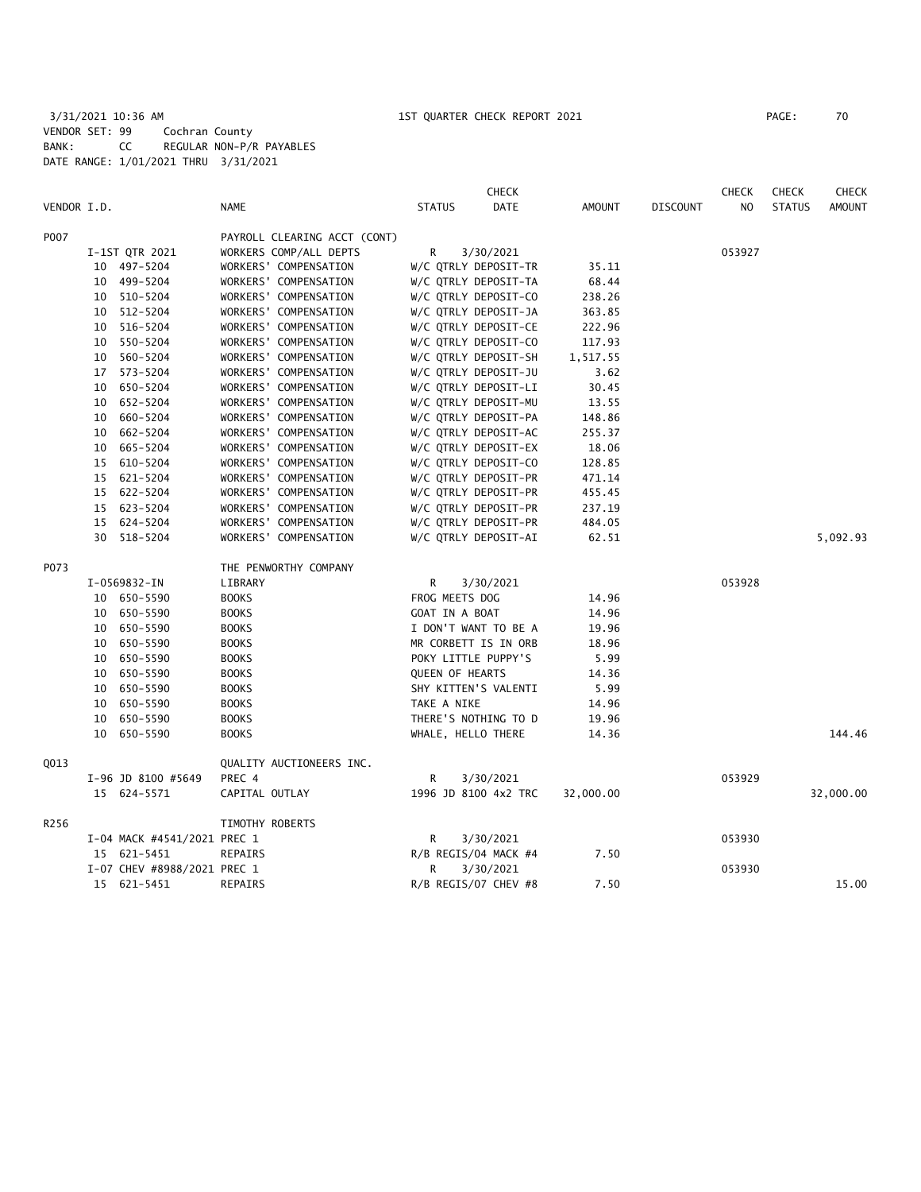3/31/2021 10:36 AM 1ST QUARTER CHECK REPORT 2021 PAGE: 70
VENDOR SET: 99 Cochran County
BANK: CC REGULAR NON-P/R PAYABLES
DATE RANGE: 1/01/2021 THRU 3/31/2021

| VENDOR I.D. | NAME | STATUS | CHECK DATE | AMOUNT | DISCOUNT | CHECK NO | CHECK STATUS | CHECK AMOUNT |
|---|---|---|---|---|---|---|---|---|
| P007 | PAYROLL CLEARING ACCT (CONT) | | | | | | | |
| I-1ST QTR 2021 | WORKERS COMP/ALL DEPTS | R | 3/30/2021 | | | 053927 | | |
| 10 497-5204 | WORKERS' COMPENSATION | W/C QTRLY DEPOSIT-TR | | 35.11 | | | | |
| 10 499-5204 | WORKERS' COMPENSATION | W/C QTRLY DEPOSIT-TA | | 68.44 | | | | |
| 10 510-5204 | WORKERS' COMPENSATION | W/C QTRLY DEPOSIT-CO | | 238.26 | | | | |
| 10 512-5204 | WORKERS' COMPENSATION | W/C QTRLY DEPOSIT-JA | | 363.85 | | | | |
| 10 516-5204 | WORKERS' COMPENSATION | W/C QTRLY DEPOSIT-CE | | 222.96 | | | | |
| 10 550-5204 | WORKERS' COMPENSATION | W/C QTRLY DEPOSIT-CO | | 117.93 | | | | |
| 10 560-5204 | WORKERS' COMPENSATION | W/C QTRLY DEPOSIT-SH | | 1,517.55 | | | | |
| 17 573-5204 | WORKERS' COMPENSATION | W/C QTRLY DEPOSIT-JU | | 3.62 | | | | |
| 10 650-5204 | WORKERS' COMPENSATION | W/C QTRLY DEPOSIT-LI | | 30.45 | | | | |
| 10 652-5204 | WORKERS' COMPENSATION | W/C QTRLY DEPOSIT-MU | | 13.55 | | | | |
| 10 660-5204 | WORKERS' COMPENSATION | W/C QTRLY DEPOSIT-PA | | 148.86 | | | | |
| 10 662-5204 | WORKERS' COMPENSATION | W/C QTRLY DEPOSIT-AC | | 255.37 | | | | |
| 10 665-5204 | WORKERS' COMPENSATION | W/C QTRLY DEPOSIT-EX | | 18.06 | | | | |
| 15 610-5204 | WORKERS' COMPENSATION | W/C QTRLY DEPOSIT-CO | | 128.85 | | | | |
| 15 621-5204 | WORKERS' COMPENSATION | W/C QTRLY DEPOSIT-PR | | 471.14 | | | | |
| 15 622-5204 | WORKERS' COMPENSATION | W/C QTRLY DEPOSIT-PR | | 455.45 | | | | |
| 15 623-5204 | WORKERS' COMPENSATION | W/C QTRLY DEPOSIT-PR | | 237.19 | | | | |
| 15 624-5204 | WORKERS' COMPENSATION | W/C QTRLY DEPOSIT-PR | | 484.05 | | | | |
| 30 518-5204 | WORKERS' COMPENSATION | W/C QTRLY DEPOSIT-AI | | 62.51 | | | | 5,092.93 |
| P073 | THE PENWORTHY COMPANY | | | | | | | |
| I-0569832-IN | LIBRARY | R | 3/30/2021 | | | 053928 | | |
| 10 650-5590 | BOOKS | FROG MEETS DOG | | 14.96 | | | | |
| 10 650-5590 | BOOKS | GOAT IN A BOAT | | 14.96 | | | | |
| 10 650-5590 | BOOKS | I DON'T WANT TO BE A | | 19.96 | | | | |
| 10 650-5590 | BOOKS | MR CORBETT IS IN ORB | | 18.96 | | | | |
| 10 650-5590 | BOOKS | POKY LITTLE PUPPY'S | | 5.99 | | | | |
| 10 650-5590 | BOOKS | QUEEN OF HEARTS | | 14.36 | | | | |
| 10 650-5590 | BOOKS | SHY KITTEN'S VALENTI | | 5.99 | | | | |
| 10 650-5590 | BOOKS | TAKE A NIKE | | 14.96 | | | | |
| 10 650-5590 | BOOKS | THERE'S NOTHING TO D | | 19.96 | | | | |
| 10 650-5590 | BOOKS | WHALE, HELLO THERE | | 14.36 | | | | 144.46 |
| Q013 | QUALITY AUCTIONEERS INC. | | | | | | | |
| I-96 JD 8100 #5649 | PREC 4 | R | 3/30/2021 | | | 053929 | | |
| 15 624-5571 | CAPITAL OUTLAY | 1996 JD 8100 4x2 TRC | | 32,000.00 | | | | 32,000.00 |
| R256 | TIMOTHY ROBERTS | | | | | | | |
| I-04 MACK #4541/2021 PREC 1 | | R | 3/30/2021 | | | 053930 | | |
| 15 621-5451 | REPAIRS | R/B REGIS/04 MACK #4 | | 7.50 | | | | |
| I-07 CHEV #8988/2021 PREC 1 | | R | 3/30/2021 | | | 053930 | | |
| 15 621-5451 | REPAIRS | R/B REGIS/07 CHEV #8 | | 7.50 | | | | 15.00 |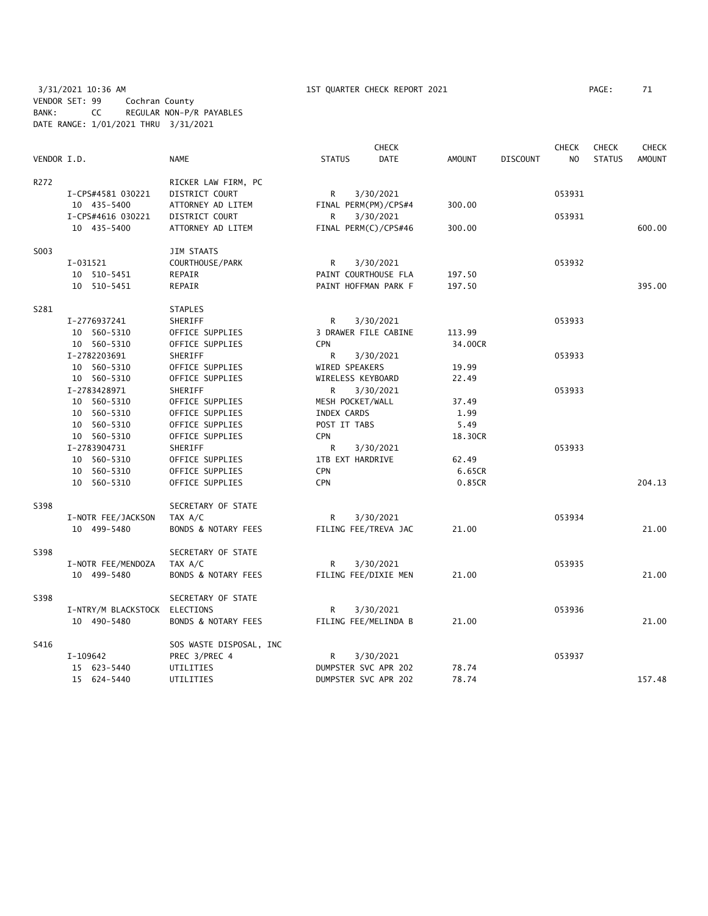3/31/2021 10:36 AM 1ST QUARTER CHECK REPORT 2021

VENDOR SET: 99 Cochran County
BANK: CC REGULAR NON-P/R PAYABLES
DATE RANGE: 1/01/2021 THRU 3/31/2021

| VENDOR I.D. | NAME | STATUS | CHECK DATE | AMOUNT | DISCOUNT | CHECK NO | CHECK STATUS | CHECK AMOUNT |
|---|---|---|---|---|---|---|---|---|
| R272 | RICKER LAW FIRM, PC | | | | | | | |
| I-CPS#4581 030221 | DISTRICT COURT | R | 3/30/2021 | | | 053931 | | |
| 10 435-5400 | ATTORNEY AD LITEM | FINAL PERM(PM)/CPS#4 | | 300.00 | | | | |
| I-CPS#4616 030221 | DISTRICT COURT | R | 3/30/2021 | | | 053931 | | |
| 10 435-5400 | ATTORNEY AD LITEM | FINAL PERM(C)/CPS#46 | | 300.00 | | | | 600.00 |
| S003 | JIM STAATS | | | | | | | |
| I-031521 | COURTHOUSE/PARK | R | 3/30/2021 | | | 053932 | | |
| 10 510-5451 | REPAIR | PAINT COURTHOUSE FLA | | 197.50 | | | | |
| 10 510-5451 | REPAIR | PAINT HOFFMAN PARK F | | 197.50 | | | | 395.00 |
| S281 | STAPLES | | | | | | | |
| I-2776937241 | SHERIFF | R | 3/30/2021 | | | 053933 | | |
| 10 560-5310 | OFFICE SUPPLIES | 3 DRAWER FILE CABINE | | 113.99 | | | | |
| 10 560-5310 | OFFICE SUPPLIES | CPN | | 34.00CR | | | | |
| I-2782203691 | SHERIFF | R | 3/30/2021 | | | 053933 | | |
| 10 560-5310 | OFFICE SUPPLIES | WIRED SPEAKERS | | 19.99 | | | | |
| 10 560-5310 | OFFICE SUPPLIES | WIRELESS KEYBOARD | | 22.49 | | | | |
| I-2783428971 | SHERIFF | R | 3/30/2021 | | | 053933 | | |
| 10 560-5310 | OFFICE SUPPLIES | MESH POCKET/WALL | | 37.49 | | | | |
| 10 560-5310 | OFFICE SUPPLIES | INDEX CARDS | | 1.99 | | | | |
| 10 560-5310 | OFFICE SUPPLIES | POST IT TABS | | 5.49 | | | | |
| 10 560-5310 | OFFICE SUPPLIES | CPN | | 18.30CR | | | | |
| I-2783904731 | SHERIFF | R | 3/30/2021 | | | 053933 | | |
| 10 560-5310 | OFFICE SUPPLIES | 1TB EXT HARDRIVE | | 62.49 | | | | |
| 10 560-5310 | OFFICE SUPPLIES | CPN | | 6.65CR | | | | |
| 10 560-5310 | OFFICE SUPPLIES | CPN | | 0.85CR | | | | 204.13 |
| S398 | SECRETARY OF STATE | | | | | | | |
| I-NOTR FEE/JACKSON | TAX A/C | R | 3/30/2021 | | | 053934 | | |
| 10 499-5480 | BONDS & NOTARY FEES | FILING FEE/TREVA JAC | | 21.00 | | | | 21.00 |
| S398 | SECRETARY OF STATE | | | | | | | |
| I-NOTR FEE/MENDOZA | TAX A/C | R | 3/30/2021 | | | 053935 | | |
| 10 499-5480 | BONDS & NOTARY FEES | FILING FEE/DIXIE MEN | | 21.00 | | | | 21.00 |
| S398 | SECRETARY OF STATE | | | | | | | |
| I-NTRY/M BLACKSTOCK | ELECTIONS | R | 3/30/2021 | | | 053936 | | |
| 10 490-5480 | BONDS & NOTARY FEES | FILING FEE/MELINDA B | | 21.00 | | | | 21.00 |
| S416 | SOS WASTE DISPOSAL, INC | | | | | | | |
| I-109642 | PREC 3/PREC 4 | R | 3/30/2021 | | | 053937 | | |
| 15 623-5440 | UTILITIES | DUMPSTER SVC APR 202 | | 78.74 | | | | |
| 15 624-5440 | UTILITIES | DUMPSTER SVC APR 202 | | 78.74 | | | | 157.48 |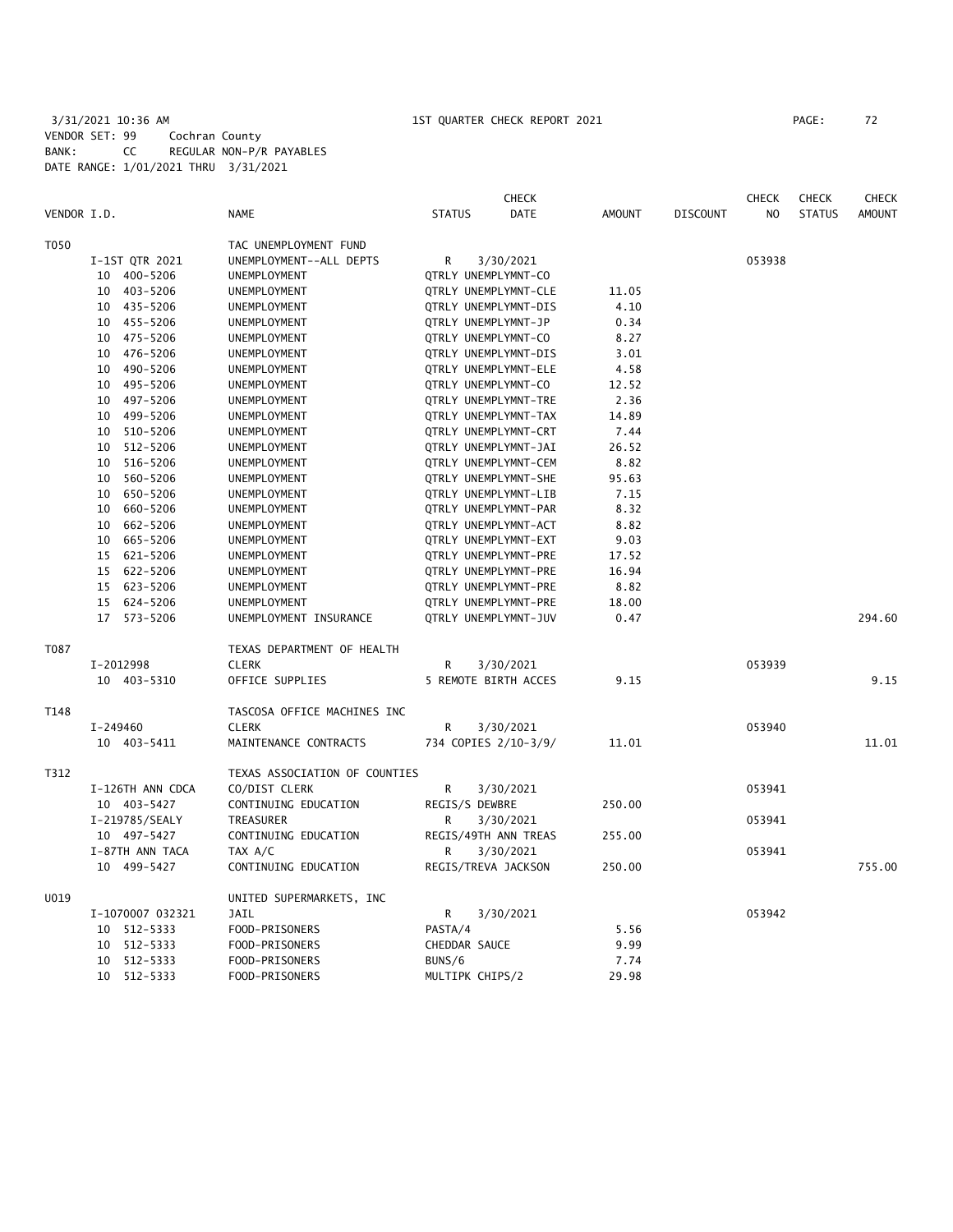3/31/2021 10:36 AM    1ST QUARTER CHECK REPORT 2021
VENDOR SET: 99 Cochran County
BANK: CC REGULAR NON-P/R PAYABLES
DATE RANGE: 1/01/2021 THRU 3/31/2021

| VENDOR I.D. | NAME | STATUS | CHECK DATE | AMOUNT | DISCOUNT | CHECK NO | CHECK STATUS | CHECK AMOUNT |
|---|---|---|---|---|---|---|---|---|
| T050 | TAC UNEMPLOYMENT FUND | | | | | | | |
| I-1ST QTR 2021 | UNEMPLOYMENT--ALL DEPTS | R | 3/30/2021 | | | 053938 | | |
| 10 400-5206 | UNEMPLOYMENT | QTRLY UNEMPLYMNT-CO | | | | | | |
| 10 403-5206 | UNEMPLOYMENT | QTRLY UNEMPLYMNT-CLE | | 11.05 | | | | |
| 10 435-5206 | UNEMPLOYMENT | QTRLY UNEMPLYMNT-DIS | | 4.10 | | | | |
| 10 455-5206 | UNEMPLOYMENT | QTRLY UNEMPLYMNT-JP | | 0.34 | | | | |
| 10 475-5206 | UNEMPLOYMENT | QTRLY UNEMPLYMNT-CO | | 8.27 | | | | |
| 10 476-5206 | UNEMPLOYMENT | QTRLY UNEMPLYMNT-DIS | | 3.01 | | | | |
| 10 490-5206 | UNEMPLOYMENT | QTRLY UNEMPLYMNT-ELE | | 4.58 | | | | |
| 10 495-5206 | UNEMPLOYMENT | QTRLY UNEMPLYMNT-CO | | 12.52 | | | | |
| 10 497-5206 | UNEMPLOYMENT | QTRLY UNEMPLYMNT-TRE | | 2.36 | | | | |
| 10 499-5206 | UNEMPLOYMENT | QTRLY UNEMPLYMNT-TAX | | 14.89 | | | | |
| 10 510-5206 | UNEMPLOYMENT | QTRLY UNEMPLYMNT-CRT | | 7.44 | | | | |
| 10 512-5206 | UNEMPLOYMENT | QTRLY UNEMPLYMNT-JAI | | 26.52 | | | | |
| 10 516-5206 | UNEMPLOYMENT | QTRLY UNEMPLYMNT-CEM | | 8.82 | | | | |
| 10 560-5206 | UNEMPLOYMENT | QTRLY UNEMPLYMNT-SHE | | 95.63 | | | | |
| 10 650-5206 | UNEMPLOYMENT | QTRLY UNEMPLYMNT-LIB | | 7.15 | | | | |
| 10 660-5206 | UNEMPLOYMENT | QTRLY UNEMPLYMNT-PAR | | 8.32 | | | | |
| 10 662-5206 | UNEMPLOYMENT | QTRLY UNEMPLYMNT-ACT | | 8.82 | | | | |
| 10 665-5206 | UNEMPLOYMENT | QTRLY UNEMPLYMNT-EXT | | 9.03 | | | | |
| 15 621-5206 | UNEMPLOYMENT | QTRLY UNEMPLYMNT-PRE | | 17.52 | | | | |
| 15 622-5206 | UNEMPLOYMENT | QTRLY UNEMPLYMNT-PRE | | 16.94 | | | | |
| 15 623-5206 | UNEMPLOYMENT | QTRLY UNEMPLYMNT-PRE | | 8.82 | | | | |
| 15 624-5206 | UNEMPLOYMENT | QTRLY UNEMPLYMNT-PRE | | 18.00 | | | | |
| 17 573-5206 | UNEMPLOYMENT INSURANCE | QTRLY UNEMPLYMNT-JUV | | 0.47 | | | | 294.60 |
| T087 | TEXAS DEPARTMENT OF HEALTH | | | | | | | |
| I-2012998 | CLERK | R | 3/30/2021 | | | 053939 | | |
| 10 403-5310 | OFFICE SUPPLIES | 5 REMOTE BIRTH ACCES | | 9.15 | | | | 9.15 |
| T148 | TASCOSA OFFICE MACHINES INC | | | | | | | |
| I-249460 | CLERK | R | 3/30/2021 | | | 053940 | | |
| 10 403-5411 | MAINTENANCE CONTRACTS | 734 COPIES 2/10-3/9/ | | 11.01 | | | | 11.01 |
| T312 | TEXAS ASSOCIATION OF COUNTIES | | | | | | | |
| I-126TH ANN CDCA | CO/DIST CLERK | R | 3/30/2021 | | | 053941 | | |
| 10 403-5427 | CONTINUING EDUCATION | REGIS/S DEWBRE | | 250.00 | | | | |
| I-219785/SEALY | TREASURER | R | 3/30/2021 | | | 053941 | | |
| 10 497-5427 | CONTINUING EDUCATION | REGIS/49TH ANN TREAS | | 255.00 | | | | |
| I-87TH ANN TACA | TAX A/C | R | 3/30/2021 | | | 053941 | | |
| 10 499-5427 | CONTINUING EDUCATION | REGIS/TREVA JACKSON | | 250.00 | | | | 755.00 |
| U019 | UNITED SUPERMARKETS, INC | | | | | | | |
| I-1070007 032321 | JAIL | R | 3/30/2021 | | | 053942 | | |
| 10 512-5333 | FOOD-PRISONERS | PASTA/4 | | 5.56 | | | | |
| 10 512-5333 | FOOD-PRISONERS | CHEDDAR SAUCE | | 9.99 | | | | |
| 10 512-5333 | FOOD-PRISONERS | BUNS/6 | | 7.74 | | | | |
| 10 512-5333 | FOOD-PRISONERS | MULTIPK CHIPS/2 | | 29.98 | | | | |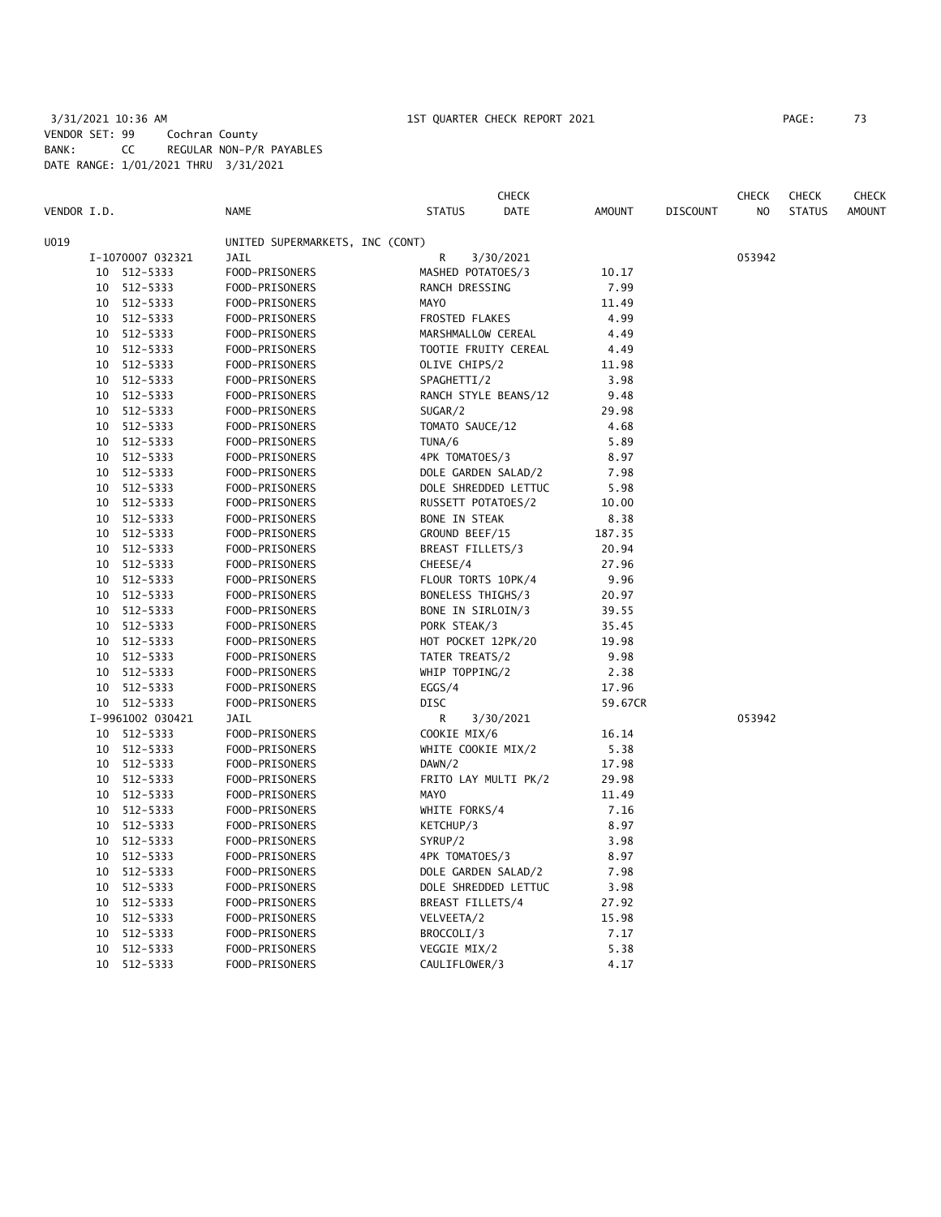3/31/2021 10:36 AM 1ST QUARTER CHECK REPORT 2021 PAGE: 73
VENDOR SET: 99 Cochran County
BANK: CC REGULAR NON-P/R PAYABLES
DATE RANGE: 1/01/2021 THRU 3/31/2021

| VENDOR I.D. | NAME | STATUS | CHECK DATE | AMOUNT | DISCOUNT | CHECK NO | CHECK STATUS | CHECK AMOUNT |
|---|---|---|---|---|---|---|---|---|
| U019 | UNITED SUPERMARKETS, INC (CONT) | | | | | | | |
| I-1070007 032321 | JAIL | R | 3/30/2021 | | | 053942 | | |
| 10 512-5333 | FOOD-PRISONERS | MASHED POTATOES/3 | | 10.17 | | | | |
| 10 512-5333 | FOOD-PRISONERS | RANCH DRESSING | | 7.99 | | | | |
| 10 512-5333 | FOOD-PRISONERS | MAYO | | 11.49 | | | | |
| 10 512-5333 | FOOD-PRISONERS | FROSTED FLAKES | | 4.99 | | | | |
| 10 512-5333 | FOOD-PRISONERS | MARSHMALLOW CEREAL | | 4.49 | | | | |
| 10 512-5333 | FOOD-PRISONERS | TOOTIE FRUITY CEREAL | | 4.49 | | | | |
| 10 512-5333 | FOOD-PRISONERS | OLIVE CHIPS/2 | | 11.98 | | | | |
| 10 512-5333 | FOOD-PRISONERS | SPAGHETTI/2 | | 3.98 | | | | |
| 10 512-5333 | FOOD-PRISONERS | RANCH STYLE BEANS/12 | | 9.48 | | | | |
| 10 512-5333 | FOOD-PRISONERS | SUGAR/2 | | 29.98 | | | | |
| 10 512-5333 | FOOD-PRISONERS | TOMATO SAUCE/12 | | 4.68 | | | | |
| 10 512-5333 | FOOD-PRISONERS | TUNA/6 | | 5.89 | | | | |
| 10 512-5333 | FOOD-PRISONERS | 4PK TOMATOES/3 | | 8.97 | | | | |
| 10 512-5333 | FOOD-PRISONERS | DOLE GARDEN SALAD/2 | | 7.98 | | | | |
| 10 512-5333 | FOOD-PRISONERS | DOLE SHREDDED LETTUC | | 5.98 | | | | |
| 10 512-5333 | FOOD-PRISONERS | RUSSETT POTATOES/2 | | 10.00 | | | | |
| 10 512-5333 | FOOD-PRISONERS | BONE IN STEAK | | 8.38 | | | | |
| 10 512-5333 | FOOD-PRISONERS | GROUND BEEF/15 | | 187.35 | | | | |
| 10 512-5333 | FOOD-PRISONERS | BREAST FILLETS/3 | | 20.94 | | | | |
| 10 512-5333 | FOOD-PRISONERS | CHEESE/4 | | 27.96 | | | | |
| 10 512-5333 | FOOD-PRISONERS | FLOUR TORTS 10PK/4 | | 9.96 | | | | |
| 10 512-5333 | FOOD-PRISONERS | BONELESS THIGHS/3 | | 20.97 | | | | |
| 10 512-5333 | FOOD-PRISONERS | BONE IN SIRLOIN/3 | | 39.55 | | | | |
| 10 512-5333 | FOOD-PRISONERS | PORK STEAK/3 | | 35.45 | | | | |
| 10 512-5333 | FOOD-PRISONERS | HOT POCKET 12PK/20 | | 19.98 | | | | |
| 10 512-5333 | FOOD-PRISONERS | TATER TREATS/2 | | 9.98 | | | | |
| 10 512-5333 | FOOD-PRISONERS | WHIP TOPPING/2 | | 2.38 | | | | |
| 10 512-5333 | FOOD-PRISONERS | EGGS/4 | | 17.96 | | | | |
| 10 512-5333 | FOOD-PRISONERS | DISC | | 59.67CR | | | | |
| I-9961002 030421 | JAIL | R | 3/30/2021 | | | 053942 | | |
| 10 512-5333 | FOOD-PRISONERS | COOKIE MIX/6 | | 16.14 | | | | |
| 10 512-5333 | FOOD-PRISONERS | WHITE COOKIE MIX/2 | | 5.38 | | | | |
| 10 512-5333 | FOOD-PRISONERS | DAWN/2 | | 17.98 | | | | |
| 10 512-5333 | FOOD-PRISONERS | FRITO LAY MULTI PK/2 | | 29.98 | | | | |
| 10 512-5333 | FOOD-PRISONERS | MAYO | | 11.49 | | | | |
| 10 512-5333 | FOOD-PRISONERS | WHITE FORKS/4 | | 7.16 | | | | |
| 10 512-5333 | FOOD-PRISONERS | KETCHUP/3 | | 8.97 | | | | |
| 10 512-5333 | FOOD-PRISONERS | SYRUP/2 | | 3.98 | | | | |
| 10 512-5333 | FOOD-PRISONERS | 4PK TOMATOES/3 | | 8.97 | | | | |
| 10 512-5333 | FOOD-PRISONERS | DOLE GARDEN SALAD/2 | | 7.98 | | | | |
| 10 512-5333 | FOOD-PRISONERS | DOLE SHREDDED LETTUC | | 3.98 | | | | |
| 10 512-5333 | FOOD-PRISONERS | BREAST FILLETS/4 | | 27.92 | | | | |
| 10 512-5333 | FOOD-PRISONERS | VELVEETA/2 | | 15.98 | | | | |
| 10 512-5333 | FOOD-PRISONERS | BROCCOLI/3 | | 7.17 | | | | |
| 10 512-5333 | FOOD-PRISONERS | VEGGIE MIX/2 | | 5.38 | | | | |
| 10 512-5333 | FOOD-PRISONERS | CAULIFLOWER/3 | | 4.17 | | | | |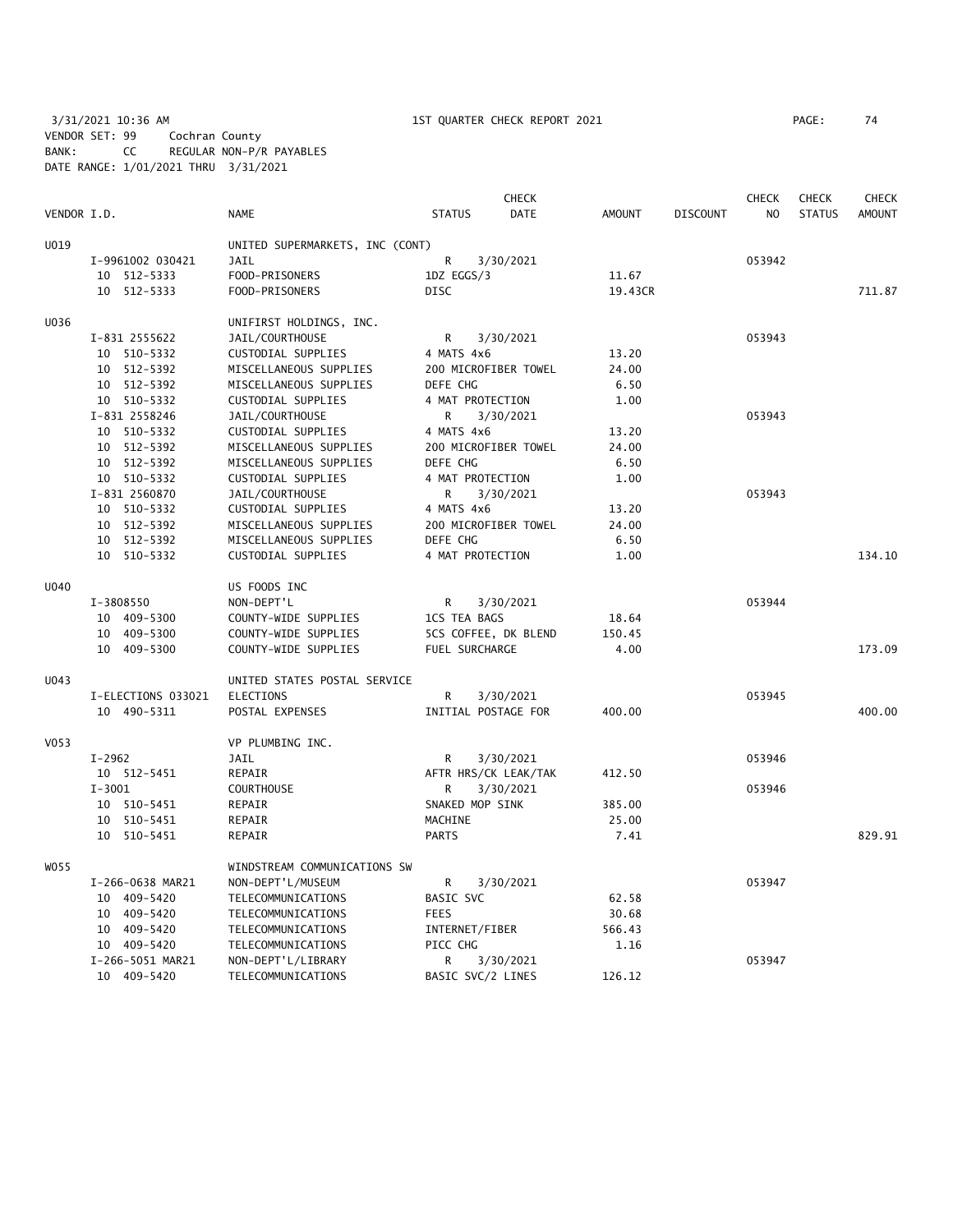3/31/2021 10:36 AM 1ST QUARTER CHECK REPORT 2021 PAGE: 74
VENDOR SET: 99 Cochran County
BANK: CC REGULAR NON-P/R PAYABLES
DATE RANGE: 1/01/2021 THRU 3/31/2021

| VENDOR I.D. | NAME | STATUS | CHECK DATE | AMOUNT | DISCOUNT | CHECK NO | CHECK STATUS | CHECK AMOUNT |
|---|---|---|---|---|---|---|---|---|
| U019 | UNITED SUPERMARKETS, INC (CONT) | | | | | | | |
| I-9961002 030421 | JAIL | R | 3/30/2021 | | | 053942 | | |
| 10 512-5333 | FOOD-PRISONERS | 1DZ EGGS/3 | | 11.67 | | | | |
| 10 512-5333 | FOOD-PRISONERS | DISC | | 19.43CR | | | | 711.87 |
| U036 | UNIFIRST HOLDINGS, INC. | | | | | | | |
| I-831 2555622 | JAIL/COURTHOUSE | R | 3/30/2021 | | | 053943 | | |
| 10 510-5332 | CUSTODIAL SUPPLIES | 4 MATS 4x6 | | 13.20 | | | | |
| 10 512-5392 | MISCELLANEOUS SUPPLIES | 200 MICROFIBER TOWEL | | 24.00 | | | | |
| 10 512-5392 | MISCELLANEOUS SUPPLIES | DEFE CHG | | 6.50 | | | | |
| 10 510-5332 | CUSTODIAL SUPPLIES | 4 MAT PROTECTION | | 1.00 | | | | |
| I-831 2558246 | JAIL/COURTHOUSE | R | 3/30/2021 | | | 053943 | | |
| 10 510-5332 | CUSTODIAL SUPPLIES | 4 MATS 4x6 | | 13.20 | | | | |
| 10 512-5392 | MISCELLANEOUS SUPPLIES | 200 MICROFIBER TOWEL | | 24.00 | | | | |
| 10 512-5392 | MISCELLANEOUS SUPPLIES | DEFE CHG | | 6.50 | | | | |
| 10 510-5332 | CUSTODIAL SUPPLIES | 4 MAT PROTECTION | | 1.00 | | | | |
| I-831 2560870 | JAIL/COURTHOUSE | R | 3/30/2021 | | | 053943 | | |
| 10 510-5332 | CUSTODIAL SUPPLIES | 4 MATS 4x6 | | 13.20 | | | | |
| 10 512-5392 | MISCELLANEOUS SUPPLIES | 200 MICROFIBER TOWEL | | 24.00 | | | | |
| 10 512-5392 | MISCELLANEOUS SUPPLIES | DEFE CHG | | 6.50 | | | | |
| 10 510-5332 | CUSTODIAL SUPPLIES | 4 MAT PROTECTION | | 1.00 | | | | 134.10 |
| U040 | US FOODS INC | | | | | | | |
| I-3808550 | NON-DEPT'L | R | 3/30/2021 | | | 053944 | | |
| 10 409-5300 | COUNTY-WIDE SUPPLIES | 1CS TEA BAGS | | 18.64 | | | | |
| 10 409-5300 | COUNTY-WIDE SUPPLIES | 5CS COFFEE, DK BLEND | | 150.45 | | | | |
| 10 409-5300 | COUNTY-WIDE SUPPLIES | FUEL SURCHARGE | | 4.00 | | | | 173.09 |
| U043 | UNITED STATES POSTAL SERVICE | | | | | | | |
| I-ELECTIONS 033021 | ELECTIONS | R | 3/30/2021 | | | 053945 | | |
| 10 490-5311 | POSTAL EXPENSES | INITIAL POSTAGE FOR | | 400.00 | | | | 400.00 |
| V053 | VP PLUMBING INC. | | | | | | | |
| I-2962 | JAIL | R | 3/30/2021 | | | 053946 | | |
| 10 512-5451 | REPAIR | AFTR HRS/CK LEAK/TAK | | 412.50 | | | | |
| I-3001 | COURTHOUSE | R | 3/30/2021 | | | 053946 | | |
| 10 510-5451 | REPAIR | SNAKED MOP SINK | | 385.00 | | | | |
| 10 510-5451 | REPAIR | MACHINE | | 25.00 | | | | |
| 10 510-5451 | REPAIR | PARTS | | 7.41 | | | | 829.91 |
| W055 | WINDSTREAM COMMUNICATIONS SW | | | | | | | |
| I-266-0638 MAR21 | NON-DEPT'L/MUSEUM | R | 3/30/2021 | | | 053947 | | |
| 10 409-5420 | TELECOMMUNICATIONS | BASIC SVC | | 62.58 | | | | |
| 10 409-5420 | TELECOMMUNICATIONS | FEES | | 30.68 | | | | |
| 10 409-5420 | TELECOMMUNICATIONS | INTERNET/FIBER | | 566.43 | | | | |
| 10 409-5420 | TELECOMMUNICATIONS | PICC CHG | | 1.16 | | | | |
| I-266-5051 MAR21 | NON-DEPT'L/LIBRARY | R | 3/30/2021 | | | 053947 | | |
| 10 409-5420 | TELECOMMUNICATIONS | BASIC SVC/2 LINES | | 126.12 | | | | |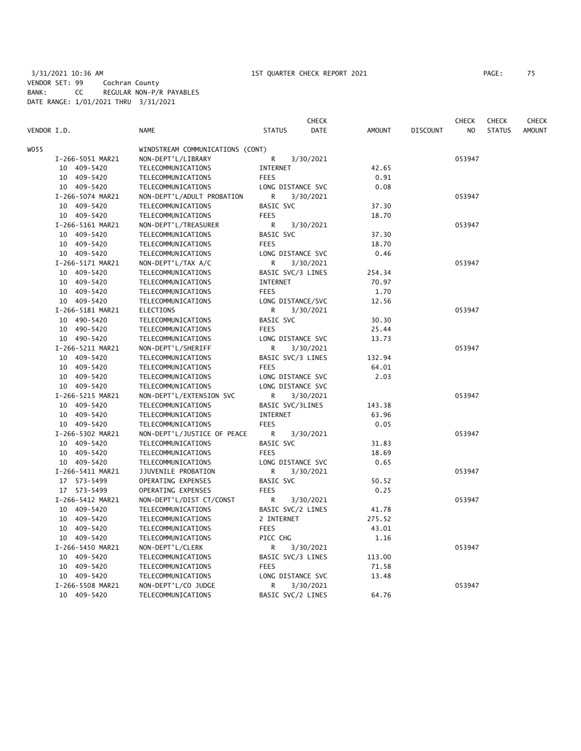3/31/2021 10:36 AM 1ST QUARTER CHECK REPORT 2021 PAGE: 75
VENDOR SET: 99 Cochran County
BANK: CC REGULAR NON-P/R PAYABLES
DATE RANGE: 1/01/2021 THRU 3/31/2021

| VENDOR I.D. | NAME | STATUS | CHECK DATE | AMOUNT | DISCOUNT | CHECK NO | CHECK STATUS | CHECK AMOUNT |
|---|---|---|---|---|---|---|---|---|
| W055 | WINDSTREAM COMMUNICATIONS (CONT) | | | | | | | |
| I-266-5051 MAR21 | NON-DEPT'L/LIBRARY | R | 3/30/2021 | | | 053947 | | |
| 10 409-5420 | TELECOMMUNICATIONS | INTERNET | | 42.65 | | | | |
| 10 409-5420 | TELECOMMUNICATIONS | FEES | | 0.91 | | | | |
| 10 409-5420 | TELECOMMUNICATIONS | LONG DISTANCE SVC | | 0.08 | | | | |
| I-266-5074 MAR21 | NON-DEPT'L/ADULT PROBATION | R | 3/30/2021 | | | 053947 | | |
| 10 409-5420 | TELECOMMUNICATIONS | BASIC SVC | | 37.30 | | | | |
| 10 409-5420 | TELECOMMUNICATIONS | FEES | | 18.70 | | | | |
| I-266-5161 MAR21 | NON-DEPT'L/TREASURER | R | 3/30/2021 | | | 053947 | | |
| 10 409-5420 | TELECOMMUNICATIONS | BASIC SVC | | 37.30 | | | | |
| 10 409-5420 | TELECOMMUNICATIONS | FEES | | 18.70 | | | | |
| 10 409-5420 | TELECOMMUNICATIONS | LONG DISTANCE SVC | | 0.46 | | | | |
| I-266-5171 MAR21 | NON-DEPT'L/TAX A/C | R | 3/30/2021 | | | 053947 | | |
| 10 409-5420 | TELECOMMUNICATIONS | BASIC SVC/3 LINES | | 254.34 | | | | |
| 10 409-5420 | TELECOMMUNICATIONS | INTERNET | | 70.97 | | | | |
| 10 409-5420 | TELECOMMUNICATIONS | FEES | | 1.70 | | | | |
| 10 409-5420 | TELECOMMUNICATIONS | LONG DISTANCE/SVC | | 12.56 | | | | |
| I-266-5181 MAR21 | ELECTIONS | R | 3/30/2021 | | | 053947 | | |
| 10 490-5420 | TELECOMMUNICATIONS | BASIC SVC | | 30.30 | | | | |
| 10 490-5420 | TELECOMMUNICATIONS | FEES | | 25.44 | | | | |
| 10 490-5420 | TELECOMMUNICATIONS | LONG DISTANCE SVC | | 13.73 | | | | |
| I-266-5211 MAR21 | NON-DEPT'L/SHERIFF | R | 3/30/2021 | | | 053947 | | |
| 10 409-5420 | TELECOMMUNICATIONS | BASIC SVC/3 LINES | | 132.94 | | | | |
| 10 409-5420 | TELECOMMUNICATIONS | FEES | | 64.01 | | | | |
| 10 409-5420 | TELECOMMUNICATIONS | LONG DISTANCE SVC | | 2.03 | | | | |
| 10 409-5420 | TELECOMMUNICATIONS | LONG DISTANCE SVC | | | | | | |
| I-266-5215 MAR21 | NON-DEPT'L/EXTENSION SVC | R | 3/30/2021 | | | 053947 | | |
| 10 409-5420 | TELECOMMUNICATIONS | BASIC SVC/3LINES | | 143.38 | | | | |
| 10 409-5420 | TELECOMMUNICATIONS | INTERNET | | 63.96 | | | | |
| 10 409-5420 | TELECOMMUNICATIONS | FEES | | 0.05 | | | | |
| I-266-5302 MAR21 | NON-DEPT'L/JUSTICE OF PEACE | R | 3/30/2021 | | | 053947 | | |
| 10 409-5420 | TELECOMMUNICATIONS | BASIC SVC | | 31.83 | | | | |
| 10 409-5420 | TELECOMMUNICATIONS | FEES | | 18.69 | | | | |
| 10 409-5420 | TELECOMMUNICATIONS | LONG DISTANCE SVC | | 0.65 | | | | |
| I-266-5411 MAR21 | JJUVENILE PROBATION | R | 3/30/2021 | | | 053947 | | |
| 17 573-5499 | OPERATING EXPENSES | BASIC SVC | | 50.52 | | | | |
| 17 573-5499 | OPERATING EXPENSES | FEES | | 0.25 | | | | |
| I-266-5412 MAR21 | NON-DEPT'L/DIST CT/CONST | R | 3/30/2021 | | | 053947 | | |
| 10 409-5420 | TELECOMMUNICATIONS | BASIC SVC/2 LINES | | 41.78 | | | | |
| 10 409-5420 | TELECOMMUNICATIONS | 2 INTERNET | | 275.52 | | | | |
| 10 409-5420 | TELECOMMUNICATIONS | FEES | | 43.01 | | | | |
| 10 409-5420 | TELECOMMUNICATIONS | PICC CHG | | 1.16 | | | | |
| I-266-5450 MAR21 | NON-DEPT'L/CLERK | R | 3/30/2021 | | | 053947 | | |
| 10 409-5420 | TELECOMMUNICATIONS | BASIC SVC/3 LINES | | 113.00 | | | | |
| 10 409-5420 | TELECOMMUNICATIONS | FEES | | 71.58 | | | | |
| 10 409-5420 | TELECOMMUNICATIONS | LONG DISTANCE SVC | | 13.48 | | | | |
| I-266-5508 MAR21 | NON-DEPT'L/CO JUDGE | R | 3/30/2021 | | | 053947 | | |
| 10 409-5420 | TELECOMMUNICATIONS | BASIC SVC/2 LINES | | 64.76 | | | | |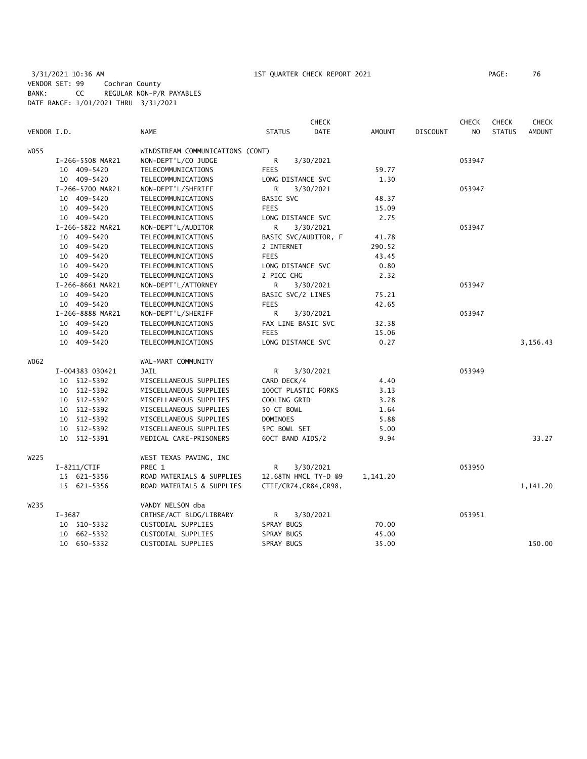3/31/2021 10:36 AM 1ST QUARTER CHECK REPORT 2021 PAGE: 76
VENDOR SET: 99 Cochran County
BANK: CC REGULAR NON-P/R PAYABLES
DATE RANGE: 1/01/2021 THRU 3/31/2021

| VENDOR I.D. | NAME | STATUS | CHECK DATE | AMOUNT | DISCOUNT | CHECK NO | CHECK STATUS | CHECK AMOUNT |
|---|---|---|---|---|---|---|---|---|
| W055 | WINDSTREAM COMMUNICATIONS (CONT) | | | | | | | |
| I-266-5508 MAR21 | NON-DEPT'L/CO JUDGE | R | 3/30/2021 | | | 053947 | | |
| 10 409-5420 | TELECOMMUNICATIONS | FEES | | 59.77 | | | | |
| 10 409-5420 | TELECOMMUNICATIONS | LONG DISTANCE SVC | | 1.30 | | | | |
| I-266-5700 MAR21 | NON-DEPT'L/SHERIFF | R | 3/30/2021 | | | 053947 | | |
| 10 409-5420 | TELECOMMUNICATIONS | BASIC SVC | | 48.37 | | | | |
| 10 409-5420 | TELECOMMUNICATIONS | FEES | | 15.09 | | | | |
| 10 409-5420 | TELECOMMUNICATIONS | LONG DISTANCE SVC | | 2.75 | | | | |
| I-266-5822 MAR21 | NON-DEPT'L/AUDITOR | R | 3/30/2021 | | | 053947 | | |
| 10 409-5420 | TELECOMMUNICATIONS | BASIC SVC/AUDITOR, F | | 41.78 | | | | |
| 10 409-5420 | TELECOMMUNICATIONS | 2 INTERNET | | 290.52 | | | | |
| 10 409-5420 | TELECOMMUNICATIONS | FEES | | 43.45 | | | | |
| 10 409-5420 | TELECOMMUNICATIONS | LONG DISTANCE SVC | | 0.80 | | | | |
| 10 409-5420 | TELECOMMUNICATIONS | 2 PICC CHG | | 2.32 | | | | |
| I-266-8661 MAR21 | NON-DEPT'L/ATTORNEY | R | 3/30/2021 | | | 053947 | | |
| 10 409-5420 | TELECOMMUNICATIONS | BASIC SVC/2 LINES | | 75.21 | | | | |
| 10 409-5420 | TELECOMMUNICATIONS | FEES | | 42.65 | | | | |
| I-266-8888 MAR21 | NON-DEPT'L/SHERIFF | R | 3/30/2021 | | | 053947 | | |
| 10 409-5420 | TELECOMMUNICATIONS | FAX LINE BASIC SVC | | 32.38 | | | | |
| 10 409-5420 | TELECOMMUNICATIONS | FEES | | 15.06 | | | | |
| 10 409-5420 | TELECOMMUNICATIONS | LONG DISTANCE SVC | | 0.27 | | | | 3,156.43 |
| W062 | WAL-MART COMMUNITY | | | | | | | |
| I-004383 030421 | JAIL | R | 3/30/2021 | | | 053949 | | |
| 10 512-5392 | MISCELLANEOUS SUPPLIES | CARD DECK/4 | | 4.40 | | | | |
| 10 512-5392 | MISCELLANEOUS SUPPLIES | 100CT PLASTIC FORKS | | 3.13 | | | | |
| 10 512-5392 | MISCELLANEOUS SUPPLIES | COOLING GRID | | 3.28 | | | | |
| 10 512-5392 | MISCELLANEOUS SUPPLIES | 50 CT BOWL | | 1.64 | | | | |
| 10 512-5392 | MISCELLANEOUS SUPPLIES | DOMINOES | | 5.88 | | | | |
| 10 512-5392 | MISCELLANEOUS SUPPLIES | 5PC BOWL SET | | 5.00 | | | | |
| 10 512-5391 | MEDICAL CARE-PRISONERS | 60CT BAND AIDS/2 | | 9.94 | | | | 33.27 |
| W225 | WEST TEXAS PAVING, INC | | | | | | | |
| I-8211/CTIF | PREC 1 | R | 3/30/2021 | | | 053950 | | |
| 15 621-5356 | ROAD MATERIALS & SUPPLIES | 12.68TN HMCL TY-D @9 | | 1,141.20 | | | | |
| 15 621-5356 | ROAD MATERIALS & SUPPLIES | CTIF/CR74,CR84,CR98, | | | | | | 1,141.20 |
| W235 | VANDY NELSON dba | | | | | | | |
| I-3687 | CRTHSE/ACT BLDG/LIBRARY | R | 3/30/2021 | | | 053951 | | |
| 10 510-5332 | CUSTODIAL SUPPLIES | SPRAY BUGS | | 70.00 | | | | |
| 10 662-5332 | CUSTODIAL SUPPLIES | SPRAY BUGS | | 45.00 | | | | |
| 10 650-5332 | CUSTODIAL SUPPLIES | SPRAY BUGS | | 35.00 | | | | 150.00 |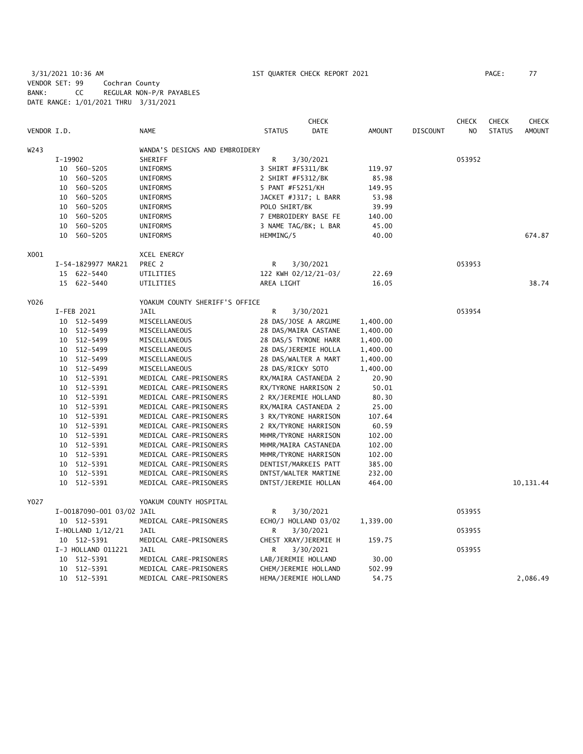3/31/2021 10:36 AM 1ST QUARTER CHECK REPORT 2021

VENDOR SET: 99 Cochran County
BANK: CC REGULAR NON-P/R PAYABLES
DATE RANGE: 1/01/2021 THRU 3/31/2021

| VENDOR I.D. | NAME | STATUS | CHECK DATE | AMOUNT | DISCOUNT | CHECK NO | CHECK STATUS | CHECK AMOUNT |
|---|---|---|---|---|---|---|---|---|
| W243 | WANDA'S DESIGNS AND EMBROIDERY | | | | | | | |
| I-19902 | SHERIFF | R | 3/30/2021 | | | 053952 | | |
| 10 560-5205 | UNIFORMS | 3 SHIRT #F5311/BK | | 119.97 | | | | |
| 10 560-5205 | UNIFORMS | 2 SHIRT #F5312/BK | | 85.98 | | | | |
| 10 560-5205 | UNIFORMS | 5 PANT #F5251/KH | | 149.95 | | | | |
| 10 560-5205 | UNIFORMS | JACKET #J317; L BARR | | 53.98 | | | | |
| 10 560-5205 | UNIFORMS | POLO SHIRT/BK | | 39.99 | | | | |
| 10 560-5205 | UNIFORMS | 7 EMBROIDERY BASE FE | | 140.00 | | | | |
| 10 560-5205 | UNIFORMS | 3 NAME TAG/BK; L BAR | | 45.00 | | | | |
| 10 560-5205 | UNIFORMS | HEMMING/5 | | 40.00 | | | | 674.87 |
| X001 | XCEL ENERGY | | | | | | | |
| I-54-1829977 MAR21 | PREC 2 | R | 3/30/2021 | | | 053953 | | |
| 15 622-5440 | UTILITIES | 122 KWH 02/12/21-03/ | | 22.69 | | | | |
| 15 622-5440 | UTILITIES | AREA LIGHT | | 16.05 | | | | 38.74 |
| Y026 | YOAKUM COUNTY SHERIFF'S OFFICE | | | | | | | |
| I-FEB 2021 | JAIL | R | 3/30/2021 | | | 053954 | | |
| 10 512-5499 | MISCELLANEOUS | 28 DAS/JOSE A ARGUME | | 1,400.00 | | | | |
| 10 512-5499 | MISCELLANEOUS | 28 DAS/MAIRA CASTANE | | 1,400.00 | | | | |
| 10 512-5499 | MISCELLANEOUS | 28 DAS/S TYRONE HARR | | 1,400.00 | | | | |
| 10 512-5499 | MISCELLANEOUS | 28 DAS/JEREMIE HOLLA | | 1,400.00 | | | | |
| 10 512-5499 | MISCELLANEOUS | 28 DAS/WALTER A MART | | 1,400.00 | | | | |
| 10 512-5499 | MISCELLANEOUS | 28 DAS/RICKY SOTO | | 1,400.00 | | | | |
| 10 512-5391 | MEDICAL CARE-PRISONERS | RX/MAIRA CASTANEDA 2 | | 20.90 | | | | |
| 10 512-5391 | MEDICAL CARE-PRISONERS | RX/TYRONE HARRISON 2 | | 50.01 | | | | |
| 10 512-5391 | MEDICAL CARE-PRISONERS | 2 RX/JEREMIE HOLLAND | | 80.30 | | | | |
| 10 512-5391 | MEDICAL CARE-PRISONERS | RX/MAIRA CASTANEDA 2 | | 25.00 | | | | |
| 10 512-5391 | MEDICAL CARE-PRISONERS | 3 RX/TYRONE HARRISON | | 107.64 | | | | |
| 10 512-5391 | MEDICAL CARE-PRISONERS | 2 RX/TYRONE HARRISON | | 60.59 | | | | |
| 10 512-5391 | MEDICAL CARE-PRISONERS | MHMR/TYRONE HARRISON | | 102.00 | | | | |
| 10 512-5391 | MEDICAL CARE-PRISONERS | MHMR/MAIRA CASTANEDA | | 102.00 | | | | |
| 10 512-5391 | MEDICAL CARE-PRISONERS | MHMR/TYRONE HARRISON | | 102.00 | | | | |
| 10 512-5391 | MEDICAL CARE-PRISONERS | DENTIST/MARKEIS PATT | | 385.00 | | | | |
| 10 512-5391 | MEDICAL CARE-PRISONERS | DNTST/WALTER MARTINE | | 232.00 | | | | |
| 10 512-5391 | MEDICAL CARE-PRISONERS | DNTST/JEREMIE HOLLAN | | 464.00 | | | | 10,131.44 |
| Y027 | YOAKUM COUNTY HOSPITAL | | | | | | | |
| I-00187090-001 03/02 | JAIL | R | 3/30/2021 | | | 053955 | | |
| 10 512-5391 | MEDICAL CARE-PRISONERS | ECHO/J HOLLAND 03/02 | | 1,339.00 | | | | |
| I-HOLLAND 1/12/21 | JAIL | R | 3/30/2021 | | | 053955 | | |
| 10 512-5391 | MEDICAL CARE-PRISONERS | CHEST XRAY/JEREMIE H | | 159.75 | | | | |
| I-J HOLLAND 011221 | JAIL | R | 3/30/2021 | | | 053955 | | |
| 10 512-5391 | MEDICAL CARE-PRISONERS | LAB/JEREMIE HOLLAND | | 30.00 | | | | |
| 10 512-5391 | MEDICAL CARE-PRISONERS | CHEM/JEREMIE HOLLAND | | 502.99 | | | | |
| 10 512-5391 | MEDICAL CARE-PRISONERS | HEMA/JEREMIE HOLLAND | | 54.75 | | | | 2,086.49 |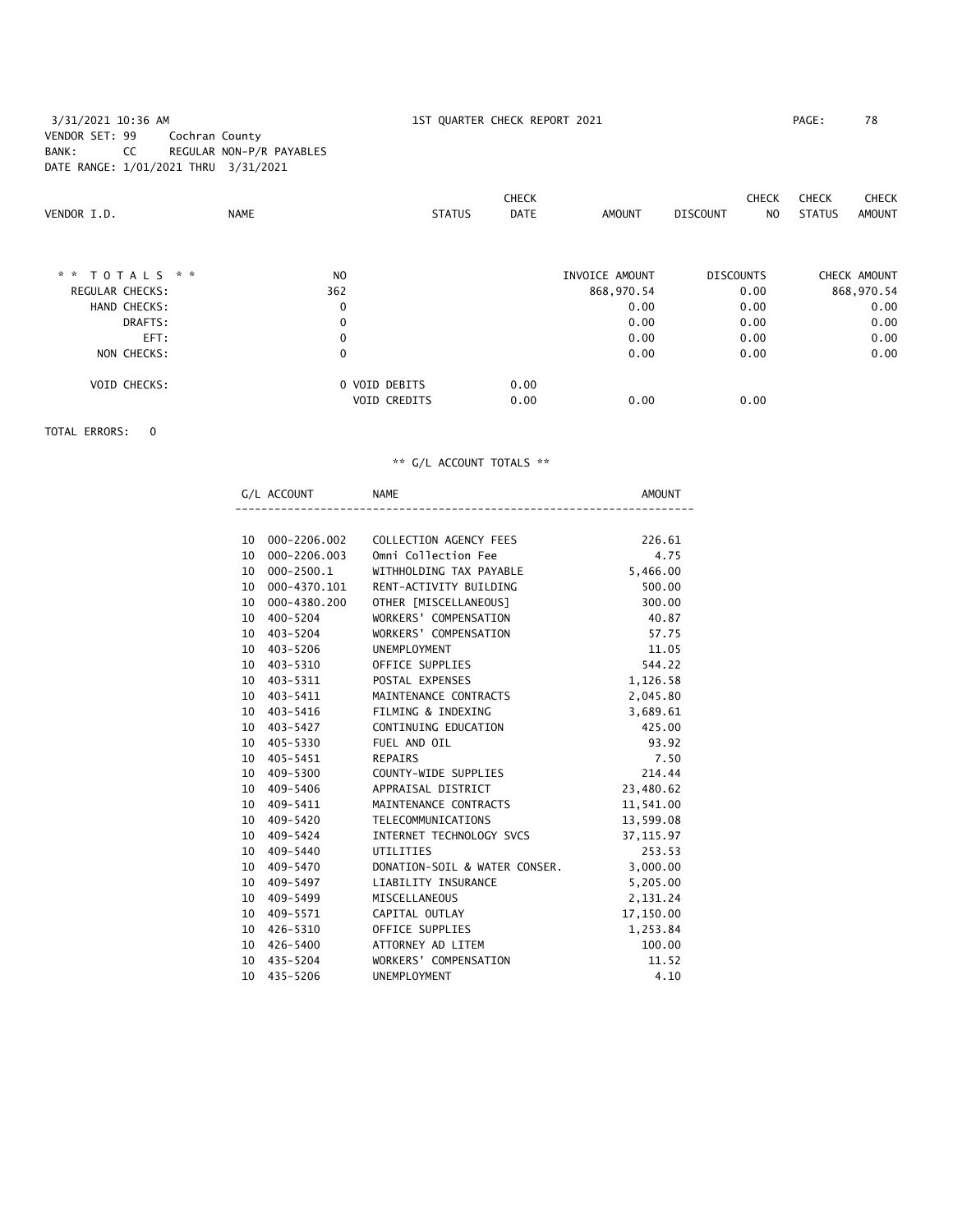3/31/2021 10:36 AM — 1ST QUARTER CHECK REPORT 2021

VENDOR SET: 99 Cochran County
BANK: CC REGULAR NON-P/R PAYABLES
DATE RANGE: 1/01/2021 THRU 3/31/2021

| VENDOR I.D. | NAME | STATUS | CHECK DATE | AMOUNT | DISCOUNT | CHECK NO | CHECK STATUS | CHECK AMOUNT |
|---|---|---|---|---|---|---|---|---|

| * * TOTALS * * | NO | | INVOICE AMOUNT | DISCOUNTS | CHECK AMOUNT |
|---|---|---|---|---|---|
| REGULAR CHECKS: | 362 | | 868,970.54 | 0.00 | 868,970.54 |
| HAND CHECKS: | 0 | | 0.00 | 0.00 | 0.00 |
| DRAFTS: | 0 | | 0.00 | 0.00 | 0.00 |
| EFT: | 0 | | 0.00 | 0.00 | 0.00 |
| NON CHECKS: | 0 | | 0.00 | 0.00 | 0.00 |
| VOID CHECKS: | 0 VOID DEBITS | 0.00 | | | |
| | VOID CREDITS | 0.00 | 0.00 | 0.00 | |

TOTAL ERRORS: 0

** G/L ACCOUNT TOTALS **

| G/L ACCOUNT | | NAME | AMOUNT |
|---|---|---|---|
| 10 | 000-2206.002 | COLLECTION AGENCY FEES | 226.61 |
| 10 | 000-2206.003 | Omni Collection Fee | 4.75 |
| 10 | 000-2500.1 | WITHHOLDING TAX PAYABLE | 5,466.00 |
| 10 | 000-4370.101 | RENT-ACTIVITY BUILDING | 500.00 |
| 10 | 000-4380.200 | OTHER [MISCELLANEOUS] | 300.00 |
| 10 | 400-5204 | WORKERS' COMPENSATION | 40.87 |
| 10 | 403-5204 | WORKERS' COMPENSATION | 57.75 |
| 10 | 403-5206 | UNEMPLOYMENT | 11.05 |
| 10 | 403-5310 | OFFICE SUPPLIES | 544.22 |
| 10 | 403-5311 | POSTAL EXPENSES | 1,126.58 |
| 10 | 403-5411 | MAINTENANCE CONTRACTS | 2,045.80 |
| 10 | 403-5416 | FILMING & INDEXING | 3,689.61 |
| 10 | 403-5427 | CONTINUING EDUCATION | 425.00 |
| 10 | 405-5330 | FUEL AND OIL | 93.92 |
| 10 | 405-5451 | REPAIRS | 7.50 |
| 10 | 409-5300 | COUNTY-WIDE SUPPLIES | 214.44 |
| 10 | 409-5406 | APPRAISAL DISTRICT | 23,480.62 |
| 10 | 409-5411 | MAINTENANCE CONTRACTS | 11,541.00 |
| 10 | 409-5420 | TELECOMMUNICATIONS | 13,599.08 |
| 10 | 409-5424 | INTERNET TECHNOLOGY SVCS | 37,115.97 |
| 10 | 409-5440 | UTILITIES | 253.53 |
| 10 | 409-5470 | DONATION-SOIL & WATER CONSER. | 3,000.00 |
| 10 | 409-5497 | LIABILITY INSURANCE | 5,205.00 |
| 10 | 409-5499 | MISCELLANEOUS | 2,131.24 |
| 10 | 409-5571 | CAPITAL OUTLAY | 17,150.00 |
| 10 | 426-5310 | OFFICE SUPPLIES | 1,253.84 |
| 10 | 426-5400 | ATTORNEY AD LITEM | 100.00 |
| 10 | 435-5204 | WORKERS' COMPENSATION | 11.52 |
| 10 | 435-5206 | UNEMPLOYMENT | 4.10 |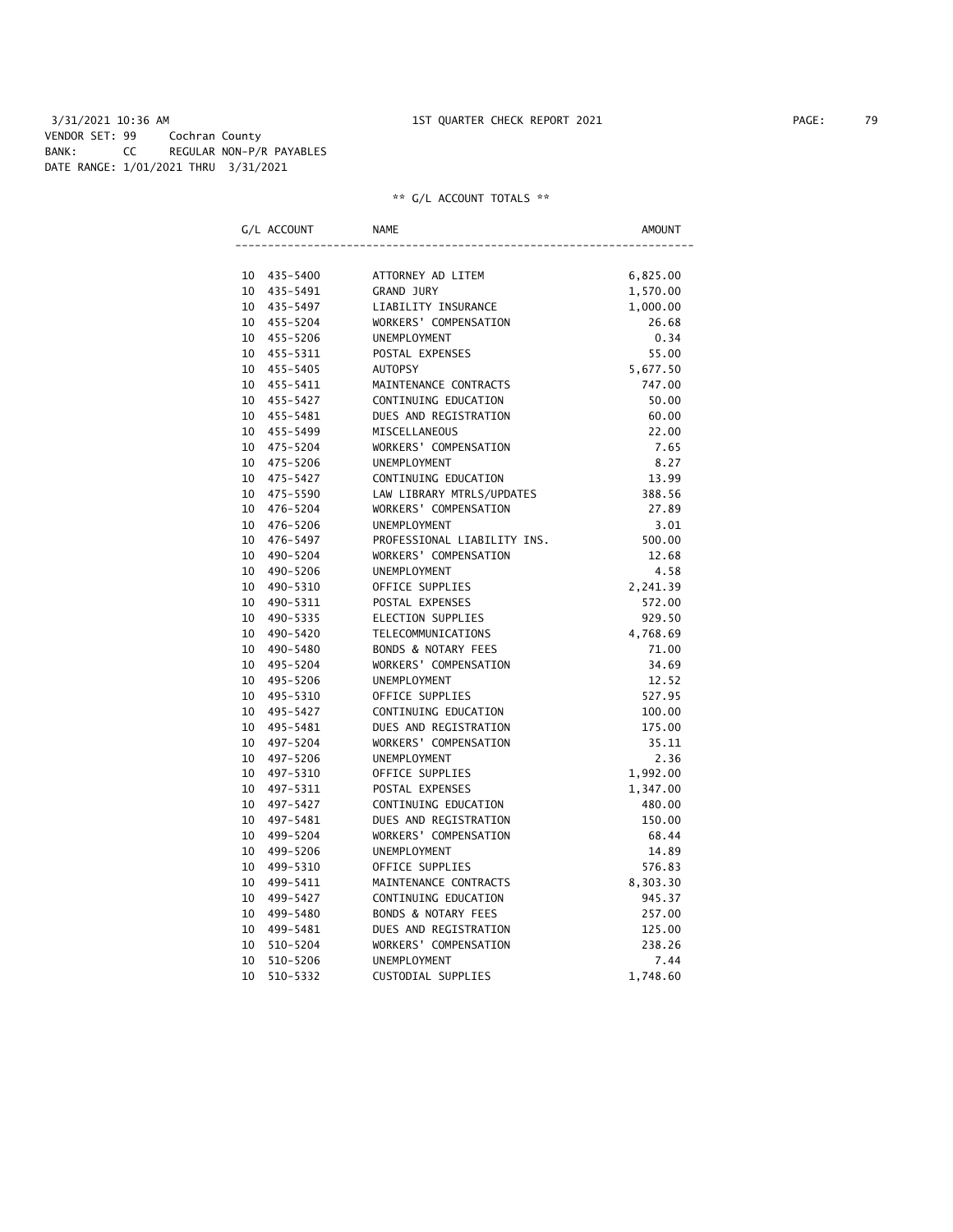3/31/2021 10:36 AM 1ST QUARTER CHECK REPORT 2021

VENDOR SET: 99 Cochran County
BANK: CC REGULAR NON-P/R PAYABLES
DATE RANGE: 1/01/2021 THRU 3/31/2021

** G/L ACCOUNT TOTALS **

| G/L ACCOUNT | NAME | AMOUNT |
|---|---|---|
| 10 435-5400 | ATTORNEY AD LITEM | 6,825.00 |
| 10 435-5491 | GRAND JURY | 1,570.00 |
| 10 435-5497 | LIABILITY INSURANCE | 1,000.00 |
| 10 455-5204 | WORKERS' COMPENSATION | 26.68 |
| 10 455-5206 | UNEMPLOYMENT | 0.34 |
| 10 455-5311 | POSTAL EXPENSES | 55.00 |
| 10 455-5405 | AUTOPSY | 5,677.50 |
| 10 455-5411 | MAINTENANCE CONTRACTS | 747.00 |
| 10 455-5427 | CONTINUING EDUCATION | 50.00 |
| 10 455-5481 | DUES AND REGISTRATION | 60.00 |
| 10 455-5499 | MISCELLANEOUS | 22.00 |
| 10 475-5204 | WORKERS' COMPENSATION | 7.65 |
| 10 475-5206 | UNEMPLOYMENT | 8.27 |
| 10 475-5427 | CONTINUING EDUCATION | 13.99 |
| 10 475-5590 | LAW LIBRARY MTRLS/UPDATES | 388.56 |
| 10 476-5204 | WORKERS' COMPENSATION | 27.89 |
| 10 476-5206 | UNEMPLOYMENT | 3.01 |
| 10 476-5497 | PROFESSIONAL LIABILITY INS. | 500.00 |
| 10 490-5204 | WORKERS' COMPENSATION | 12.68 |
| 10 490-5206 | UNEMPLOYMENT | 4.58 |
| 10 490-5310 | OFFICE SUPPLIES | 2,241.39 |
| 10 490-5311 | POSTAL EXPENSES | 572.00 |
| 10 490-5335 | ELECTION SUPPLIES | 929.50 |
| 10 490-5420 | TELECOMMUNICATIONS | 4,768.69 |
| 10 490-5480 | BONDS & NOTARY FEES | 71.00 |
| 10 495-5204 | WORKERS' COMPENSATION | 34.69 |
| 10 495-5206 | UNEMPLOYMENT | 12.52 |
| 10 495-5310 | OFFICE SUPPLIES | 527.95 |
| 10 495-5427 | CONTINUING EDUCATION | 100.00 |
| 10 495-5481 | DUES AND REGISTRATION | 175.00 |
| 10 497-5204 | WORKERS' COMPENSATION | 35.11 |
| 10 497-5206 | UNEMPLOYMENT | 2.36 |
| 10 497-5310 | OFFICE SUPPLIES | 1,992.00 |
| 10 497-5311 | POSTAL EXPENSES | 1,347.00 |
| 10 497-5427 | CONTINUING EDUCATION | 480.00 |
| 10 497-5481 | DUES AND REGISTRATION | 150.00 |
| 10 499-5204 | WORKERS' COMPENSATION | 68.44 |
| 10 499-5206 | UNEMPLOYMENT | 14.89 |
| 10 499-5310 | OFFICE SUPPLIES | 576.83 |
| 10 499-5411 | MAINTENANCE CONTRACTS | 8,303.30 |
| 10 499-5427 | CONTINUING EDUCATION | 945.37 |
| 10 499-5480 | BONDS & NOTARY FEES | 257.00 |
| 10 499-5481 | DUES AND REGISTRATION | 125.00 |
| 10 510-5204 | WORKERS' COMPENSATION | 238.26 |
| 10 510-5206 | UNEMPLOYMENT | 7.44 |
| 10 510-5332 | CUSTODIAL SUPPLIES | 1,748.60 |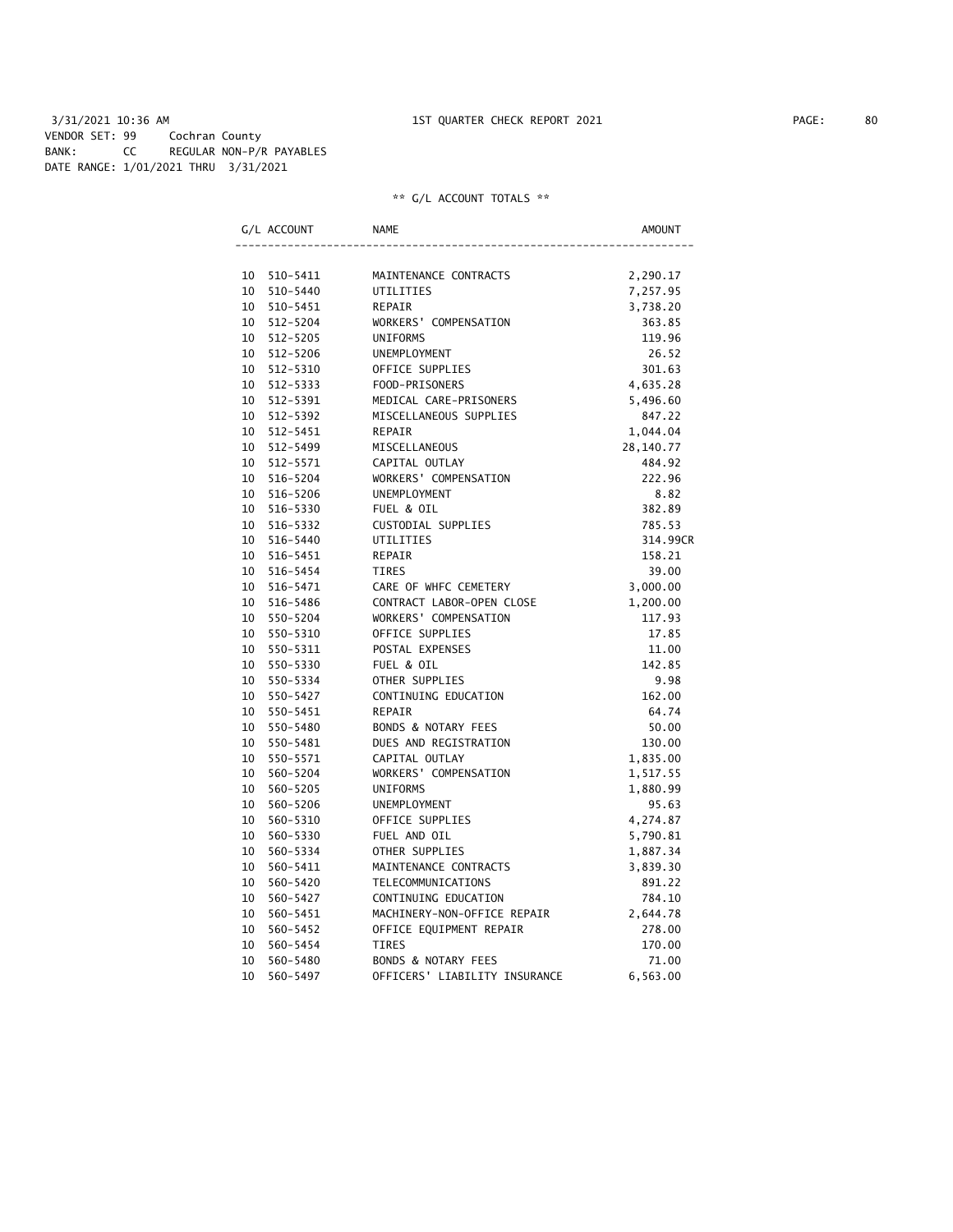3/31/2021 10:36 AM 1ST QUARTER CHECK REPORT 2021

VENDOR SET: 99 Cochran County
BANK: CC REGULAR NON-P/R PAYABLES
DATE RANGE: 1/01/2021 THRU 3/31/2021

** G/L ACCOUNT TOTALS **

| G/L ACCOUNT | NAME | AMOUNT |
|---|---|---|
| 10 510-5411 | MAINTENANCE CONTRACTS | 2,290.17 |
| 10 510-5440 | UTILITIES | 7,257.95 |
| 10 510-5451 | REPAIR | 3,738.20 |
| 10 512-5204 | WORKERS' COMPENSATION | 363.85 |
| 10 512-5205 | UNIFORMS | 119.96 |
| 10 512-5206 | UNEMPLOYMENT | 26.52 |
| 10 512-5310 | OFFICE SUPPLIES | 301.63 |
| 10 512-5333 | FOOD-PRISONERS | 4,635.28 |
| 10 512-5391 | MEDICAL CARE-PRISONERS | 5,496.60 |
| 10 512-5392 | MISCELLANEOUS SUPPLIES | 847.22 |
| 10 512-5451 | REPAIR | 1,044.04 |
| 10 512-5499 | MISCELLANEOUS | 28,140.77 |
| 10 512-5571 | CAPITAL OUTLAY | 484.92 |
| 10 516-5204 | WORKERS' COMPENSATION | 222.96 |
| 10 516-5206 | UNEMPLOYMENT | 8.82 |
| 10 516-5330 | FUEL & OIL | 382.89 |
| 10 516-5332 | CUSTODIAL SUPPLIES | 785.53 |
| 10 516-5440 | UTILITIES | 314.99CR |
| 10 516-5451 | REPAIR | 158.21 |
| 10 516-5454 | TIRES | 39.00 |
| 10 516-5471 | CARE OF WHFC CEMETERY | 3,000.00 |
| 10 516-5486 | CONTRACT LABOR-OPEN CLOSE | 1,200.00 |
| 10 550-5204 | WORKERS' COMPENSATION | 117.93 |
| 10 550-5310 | OFFICE SUPPLIES | 17.85 |
| 10 550-5311 | POSTAL EXPENSES | 11.00 |
| 10 550-5330 | FUEL & OIL | 142.85 |
| 10 550-5334 | OTHER SUPPLIES | 9.98 |
| 10 550-5427 | CONTINUING EDUCATION | 162.00 |
| 10 550-5451 | REPAIR | 64.74 |
| 10 550-5480 | BONDS & NOTARY FEES | 50.00 |
| 10 550-5481 | DUES AND REGISTRATION | 130.00 |
| 10 550-5571 | CAPITAL OUTLAY | 1,835.00 |
| 10 560-5204 | WORKERS' COMPENSATION | 1,517.55 |
| 10 560-5205 | UNIFORMS | 1,880.99 |
| 10 560-5206 | UNEMPLOYMENT | 95.63 |
| 10 560-5310 | OFFICE SUPPLIES | 4,274.87 |
| 10 560-5330 | FUEL AND OIL | 5,790.81 |
| 10 560-5334 | OTHER SUPPLIES | 1,887.34 |
| 10 560-5411 | MAINTENANCE CONTRACTS | 3,839.30 |
| 10 560-5420 | TELECOMMUNICATIONS | 891.22 |
| 10 560-5427 | CONTINUING EDUCATION | 784.10 |
| 10 560-5451 | MACHINERY-NON-OFFICE REPAIR | 2,644.78 |
| 10 560-5452 | OFFICE EQUIPMENT REPAIR | 278.00 |
| 10 560-5454 | TIRES | 170.00 |
| 10 560-5480 | BONDS & NOTARY FEES | 71.00 |
| 10 560-5497 | OFFICERS' LIABILITY INSURANCE | 6,563.00 |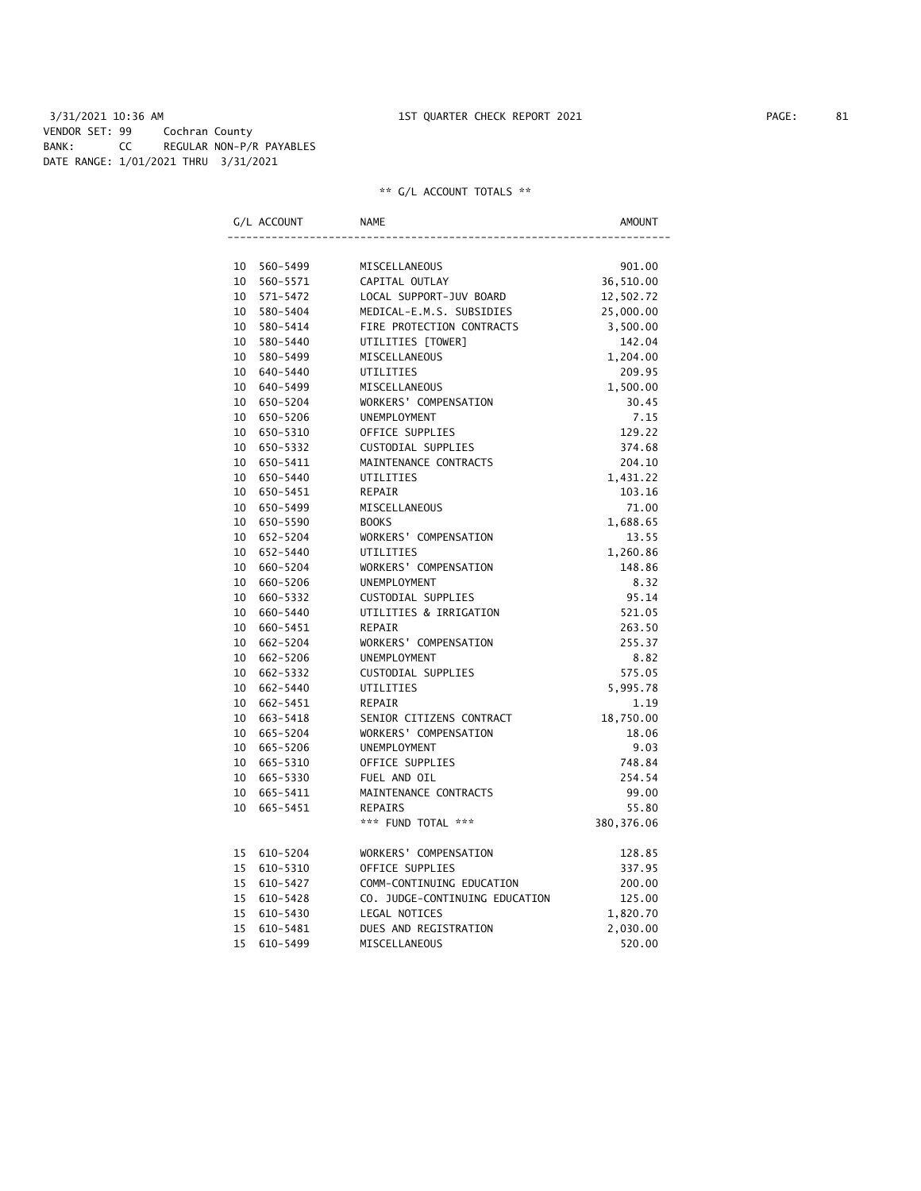3/31/2021 10:36 AM 1ST QUARTER CHECK REPORT 2021

VENDOR SET: 99 Cochran County
BANK: CC REGULAR NON-P/R PAYABLES
DATE RANGE: 1/01/2021 THRU 3/31/2021

** G/L ACCOUNT TOTALS **

| G/L ACCOUNT | NAME | AMOUNT |
|---|---|---|
| 10 560-5499 | MISCELLANEOUS | 901.00 |
| 10 560-5571 | CAPITAL OUTLAY | 36,510.00 |
| 10 571-5472 | LOCAL SUPPORT-JUV BOARD | 12,502.72 |
| 10 580-5404 | MEDICAL-E.M.S. SUBSIDIES | 25,000.00 |
| 10 580-5414 | FIRE PROTECTION CONTRACTS | 3,500.00 |
| 10 580-5440 | UTILITIES [TOWER] | 142.04 |
| 10 580-5499 | MISCELLANEOUS | 1,204.00 |
| 10 640-5440 | UTILITIES | 209.95 |
| 10 640-5499 | MISCELLANEOUS | 1,500.00 |
| 10 650-5204 | WORKERS' COMPENSATION | 30.45 |
| 10 650-5206 | UNEMPLOYMENT | 7.15 |
| 10 650-5310 | OFFICE SUPPLIES | 129.22 |
| 10 650-5332 | CUSTODIAL SUPPLIES | 374.68 |
| 10 650-5411 | MAINTENANCE CONTRACTS | 204.10 |
| 10 650-5440 | UTILITIES | 1,431.22 |
| 10 650-5451 | REPAIR | 103.16 |
| 10 650-5499 | MISCELLANEOUS | 71.00 |
| 10 650-5590 | BOOKS | 1,688.65 |
| 10 652-5204 | WORKERS' COMPENSATION | 13.55 |
| 10 652-5440 | UTILITIES | 1,260.86 |
| 10 660-5204 | WORKERS' COMPENSATION | 148.86 |
| 10 660-5206 | UNEMPLOYMENT | 8.32 |
| 10 660-5332 | CUSTODIAL SUPPLIES | 95.14 |
| 10 660-5440 | UTILITIES & IRRIGATION | 521.05 |
| 10 660-5451 | REPAIR | 263.50 |
| 10 662-5204 | WORKERS' COMPENSATION | 255.37 |
| 10 662-5206 | UNEMPLOYMENT | 8.82 |
| 10 662-5332 | CUSTODIAL SUPPLIES | 575.05 |
| 10 662-5440 | UTILITIES | 5,995.78 |
| 10 662-5451 | REPAIR | 1.19 |
| 10 663-5418 | SENIOR CITIZENS CONTRACT | 18,750.00 |
| 10 665-5204 | WORKERS' COMPENSATION | 18.06 |
| 10 665-5206 | UNEMPLOYMENT | 9.03 |
| 10 665-5310 | OFFICE SUPPLIES | 748.84 |
| 10 665-5330 | FUEL AND OIL | 254.54 |
| 10 665-5411 | MAINTENANCE CONTRACTS | 99.00 |
| 10 665-5451 | REPAIRS | 55.80 |
| | *** FUND TOTAL *** | 380,376.06 |
| 15 610-5204 | WORKERS' COMPENSATION | 128.85 |
| 15 610-5310 | OFFICE SUPPLIES | 337.95 |
| 15 610-5427 | COMM-CONTINUING EDUCATION | 200.00 |
| 15 610-5428 | CO. JUDGE-CONTINUING EDUCATION | 125.00 |
| 15 610-5430 | LEGAL NOTICES | 1,820.70 |
| 15 610-5481 | DUES AND REGISTRATION | 2,030.00 |
| 15 610-5499 | MISCELLANEOUS | 520.00 |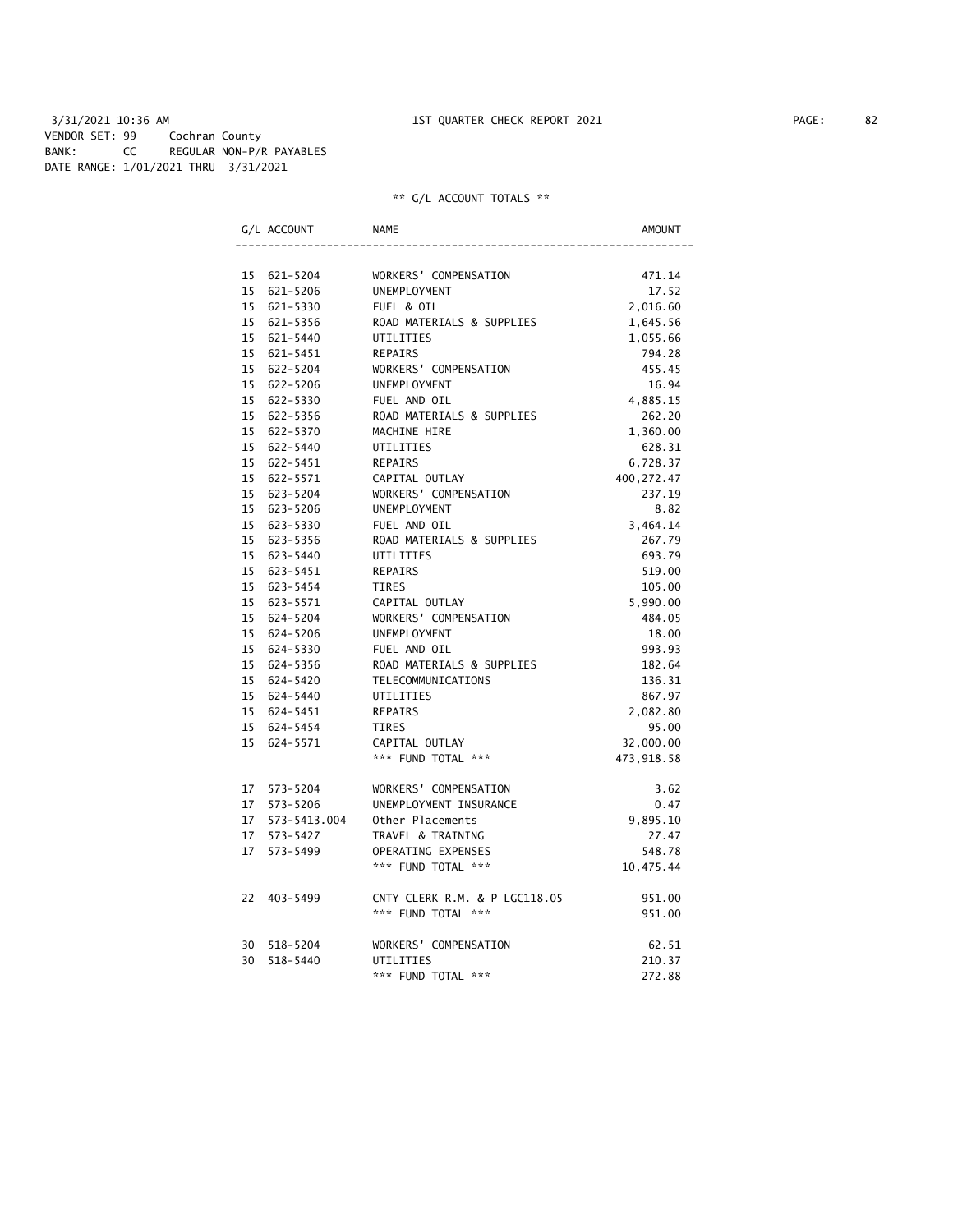3/31/2021 10:36 AM 1ST QUARTER CHECK REPORT 2021

VENDOR SET: 99 Cochran County
BANK: CC REGULAR NON-P/R PAYABLES
DATE RANGE: 1/01/2021 THRU 3/31/2021

** G/L ACCOUNT TOTALS **

| G/L ACCOUNT | NAME | AMOUNT |
|---|---|---|
| 15 621-5204 | WORKERS' COMPENSATION | 471.14 |
| 15 621-5206 | UNEMPLOYMENT | 17.52 |
| 15 621-5330 | FUEL & OIL | 2,016.60 |
| 15 621-5356 | ROAD MATERIALS & SUPPLIES | 1,645.56 |
| 15 621-5440 | UTILITIES | 1,055.66 |
| 15 621-5451 | REPAIRS | 794.28 |
| 15 622-5204 | WORKERS' COMPENSATION | 455.45 |
| 15 622-5206 | UNEMPLOYMENT | 16.94 |
| 15 622-5330 | FUEL AND OIL | 4,885.15 |
| 15 622-5356 | ROAD MATERIALS & SUPPLIES | 262.20 |
| 15 622-5370 | MACHINE HIRE | 1,360.00 |
| 15 622-5440 | UTILITIES | 628.31 |
| 15 622-5451 | REPAIRS | 6,728.37 |
| 15 622-5571 | CAPITAL OUTLAY | 400,272.47 |
| 15 623-5204 | WORKERS' COMPENSATION | 237.19 |
| 15 623-5206 | UNEMPLOYMENT | 8.82 |
| 15 623-5330 | FUEL AND OIL | 3,464.14 |
| 15 623-5356 | ROAD MATERIALS & SUPPLIES | 267.79 |
| 15 623-5440 | UTILITIES | 693.79 |
| 15 623-5451 | REPAIRS | 519.00 |
| 15 623-5454 | TIRES | 105.00 |
| 15 623-5571 | CAPITAL OUTLAY | 5,990.00 |
| 15 624-5204 | WORKERS' COMPENSATION | 484.05 |
| 15 624-5206 | UNEMPLOYMENT | 18.00 |
| 15 624-5330 | FUEL AND OIL | 993.93 |
| 15 624-5356 | ROAD MATERIALS & SUPPLIES | 182.64 |
| 15 624-5420 | TELECOMMUNICATIONS | 136.31 |
| 15 624-5440 | UTILITIES | 867.97 |
| 15 624-5451 | REPAIRS | 2,082.80 |
| 15 624-5454 | TIRES | 95.00 |
| 15 624-5571 | CAPITAL OUTLAY | 32,000.00 |
| | *** FUND TOTAL *** | 473,918.58 |
| 17 573-5204 | WORKERS' COMPENSATION | 3.62 |
| 17 573-5206 | UNEMPLOYMENT INSURANCE | 0.47 |
| 17 573-5413.004 | Other Placements | 9,895.10 |
| 17 573-5427 | TRAVEL & TRAINING | 27.47 |
| 17 573-5499 | OPERATING EXPENSES | 548.78 |
| | *** FUND TOTAL *** | 10,475.44 |
| 22 403-5499 | CNTY CLERK R.M. & P LGC118.05 | 951.00 |
| | *** FUND TOTAL *** | 951.00 |
| 30 518-5204 | WORKERS' COMPENSATION | 62.51 |
| 30 518-5440 | UTILITIES | 210.37 |
| | *** FUND TOTAL *** | 272.88 |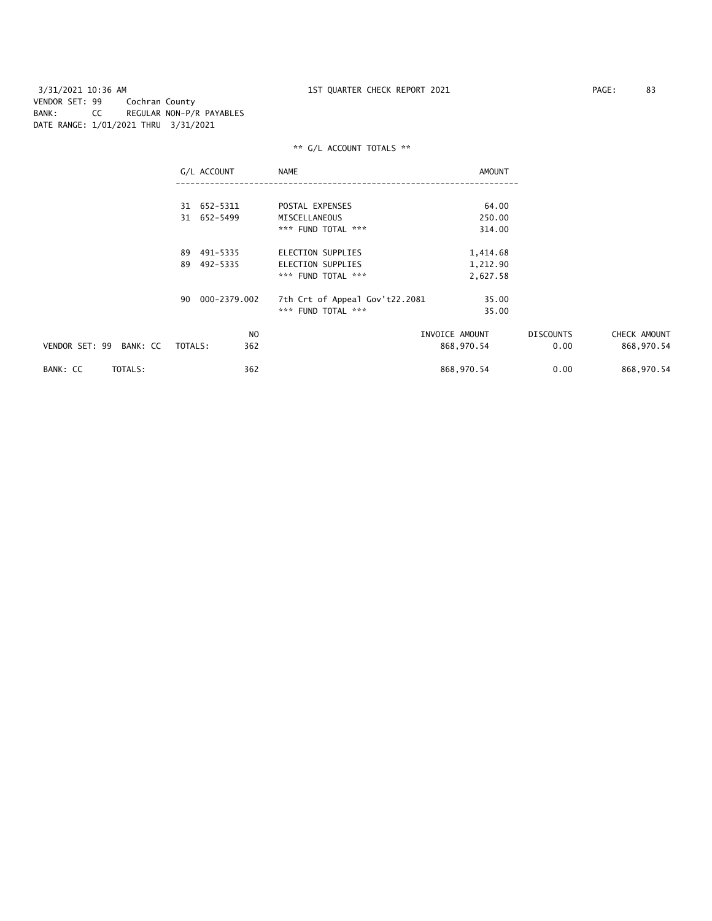3/31/2021 10:36 AM 1ST QUARTER CHECK REPORT 2021

VENDOR SET: 99 Cochran County
BANK: CC REGULAR NON-P/R PAYABLES
DATE RANGE: 1/01/2021 THRU 3/31/2021

** G/L ACCOUNT TOTALS **

| G/L ACCOUNT | NAME | AMOUNT |
|---|---|---|
| 31 652-5311 | POSTAL EXPENSES | 64.00 |
| 31 652-5499 | MISCELLANEOUS | 250.00 |
| | *** FUND TOTAL *** | 314.00 |
| 89 491-5335 | ELECTION SUPPLIES | 1,414.68 |
| 89 492-5335 | ELECTION SUPPLIES | 1,212.90 |
| | *** FUND TOTAL *** | 2,627.58 |
| 90 000-2379.002 | 7th Crt of Appeal Gov't22.2081 | 35.00 |
| | *** FUND TOTAL *** | 35.00 |

| | NO | INVOICE AMOUNT | DISCOUNTS | CHECK AMOUNT |
|---|---|---|---|---|
| VENDOR SET: 99 BANK: CC TOTALS: | 362 | 868,970.54 | 0.00 | 868,970.54 |
| BANK: CC TOTALS: | 362 | 868,970.54 | 0.00 | 868,970.54 |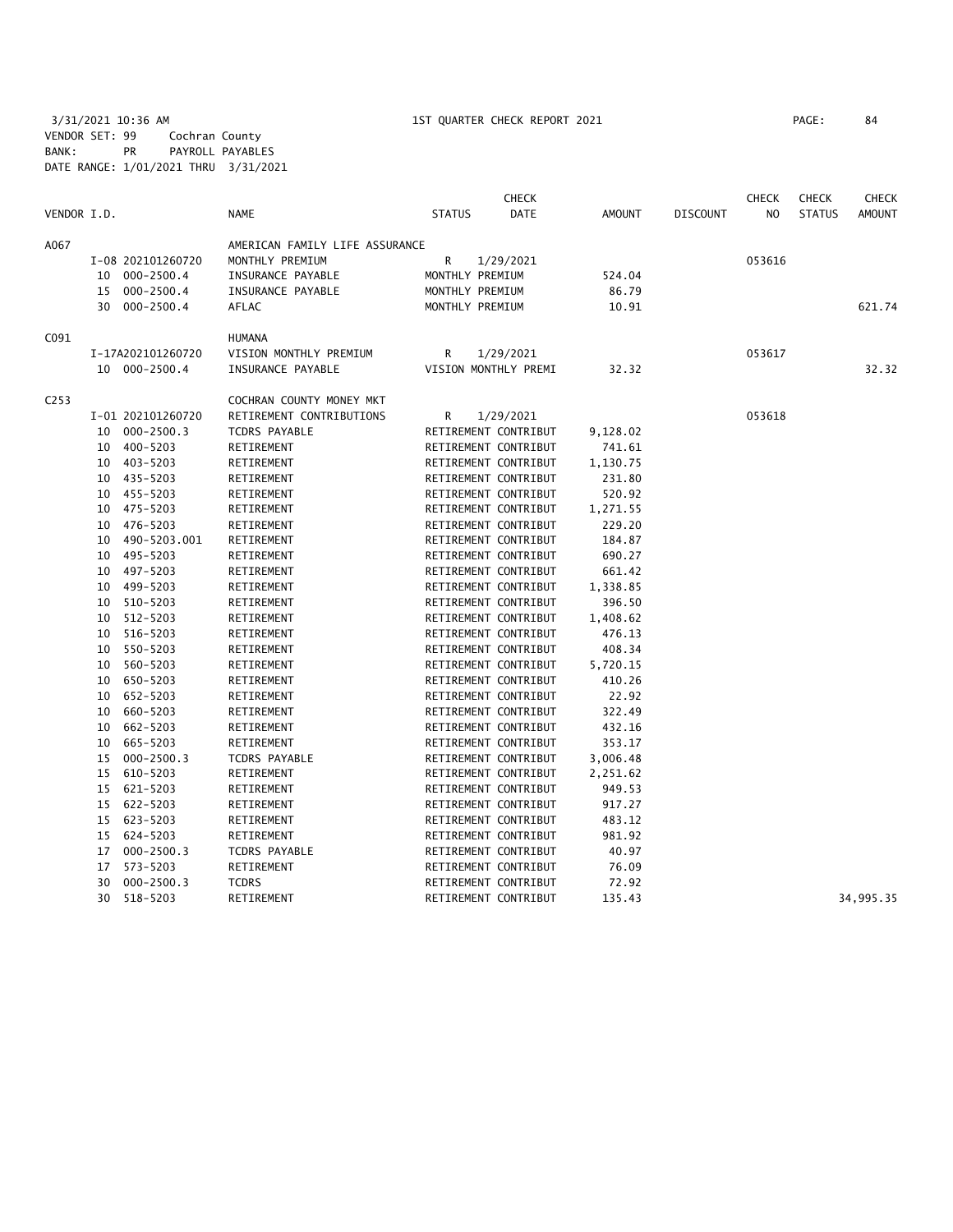3/31/2021 10:36 AM 1ST QUARTER CHECK REPORT 2021

VENDOR SET: 99 Cochran County
BANK: PR PAYROLL PAYABLES
DATE RANGE: 1/01/2021 THRU 3/31/2021

| VENDOR I.D. | | NAME | STATUS | CHECK DATE | AMOUNT | DISCOUNT | CHECK NO | CHECK STATUS | CHECK AMOUNT |
|---|---|---|---|---|---|---|---|---|---|
| A067 | | AMERICAN FAMILY LIFE ASSURANCE | | | | | | | |
| | I-08 202101260720 | MONTHLY PREMIUM | R | 1/29/2021 | | | 053616 | | |
| | 10 000-2500.4 | INSURANCE PAYABLE | MONTHLY PREMIUM | | 524.04 | | | | |
| | 15 000-2500.4 | INSURANCE PAYABLE | MONTHLY PREMIUM | | 86.79 | | | | |
| | 30 000-2500.4 | AFLAC | MONTHLY PREMIUM | | 10.91 | | | | 621.74 |
| C091 | | HUMANA | | | | | | | |
| | I-17A202101260720 | VISION MONTHLY PREMIUM | R | 1/29/2021 | | | 053617 | | |
| | 10 000-2500.4 | INSURANCE PAYABLE | VISION MONTHLY PREMI | | 32.32 | | | | 32.32 |
| C253 | | COCHRAN COUNTY MONEY MKT | | | | | | | |
| | I-01 202101260720 | RETIREMENT CONTRIBUTIONS | R | 1/29/2021 | | | 053618 | | |
| | 10 000-2500.3 | TCDRS PAYABLE | RETIREMENT CONTRIBUT | | 9,128.02 | | | | |
| | 10 400-5203 | RETIREMENT | RETIREMENT CONTRIBUT | | 741.61 | | | | |
| | 10 403-5203 | RETIREMENT | RETIREMENT CONTRIBUT | | 1,130.75 | | | | |
| | 10 435-5203 | RETIREMENT | RETIREMENT CONTRIBUT | | 231.80 | | | | |
| | 10 455-5203 | RETIREMENT | RETIREMENT CONTRIBUT | | 520.92 | | | | |
| | 10 475-5203 | RETIREMENT | RETIREMENT CONTRIBUT | | 1,271.55 | | | | |
| | 10 476-5203 | RETIREMENT | RETIREMENT CONTRIBUT | | 229.20 | | | | |
| | 10 490-5203.001 | RETIREMENT | RETIREMENT CONTRIBUT | | 184.87 | | | | |
| | 10 495-5203 | RETIREMENT | RETIREMENT CONTRIBUT | | 690.27 | | | | |
| | 10 497-5203 | RETIREMENT | RETIREMENT CONTRIBUT | | 661.42 | | | | |
| | 10 499-5203 | RETIREMENT | RETIREMENT CONTRIBUT | | 1,338.85 | | | | |
| | 10 510-5203 | RETIREMENT | RETIREMENT CONTRIBUT | | 396.50 | | | | |
| | 10 512-5203 | RETIREMENT | RETIREMENT CONTRIBUT | | 1,408.62 | | | | |
| | 10 516-5203 | RETIREMENT | RETIREMENT CONTRIBUT | | 476.13 | | | | |
| | 10 550-5203 | RETIREMENT | RETIREMENT CONTRIBUT | | 408.34 | | | | |
| | 10 560-5203 | RETIREMENT | RETIREMENT CONTRIBUT | | 5,720.15 | | | | |
| | 10 650-5203 | RETIREMENT | RETIREMENT CONTRIBUT | | 410.26 | | | | |
| | 10 652-5203 | RETIREMENT | RETIREMENT CONTRIBUT | | 22.92 | | | | |
| | 10 660-5203 | RETIREMENT | RETIREMENT CONTRIBUT | | 322.49 | | | | |
| | 10 662-5203 | RETIREMENT | RETIREMENT CONTRIBUT | | 432.16 | | | | |
| | 10 665-5203 | RETIREMENT | RETIREMENT CONTRIBUT | | 353.17 | | | | |
| | 15 000-2500.3 | TCDRS PAYABLE | RETIREMENT CONTRIBUT | | 3,006.48 | | | | |
| | 15 610-5203 | RETIREMENT | RETIREMENT CONTRIBUT | | 2,251.62 | | | | |
| | 15 621-5203 | RETIREMENT | RETIREMENT CONTRIBUT | | 949.53 | | | | |
| | 15 622-5203 | RETIREMENT | RETIREMENT CONTRIBUT | | 917.27 | | | | |
| | 15 623-5203 | RETIREMENT | RETIREMENT CONTRIBUT | | 483.12 | | | | |
| | 15 624-5203 | RETIREMENT | RETIREMENT CONTRIBUT | | 981.92 | | | | |
| | 17 000-2500.3 | TCDRS PAYABLE | RETIREMENT CONTRIBUT | | 40.97 | | | | |
| | 17 573-5203 | RETIREMENT | RETIREMENT CONTRIBUT | | 76.09 | | | | |
| | 30 000-2500.3 | TCDRS | RETIREMENT CONTRIBUT | | 72.92 | | | | |
| | 30 518-5203 | RETIREMENT | RETIREMENT CONTRIBUT | | 135.43 | | | | 34,995.35 |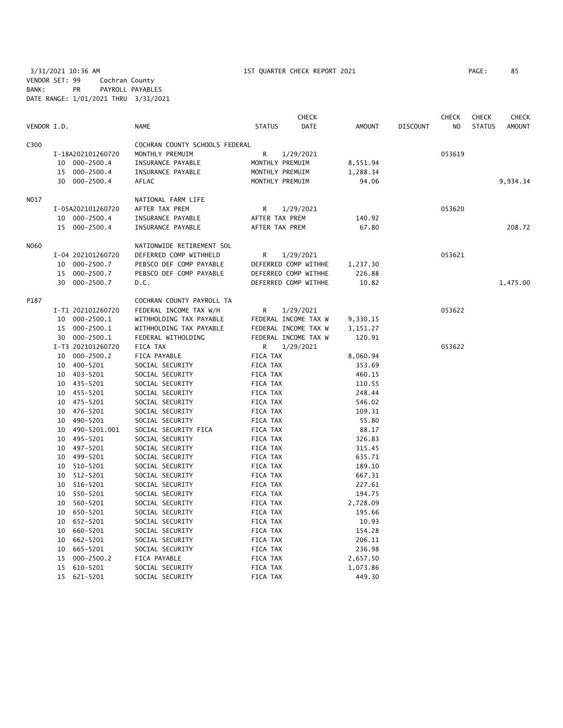3/31/2021 10:36 AM 1ST QUARTER CHECK REPORT 2021

VENDOR SET: 99 Cochran County
BANK: PR PAYROLL PAYABLES
DATE RANGE: 1/01/2021 THRU 3/31/2021

| VENDOR I.D. | NAME | STATUS | CHECK DATE | AMOUNT | DISCOUNT | CHECK NO | CHECK STATUS | CHECK AMOUNT |
|---|---|---|---|---|---|---|---|---|
| C300 | COCHRAN COUNTY SCHOOLS FEDERAL | | | | | | | |
| I-18A202101260720 | MONTHLY PREMUIM | R | 1/29/2021 | | | 053619 | | |
| 10 000-2500.4 | INSURANCE PAYABLE | MONTHLY PREMUIM | | 8,551.94 | | | | |
| 15 000-2500.4 | INSURANCE PAYABLE | MONTHLY PREMUIM | | 1,288.34 | | | | |
| 30 000-2500.4 | AFLAC | MONTHLY PREMUIM | | 94.06 | | | | 9,934.34 |
| N017 | NATIONAL FARM LIFE | | | | | | | |
| I-05A202101260720 | AFTER TAX PREM | R | 1/29/2021 | | | 053620 | | |
| 10 000-2500.4 | INSURANCE PAYABLE | AFTER TAX PREM | | 140.92 | | | | |
| 15 000-2500.4 | INSURANCE PAYABLE | AFTER TAX PREM | | 67.80 | | | | 208.72 |
| N060 | NATIONWIDE RETIREMENT SOL | | | | | | | |
| I-04 202101260720 | DEFERRED COMP WITHHELD | R | 1/29/2021 | | | 053621 | | |
| 10 000-2500.7 | PEBSCO DEF COMP PAYABLE | DEFERRED COMP WITHHE | | 1,237.30 | | | | |
| 15 000-2500.7 | PEBSCO DEF COMP PAYABLE | DEFERRED COMP WITHHE | | 226.88 | | | | |
| 30 000-2500.7 | D.C. | DEFERRED COMP WITHHE | | 10.82 | | | | 1,475.00 |
| P187 | COCHRAN COUNTY PAYROLL TA | | | | | | | |
| I-T1 202101260720 | FEDERAL INCOME TAX W/H | R | 1/29/2021 | | | 053622 | | |
| 10 000-2500.1 | WITHHOLDING TAX PAYABLE | FEDERAL INCOME TAX W | | 9,330.15 | | | | |
| 15 000-2500.1 | WITHHOLDING TAX PAYABLE | FEDERAL INCOME TAX W | | 3,151.27 | | | | |
| 30 000-2500.1 | FEDERAL WITHOLDING | FEDERAL INCOME TAX W | | 120.91 | | | | |
| I-T3 202101260720 | FICA TAX | R | 1/29/2021 | | | 053622 | | |
| 10 000-2500.2 | FICA PAYABLE | FICA TAX | | 8,060.94 | | | | |
| 10 400-5201 | SOCIAL SECURITY | FICA TAX | | 353.69 | | | | |
| 10 403-5201 | SOCIAL SECURITY | FICA TAX | | 460.15 | | | | |
| 10 435-5201 | SOCIAL SECURITY | FICA TAX | | 110.55 | | | | |
| 10 455-5201 | SOCIAL SECURITY | FICA TAX | | 248.44 | | | | |
| 10 475-5201 | SOCIAL SECURITY | FICA TAX | | 546.02 | | | | |
| 10 476-5201 | SOCIAL SECURITY | FICA TAX | | 109.31 | | | | |
| 10 490-5201 | SOCIAL SECURITY | FICA TAX | | 55.80 | | | | |
| 10 490-5201.001 | SOCIAL SECURITY FICA | FICA TAX | | 88.17 | | | | |
| 10 495-5201 | SOCIAL SECURITY | FICA TAX | | 326.83 | | | | |
| 10 497-5201 | SOCIAL SECURITY | FICA TAX | | 315.45 | | | | |
| 10 499-5201 | SOCIAL SECURITY | FICA TAX | | 635.71 | | | | |
| 10 510-5201 | SOCIAL SECURITY | FICA TAX | | 189.10 | | | | |
| 10 512-5201 | SOCIAL SECURITY | FICA TAX | | 667.31 | | | | |
| 10 516-5201 | SOCIAL SECURITY | FICA TAX | | 227.61 | | | | |
| 10 550-5201 | SOCIAL SECURITY | FICA TAX | | 194.75 | | | | |
| 10 560-5201 | SOCIAL SECURITY | FICA TAX | | 2,728.09 | | | | |
| 10 650-5201 | SOCIAL SECURITY | FICA TAX | | 195.66 | | | | |
| 10 652-5201 | SOCIAL SECURITY | FICA TAX | | 10.93 | | | | |
| 10 660-5201 | SOCIAL SECURITY | FICA TAX | | 154.28 | | | | |
| 10 662-5201 | SOCIAL SECURITY | FICA TAX | | 206.11 | | | | |
| 10 665-5201 | SOCIAL SECURITY | FICA TAX | | 236.98 | | | | |
| 15 000-2500.2 | FICA PAYABLE | FICA TAX | | 2,657.50 | | | | |
| 15 610-5201 | SOCIAL SECURITY | FICA TAX | | 1,073.86 | | | | |
| 15 621-5201 | SOCIAL SECURITY | FICA TAX | | 449.30 | | | | |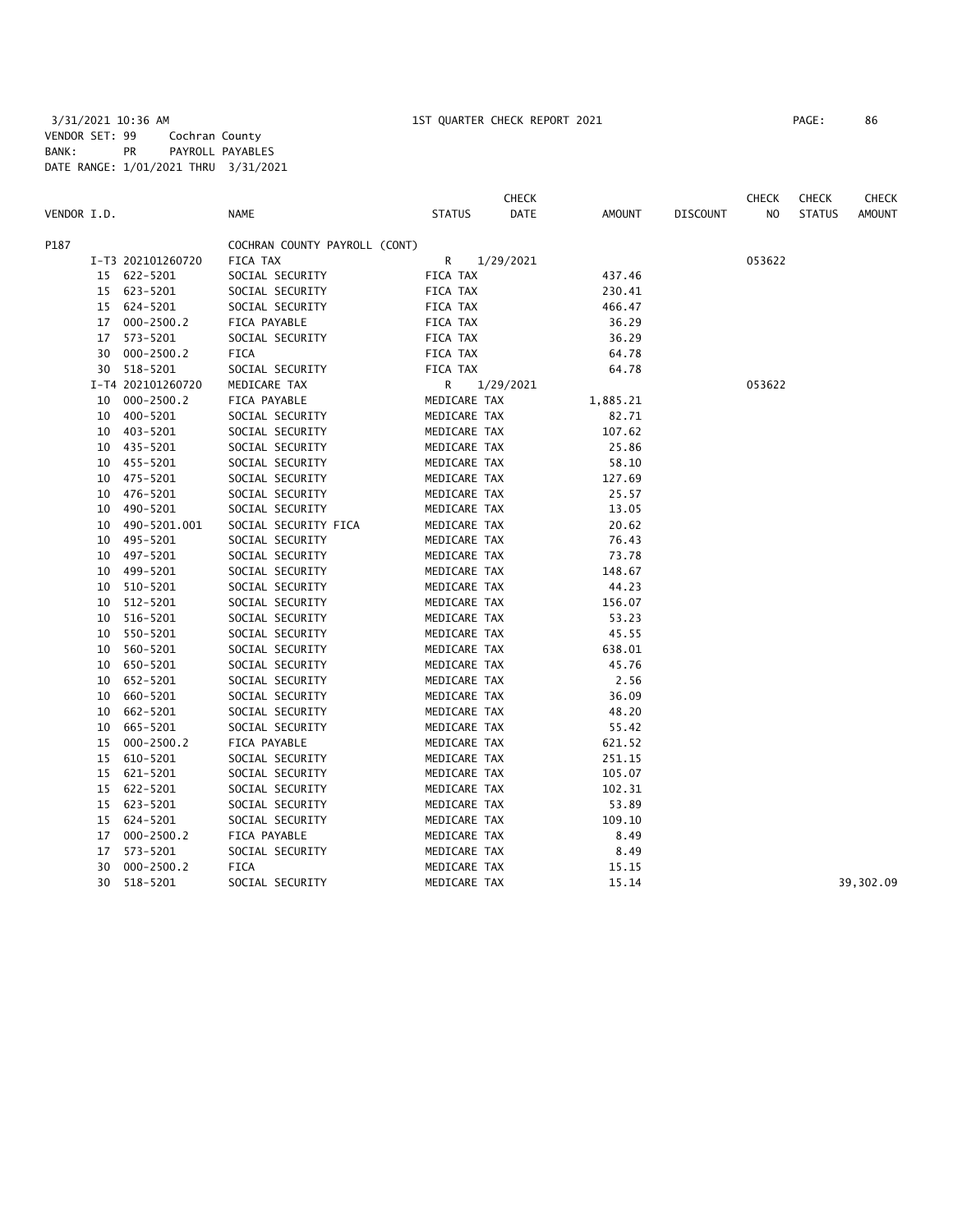3/31/2021 10:36 AM 1ST QUARTER CHECK REPORT 2021

VENDOR SET: 99 Cochran County
BANK: PR PAYROLL PAYABLES
DATE RANGE: 1/01/2021 THRU 3/31/2021

| VENDOR I.D. | | NAME | STATUS | CHECK DATE | AMOUNT | DISCOUNT | CHECK NO | CHECK STATUS | CHECK AMOUNT |
|---|---|---|---|---|---|---|---|---|---|
| P187 | | COCHRAN COUNTY PAYROLL (CONT) | | | | | | | |
| | I-T3 202101260720 | FICA TAX | R | 1/29/2021 | | | 053622 | | |
| 15 | 622-5201 | SOCIAL SECURITY | FICA TAX | | 437.46 | | | | |
| 15 | 623-5201 | SOCIAL SECURITY | FICA TAX | | 230.41 | | | | |
| 15 | 624-5201 | SOCIAL SECURITY | FICA TAX | | 466.47 | | | | |
| 17 | 000-2500.2 | FICA PAYABLE | FICA TAX | | 36.29 | | | | |
| 17 | 573-5201 | SOCIAL SECURITY | FICA TAX | | 36.29 | | | | |
| 30 | 000-2500.2 | FICA | FICA TAX | | 64.78 | | | | |
| 30 | 518-5201 | SOCIAL SECURITY | FICA TAX | | 64.78 | | | | |
| | I-T4 202101260720 | MEDICARE TAX | R | 1/29/2021 | | | 053622 | | |
| 10 | 000-2500.2 | FICA PAYABLE | MEDICARE TAX | | 1,885.21 | | | | |
| 10 | 400-5201 | SOCIAL SECURITY | MEDICARE TAX | | 82.71 | | | | |
| 10 | 403-5201 | SOCIAL SECURITY | MEDICARE TAX | | 107.62 | | | | |
| 10 | 435-5201 | SOCIAL SECURITY | MEDICARE TAX | | 25.86 | | | | |
| 10 | 455-5201 | SOCIAL SECURITY | MEDICARE TAX | | 58.10 | | | | |
| 10 | 475-5201 | SOCIAL SECURITY | MEDICARE TAX | | 127.69 | | | | |
| 10 | 476-5201 | SOCIAL SECURITY | MEDICARE TAX | | 25.57 | | | | |
| 10 | 490-5201 | SOCIAL SECURITY | MEDICARE TAX | | 13.05 | | | | |
| 10 | 490-5201.001 | SOCIAL SECURITY FICA | MEDICARE TAX | | 20.62 | | | | |
| 10 | 495-5201 | SOCIAL SECURITY | MEDICARE TAX | | 76.43 | | | | |
| 10 | 497-5201 | SOCIAL SECURITY | MEDICARE TAX | | 73.78 | | | | |
| 10 | 499-5201 | SOCIAL SECURITY | MEDICARE TAX | | 148.67 | | | | |
| 10 | 510-5201 | SOCIAL SECURITY | MEDICARE TAX | | 44.23 | | | | |
| 10 | 512-5201 | SOCIAL SECURITY | MEDICARE TAX | | 156.07 | | | | |
| 10 | 516-5201 | SOCIAL SECURITY | MEDICARE TAX | | 53.23 | | | | |
| 10 | 550-5201 | SOCIAL SECURITY | MEDICARE TAX | | 45.55 | | | | |
| 10 | 560-5201 | SOCIAL SECURITY | MEDICARE TAX | | 638.01 | | | | |
| 10 | 650-5201 | SOCIAL SECURITY | MEDICARE TAX | | 45.76 | | | | |
| 10 | 652-5201 | SOCIAL SECURITY | MEDICARE TAX | | 2.56 | | | | |
| 10 | 660-5201 | SOCIAL SECURITY | MEDICARE TAX | | 36.09 | | | | |
| 10 | 662-5201 | SOCIAL SECURITY | MEDICARE TAX | | 48.20 | | | | |
| 10 | 665-5201 | SOCIAL SECURITY | MEDICARE TAX | | 55.42 | | | | |
| 15 | 000-2500.2 | FICA PAYABLE | MEDICARE TAX | | 621.52 | | | | |
| 15 | 610-5201 | SOCIAL SECURITY | MEDICARE TAX | | 251.15 | | | | |
| 15 | 621-5201 | SOCIAL SECURITY | MEDICARE TAX | | 105.07 | | | | |
| 15 | 622-5201 | SOCIAL SECURITY | MEDICARE TAX | | 102.31 | | | | |
| 15 | 623-5201 | SOCIAL SECURITY | MEDICARE TAX | | 53.89 | | | | |
| 15 | 624-5201 | SOCIAL SECURITY | MEDICARE TAX | | 109.10 | | | | |
| 17 | 000-2500.2 | FICA PAYABLE | MEDICARE TAX | | 8.49 | | | | |
| 17 | 573-5201 | SOCIAL SECURITY | MEDICARE TAX | | 8.49 | | | | |
| 30 | 000-2500.2 | FICA | MEDICARE TAX | | 15.15 | | | | |
| 30 | 518-5201 | SOCIAL SECURITY | MEDICARE TAX | | 15.14 | | | | 39,302.09 |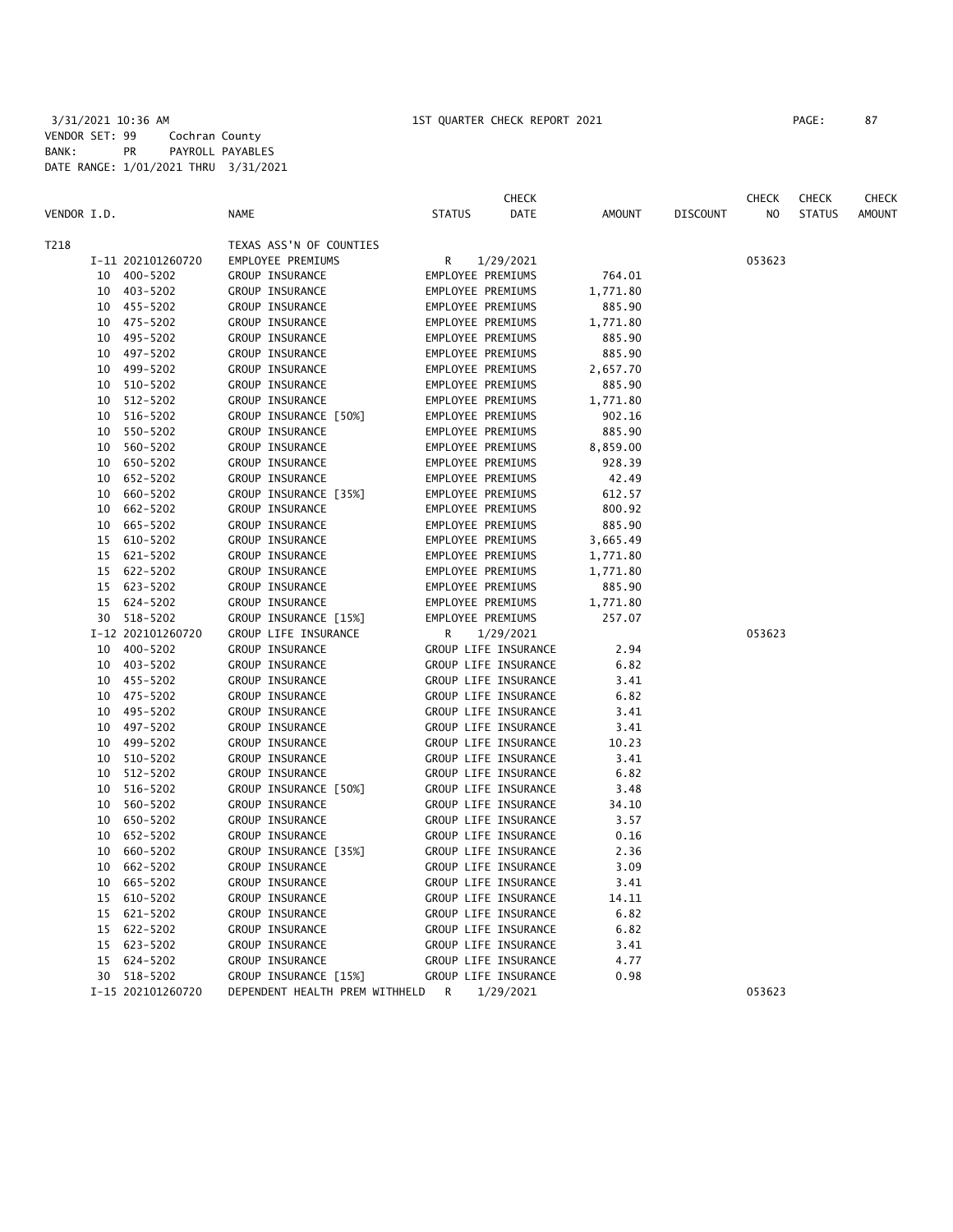3/31/2021 10:36 AM 1ST QUARTER CHECK REPORT 2021
VENDOR SET: 99 Cochran County
BANK: PR PAYROLL PAYABLES
DATE RANGE: 1/01/2021 THRU 3/31/2021

| VENDOR I.D. | NAME | STATUS | CHECK DATE | AMOUNT | DISCOUNT | CHECK NO | CHECK STATUS | CHECK AMOUNT |
|---|---|---|---|---|---|---|---|---|
| T218 | TEXAS ASS'N OF COUNTIES | | | | | | | |
| I-11 202101260720 | EMPLOYEE PREMIUMS | R | 1/29/2021 | | | 053623 | | |
| 10 400-5202 | GROUP INSURANCE | EMPLOYEE PREMIUMS | | 764.01 | | | | |
| 10 403-5202 | GROUP INSURANCE | EMPLOYEE PREMIUMS | | 1,771.80 | | | | |
| 10 455-5202 | GROUP INSURANCE | EMPLOYEE PREMIUMS | | 885.90 | | | | |
| 10 475-5202 | GROUP INSURANCE | EMPLOYEE PREMIUMS | | 1,771.80 | | | | |
| 10 495-5202 | GROUP INSURANCE | EMPLOYEE PREMIUMS | | 885.90 | | | | |
| 10 497-5202 | GROUP INSURANCE | EMPLOYEE PREMIUMS | | 885.90 | | | | |
| 10 499-5202 | GROUP INSURANCE | EMPLOYEE PREMIUMS | | 2,657.70 | | | | |
| 10 510-5202 | GROUP INSURANCE | EMPLOYEE PREMIUMS | | 885.90 | | | | |
| 10 512-5202 | GROUP INSURANCE | EMPLOYEE PREMIUMS | | 1,771.80 | | | | |
| 10 516-5202 | GROUP INSURANCE [50%] | EMPLOYEE PREMIUMS | | 902.16 | | | | |
| 10 550-5202 | GROUP INSURANCE | EMPLOYEE PREMIUMS | | 885.90 | | | | |
| 10 560-5202 | GROUP INSURANCE | EMPLOYEE PREMIUMS | | 8,859.00 | | | | |
| 10 650-5202 | GROUP INSURANCE | EMPLOYEE PREMIUMS | | 928.39 | | | | |
| 10 652-5202 | GROUP INSURANCE | EMPLOYEE PREMIUMS | | 42.49 | | | | |
| 10 660-5202 | GROUP INSURANCE [35%] | EMPLOYEE PREMIUMS | | 612.57 | | | | |
| 10 662-5202 | GROUP INSURANCE | EMPLOYEE PREMIUMS | | 800.92 | | | | |
| 10 665-5202 | GROUP INSURANCE | EMPLOYEE PREMIUMS | | 885.90 | | | | |
| 15 610-5202 | GROUP INSURANCE | EMPLOYEE PREMIUMS | | 3,665.49 | | | | |
| 15 621-5202 | GROUP INSURANCE | EMPLOYEE PREMIUMS | | 1,771.80 | | | | |
| 15 622-5202 | GROUP INSURANCE | EMPLOYEE PREMIUMS | | 1,771.80 | | | | |
| 15 623-5202 | GROUP INSURANCE | EMPLOYEE PREMIUMS | | 885.90 | | | | |
| 15 624-5202 | GROUP INSURANCE | EMPLOYEE PREMIUMS | | 1,771.80 | | | | |
| 30 518-5202 | GROUP INSURANCE [15%] | EMPLOYEE PREMIUMS | | 257.07 | | | | |
| I-12 202101260720 | GROUP LIFE INSURANCE | R | 1/29/2021 | | | 053623 | | |
| 10 400-5202 | GROUP INSURANCE | GROUP LIFE INSURANCE | | 2.94 | | | | |
| 10 403-5202 | GROUP INSURANCE | GROUP LIFE INSURANCE | | 6.82 | | | | |
| 10 455-5202 | GROUP INSURANCE | GROUP LIFE INSURANCE | | 3.41 | | | | |
| 10 475-5202 | GROUP INSURANCE | GROUP LIFE INSURANCE | | 6.82 | | | | |
| 10 495-5202 | GROUP INSURANCE | GROUP LIFE INSURANCE | | 3.41 | | | | |
| 10 497-5202 | GROUP INSURANCE | GROUP LIFE INSURANCE | | 3.41 | | | | |
| 10 499-5202 | GROUP INSURANCE | GROUP LIFE INSURANCE | | 10.23 | | | | |
| 10 510-5202 | GROUP INSURANCE | GROUP LIFE INSURANCE | | 3.41 | | | | |
| 10 512-5202 | GROUP INSURANCE | GROUP LIFE INSURANCE | | 6.82 | | | | |
| 10 516-5202 | GROUP INSURANCE [50%] | GROUP LIFE INSURANCE | | 3.48 | | | | |
| 10 560-5202 | GROUP INSURANCE | GROUP LIFE INSURANCE | | 34.10 | | | | |
| 10 650-5202 | GROUP INSURANCE | GROUP LIFE INSURANCE | | 3.57 | | | | |
| 10 652-5202 | GROUP INSURANCE | GROUP LIFE INSURANCE | | 0.16 | | | | |
| 10 660-5202 | GROUP INSURANCE [35%] | GROUP LIFE INSURANCE | | 2.36 | | | | |
| 10 662-5202 | GROUP INSURANCE | GROUP LIFE INSURANCE | | 3.09 | | | | |
| 10 665-5202 | GROUP INSURANCE | GROUP LIFE INSURANCE | | 3.41 | | | | |
| 15 610-5202 | GROUP INSURANCE | GROUP LIFE INSURANCE | | 14.11 | | | | |
| 15 621-5202 | GROUP INSURANCE | GROUP LIFE INSURANCE | | 6.82 | | | | |
| 15 622-5202 | GROUP INSURANCE | GROUP LIFE INSURANCE | | 6.82 | | | | |
| 15 623-5202 | GROUP INSURANCE | GROUP LIFE INSURANCE | | 3.41 | | | | |
| 15 624-5202 | GROUP INSURANCE | GROUP LIFE INSURANCE | | 4.77 | | | | |
| 30 518-5202 | GROUP INSURANCE [15%] | GROUP LIFE INSURANCE | | 0.98 | | | | |
| I-15 202101260720 | DEPENDENT HEALTH PREM WITHHELD | R | 1/29/2021 | | | 053623 | | |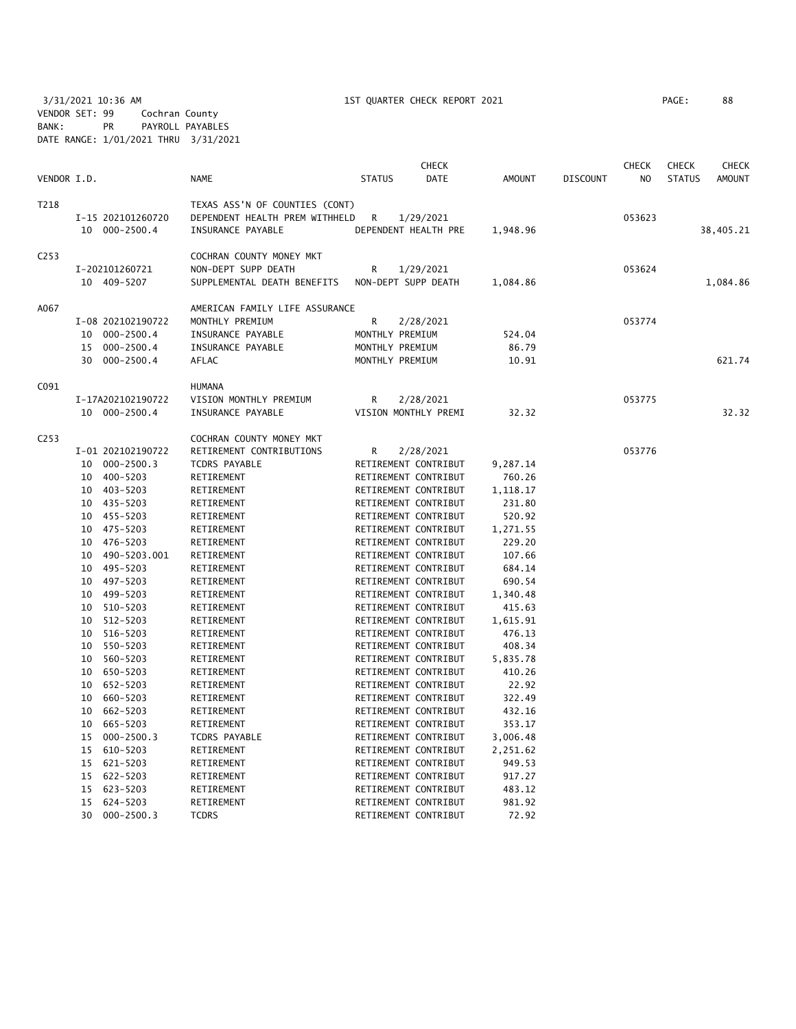3/31/2021 10:36 AM 1ST QUARTER CHECK REPORT 2021

VENDOR SET: 99 Cochran County
BANK: PR PAYROLL PAYABLES
DATE RANGE: 1/01/2021 THRU 3/31/2021

| VENDOR I.D. | | NAME | STATUS | CHECK DATE | AMOUNT | DISCOUNT | CHECK NO | CHECK STATUS | CHECK AMOUNT |
|---|---|---|---|---|---|---|---|---|---|
| T218 | | TEXAS ASS'N OF COUNTIES (CONT) | | | | | | | |
| | I-15 202101260720 | DEPENDENT HEALTH PREM WITHHELD | R | 1/29/2021 | | | 053623 | | |
| | 10 000-2500.4 | INSURANCE PAYABLE | DEPENDENT HEALTH PRE | | 1,948.96 | | | | 38,405.21 |
| C253 | | COCHRAN COUNTY MONEY MKT | | | | | | | |
| | I-202101260721 | NON-DEPT SUPP DEATH | R | 1/29/2021 | | | 053624 | | |
| | 10 409-5207 | SUPPLEMENTAL DEATH BENEFITS | NON-DEPT SUPP DEATH | | 1,084.86 | | | | 1,084.86 |
| A067 | | AMERICAN FAMILY LIFE ASSURANCE | | | | | | | |
| | I-08 202102190722 | MONTHLY PREMIUM | R | 2/28/2021 | | | 053774 | | |
| | 10 000-2500.4 | INSURANCE PAYABLE | MONTHLY PREMIUM | | 524.04 | | | | |
| | 15 000-2500.4 | INSURANCE PAYABLE | MONTHLY PREMIUM | | 86.79 | | | | |
| | 30 000-2500.4 | AFLAC | MONTHLY PREMIUM | | 10.91 | | | | 621.74 |
| C091 | | HUMANA | | | | | | | |
| | I-17A202102190722 | VISION MONTHLY PREMIUM | R | 2/28/2021 | | | 053775 | | |
| | 10 000-2500.4 | INSURANCE PAYABLE | VISION MONTHLY PREMI | | 32.32 | | | | 32.32 |
| C253 | | COCHRAN COUNTY MONEY MKT | | | | | | | |
| | I-01 202102190722 | RETIREMENT CONTRIBUTIONS | R | 2/28/2021 | | | 053776 | | |
| | 10 000-2500.3 | TCDRS PAYABLE | RETIREMENT CONTRIBUT | | 9,287.14 | | | | |
| | 10 400-5203 | RETIREMENT | RETIREMENT CONTRIBUT | | 760.26 | | | | |
| | 10 403-5203 | RETIREMENT | RETIREMENT CONTRIBUT | | 1,118.17 | | | | |
| | 10 435-5203 | RETIREMENT | RETIREMENT CONTRIBUT | | 231.80 | | | | |
| | 10 455-5203 | RETIREMENT | RETIREMENT CONTRIBUT | | 520.92 | | | | |
| | 10 475-5203 | RETIREMENT | RETIREMENT CONTRIBUT | | 1,271.55 | | | | |
| | 10 476-5203 | RETIREMENT | RETIREMENT CONTRIBUT | | 229.20 | | | | |
| | 10 490-5203.001 | RETIREMENT | RETIREMENT CONTRIBUT | | 107.66 | | | | |
| | 10 495-5203 | RETIREMENT | RETIREMENT CONTRIBUT | | 684.14 | | | | |
| | 10 497-5203 | RETIREMENT | RETIREMENT CONTRIBUT | | 690.54 | | | | |
| | 10 499-5203 | RETIREMENT | RETIREMENT CONTRIBUT | | 1,340.48 | | | | |
| | 10 510-5203 | RETIREMENT | RETIREMENT CONTRIBUT | | 415.63 | | | | |
| | 10 512-5203 | RETIREMENT | RETIREMENT CONTRIBUT | | 1,615.91 | | | | |
| | 10 516-5203 | RETIREMENT | RETIREMENT CONTRIBUT | | 476.13 | | | | |
| | 10 550-5203 | RETIREMENT | RETIREMENT CONTRIBUT | | 408.34 | | | | |
| | 10 560-5203 | RETIREMENT | RETIREMENT CONTRIBUT | | 5,835.78 | | | | |
| | 10 650-5203 | RETIREMENT | RETIREMENT CONTRIBUT | | 410.26 | | | | |
| | 10 652-5203 | RETIREMENT | RETIREMENT CONTRIBUT | | 22.92 | | | | |
| | 10 660-5203 | RETIREMENT | RETIREMENT CONTRIBUT | | 322.49 | | | | |
| | 10 662-5203 | RETIREMENT | RETIREMENT CONTRIBUT | | 432.16 | | | | |
| | 10 665-5203 | RETIREMENT | RETIREMENT CONTRIBUT | | 353.17 | | | | |
| | 15 000-2500.3 | TCDRS PAYABLE | RETIREMENT CONTRIBUT | | 3,006.48 | | | | |
| | 15 610-5203 | RETIREMENT | RETIREMENT CONTRIBUT | | 2,251.62 | | | | |
| | 15 621-5203 | RETIREMENT | RETIREMENT CONTRIBUT | | 949.53 | | | | |
| | 15 622-5203 | RETIREMENT | RETIREMENT CONTRIBUT | | 917.27 | | | | |
| | 15 623-5203 | RETIREMENT | RETIREMENT CONTRIBUT | | 483.12 | | | | |
| | 15 624-5203 | RETIREMENT | RETIREMENT CONTRIBUT | | 981.92 | | | | |
| | 30 000-2500.3 | TCDRS | RETIREMENT CONTRIBUT | | 72.92 | | | | |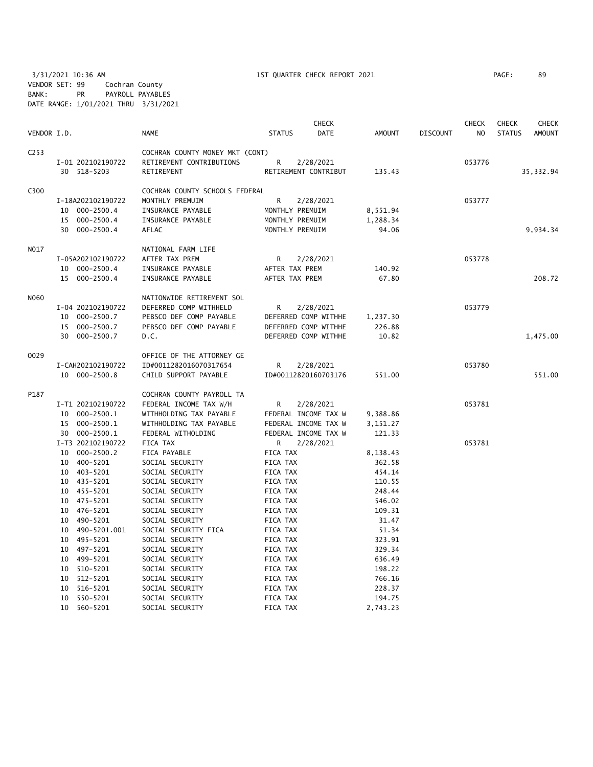3/31/2021 10:36 AM 1ST QUARTER CHECK REPORT 2021 PAGE: 89

VENDOR SET: 99 Cochran County
BANK: PR PAYROLL PAYABLES
DATE RANGE: 1/01/2021 THRU 3/31/2021

| VENDOR I.D. | NAME | STATUS | CHECK DATE | AMOUNT | DISCOUNT | CHECK NO | CHECK STATUS | CHECK AMOUNT |
|---|---|---|---|---|---|---|---|---|
| C253 | COCHRAN COUNTY MONEY MKT (CONT) | | | | | | | |
| I-01 202102190722 | RETIREMENT CONTRIBUTIONS | R | 2/28/2021 | | | 053776 | | |
| 30 518-5203 | RETIREMENT | RETIREMENT CONTRIBUT | | 135.43 | | | | 35,332.94 |
| C300 | COCHRAN COUNTY SCHOOLS FEDERAL | | | | | | | |
| I-18A202102190722 | MONTHLY PREMUIM | R | 2/28/2021 | | | 053777 | | |
| 10 000-2500.4 | INSURANCE PAYABLE | MONTHLY PREMUIM | | 8,551.94 | | | | |
| 15 000-2500.4 | INSURANCE PAYABLE | MONTHLY PREMUIM | | 1,288.34 | | | | |
| 30 000-2500.4 | AFLAC | MONTHLY PREMUIM | | 94.06 | | | | 9,934.34 |
| N017 | NATIONAL FARM LIFE | | | | | | | |
| I-05A202102190722 | AFTER TAX PREM | R | 2/28/2021 | | | 053778 | | |
| 10 000-2500.4 | INSURANCE PAYABLE | AFTER TAX PREM | | 140.92 | | | | |
| 15 000-2500.4 | INSURANCE PAYABLE | AFTER TAX PREM | | 67.80 | | | | 208.72 |
| N060 | NATIONWIDE RETIREMENT SOL | | | | | | | |
| I-04 202102190722 | DEFERRED COMP WITHHELD | R | 2/28/2021 | | | 053779 | | |
| 10 000-2500.7 | PEBSCO DEF COMP PAYABLE | DEFERRED COMP WITHHE | | 1,237.30 | | | | |
| 15 000-2500.7 | PEBSCO DEF COMP PAYABLE | DEFERRED COMP WITHHE | | 226.88 | | | | |
| 30 000-2500.7 | D.C. | DEFERRED COMP WITHHE | | 10.82 | | | | 1,475.00 |
| O029 | OFFICE OF THE ATTORNEY GE | | | | | | | |
| I-CAH202102190722 | ID#0011282016070317654 | R | 2/28/2021 | | | 053780 | | |
| 10 000-2500.8 | CHILD SUPPORT PAYABLE | ID#00112820160703176 | | 551.00 | | | | 551.00 |
| P187 | COCHRAN COUNTY PAYROLL TA | | | | | | | |
| I-T1 202102190722 | FEDERAL INCOME TAX W/H | R | 2/28/2021 | | | 053781 | | |
| 10 000-2500.1 | WITHHOLDING TAX PAYABLE | FEDERAL INCOME TAX W | | 9,388.86 | | | | |
| 15 000-2500.1 | WITHHOLDING TAX PAYABLE | FEDERAL INCOME TAX W | | 3,151.27 | | | | |
| 30 000-2500.1 | FEDERAL WITHOLDING | FEDERAL INCOME TAX W | | 121.33 | | | | |
| I-T3 202102190722 | FICA TAX | R | 2/28/2021 | | | 053781 | | |
| 10 000-2500.2 | FICA PAYABLE | FICA TAX | | 8,138.43 | | | | |
| 10 400-5201 | SOCIAL SECURITY | FICA TAX | | 362.58 | | | | |
| 10 403-5201 | SOCIAL SECURITY | FICA TAX | | 454.14 | | | | |
| 10 435-5201 | SOCIAL SECURITY | FICA TAX | | 110.55 | | | | |
| 10 455-5201 | SOCIAL SECURITY | FICA TAX | | 248.44 | | | | |
| 10 475-5201 | SOCIAL SECURITY | FICA TAX | | 546.02 | | | | |
| 10 476-5201 | SOCIAL SECURITY | FICA TAX | | 109.31 | | | | |
| 10 490-5201 | SOCIAL SECURITY | FICA TAX | | 31.47 | | | | |
| 10 490-5201.001 | SOCIAL SECURITY FICA | FICA TAX | | 51.34 | | | | |
| 10 495-5201 | SOCIAL SECURITY | FICA TAX | | 323.91 | | | | |
| 10 497-5201 | SOCIAL SECURITY | FICA TAX | | 329.34 | | | | |
| 10 499-5201 | SOCIAL SECURITY | FICA TAX | | 636.49 | | | | |
| 10 510-5201 | SOCIAL SECURITY | FICA TAX | | 198.22 | | | | |
| 10 512-5201 | SOCIAL SECURITY | FICA TAX | | 766.16 | | | | |
| 10 516-5201 | SOCIAL SECURITY | FICA TAX | | 228.37 | | | | |
| 10 550-5201 | SOCIAL SECURITY | FICA TAX | | 194.75 | | | | |
| 10 560-5201 | SOCIAL SECURITY | FICA TAX | | 2,743.23 | | | | |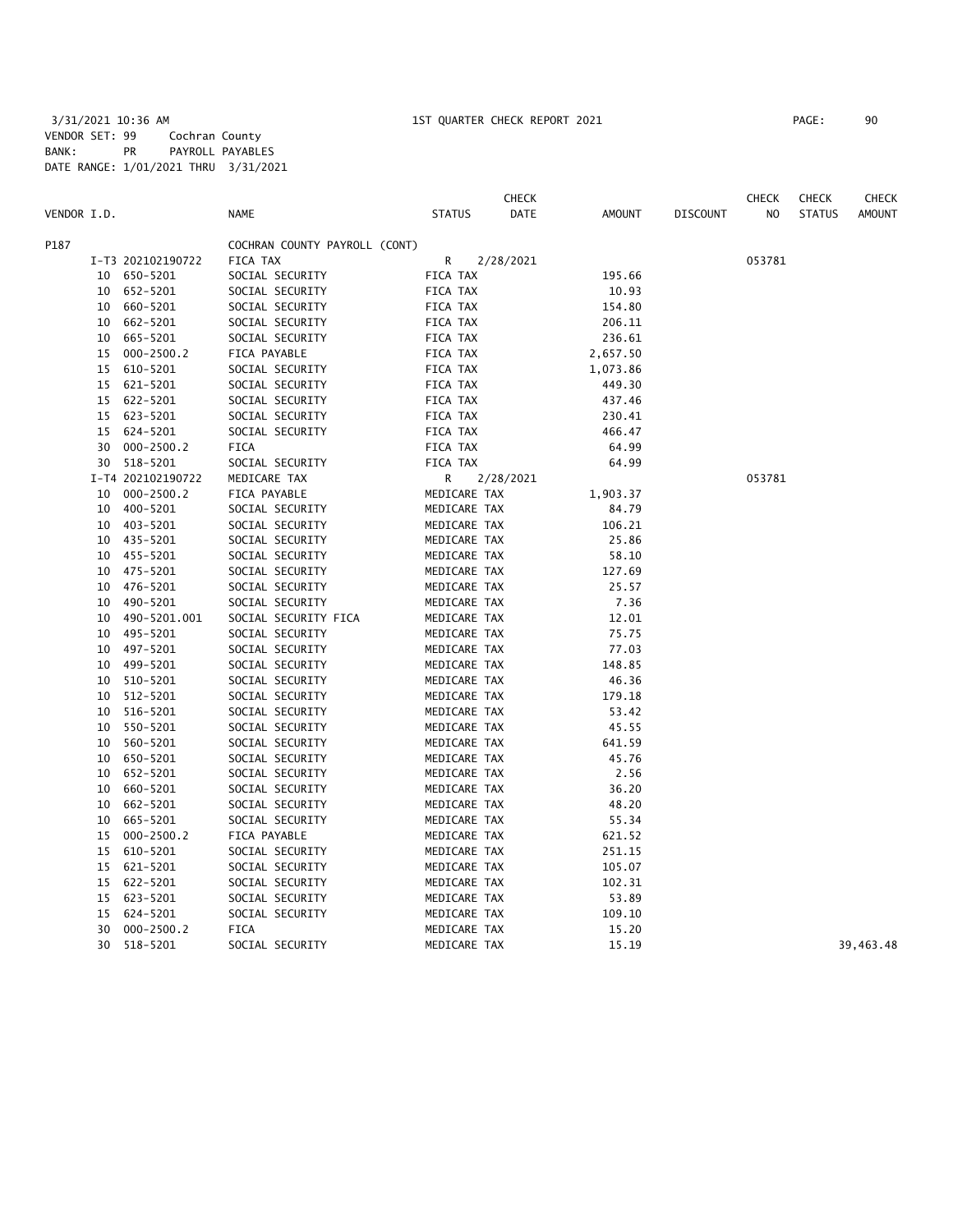3/31/2021 10:36 AM 1ST QUARTER CHECK REPORT 2021

VENDOR SET: 99 Cochran County
BANK: PR PAYROLL PAYABLES
DATE RANGE: 1/01/2021 THRU 3/31/2021

| VENDOR I.D. | | NAME | STATUS | CHECK DATE | AMOUNT | DISCOUNT | CHECK NO | CHECK STATUS | CHECK AMOUNT |
|---|---|---|---|---|---|---|---|---|---|
| P187 | | COCHRAN COUNTY PAYROLL (CONT) | | | | | | | |
| | I-T3 202102190722 | FICA TAX | R | 2/28/2021 | | | 053781 | | |
| 10 | 650-5201 | SOCIAL SECURITY | FICA TAX | | 195.66 | | | | |
| 10 | 652-5201 | SOCIAL SECURITY | FICA TAX | | 10.93 | | | | |
| 10 | 660-5201 | SOCIAL SECURITY | FICA TAX | | 154.80 | | | | |
| 10 | 662-5201 | SOCIAL SECURITY | FICA TAX | | 206.11 | | | | |
| 10 | 665-5201 | SOCIAL SECURITY | FICA TAX | | 236.61 | | | | |
| 15 | 000-2500.2 | FICA PAYABLE | FICA TAX | | 2,657.50 | | | | |
| 15 | 610-5201 | SOCIAL SECURITY | FICA TAX | | 1,073.86 | | | | |
| 15 | 621-5201 | SOCIAL SECURITY | FICA TAX | | 449.30 | | | | |
| 15 | 622-5201 | SOCIAL SECURITY | FICA TAX | | 437.46 | | | | |
| 15 | 623-5201 | SOCIAL SECURITY | FICA TAX | | 230.41 | | | | |
| 15 | 624-5201 | SOCIAL SECURITY | FICA TAX | | 466.47 | | | | |
| 30 | 000-2500.2 | FICA | FICA TAX | | 64.99 | | | | |
| 30 | 518-5201 | SOCIAL SECURITY | FICA TAX | | 64.99 | | | | |
| | I-T4 202102190722 | MEDICARE TAX | R | 2/28/2021 | | | 053781 | | |
| 10 | 000-2500.2 | FICA PAYABLE | MEDICARE TAX | | 1,903.37 | | | | |
| 10 | 400-5201 | SOCIAL SECURITY | MEDICARE TAX | | 84.79 | | | | |
| 10 | 403-5201 | SOCIAL SECURITY | MEDICARE TAX | | 106.21 | | | | |
| 10 | 435-5201 | SOCIAL SECURITY | MEDICARE TAX | | 25.86 | | | | |
| 10 | 455-5201 | SOCIAL SECURITY | MEDICARE TAX | | 58.10 | | | | |
| 10 | 475-5201 | SOCIAL SECURITY | MEDICARE TAX | | 127.69 | | | | |
| 10 | 476-5201 | SOCIAL SECURITY | MEDICARE TAX | | 25.57 | | | | |
| 10 | 490-5201 | SOCIAL SECURITY | MEDICARE TAX | | 7.36 | | | | |
| 10 | 490-5201.001 | SOCIAL SECURITY FICA | MEDICARE TAX | | 12.01 | | | | |
| 10 | 495-5201 | SOCIAL SECURITY | MEDICARE TAX | | 75.75 | | | | |
| 10 | 497-5201 | SOCIAL SECURITY | MEDICARE TAX | | 77.03 | | | | |
| 10 | 499-5201 | SOCIAL SECURITY | MEDICARE TAX | | 148.85 | | | | |
| 10 | 510-5201 | SOCIAL SECURITY | MEDICARE TAX | | 46.36 | | | | |
| 10 | 512-5201 | SOCIAL SECURITY | MEDICARE TAX | | 179.18 | | | | |
| 10 | 516-5201 | SOCIAL SECURITY | MEDICARE TAX | | 53.42 | | | | |
| 10 | 550-5201 | SOCIAL SECURITY | MEDICARE TAX | | 45.55 | | | | |
| 10 | 560-5201 | SOCIAL SECURITY | MEDICARE TAX | | 641.59 | | | | |
| 10 | 650-5201 | SOCIAL SECURITY | MEDICARE TAX | | 45.76 | | | | |
| 10 | 652-5201 | SOCIAL SECURITY | MEDICARE TAX | | 2.56 | | | | |
| 10 | 660-5201 | SOCIAL SECURITY | MEDICARE TAX | | 36.20 | | | | |
| 10 | 662-5201 | SOCIAL SECURITY | MEDICARE TAX | | 48.20 | | | | |
| 10 | 665-5201 | SOCIAL SECURITY | MEDICARE TAX | | 55.34 | | | | |
| 15 | 000-2500.2 | FICA PAYABLE | MEDICARE TAX | | 621.52 | | | | |
| 15 | 610-5201 | SOCIAL SECURITY | MEDICARE TAX | | 251.15 | | | | |
| 15 | 621-5201 | SOCIAL SECURITY | MEDICARE TAX | | 105.07 | | | | |
| 15 | 622-5201 | SOCIAL SECURITY | MEDICARE TAX | | 102.31 | | | | |
| 15 | 623-5201 | SOCIAL SECURITY | MEDICARE TAX | | 53.89 | | | | |
| 15 | 624-5201 | SOCIAL SECURITY | MEDICARE TAX | | 109.10 | | | | |
| 30 | 000-2500.2 | FICA | MEDICARE TAX | | 15.20 | | | | |
| 30 | 518-5201 | SOCIAL SECURITY | MEDICARE TAX | | 15.19 | | | | 39,463.48 |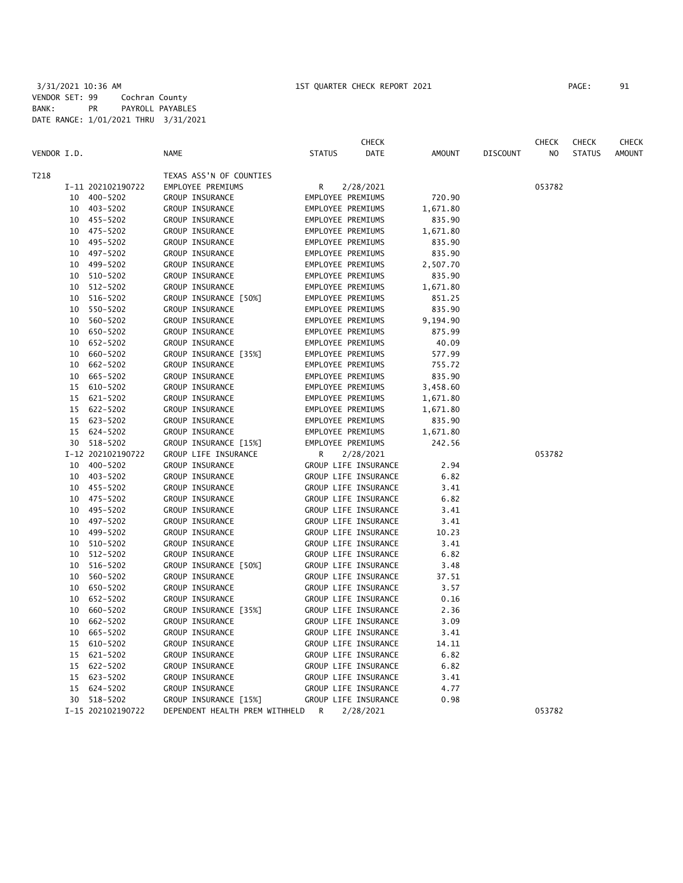3/31/2021 10:36 AM 1ST QUARTER CHECK REPORT 2021

VENDOR SET: 99 Cochran County
BANK: PR PAYROLL PAYABLES
DATE RANGE: 1/01/2021 THRU 3/31/2021

| VENDOR I.D. | | NAME | STATUS | CHECK DATE | AMOUNT | DISCOUNT | CHECK NO | CHECK STATUS | CHECK AMOUNT |
|---|---|---|---|---|---|---|---|---|---|
| T218 | | TEXAS ASS'N OF COUNTIES | | | | | | | |
| | I-11 202102190722 | EMPLOYEE PREMIUMS | R | 2/28/2021 | | | 053782 | | |
| | 10 400-5202 | GROUP INSURANCE | EMPLOYEE PREMIUMS | | 720.90 | | | | |
| | 10 403-5202 | GROUP INSURANCE | EMPLOYEE PREMIUMS | | 1,671.80 | | | | |
| | 10 455-5202 | GROUP INSURANCE | EMPLOYEE PREMIUMS | | 835.90 | | | | |
| | 10 475-5202 | GROUP INSURANCE | EMPLOYEE PREMIUMS | | 1,671.80 | | | | |
| | 10 495-5202 | GROUP INSURANCE | EMPLOYEE PREMIUMS | | 835.90 | | | | |
| | 10 497-5202 | GROUP INSURANCE | EMPLOYEE PREMIUMS | | 835.90 | | | | |
| | 10 499-5202 | GROUP INSURANCE | EMPLOYEE PREMIUMS | | 2,507.70 | | | | |
| | 10 510-5202 | GROUP INSURANCE | EMPLOYEE PREMIUMS | | 835.90 | | | | |
| | 10 512-5202 | GROUP INSURANCE | EMPLOYEE PREMIUMS | | 1,671.80 | | | | |
| | 10 516-5202 | GROUP INSURANCE [50%] | EMPLOYEE PREMIUMS | | 851.25 | | | | |
| | 10 550-5202 | GROUP INSURANCE | EMPLOYEE PREMIUMS | | 835.90 | | | | |
| | 10 560-5202 | GROUP INSURANCE | EMPLOYEE PREMIUMS | | 9,194.90 | | | | |
| | 10 650-5202 | GROUP INSURANCE | EMPLOYEE PREMIUMS | | 875.99 | | | | |
| | 10 652-5202 | GROUP INSURANCE | EMPLOYEE PREMIUMS | | 40.09 | | | | |
| | 10 660-5202 | GROUP INSURANCE [35%] | EMPLOYEE PREMIUMS | | 577.99 | | | | |
| | 10 662-5202 | GROUP INSURANCE | EMPLOYEE PREMIUMS | | 755.72 | | | | |
| | 10 665-5202 | GROUP INSURANCE | EMPLOYEE PREMIUMS | | 835.90 | | | | |
| | 15 610-5202 | GROUP INSURANCE | EMPLOYEE PREMIUMS | | 3,458.60 | | | | |
| | 15 621-5202 | GROUP INSURANCE | EMPLOYEE PREMIUMS | | 1,671.80 | | | | |
| | 15 622-5202 | GROUP INSURANCE | EMPLOYEE PREMIUMS | | 1,671.80 | | | | |
| | 15 623-5202 | GROUP INSURANCE | EMPLOYEE PREMIUMS | | 835.90 | | | | |
| | 15 624-5202 | GROUP INSURANCE | EMPLOYEE PREMIUMS | | 1,671.80 | | | | |
| | 30 518-5202 | GROUP INSURANCE [15%] | EMPLOYEE PREMIUMS | | 242.56 | | | | |
| | I-12 202102190722 | GROUP LIFE INSURANCE | R | 2/28/2021 | | | 053782 | | |
| | 10 400-5202 | GROUP INSURANCE | GROUP LIFE INSURANCE | | 2.94 | | | | |
| | 10 403-5202 | GROUP INSURANCE | GROUP LIFE INSURANCE | | 6.82 | | | | |
| | 10 455-5202 | GROUP INSURANCE | GROUP LIFE INSURANCE | | 3.41 | | | | |
| | 10 475-5202 | GROUP INSURANCE | GROUP LIFE INSURANCE | | 6.82 | | | | |
| | 10 495-5202 | GROUP INSURANCE | GROUP LIFE INSURANCE | | 3.41 | | | | |
| | 10 497-5202 | GROUP INSURANCE | GROUP LIFE INSURANCE | | 3.41 | | | | |
| | 10 499-5202 | GROUP INSURANCE | GROUP LIFE INSURANCE | | 10.23 | | | | |
| | 10 510-5202 | GROUP INSURANCE | GROUP LIFE INSURANCE | | 3.41 | | | | |
| | 10 512-5202 | GROUP INSURANCE | GROUP LIFE INSURANCE | | 6.82 | | | | |
| | 10 516-5202 | GROUP INSURANCE [50%] | GROUP LIFE INSURANCE | | 3.48 | | | | |
| | 10 560-5202 | GROUP INSURANCE | GROUP LIFE INSURANCE | | 37.51 | | | | |
| | 10 650-5202 | GROUP INSURANCE | GROUP LIFE INSURANCE | | 3.57 | | | | |
| | 10 652-5202 | GROUP INSURANCE | GROUP LIFE INSURANCE | | 0.16 | | | | |
| | 10 660-5202 | GROUP INSURANCE [35%] | GROUP LIFE INSURANCE | | 2.36 | | | | |
| | 10 662-5202 | GROUP INSURANCE | GROUP LIFE INSURANCE | | 3.09 | | | | |
| | 10 665-5202 | GROUP INSURANCE | GROUP LIFE INSURANCE | | 3.41 | | | | |
| | 15 610-5202 | GROUP INSURANCE | GROUP LIFE INSURANCE | | 14.11 | | | | |
| | 15 621-5202 | GROUP INSURANCE | GROUP LIFE INSURANCE | | 6.82 | | | | |
| | 15 622-5202 | GROUP INSURANCE | GROUP LIFE INSURANCE | | 6.82 | | | | |
| | 15 623-5202 | GROUP INSURANCE | GROUP LIFE INSURANCE | | 3.41 | | | | |
| | 15 624-5202 | GROUP INSURANCE | GROUP LIFE INSURANCE | | 4.77 | | | | |
| | 30 518-5202 | GROUP INSURANCE [15%] | GROUP LIFE INSURANCE | | 0.98 | | | | |
| | I-15 202102190722 | DEPENDENT HEALTH PREM WITHHELD | R | 2/28/2021 | | | 053782 | | |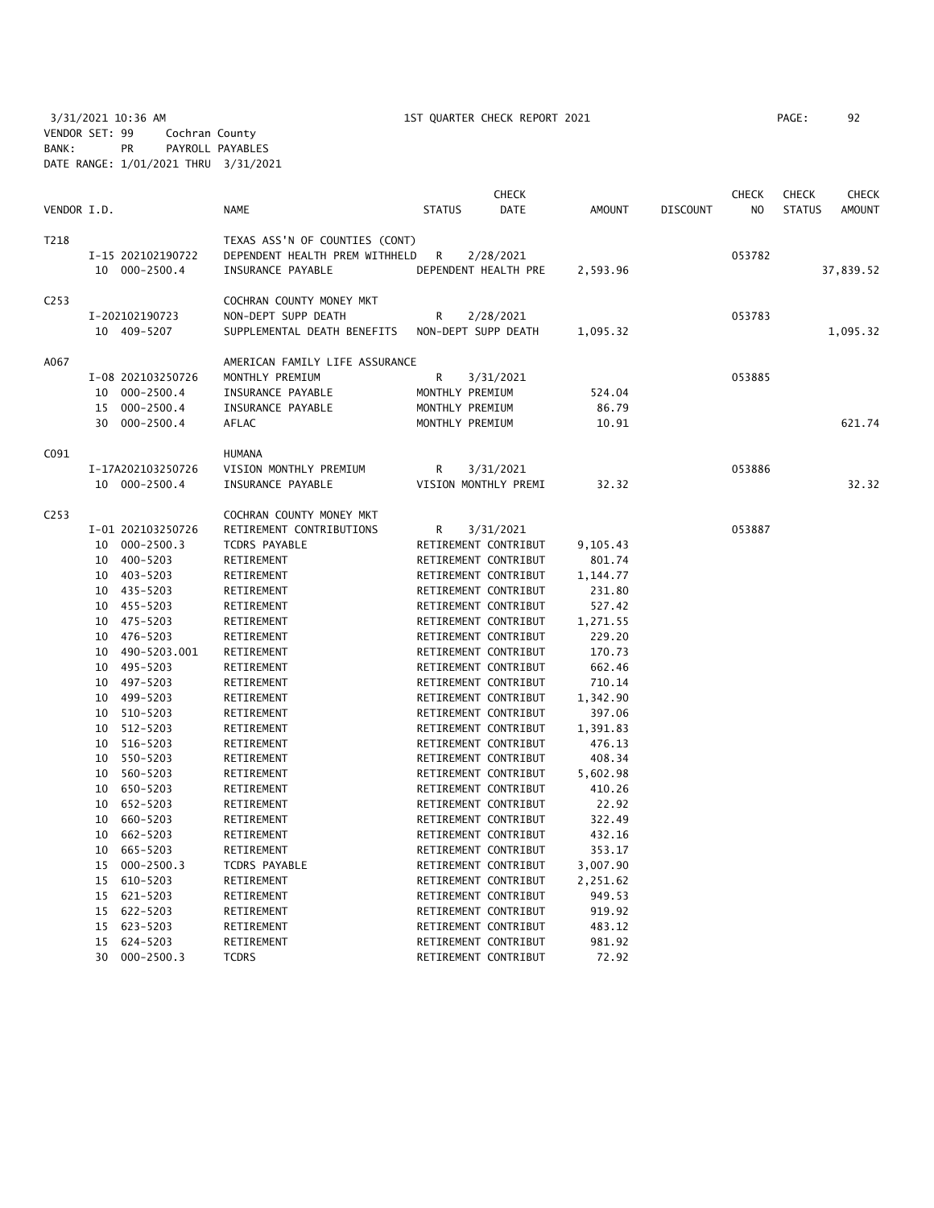3/31/2021 10:36 AM 1ST QUARTER CHECK REPORT 2021
VENDOR SET: 99 Cochran County
BANK: PR PAYROLL PAYABLES
DATE RANGE: 1/01/2021 THRU 3/31/2021

| VENDOR I.D. | | NAME | STATUS | CHECK DATE | AMOUNT | DISCOUNT | CHECK NO | CHECK STATUS | CHECK AMOUNT |
|---|---|---|---|---|---|---|---|---|---|
| T218 | | TEXAS ASS'N OF COUNTIES (CONT) | | | | | | | |
| | I-15 202102190722 | DEPENDENT HEALTH PREM WITHHELD | R | 2/28/2021 | | | 053782 | | |
| | 10 000-2500.4 | INSURANCE PAYABLE | DEPENDENT HEALTH PRE | | 2,593.96 | | | | 37,839.52 |
| C253 | | COCHRAN COUNTY MONEY MKT | | | | | | | |
| | I-202102190723 | NON-DEPT SUPP DEATH | R | 2/28/2021 | | | 053783 | | |
| | 10 409-5207 | SUPPLEMENTAL DEATH BENEFITS | NON-DEPT SUPP DEATH | | 1,095.32 | | | | 1,095.32 |
| A067 | | AMERICAN FAMILY LIFE ASSURANCE | | | | | | | |
| | I-08 202103250726 | MONTHLY PREMIUM | R | 3/31/2021 | | | 053885 | | |
| | 10 000-2500.4 | INSURANCE PAYABLE | MONTHLY PREMIUM | | 524.04 | | | | |
| | 15 000-2500.4 | INSURANCE PAYABLE | MONTHLY PREMIUM | | 86.79 | | | | |
| | 30 000-2500.4 | AFLAC | MONTHLY PREMIUM | | 10.91 | | | | 621.74 |
| C091 | | HUMANA | | | | | | | |
| | I-17A202103250726 | VISION MONTHLY PREMIUM | R | 3/31/2021 | | | 053886 | | |
| | 10 000-2500.4 | INSURANCE PAYABLE | VISION MONTHLY PREMI | | 32.32 | | | | 32.32 |
| C253 | | COCHRAN COUNTY MONEY MKT | | | | | | | |
| | I-01 202103250726 | RETIREMENT CONTRIBUTIONS | R | 3/31/2021 | | | 053887 | | |
| | 10 000-2500.3 | TCDRS PAYABLE | RETIREMENT CONTRIBUT | | 9,105.43 | | | | |
| | 10 400-5203 | RETIREMENT | RETIREMENT CONTRIBUT | | 801.74 | | | | |
| | 10 403-5203 | RETIREMENT | RETIREMENT CONTRIBUT | | 1,144.77 | | | | |
| | 10 435-5203 | RETIREMENT | RETIREMENT CONTRIBUT | | 231.80 | | | | |
| | 10 455-5203 | RETIREMENT | RETIREMENT CONTRIBUT | | 527.42 | | | | |
| | 10 475-5203 | RETIREMENT | RETIREMENT CONTRIBUT | | 1,271.55 | | | | |
| | 10 476-5203 | RETIREMENT | RETIREMENT CONTRIBUT | | 229.20 | | | | |
| | 10 490-5203.001 | RETIREMENT | RETIREMENT CONTRIBUT | | 170.73 | | | | |
| | 10 495-5203 | RETIREMENT | RETIREMENT CONTRIBUT | | 662.46 | | | | |
| | 10 497-5203 | RETIREMENT | RETIREMENT CONTRIBUT | | 710.14 | | | | |
| | 10 499-5203 | RETIREMENT | RETIREMENT CONTRIBUT | | 1,342.90 | | | | |
| | 10 510-5203 | RETIREMENT | RETIREMENT CONTRIBUT | | 397.06 | | | | |
| | 10 512-5203 | RETIREMENT | RETIREMENT CONTRIBUT | | 1,391.83 | | | | |
| | 10 516-5203 | RETIREMENT | RETIREMENT CONTRIBUT | | 476.13 | | | | |
| | 10 550-5203 | RETIREMENT | RETIREMENT CONTRIBUT | | 408.34 | | | | |
| | 10 560-5203 | RETIREMENT | RETIREMENT CONTRIBUT | | 5,602.98 | | | | |
| | 10 650-5203 | RETIREMENT | RETIREMENT CONTRIBUT | | 410.26 | | | | |
| | 10 652-5203 | RETIREMENT | RETIREMENT CONTRIBUT | | 22.92 | | | | |
| | 10 660-5203 | RETIREMENT | RETIREMENT CONTRIBUT | | 322.49 | | | | |
| | 10 662-5203 | RETIREMENT | RETIREMENT CONTRIBUT | | 432.16 | | | | |
| | 10 665-5203 | RETIREMENT | RETIREMENT CONTRIBUT | | 353.17 | | | | |
| | 15 000-2500.3 | TCDRS PAYABLE | RETIREMENT CONTRIBUT | | 3,007.90 | | | | |
| | 15 610-5203 | RETIREMENT | RETIREMENT CONTRIBUT | | 2,251.62 | | | | |
| | 15 621-5203 | RETIREMENT | RETIREMENT CONTRIBUT | | 949.53 | | | | |
| | 15 622-5203 | RETIREMENT | RETIREMENT CONTRIBUT | | 919.92 | | | | |
| | 15 623-5203 | RETIREMENT | RETIREMENT CONTRIBUT | | 483.12 | | | | |
| | 15 624-5203 | RETIREMENT | RETIREMENT CONTRIBUT | | 981.92 | | | | |
| | 30 000-2500.3 | TCDRS | RETIREMENT CONTRIBUT | | 72.92 | | | | |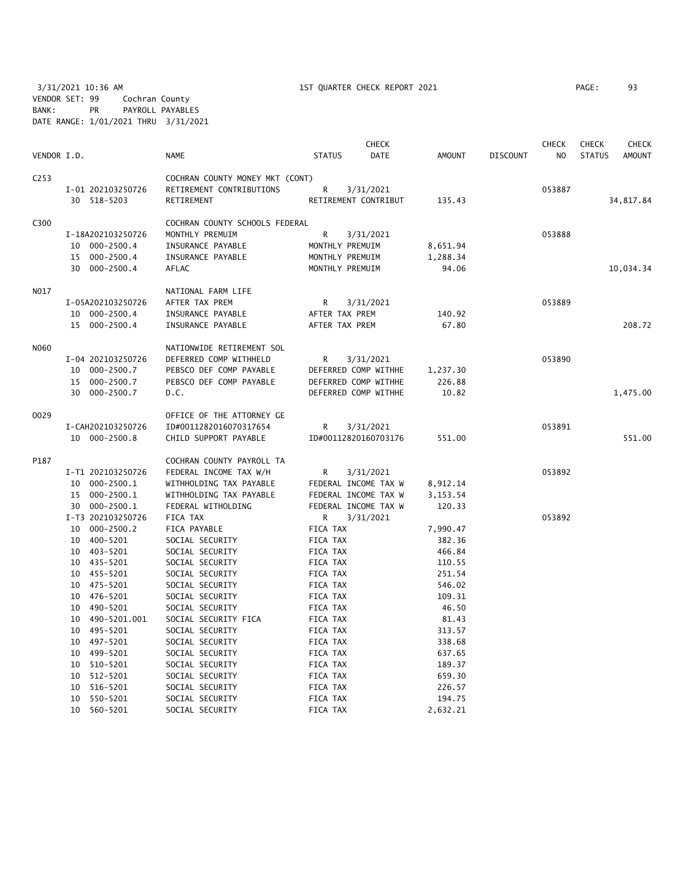3/31/2021 10:36 AM 1ST QUARTER CHECK REPORT 2021 PAGE: 93

VENDOR SET: 99 Cochran County
BANK: PR PAYROLL PAYABLES
DATE RANGE: 1/01/2021 THRU 3/31/2021

| VENDOR I.D. | NAME | STATUS | CHECK DATE | AMOUNT | DISCOUNT | CHECK NO | CHECK STATUS | CHECK AMOUNT |
|---|---|---|---|---|---|---|---|---|
| C253 | COCHRAN COUNTY MONEY MKT (CONT) | | | | | | | |
| I-01 202103250726 | RETIREMENT CONTRIBUTIONS | R | 3/31/2021 | | | 053887 | | |
| 30 518-5203 | RETIREMENT | RETIREMENT CONTRIBUT | | 135.43 | | | | 34,817.84 |
| C300 | COCHRAN COUNTY SCHOOLS FEDERAL | | | | | | | |
| I-18A202103250726 | MONTHLY PREMUIM | R | 3/31/2021 | | | 053888 | | |
| 10 000-2500.4 | INSURANCE PAYABLE | MONTHLY PREMUIM | | 8,651.94 | | | | |
| 15 000-2500.4 | INSURANCE PAYABLE | MONTHLY PREMUIM | | 1,288.34 | | | | |
| 30 000-2500.4 | AFLAC | MONTHLY PREMUIM | | 94.06 | | | | 10,034.34 |
| N017 | NATIONAL FARM LIFE | | | | | | | |
| I-05A202103250726 | AFTER TAX PREM | R | 3/31/2021 | | | 053889 | | |
| 10 000-2500.4 | INSURANCE PAYABLE | AFTER TAX PREM | | 140.92 | | | | |
| 15 000-2500.4 | INSURANCE PAYABLE | AFTER TAX PREM | | 67.80 | | | | 208.72 |
| N060 | NATIONWIDE RETIREMENT SOL | | | | | | | |
| I-04 202103250726 | DEFERRED COMP WITHHELD | R | 3/31/2021 | | | 053890 | | |
| 10 000-2500.7 | PEBSCO DEF COMP PAYABLE | DEFERRED COMP WITHHE | | 1,237.30 | | | | |
| 15 000-2500.7 | PEBSCO DEF COMP PAYABLE | DEFERRED COMP WITHHE | | 226.88 | | | | |
| 30 000-2500.7 | D.C. | DEFERRED COMP WITHHE | | 10.82 | | | | 1,475.00 |
| O029 | OFFICE OF THE ATTORNEY GE | | | | | | | |
| I-CAH202103250726 | ID#0011282016070317654 | R | 3/31/2021 | | | 053891 | | |
| 10 000-2500.8 | CHILD SUPPORT PAYABLE | ID#00112820160703176 | | 551.00 | | | | 551.00 |
| P187 | COCHRAN COUNTY PAYROLL TA | | | | | | | |
| I-T1 202103250726 | FEDERAL INCOME TAX W/H | R | 3/31/2021 | | | 053892 | | |
| 10 000-2500.1 | WITHHOLDING TAX PAYABLE | FEDERAL INCOME TAX W | | 8,912.14 | | | | |
| 15 000-2500.1 | WITHHOLDING TAX PAYABLE | FEDERAL INCOME TAX W | | 3,153.54 | | | | |
| 30 000-2500.1 | FEDERAL WITHOLDING | FEDERAL INCOME TAX W | | 120.33 | | | | |
| I-T3 202103250726 | FICA TAX | R | 3/31/2021 | | | 053892 | | |
| 10 000-2500.2 | FICA PAYABLE | FICA TAX | | 7,990.47 | | | | |
| 10 400-5201 | SOCIAL SECURITY | FICA TAX | | 382.36 | | | | |
| 10 403-5201 | SOCIAL SECURITY | FICA TAX | | 466.84 | | | | |
| 10 435-5201 | SOCIAL SECURITY | FICA TAX | | 110.55 | | | | |
| 10 455-5201 | SOCIAL SECURITY | FICA TAX | | 251.54 | | | | |
| 10 475-5201 | SOCIAL SECURITY | FICA TAX | | 546.02 | | | | |
| 10 476-5201 | SOCIAL SECURITY | FICA TAX | | 109.31 | | | | |
| 10 490-5201 | SOCIAL SECURITY | FICA TAX | | 46.50 | | | | |
| 10 490-5201.001 | SOCIAL SECURITY FICA | FICA TAX | | 81.43 | | | | |
| 10 495-5201 | SOCIAL SECURITY | FICA TAX | | 313.57 | | | | |
| 10 497-5201 | SOCIAL SECURITY | FICA TAX | | 338.68 | | | | |
| 10 499-5201 | SOCIAL SECURITY | FICA TAX | | 637.65 | | | | |
| 10 510-5201 | SOCIAL SECURITY | FICA TAX | | 189.37 | | | | |
| 10 512-5201 | SOCIAL SECURITY | FICA TAX | | 659.30 | | | | |
| 10 516-5201 | SOCIAL SECURITY | FICA TAX | | 226.57 | | | | |
| 10 550-5201 | SOCIAL SECURITY | FICA TAX | | 194.75 | | | | |
| 10 560-5201 | SOCIAL SECURITY | FICA TAX | | 2,632.21 | | | | |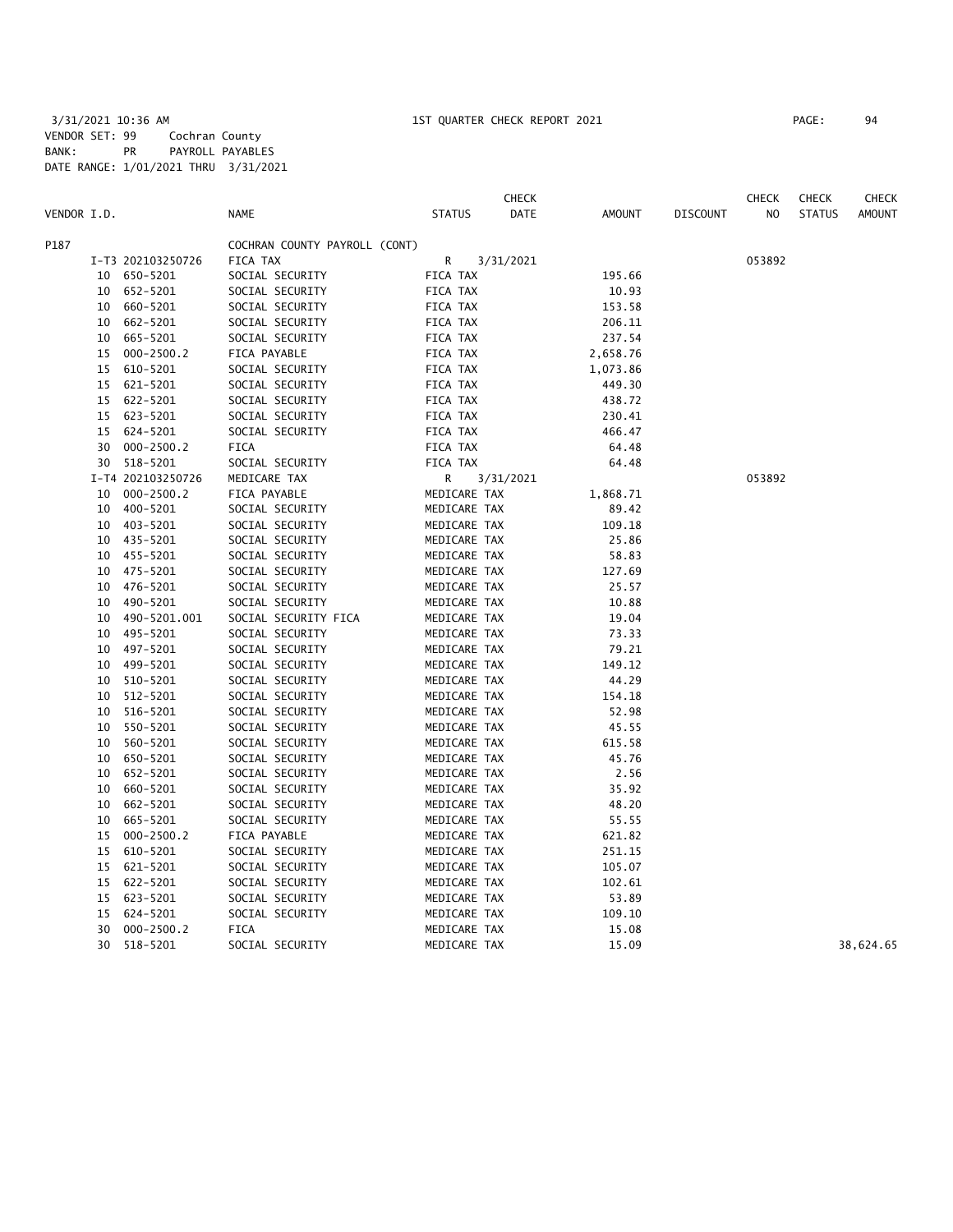3/31/2021 10:36 AM 1ST QUARTER CHECK REPORT 2021

VENDOR SET: 99 Cochran County
BANK: PR PAYROLL PAYABLES
DATE RANGE: 1/01/2021 THRU 3/31/2021

| VENDOR I.D. | | NAME | STATUS | CHECK DATE | AMOUNT | DISCOUNT | CHECK NO | CHECK STATUS | CHECK AMOUNT |
|---|---|---|---|---|---|---|---|---|---|
| P187 | | COCHRAN COUNTY PAYROLL (CONT) | | | | | | | |
| | I-T3 202103250726 | FICA TAX | R | 3/31/2021 | | | 053892 | | |
| | 10 650-5201 | SOCIAL SECURITY | FICA TAX | | 195.66 | | | | |
| | 10 652-5201 | SOCIAL SECURITY | FICA TAX | | 10.93 | | | | |
| | 10 660-5201 | SOCIAL SECURITY | FICA TAX | | 153.58 | | | | |
| | 10 662-5201 | SOCIAL SECURITY | FICA TAX | | 206.11 | | | | |
| | 10 665-5201 | SOCIAL SECURITY | FICA TAX | | 237.54 | | | | |
| | 15 000-2500.2 | FICA PAYABLE | FICA TAX | | 2,658.76 | | | | |
| | 15 610-5201 | SOCIAL SECURITY | FICA TAX | | 1,073.86 | | | | |
| | 15 621-5201 | SOCIAL SECURITY | FICA TAX | | 449.30 | | | | |
| | 15 622-5201 | SOCIAL SECURITY | FICA TAX | | 438.72 | | | | |
| | 15 623-5201 | SOCIAL SECURITY | FICA TAX | | 230.41 | | | | |
| | 15 624-5201 | SOCIAL SECURITY | FICA TAX | | 466.47 | | | | |
| | 30 000-2500.2 | FICA | FICA TAX | | 64.48 | | | | |
| | 30 518-5201 | SOCIAL SECURITY | FICA TAX | | 64.48 | | | | |
| | I-T4 202103250726 | MEDICARE TAX | R | 3/31/2021 | | | 053892 | | |
| | 10 000-2500.2 | FICA PAYABLE | MEDICARE TAX | | 1,868.71 | | | | |
| | 10 400-5201 | SOCIAL SECURITY | MEDICARE TAX | | 89.42 | | | | |
| | 10 403-5201 | SOCIAL SECURITY | MEDICARE TAX | | 109.18 | | | | |
| | 10 435-5201 | SOCIAL SECURITY | MEDICARE TAX | | 25.86 | | | | |
| | 10 455-5201 | SOCIAL SECURITY | MEDICARE TAX | | 58.83 | | | | |
| | 10 475-5201 | SOCIAL SECURITY | MEDICARE TAX | | 127.69 | | | | |
| | 10 476-5201 | SOCIAL SECURITY | MEDICARE TAX | | 25.57 | | | | |
| | 10 490-5201 | SOCIAL SECURITY | MEDICARE TAX | | 10.88 | | | | |
| | 10 490-5201.001 | SOCIAL SECURITY FICA | MEDICARE TAX | | 19.04 | | | | |
| | 10 495-5201 | SOCIAL SECURITY | MEDICARE TAX | | 73.33 | | | | |
| | 10 497-5201 | SOCIAL SECURITY | MEDICARE TAX | | 79.21 | | | | |
| | 10 499-5201 | SOCIAL SECURITY | MEDICARE TAX | | 149.12 | | | | |
| | 10 510-5201 | SOCIAL SECURITY | MEDICARE TAX | | 44.29 | | | | |
| | 10 512-5201 | SOCIAL SECURITY | MEDICARE TAX | | 154.18 | | | | |
| | 10 516-5201 | SOCIAL SECURITY | MEDICARE TAX | | 52.98 | | | | |
| | 10 550-5201 | SOCIAL SECURITY | MEDICARE TAX | | 45.55 | | | | |
| | 10 560-5201 | SOCIAL SECURITY | MEDICARE TAX | | 615.58 | | | | |
| | 10 650-5201 | SOCIAL SECURITY | MEDICARE TAX | | 45.76 | | | | |
| | 10 652-5201 | SOCIAL SECURITY | MEDICARE TAX | | 2.56 | | | | |
| | 10 660-5201 | SOCIAL SECURITY | MEDICARE TAX | | 35.92 | | | | |
| | 10 662-5201 | SOCIAL SECURITY | MEDICARE TAX | | 48.20 | | | | |
| | 10 665-5201 | SOCIAL SECURITY | MEDICARE TAX | | 55.55 | | | | |
| | 15 000-2500.2 | FICA PAYABLE | MEDICARE TAX | | 621.82 | | | | |
| | 15 610-5201 | SOCIAL SECURITY | MEDICARE TAX | | 251.15 | | | | |
| | 15 621-5201 | SOCIAL SECURITY | MEDICARE TAX | | 105.07 | | | | |
| | 15 622-5201 | SOCIAL SECURITY | MEDICARE TAX | | 102.61 | | | | |
| | 15 623-5201 | SOCIAL SECURITY | MEDICARE TAX | | 53.89 | | | | |
| | 15 624-5201 | SOCIAL SECURITY | MEDICARE TAX | | 109.10 | | | | |
| | 30 000-2500.2 | FICA | MEDICARE TAX | | 15.08 | | | | |
| | 30 518-5201 | SOCIAL SECURITY | MEDICARE TAX | | 15.09 | | | | 38,624.65 |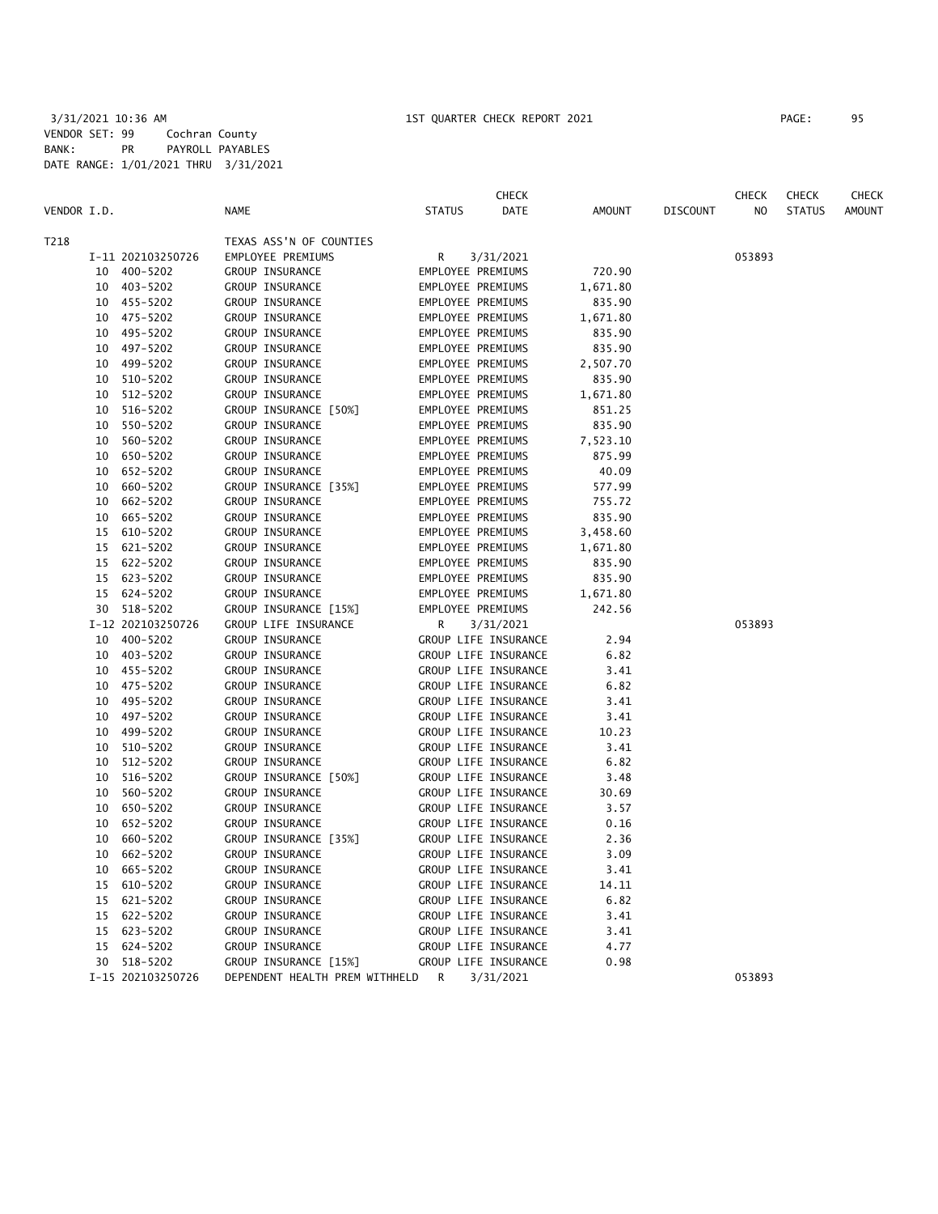3/31/2021 10:36 AM 1ST QUARTER CHECK REPORT 2021

VENDOR SET: 99 Cochran County
BANK: PR PAYROLL PAYABLES
DATE RANGE: 1/01/2021 THRU 3/31/2021

| VENDOR I.D. | NAME | STATUS | CHECK DATE | AMOUNT | DISCOUNT | CHECK NO | CHECK STATUS | CHECK AMOUNT |
|---|---|---|---|---|---|---|---|---|
| T218 | TEXAS ASS'N OF COUNTIES | | | | | | | |
| I-11 202103250726 | EMPLOYEE PREMIUMS | R | 3/31/2021 | | | 053893 | | |
| 10 400-5202 | GROUP INSURANCE | EMPLOYEE PREMIUMS | | 720.90 | | | | |
| 10 403-5202 | GROUP INSURANCE | EMPLOYEE PREMIUMS | | 1,671.80 | | | | |
| 10 455-5202 | GROUP INSURANCE | EMPLOYEE PREMIUMS | | 835.90 | | | | |
| 10 475-5202 | GROUP INSURANCE | EMPLOYEE PREMIUMS | | 1,671.80 | | | | |
| 10 495-5202 | GROUP INSURANCE | EMPLOYEE PREMIUMS | | 835.90 | | | | |
| 10 497-5202 | GROUP INSURANCE | EMPLOYEE PREMIUMS | | 835.90 | | | | |
| 10 499-5202 | GROUP INSURANCE | EMPLOYEE PREMIUMS | | 2,507.70 | | | | |
| 10 510-5202 | GROUP INSURANCE | EMPLOYEE PREMIUMS | | 835.90 | | | | |
| 10 512-5202 | GROUP INSURANCE | EMPLOYEE PREMIUMS | | 1,671.80 | | | | |
| 10 516-5202 | GROUP INSURANCE [50%] | EMPLOYEE PREMIUMS | | 851.25 | | | | |
| 10 550-5202 | GROUP INSURANCE | EMPLOYEE PREMIUMS | | 835.90 | | | | |
| 10 560-5202 | GROUP INSURANCE | EMPLOYEE PREMIUMS | | 7,523.10 | | | | |
| 10 650-5202 | GROUP INSURANCE | EMPLOYEE PREMIUMS | | 875.99 | | | | |
| 10 652-5202 | GROUP INSURANCE | EMPLOYEE PREMIUMS | | 40.09 | | | | |
| 10 660-5202 | GROUP INSURANCE [35%] | EMPLOYEE PREMIUMS | | 577.99 | | | | |
| 10 662-5202 | GROUP INSURANCE | EMPLOYEE PREMIUMS | | 755.72 | | | | |
| 10 665-5202 | GROUP INSURANCE | EMPLOYEE PREMIUMS | | 835.90 | | | | |
| 15 610-5202 | GROUP INSURANCE | EMPLOYEE PREMIUMS | | 3,458.60 | | | | |
| 15 621-5202 | GROUP INSURANCE | EMPLOYEE PREMIUMS | | 1,671.80 | | | | |
| 15 622-5202 | GROUP INSURANCE | EMPLOYEE PREMIUMS | | 835.90 | | | | |
| 15 623-5202 | GROUP INSURANCE | EMPLOYEE PREMIUMS | | 835.90 | | | | |
| 15 624-5202 | GROUP INSURANCE | EMPLOYEE PREMIUMS | | 1,671.80 | | | | |
| 30 518-5202 | GROUP INSURANCE [15%] | EMPLOYEE PREMIUMS | | 242.56 | | | | |
| I-12 202103250726 | GROUP LIFE INSURANCE | R | 3/31/2021 | | | 053893 | | |
| 10 400-5202 | GROUP INSURANCE | GROUP LIFE INSURANCE | | 2.94 | | | | |
| 10 403-5202 | GROUP INSURANCE | GROUP LIFE INSURANCE | | 6.82 | | | | |
| 10 455-5202 | GROUP INSURANCE | GROUP LIFE INSURANCE | | 3.41 | | | | |
| 10 475-5202 | GROUP INSURANCE | GROUP LIFE INSURANCE | | 6.82 | | | | |
| 10 495-5202 | GROUP INSURANCE | GROUP LIFE INSURANCE | | 3.41 | | | | |
| 10 497-5202 | GROUP INSURANCE | GROUP LIFE INSURANCE | | 3.41 | | | | |
| 10 499-5202 | GROUP INSURANCE | GROUP LIFE INSURANCE | | 10.23 | | | | |
| 10 510-5202 | GROUP INSURANCE | GROUP LIFE INSURANCE | | 3.41 | | | | |
| 10 512-5202 | GROUP INSURANCE | GROUP LIFE INSURANCE | | 6.82 | | | | |
| 10 516-5202 | GROUP INSURANCE [50%] | GROUP LIFE INSURANCE | | 3.48 | | | | |
| 10 560-5202 | GROUP INSURANCE | GROUP LIFE INSURANCE | | 30.69 | | | | |
| 10 650-5202 | GROUP INSURANCE | GROUP LIFE INSURANCE | | 3.57 | | | | |
| 10 652-5202 | GROUP INSURANCE | GROUP LIFE INSURANCE | | 0.16 | | | | |
| 10 660-5202 | GROUP INSURANCE [35%] | GROUP LIFE INSURANCE | | 2.36 | | | | |
| 10 662-5202 | GROUP INSURANCE | GROUP LIFE INSURANCE | | 3.09 | | | | |
| 10 665-5202 | GROUP INSURANCE | GROUP LIFE INSURANCE | | 3.41 | | | | |
| 15 610-5202 | GROUP INSURANCE | GROUP LIFE INSURANCE | | 14.11 | | | | |
| 15 621-5202 | GROUP INSURANCE | GROUP LIFE INSURANCE | | 6.82 | | | | |
| 15 622-5202 | GROUP INSURANCE | GROUP LIFE INSURANCE | | 3.41 | | | | |
| 15 623-5202 | GROUP INSURANCE | GROUP LIFE INSURANCE | | 3.41 | | | | |
| 15 624-5202 | GROUP INSURANCE | GROUP LIFE INSURANCE | | 4.77 | | | | |
| 30 518-5202 | GROUP INSURANCE [15%] | GROUP LIFE INSURANCE | | 0.98 | | | | |
| I-15 202103250726 | DEPENDENT HEALTH PREM WITHHELD | R | 3/31/2021 | | | 053893 | | |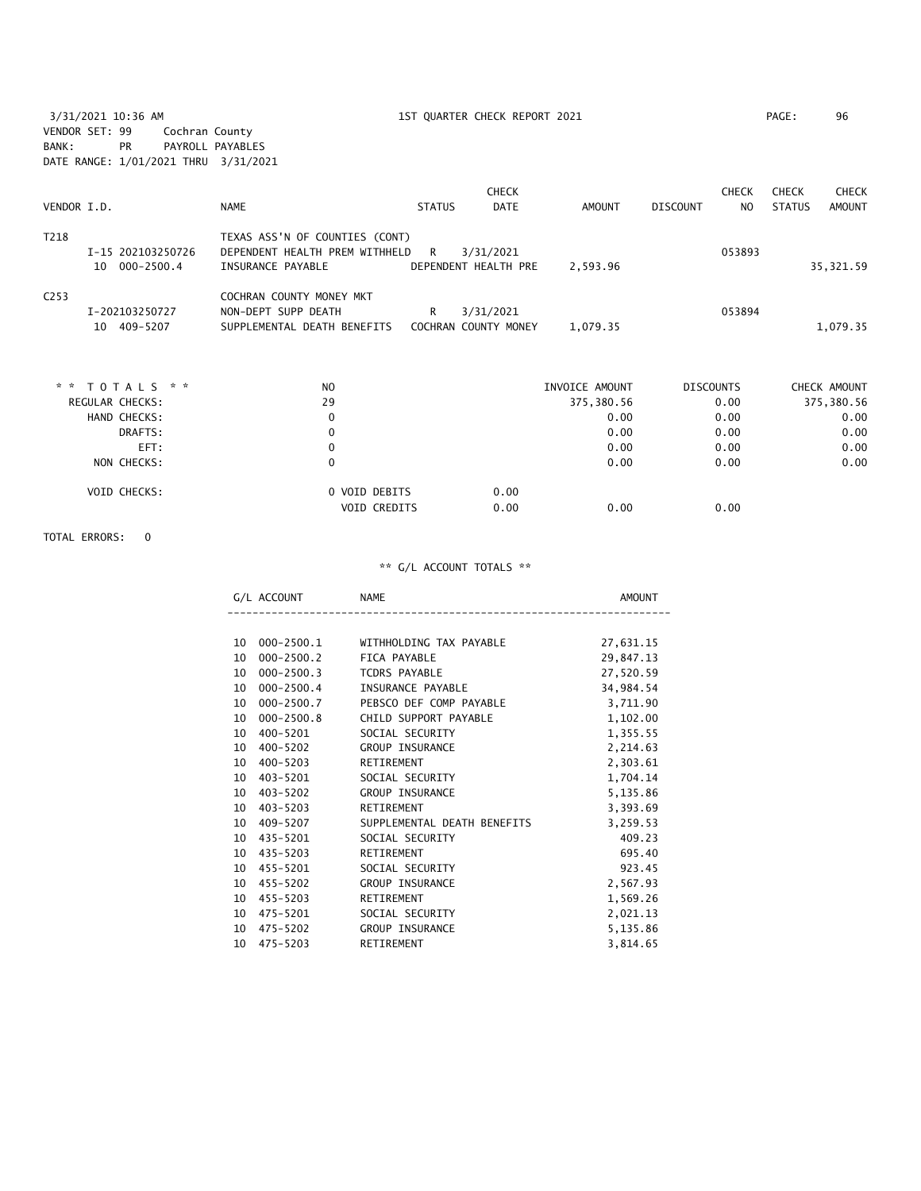3/31/2021 10:36 AM — 1ST QUARTER CHECK REPORT 2021

VENDOR SET: 99 Cochran County
BANK: PR PAYROLL PAYABLES
DATE RANGE: 1/01/2021 THRU 3/31/2021

| VENDOR I.D. | NAME | STATUS | CHECK DATE | AMOUNT | DISCOUNT | CHECK NO | CHECK STATUS | CHECK AMOUNT |
|---|---|---|---|---|---|---|---|---|
| T218 | TEXAS ASS'N OF COUNTIES (CONT) | | | | | | | |
| I-15 202103250726 | DEPENDENT HEALTH PREM WITHHELD | R | 3/31/2021 | | | 053893 | | |
| 10 000-2500.4 | INSURANCE PAYABLE | | DEPENDENT HEALTH PRE | 2,593.96 | | | | 35,321.59 |
| C253 | COCHRAN COUNTY MONEY MKT | | | | | | | |
| I-202103250727 | NON-DEPT SUPP DEATH | R | 3/31/2021 | | | 053894 | | |
| 10 409-5207 | SUPPLEMENTAL DEATH BENEFITS | | COCHRAN COUNTY MONEY | 1,079.35 | | | | 1,079.35 |

| ** TOTALS ** | NO | | | INVOICE AMOUNT | DISCOUNTS | CHECK AMOUNT |
|---|---|---|---|---|---|---|
| REGULAR CHECKS: | 29 | | | 375,380.56 | 0.00 | 375,380.56 |
| HAND CHECKS: | 0 | | | 0.00 | 0.00 | 0.00 |
| DRAFTS: | 0 | | | 0.00 | 0.00 | 0.00 |
| EFT: | 0 | | | 0.00 | 0.00 | 0.00 |
| NON CHECKS: | 0 | | | 0.00 | 0.00 | 0.00 |
| VOID CHECKS: | 0 | VOID DEBITS | 0.00 | | | |
| | | VOID CREDITS | 0.00 | 0.00 | 0.00 | |

TOTAL ERRORS: 0

** G/L ACCOUNT TOTALS **

| G/L ACCOUNT | NAME | AMOUNT |
|---|---|---|
| 10 000-2500.1 | WITHHOLDING TAX PAYABLE | 27,631.15 |
| 10 000-2500.2 | FICA PAYABLE | 29,847.13 |
| 10 000-2500.3 | TCDRS PAYABLE | 27,520.59 |
| 10 000-2500.4 | INSURANCE PAYABLE | 34,984.54 |
| 10 000-2500.7 | PEBSCO DEF COMP PAYABLE | 3,711.90 |
| 10 000-2500.8 | CHILD SUPPORT PAYABLE | 1,102.00 |
| 10 400-5201 | SOCIAL SECURITY | 1,355.55 |
| 10 400-5202 | GROUP INSURANCE | 2,214.63 |
| 10 400-5203 | RETIREMENT | 2,303.61 |
| 10 403-5201 | SOCIAL SECURITY | 1,704.14 |
| 10 403-5202 | GROUP INSURANCE | 5,135.86 |
| 10 403-5203 | RETIREMENT | 3,393.69 |
| 10 409-5207 | SUPPLEMENTAL DEATH BENEFITS | 3,259.53 |
| 10 435-5201 | SOCIAL SECURITY | 409.23 |
| 10 435-5203 | RETIREMENT | 695.40 |
| 10 455-5201 | SOCIAL SECURITY | 923.45 |
| 10 455-5202 | GROUP INSURANCE | 2,567.93 |
| 10 455-5203 | RETIREMENT | 1,569.26 |
| 10 475-5201 | SOCIAL SECURITY | 2,021.13 |
| 10 475-5202 | GROUP INSURANCE | 5,135.86 |
| 10 475-5203 | RETIREMENT | 3,814.65 |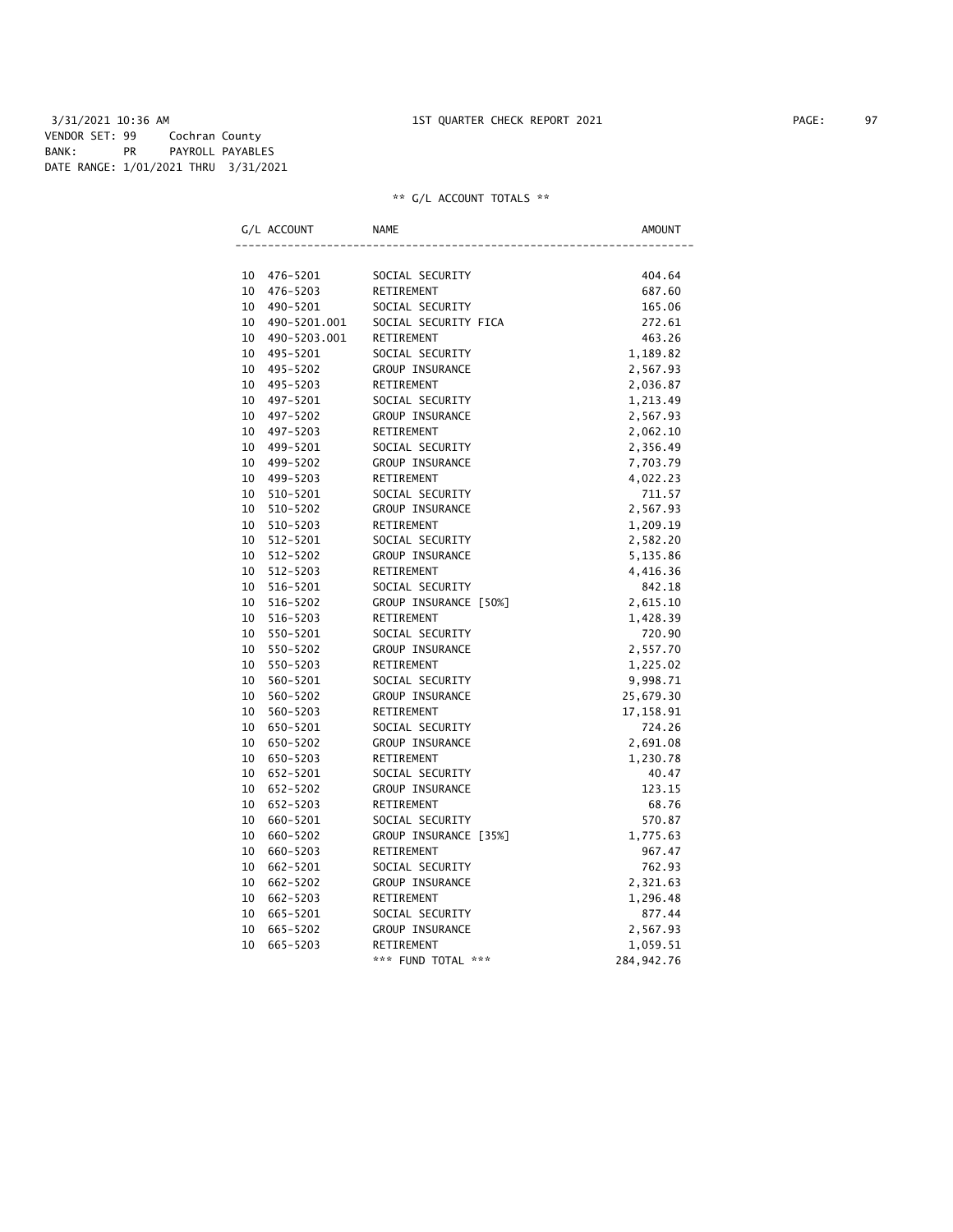3/31/2021 10:36 AM 1ST QUARTER CHECK REPORT 2021

VENDOR SET: 99 Cochran County
BANK: PR PAYROLL PAYABLES
DATE RANGE: 1/01/2021 THRU 3/31/2021

** G/L ACCOUNT TOTALS **

| G/L ACCOUNT | NAME | AMOUNT |
|---|---|---|
| 10 476-5201 | SOCIAL SECURITY | 404.64 |
| 10 476-5203 | RETIREMENT | 687.60 |
| 10 490-5201 | SOCIAL SECURITY | 165.06 |
| 10 490-5201.001 | SOCIAL SECURITY FICA | 272.61 |
| 10 490-5203.001 | RETIREMENT | 463.26 |
| 10 495-5201 | SOCIAL SECURITY | 1,189.82 |
| 10 495-5202 | GROUP INSURANCE | 2,567.93 |
| 10 495-5203 | RETIREMENT | 2,036.87 |
| 10 497-5201 | SOCIAL SECURITY | 1,213.49 |
| 10 497-5202 | GROUP INSURANCE | 2,567.93 |
| 10 497-5203 | RETIREMENT | 2,062.10 |
| 10 499-5201 | SOCIAL SECURITY | 2,356.49 |
| 10 499-5202 | GROUP INSURANCE | 7,703.79 |
| 10 499-5203 | RETIREMENT | 4,022.23 |
| 10 510-5201 | SOCIAL SECURITY | 711.57 |
| 10 510-5202 | GROUP INSURANCE | 2,567.93 |
| 10 510-5203 | RETIREMENT | 1,209.19 |
| 10 512-5201 | SOCIAL SECURITY | 2,582.20 |
| 10 512-5202 | GROUP INSURANCE | 5,135.86 |
| 10 512-5203 | RETIREMENT | 4,416.36 |
| 10 516-5201 | SOCIAL SECURITY | 842.18 |
| 10 516-5202 | GROUP INSURANCE [50%] | 2,615.10 |
| 10 516-5203 | RETIREMENT | 1,428.39 |
| 10 550-5201 | SOCIAL SECURITY | 720.90 |
| 10 550-5202 | GROUP INSURANCE | 2,557.70 |
| 10 550-5203 | RETIREMENT | 1,225.02 |
| 10 560-5201 | SOCIAL SECURITY | 9,998.71 |
| 10 560-5202 | GROUP INSURANCE | 25,679.30 |
| 10 560-5203 | RETIREMENT | 17,158.91 |
| 10 650-5201 | SOCIAL SECURITY | 724.26 |
| 10 650-5202 | GROUP INSURANCE | 2,691.08 |
| 10 650-5203 | RETIREMENT | 1,230.78 |
| 10 652-5201 | SOCIAL SECURITY | 40.47 |
| 10 652-5202 | GROUP INSURANCE | 123.15 |
| 10 652-5203 | RETIREMENT | 68.76 |
| 10 660-5201 | SOCIAL SECURITY | 570.87 |
| 10 660-5202 | GROUP INSURANCE [35%] | 1,775.63 |
| 10 660-5203 | RETIREMENT | 967.47 |
| 10 662-5201 | SOCIAL SECURITY | 762.93 |
| 10 662-5202 | GROUP INSURANCE | 2,321.63 |
| 10 662-5203 | RETIREMENT | 1,296.48 |
| 10 665-5201 | SOCIAL SECURITY | 877.44 |
| 10 665-5202 | GROUP INSURANCE | 2,567.93 |
| 10 665-5203 | RETIREMENT | 1,059.51 |
| | *** FUND TOTAL *** | 284,942.76 |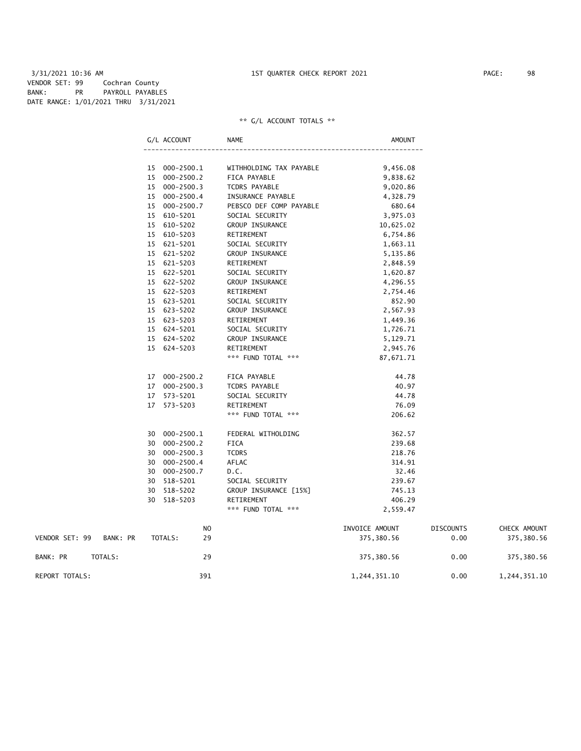3/31/2021 10:36 AM — 1ST QUARTER CHECK REPORT 2021

VENDOR SET: 99 Cochran County
BANK: PR PAYROLL PAYABLES
DATE RANGE: 1/01/2021 THRU 3/31/2021

** G/L ACCOUNT TOTALS **

| G/L ACCOUNT | NAME | AMOUNT |
|---|---|---|
| 15 000-2500.1 | WITHHOLDING TAX PAYABLE | 9,456.08 |
| 15 000-2500.2 | FICA PAYABLE | 9,838.62 |
| 15 000-2500.3 | TCDRS PAYABLE | 9,020.86 |
| 15 000-2500.4 | INSURANCE PAYABLE | 4,328.79 |
| 15 000-2500.7 | PEBSCO DEF COMP PAYABLE | 680.64 |
| 15 610-5201 | SOCIAL SECURITY | 3,975.03 |
| 15 610-5202 | GROUP INSURANCE | 10,625.02 |
| 15 610-5203 | RETIREMENT | 6,754.86 |
| 15 621-5201 | SOCIAL SECURITY | 1,663.11 |
| 15 621-5202 | GROUP INSURANCE | 5,135.86 |
| 15 621-5203 | RETIREMENT | 2,848.59 |
| 15 622-5201 | SOCIAL SECURITY | 1,620.87 |
| 15 622-5202 | GROUP INSURANCE | 4,296.55 |
| 15 622-5203 | RETIREMENT | 2,754.46 |
| 15 623-5201 | SOCIAL SECURITY | 852.90 |
| 15 623-5202 | GROUP INSURANCE | 2,567.93 |
| 15 623-5203 | RETIREMENT | 1,449.36 |
| 15 624-5201 | SOCIAL SECURITY | 1,726.71 |
| 15 624-5202 | GROUP INSURANCE | 5,129.71 |
| 15 624-5203 | RETIREMENT | 2,945.76 |
| | *** FUND TOTAL *** | 87,671.71 |
| 17 000-2500.2 | FICA PAYABLE | 44.78 |
| 17 000-2500.3 | TCDRS PAYABLE | 40.97 |
| 17 573-5201 | SOCIAL SECURITY | 44.78 |
| 17 573-5203 | RETIREMENT | 76.09 |
| | *** FUND TOTAL *** | 206.62 |
| 30 000-2500.1 | FEDERAL WITHOLDING | 362.57 |
| 30 000-2500.2 | FICA | 239.68 |
| 30 000-2500.3 | TCDRS | 218.76 |
| 30 000-2500.4 | AFLAC | 314.91 |
| 30 000-2500.7 | D.C. | 32.46 |
| 30 518-5201 | SOCIAL SECURITY | 239.67 |
| 30 518-5202 | GROUP INSURANCE [15%] | 745.13 |
| 30 518-5203 | RETIREMENT | 406.29 |
| | *** FUND TOTAL *** | 2,559.47 |

| | NO | INVOICE AMOUNT | DISCOUNTS | CHECK AMOUNT |
|---|---|---|---|---|
| VENDOR SET: 99 BANK: PR TOTALS: | 29 | 375,380.56 | 0.00 | 375,380.56 |
| BANK: PR TOTALS: | 29 | 375,380.56 | 0.00 | 375,380.56 |
| REPORT TOTALS: | 391 | 1,244,351.10 | 0.00 | 1,244,351.10 |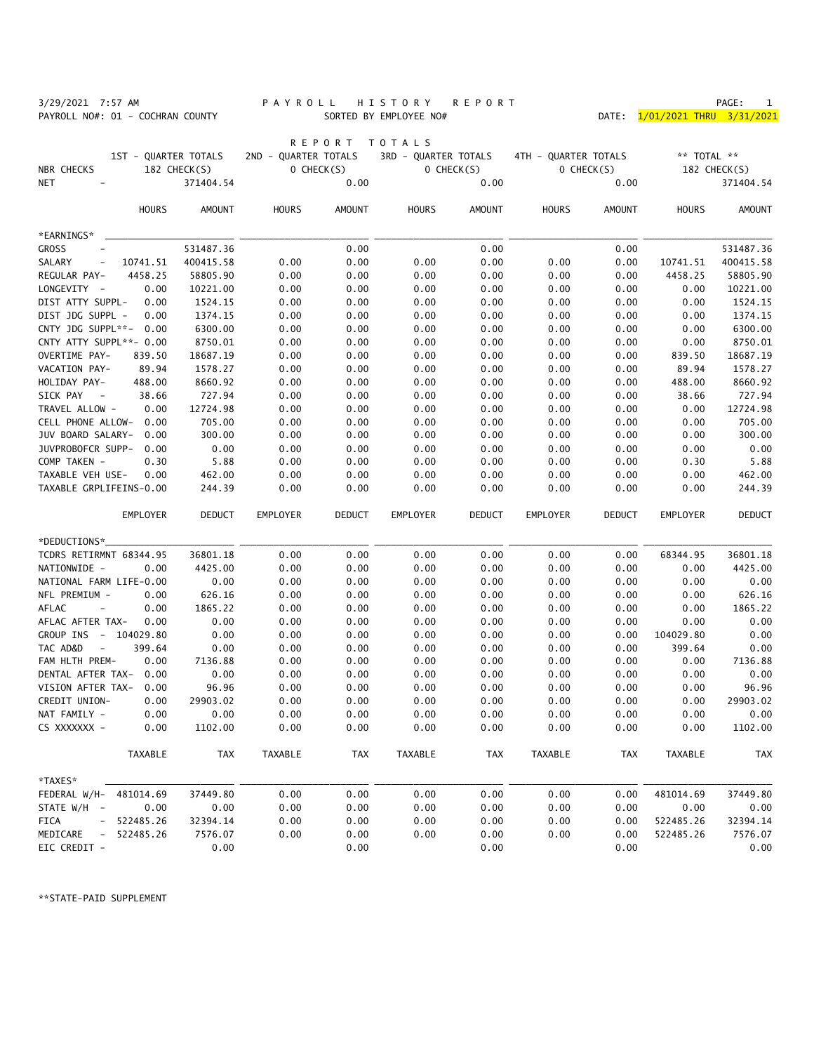3/29/2021 7:57 AM PAYROLL HISTORY REPORT

PAYROLL NO#: 01 - COCHRAN COUNTY SORTED BY EMPLOYEE NO# DATE: 1/01/2021 THRU 3/31/2021

## REPORT TOTALS

| | 1ST - QUARTER TOTALS | | 2ND - QUARTER TOTALS | | 3RD - QUARTER TOTALS | | 4TH - QUARTER TOTALS | | ** TOTAL ** | |
|---|---|---|---|---|---|---|---|---|---|---|
| NBR CHECKS | 182 CHECK(S) | | 0 CHECK(S) | | 0 CHECK(S) | | 0 CHECK(S) | | 182 CHECK(S) | |
| NET - | | 371404.54 | | 0.00 | | 0.00 | | 0.00 | | 371404.54 |
| | HOURS | AMOUNT | HOURS | AMOUNT | HOURS | AMOUNT | HOURS | AMOUNT | HOURS | AMOUNT |
| *EARNINGS* | | | | | | | | | | |
| GROSS - | | 531487.36 | | 0.00 | | 0.00 | | 0.00 | | 531487.36 |
| SALARY - | 10741.51 | 400415.58 | 0.00 | 0.00 | 0.00 | 0.00 | 0.00 | 0.00 | 10741.51 | 400415.58 |
| REGULAR PAY- | 4458.25 | 58805.90 | 0.00 | 0.00 | 0.00 | 0.00 | 0.00 | 0.00 | 4458.25 | 58805.90 |
| LONGEVITY - | 0.00 | 10221.00 | 0.00 | 0.00 | 0.00 | 0.00 | 0.00 | 0.00 | 0.00 | 10221.00 |
| DIST ATTY SUPPL- | 0.00 | 1524.15 | 0.00 | 0.00 | 0.00 | 0.00 | 0.00 | 0.00 | 0.00 | 1524.15 |
| DIST JDG SUPPL - | 0.00 | 1374.15 | 0.00 | 0.00 | 0.00 | 0.00 | 0.00 | 0.00 | 0.00 | 1374.15 |
| CNTY JDG SUPPL**- | 0.00 | 6300.00 | 0.00 | 0.00 | 0.00 | 0.00 | 0.00 | 0.00 | 0.00 | 6300.00 |
| CNTY ATTY SUPPL**- | 0.00 | 8750.01 | 0.00 | 0.00 | 0.00 | 0.00 | 0.00 | 0.00 | 0.00 | 8750.01 |
| OVERTIME PAY- | 839.50 | 18687.19 | 0.00 | 0.00 | 0.00 | 0.00 | 0.00 | 0.00 | 839.50 | 18687.19 |
| VACATION PAY- | 89.94 | 1578.27 | 0.00 | 0.00 | 0.00 | 0.00 | 0.00 | 0.00 | 89.94 | 1578.27 |
| HOLIDAY PAY- | 488.00 | 8660.92 | 0.00 | 0.00 | 0.00 | 0.00 | 0.00 | 0.00 | 488.00 | 8660.92 |
| SICK PAY - | 38.66 | 727.94 | 0.00 | 0.00 | 0.00 | 0.00 | 0.00 | 0.00 | 38.66 | 727.94 |
| TRAVEL ALLOW - | 0.00 | 12724.98 | 0.00 | 0.00 | 0.00 | 0.00 | 0.00 | 0.00 | 0.00 | 12724.98 |
| CELL PHONE ALLOW- | 0.00 | 705.00 | 0.00 | 0.00 | 0.00 | 0.00 | 0.00 | 0.00 | 0.00 | 705.00 |
| JUV BOARD SALARY- | 0.00 | 300.00 | 0.00 | 0.00 | 0.00 | 0.00 | 0.00 | 0.00 | 0.00 | 300.00 |
| JUVPROBOFCR SUPP- | 0.00 | 0.00 | 0.00 | 0.00 | 0.00 | 0.00 | 0.00 | 0.00 | 0.00 | 0.00 |
| COMP TAKEN - | 0.30 | 5.88 | 0.00 | 0.00 | 0.00 | 0.00 | 0.00 | 0.00 | 0.30 | 5.88 |
| TAXABLE VEH USE- | 0.00 | 462.00 | 0.00 | 0.00 | 0.00 | 0.00 | 0.00 | 0.00 | 0.00 | 462.00 |
| TAXABLE GRPLIFEINS- | 0.00 | 244.39 | 0.00 | 0.00 | 0.00 | 0.00 | 0.00 | 0.00 | 0.00 | 244.39 |
| | EMPLOYER | DEDUCT | EMPLOYER | DEDUCT | EMPLOYER | DEDUCT | EMPLOYER | DEDUCT | EMPLOYER | DEDUCT |
| *DEDUCTIONS* | | | | | | | | | | |
| TCDRS RETIRMNT | 68344.95 | 36801.18 | 0.00 | 0.00 | 0.00 | 0.00 | 0.00 | 0.00 | 68344.95 | 36801.18 |
| NATIONWIDE - | 0.00 | 4425.00 | 0.00 | 0.00 | 0.00 | 0.00 | 0.00 | 0.00 | 0.00 | 4425.00 |
| NATIONAL FARM LIFE- | 0.00 | 0.00 | 0.00 | 0.00 | 0.00 | 0.00 | 0.00 | 0.00 | 0.00 | 0.00 |
| NFL PREMIUM - | 0.00 | 626.16 | 0.00 | 0.00 | 0.00 | 0.00 | 0.00 | 0.00 | 0.00 | 626.16 |
| AFLAC - | 0.00 | 1865.22 | 0.00 | 0.00 | 0.00 | 0.00 | 0.00 | 0.00 | 0.00 | 1865.22 |
| AFLAC AFTER TAX- | 0.00 | 0.00 | 0.00 | 0.00 | 0.00 | 0.00 | 0.00 | 0.00 | 0.00 | 0.00 |
| GROUP INS - | 104029.80 | 0.00 | 0.00 | 0.00 | 0.00 | 0.00 | 0.00 | 0.00 | 104029.80 | 0.00 |
| TAC AD&D - | 399.64 | 0.00 | 0.00 | 0.00 | 0.00 | 0.00 | 0.00 | 0.00 | 399.64 | 0.00 |
| FAM HLTH PREM- | 0.00 | 7136.88 | 0.00 | 0.00 | 0.00 | 0.00 | 0.00 | 0.00 | 0.00 | 7136.88 |
| DENTAL AFTER TAX- | 0.00 | 0.00 | 0.00 | 0.00 | 0.00 | 0.00 | 0.00 | 0.00 | 0.00 | 0.00 |
| VISION AFTER TAX- | 0.00 | 96.96 | 0.00 | 0.00 | 0.00 | 0.00 | 0.00 | 0.00 | 0.00 | 96.96 |
| CREDIT UNION- | 0.00 | 29903.02 | 0.00 | 0.00 | 0.00 | 0.00 | 0.00 | 0.00 | 0.00 | 29903.02 |
| NAT FAMILY - | 0.00 | 0.00 | 0.00 | 0.00 | 0.00 | 0.00 | 0.00 | 0.00 | 0.00 | 0.00 |
| CS XXXXXXX - | 0.00 | 1102.00 | 0.00 | 0.00 | 0.00 | 0.00 | 0.00 | 0.00 | 0.00 | 1102.00 |
| | TAXABLE | TAX | TAXABLE | TAX | TAXABLE | TAX | TAXABLE | TAX | TAXABLE | TAX |
| *TAXES* | | | | | | | | | | |
| FEDERAL W/H- | 481014.69 | 37449.80 | 0.00 | 0.00 | 0.00 | 0.00 | 0.00 | 0.00 | 481014.69 | 37449.80 |
| STATE W/H - | 0.00 | 0.00 | 0.00 | 0.00 | 0.00 | 0.00 | 0.00 | 0.00 | 0.00 | 0.00 |
| FICA - | 522485.26 | 32394.14 | 0.00 | 0.00 | 0.00 | 0.00 | 0.00 | 0.00 | 522485.26 | 32394.14 |
| MEDICARE - | 522485.26 | 7576.07 | 0.00 | 0.00 | 0.00 | 0.00 | 0.00 | 0.00 | 522485.26 | 7576.07 |
| EIC CREDIT - | | 0.00 | | 0.00 | | 0.00 | | 0.00 | | 0.00 |

**STATE-PAID SUPPLEMENT